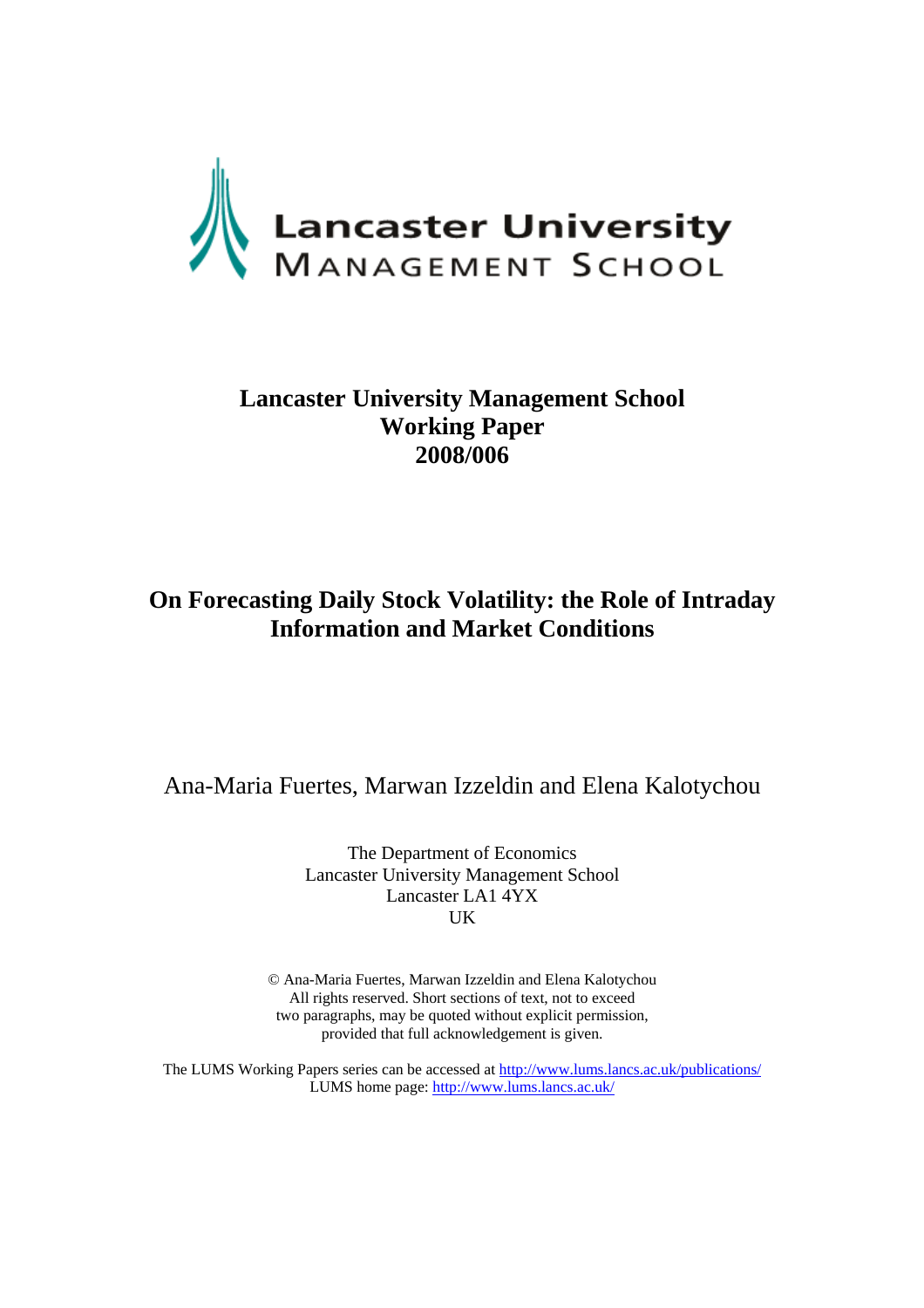Lancaster University
Management School

**Lancaster University Management School**
**Working Paper**
**2008/006**

# On Forecasting Daily Stock Volatility: the Role of Intraday Information and Market Conditions

Ana-Maria Fuertes, Marwan Izzeldin and Elena Kalotychou

The Department of Economics
Lancaster University Management School
Lancaster LA1 4YX
UK

© Ana-Maria Fuertes, Marwan Izzeldin and Elena Kalotychou
All rights reserved. Short sections of text, not to exceed two paragraphs, may be quoted without explicit permission, provided that full acknowledgement is given.

The LUMS Working Papers series can be accessed at http://www.lums.lancs.ac.uk/publications/
LUMS home page: http://www.lums.lancs.ac.uk/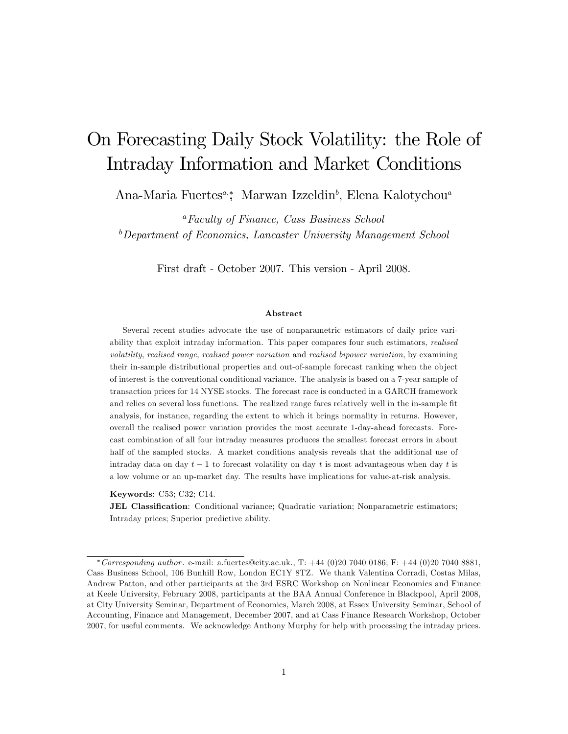# On Forecasting Daily Stock Volatility: the Role of Intraday Information and Market Conditions

Ana-Maria Fuertes[a,*], Marwan Izzeldin[b], Elena Kalotychou[a]

[a] *Faculty of Finance, Cass Business School*

[b] *Department of Economics, Lancaster University Management School*

First draft - October 2007. This version - April 2008.

### Abstract

Several recent studies advocate the use of nonparametric estimators of daily price variability that exploit intraday information. This paper compares four such estimators, *realised volatility*, *realised range*, *realised power variation* and *realised bipower variation*, by examining their in-sample distributional properties and out-of-sample forecast ranking when the object of interest is the conventional conditional variance. The analysis is based on a 7-year sample of transaction prices for 14 NYSE stocks. The forecast race is conducted in a GARCH framework and relies on several loss functions. The realized range fares relatively well in the in-sample fit analysis, for instance, regarding the extent to which it brings normality in returns. However, overall the realised power variation provides the most accurate 1-day-ahead forecasts. Forecast combination of all four intraday measures produces the smallest forecast errors in about half of the sampled stocks. A market conditions analysis reveals that the additional use of intraday data on day $t-1$ to forecast volatility on day $t$ is most advantageous when day $t$ is a low volume or an up-market day. The results have implications for value-at-risk analysis.

**Keywords**: C53; C32; C14.

**JEL Classification**: Conditional variance; Quadratic variation; Nonparametric estimators; Intraday prices; Superior predictive ability.

---

[*] *Corresponding author*. e-mail: a.fuertes@city.ac.uk., T: +44 (0)20 7040 0186; F: +44 (0)20 7040 8881, Cass Business School, 106 Bunhill Row, London EC1Y 8TZ. We thank Valentina Corradi, Costas Milas, Andrew Patton, and other participants at the 3rd ESRC Workshop on Nonlinear Economics and Finance at Keele University, February 2008, participants at the BAA Annual Conference in Blackpool, April 2008, at City University Seminar, Department of Economics, March 2008, at Essex University Seminar, School of Accounting, Finance and Management, December 2007, and at Cass Finance Research Workshop, October 2007, for useful comments. We acknowledge Anthony Murphy for help with processing the intraday prices.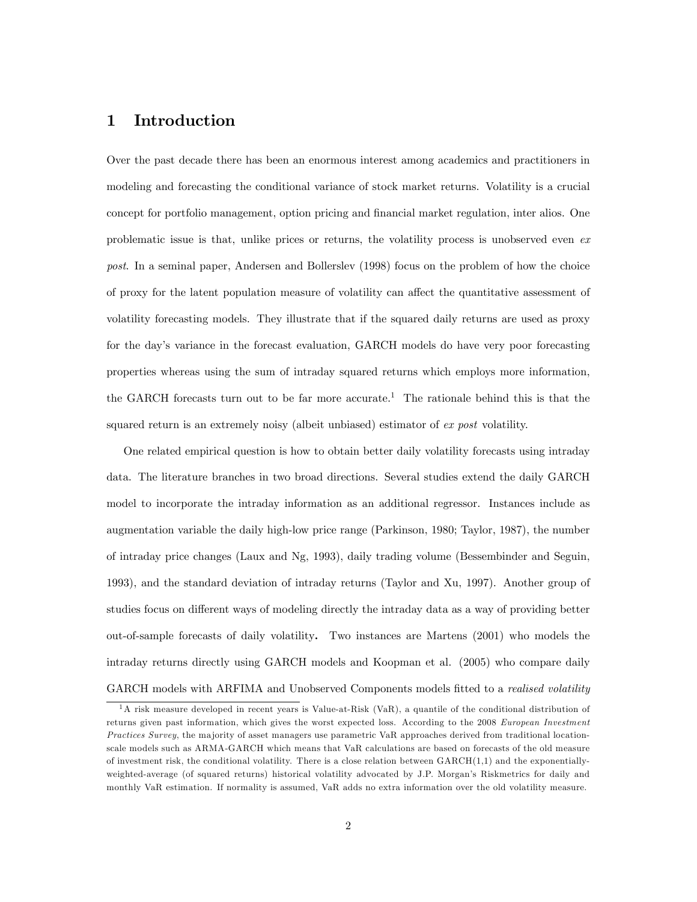# 1 Introduction

Over the past decade there has been an enormous interest among academics and practitioners in modeling and forecasting the conditional variance of stock market returns. Volatility is a crucial concept for portfolio management, option pricing and financial market regulation, inter alios. One problematic issue is that, unlike prices or returns, the volatility process is unobserved even *ex post*. In a seminal paper, Andersen and Bollerslev (1998) focus on the problem of how the choice of proxy for the latent population measure of volatility can affect the quantitative assessment of volatility forecasting models. They illustrate that if the squared daily returns are used as proxy for the day's variance in the forecast evaluation, GARCH models do have very poor forecasting properties whereas using the sum of intraday squared returns which employs more information, the GARCH forecasts turn out to be far more accurate.[1] The rationale behind this is that the squared return is an extremely noisy (albeit unbiased) estimator of *ex post* volatility.

One related empirical question is how to obtain better daily volatility forecasts using intraday data. The literature branches in two broad directions. Several studies extend the daily GARCH model to incorporate the intraday information as an additional regressor. Instances include as augmentation variable the daily high-low price range (Parkinson, 1980; Taylor, 1987), the number of intraday price changes (Laux and Ng, 1993), daily trading volume (Bessembinder and Seguin, 1993), and the standard deviation of intraday returns (Taylor and Xu, 1997). Another group of studies focus on different ways of modeling directly the intraday data as a way of providing better out-of-sample forecasts of daily volatility. Two instances are Martens (2001) who models the intraday returns directly using GARCH models and Koopman et al. (2005) who compare daily GARCH models with ARFIMA and Unobserved Components models fitted to a *realised volatility*

[1] A risk measure developed in recent years is Value-at-Risk (VaR), a quantile of the conditional distribution of returns given past information, which gives the worst expected loss. According to the 2008 *European Investment Practices Survey*, the majority of asset managers use parametric VaR approaches derived from traditional location-scale models such as ARMA-GARCH which means that VaR calculations are based on forecasts of the old measure of investment risk, the conditional volatility. There is a close relation between GARCH(1,1) and the exponentially-weighted-average (of squared returns) historical volatility advocated by J.P. Morgan's Riskmetrics for daily and monthly VaR estimation. If normality is assumed, VaR adds no extra information over the old volatility measure.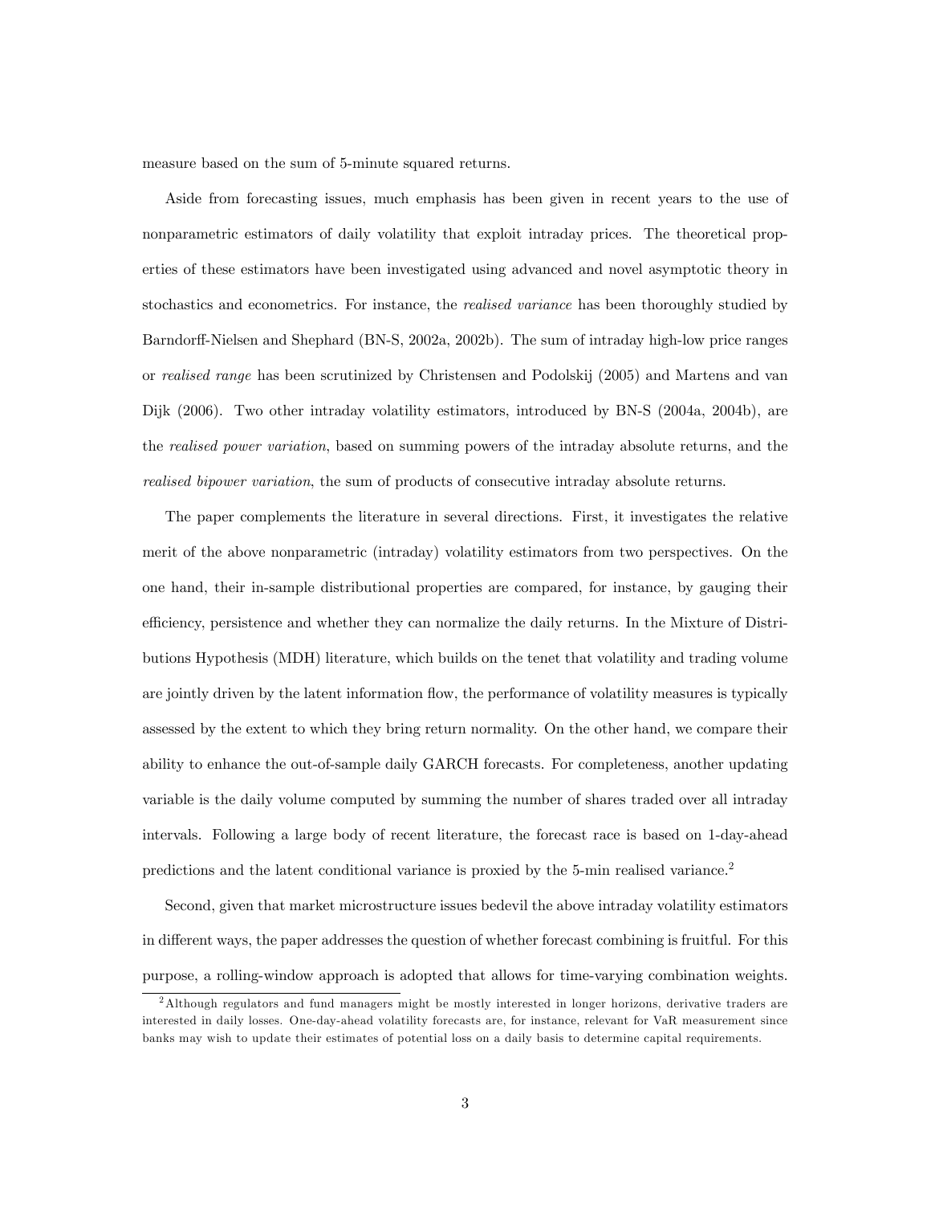measure based on the sum of 5-minute squared returns.

Aside from forecasting issues, much emphasis has been given in recent years to the use of nonparametric estimators of daily volatility that exploit intraday prices. The theoretical properties of these estimators have been investigated using advanced and novel asymptotic theory in stochastics and econometrics. For instance, the *realised variance* has been thoroughly studied by Barndorff-Nielsen and Shephard (BN-S, 2002a, 2002b). The sum of intraday high-low price ranges or *realised range* has been scrutinized by Christensen and Podolskij (2005) and Martens and van Dijk (2006). Two other intraday volatility estimators, introduced by BN-S (2004a, 2004b), are the *realised power variation*, based on summing powers of the intraday absolute returns, and the *realised bipower variation*, the sum of products of consecutive intraday absolute returns.

The paper complements the literature in several directions. First, it investigates the relative merit of the above nonparametric (intraday) volatility estimators from two perspectives. On the one hand, their in-sample distributional properties are compared, for instance, by gauging their efficiency, persistence and whether they can normalize the daily returns. In the Mixture of Distributions Hypothesis (MDH) literature, which builds on the tenet that volatility and trading volume are jointly driven by the latent information flow, the performance of volatility measures is typically assessed by the extent to which they bring return normality. On the other hand, we compare their ability to enhance the out-of-sample daily GARCH forecasts. For completeness, another updating variable is the daily volume computed by summing the number of shares traded over all intraday intervals. Following a large body of recent literature, the forecast race is based on 1-day-ahead predictions and the latent conditional variance is proxied by the 5-min realised variance.[2]

Second, given that market microstructure issues bedevil the above intraday volatility estimators in different ways, the paper addresses the question of whether forecast combining is fruitful. For this purpose, a rolling-window approach is adopted that allows for time-varying combination weights.

[2] Although regulators and fund managers might be mostly interested in longer horizons, derivative traders are interested in daily losses. One-day-ahead volatility forecasts are, for instance, relevant for VaR measurement since banks may wish to update their estimates of potential loss on a daily basis to determine capital requirements.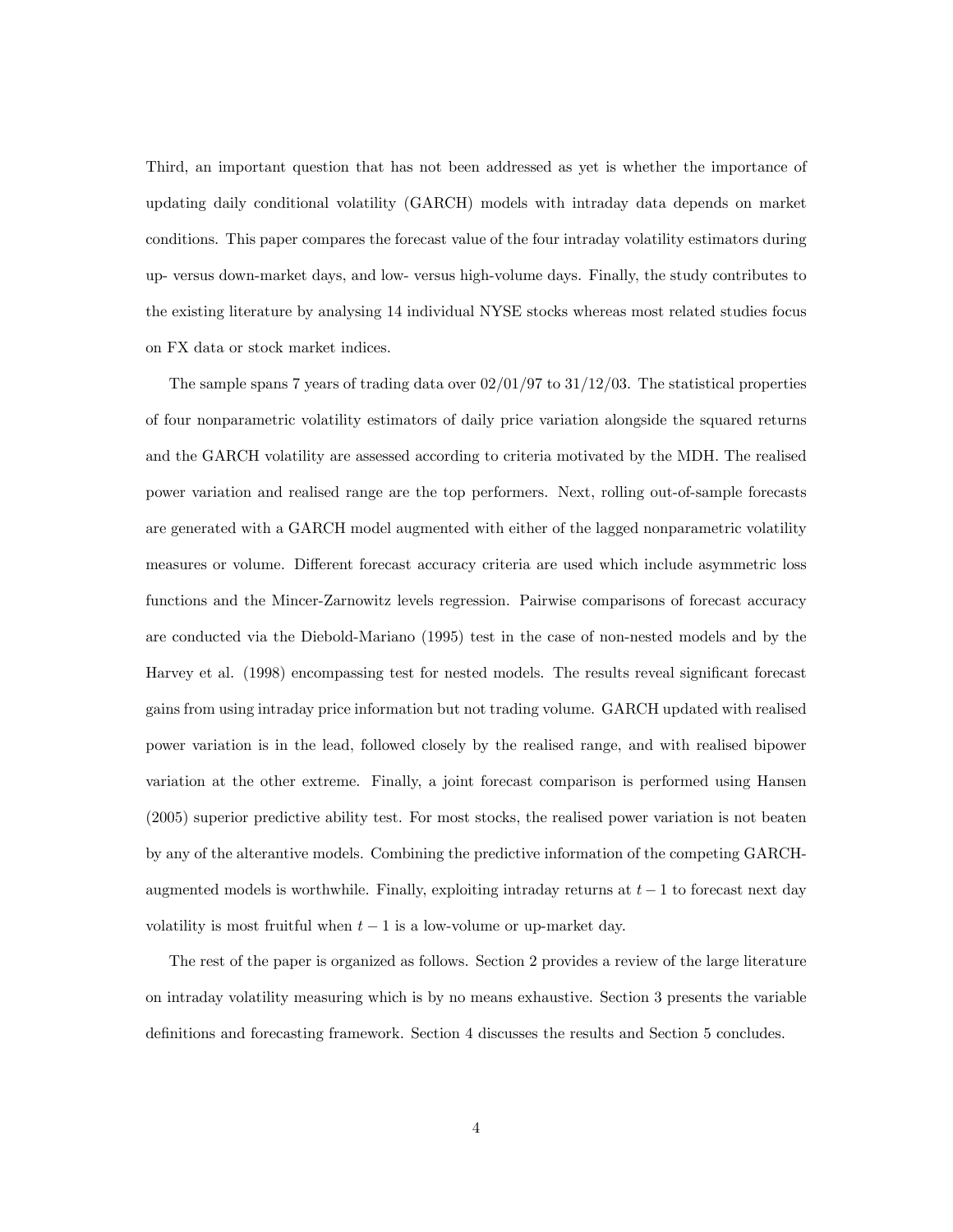Third, an important question that has not been addressed as yet is whether the importance of updating daily conditional volatility (GARCH) models with intraday data depends on market conditions. This paper compares the forecast value of the four intraday volatility estimators during up- versus down-market days, and low- versus high-volume days. Finally, the study contributes to the existing literature by analysing 14 individual NYSE stocks whereas most related studies focus on FX data or stock market indices.

The sample spans 7 years of trading data over 02/01/97 to 31/12/03. The statistical properties of four nonparametric volatility estimators of daily price variation alongside the squared returns and the GARCH volatility are assessed according to criteria motivated by the MDH. The realised power variation and realised range are the top performers. Next, rolling out-of-sample forecasts are generated with a GARCH model augmented with either of the lagged nonparametric volatility measures or volume. Different forecast accuracy criteria are used which include asymmetric loss functions and the Mincer-Zarnowitz levels regression. Pairwise comparisons of forecast accuracy are conducted via the Diebold-Mariano (1995) test in the case of non-nested models and by the Harvey et al. (1998) encompassing test for nested models. The results reveal significant forecast gains from using intraday price information but not trading volume. GARCH updated with realised power variation is in the lead, followed closely by the realised range, and with realised bipower variation at the other extreme. Finally, a joint forecast comparison is performed using Hansen (2005) superior predictive ability test. For most stocks, the realised power variation is not beaten by any of the alterantive models. Combining the predictive information of the competing GARCH-augmented models is worthwhile. Finally, exploiting intraday returns at $t-1$ to forecast next day volatility is most fruitful when $t-1$ is a low-volume or up-market day.

The rest of the paper is organized as follows. Section 2 provides a review of the large literature on intraday volatility measuring which is by no means exhaustive. Section 3 presents the variable definitions and forecasting framework. Section 4 discusses the results and Section 5 concludes.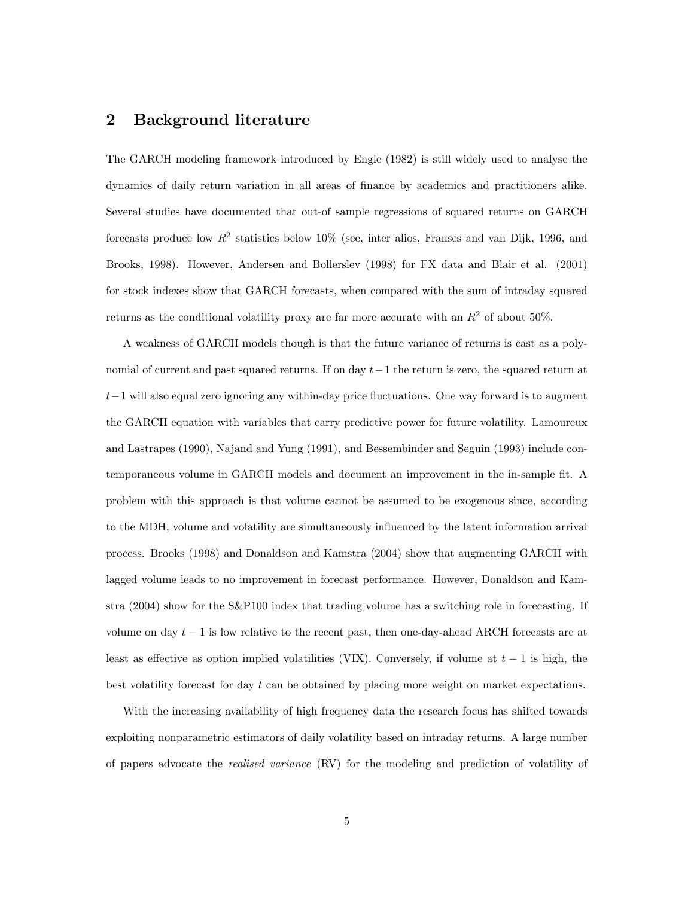## 2 Background literature

The GARCH modeling framework introduced by Engle (1982) is still widely used to analyse the dynamics of daily return variation in all areas of finance by academics and practitioners alike. Several studies have documented that out-of sample regressions of squared returns on GARCH forecasts produce low $R^2$ statistics below 10% (see, inter alios, Franses and van Dijk, 1996, and Brooks, 1998). However, Andersen and Bollerslev (1998) for FX data and Blair et al. (2001) for stock indexes show that GARCH forecasts, when compared with the sum of intraday squared returns as the conditional volatility proxy are far more accurate with an $R^2$ of about 50%.

A weakness of GARCH models though is that the future variance of returns is cast as a polynomial of current and past squared returns. If on day $t-1$ the return is zero, the squared return at $t-1$ will also equal zero ignoring any within-day price fluctuations. One way forward is to augment the GARCH equation with variables that carry predictive power for future volatility. Lamoureux and Lastrapes (1990), Najand and Yung (1991), and Bessembinder and Seguin (1993) include contemporaneous volume in GARCH models and document an improvement in the in-sample fit. A problem with this approach is that volume cannot be assumed to be exogenous since, according to the MDH, volume and volatility are simultaneously influenced by the latent information arrival process. Brooks (1998) and Donaldson and Kamstra (2004) show that augmenting GARCH with lagged volume leads to no improvement in forecast performance. However, Donaldson and Kamstra (2004) show for the S&P100 index that trading volume has a switching role in forecasting. If volume on day $t-1$ is low relative to the recent past, then one-day-ahead ARCH forecasts are at least as effective as option implied volatilities (VIX). Conversely, if volume at $t-1$ is high, the best volatility forecast for day $t$ can be obtained by placing more weight on market expectations.

With the increasing availability of high frequency data the research focus has shifted towards exploiting nonparametric estimators of daily volatility based on intraday returns. A large number of papers advocate the *realised variance* (RV) for the modeling and prediction of volatility of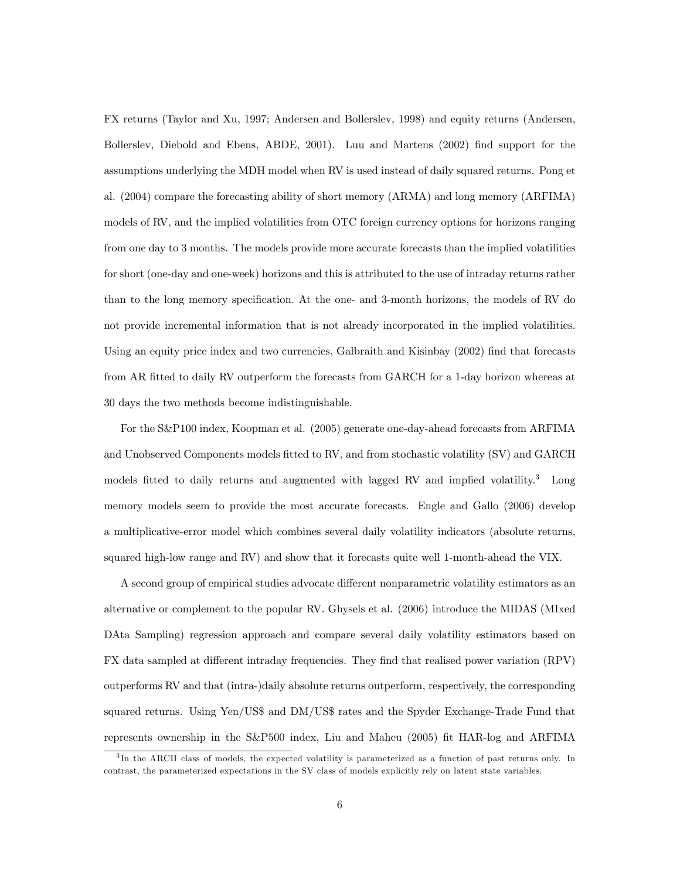FX returns (Taylor and Xu, 1997; Andersen and Bollerslev, 1998) and equity returns (Andersen, Bollerslev, Diebold and Ebens, ABDE, 2001). Luu and Martens (2002) find support for the assumptions underlying the MDH model when RV is used instead of daily squared returns. Pong et al. (2004) compare the forecasting ability of short memory (ARMA) and long memory (ARFIMA) models of RV, and the implied volatilities from OTC foreign currency options for horizons ranging from one day to 3 months. The models provide more accurate forecasts than the implied volatilities for short (one-day and one-week) horizons and this is attributed to the use of intraday returns rather than to the long memory specification. At the one- and 3-month horizons, the models of RV do not provide incremental information that is not already incorporated in the implied volatilities. Using an equity price index and two currencies, Galbraith and Kisinbay (2002) find that forecasts from AR fitted to daily RV outperform the forecasts from GARCH for a 1-day horizon whereas at 30 days the two methods become indistinguishable.

For the S&P100 index, Koopman et al. (2005) generate one-day-ahead forecasts from ARFIMA and Unobserved Components models fitted to RV, and from stochastic volatility (SV) and GARCH models fitted to daily returns and augmented with lagged RV and implied volatility.[3] Long memory models seem to provide the most accurate forecasts. Engle and Gallo (2006) develop a multiplicative-error model which combines several daily volatility indicators (absolute returns, squared high-low range and RV) and show that it forecasts quite well 1-month-ahead the VIX.

A second group of empirical studies advocate different nonparametric volatility estimators as an alternative or complement to the popular RV. Ghysels et al. (2006) introduce the MIDAS (MIxed DAta Sampling) regression approach and compare several daily volatility estimators based on FX data sampled at different intraday frequencies. They find that realised power variation (RPV) outperforms RV and that (intra-)daily absolute returns outperform, respectively, the corresponding squared returns. Using Yen/US$ and DM/US$ rates and the Spyder Exchange-Trade Fund that represents ownership in the S&P500 index, Liu and Maheu (2005) fit HAR-log and ARFIMA

[3] In the ARCH class of models, the expected volatility is parameterized as a function of past returns only. In contrast, the parameterized expectations in the SV class of models explicitly rely on latent state variables.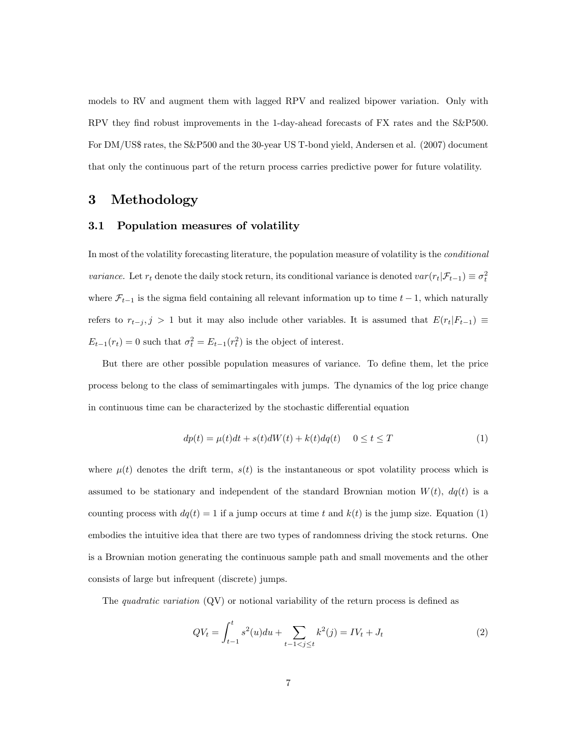models to RV and augment them with lagged RPV and realized bipower variation. Only with RPV they find robust improvements in the 1-day-ahead forecasts of FX rates and the S&P500. For DM/US$ rates, the S&P500 and the 30-year US T-bond yield, Andersen et al. (2007) document that only the continuous part of the return process carries predictive power for future volatility.

# 3 Methodology

## 3.1 Population measures of volatility

In most of the volatility forecasting literature, the population measure of volatility is the *conditional variance.* Let $r_t$ denote the daily stock return, its conditional variance is denoted $var(r_t|\mathcal{F}_{t-1}) \equiv \sigma_t^2$ where $\mathcal{F}_{t-1}$ is the sigma field containing all relevant information up to time $t-1$, which naturally refers to $r_{t-j}, j > 1$ but it may also include other variables. It is assumed that $E(r_t|F_{t-1}) \equiv E_{t-1}(r_t) = 0$ such that $\sigma_t^2 = E_{t-1}(r_t^2)$ is the object of interest.

But there are other possible population measures of variance. To define them, let the price process belong to the class of semimartingales with jumps. The dynamics of the log price change in continuous time can be characterized by the stochastic differential equation

$$dp(t) = \mu(t)dt + s(t)dW(t) + k(t)dq(t) \qquad 0 \leq t \leq T \tag{1}$$

where $\mu(t)$ denotes the drift term, $s(t)$ is the instantaneous or spot volatility process which is assumed to be stationary and independent of the standard Brownian motion $W(t)$, $dq(t)$ is a counting process with $dq(t) = 1$ if a jump occurs at time $t$ and $k(t)$ is the jump size. Equation (1) embodies the intuitive idea that there are two types of randomness driving the stock returns. One is a Brownian motion generating the continuous sample path and small movements and the other consists of large but infrequent (discrete) jumps.

The *quadratic variation* (QV) or notional variability of the return process is defined as

$$QV_t = \int_{t-1}^{t} s^2(u)du + \sum_{t-1<j\leq t} k^2(j) = IV_t + J_t \tag{2}$$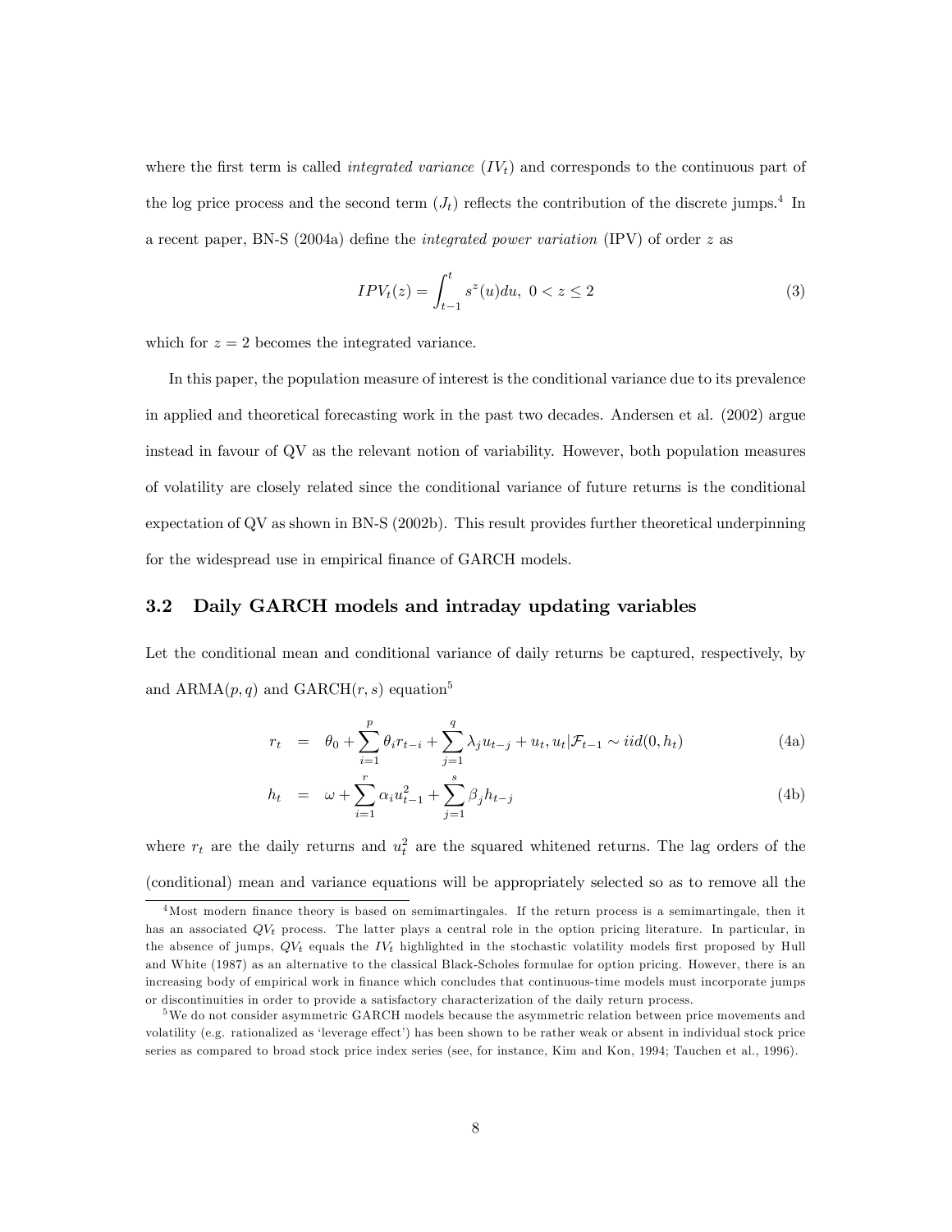where the first term is called *integrated variance* ($IV_t$) and corresponds to the continuous part of the log price process and the second term ($J_t$) reflects the contribution of the discrete jumps.[4] In a recent paper, BN-S (2004a) define the *integrated power variation* (IPV) of order $z$ as

$$IPV_t(z) = \int_{t-1}^{t} s^z(u)du, \ 0 < z \leq 2 \tag{3}$$

which for $z = 2$ becomes the integrated variance.

In this paper, the population measure of interest is the conditional variance due to its prevalence in applied and theoretical forecasting work in the past two decades. Andersen et al. (2002) argue instead in favour of QV as the relevant notion of variability. However, both population measures of volatility are closely related since the conditional variance of future returns is the conditional expectation of QV as shown in BN-S (2002b). This result provides further theoretical underpinning for the widespread use in empirical finance of GARCH models.

### 3.2 Daily GARCH models and intraday updating variables

Let the conditional mean and conditional variance of daily returns be captured, respectively, by and ARMA($p, q$) and GARCH($r, s$) equation[5]

$$r_t = \theta_0 + \sum_{i=1}^{p} \theta_i r_{t-i} + \sum_{j=1}^{q} \lambda_j u_{t-j} + u_t, u_t|\mathcal{F}_{t-1} \sim iid(0, h_t) \tag{4a}$$

$$h_t = \omega + \sum_{i=1}^{r} \alpha_i u_{t-1}^2 + \sum_{j=1}^{s} \beta_j h_{t-j} \tag{4b}$$

where $r_t$ are the daily returns and $u_t^2$ are the squared whitened returns. The lag orders of the (conditional) mean and variance equations will be appropriately selected so as to remove all the

[4] Most modern finance theory is based on semimartingales. If the return process is a semimartingale, then it has an associated $QV_t$ process. The latter plays a central role in the option pricing literature. In particular, in the absence of jumps, $QV_t$ equals the $IV_t$ highlighted in the stochastic volatility models first proposed by Hull and White (1987) as an alternative to the classical Black-Scholes formulae for option pricing. However, there is an increasing body of empirical work in finance which concludes that continuous-time models must incorporate jumps or discontinuities in order to provide a satisfactory characterization of the daily return process.

[5] We do not consider asymmetric GARCH models because the asymmetric relation between price movements and volatility (e.g. rationalized as 'leverage effect') has been shown to be rather weak or absent in individual stock price series as compared to broad stock price index series (see, for instance, Kim and Kon, 1994; Tauchen et al., 1996).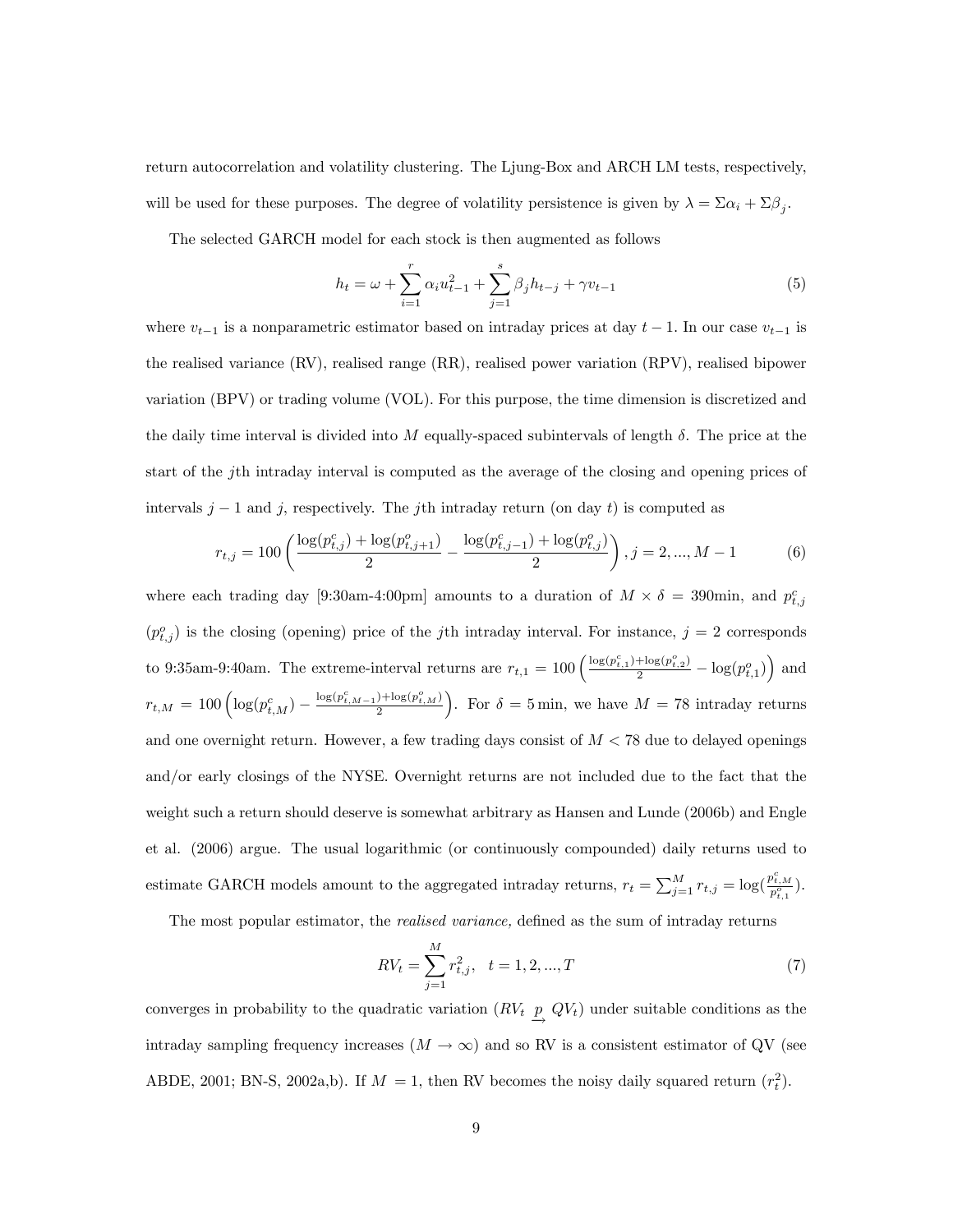return autocorrelation and volatility clustering. The Ljung-Box and ARCH LM tests, respectively, will be used for these purposes. The degree of volatility persistence is given by $\lambda = \Sigma\alpha_i + \Sigma\beta_j$.

The selected GARCH model for each stock is then augmented as follows

$$h_t = \omega + \sum_{i=1}^{r} \alpha_i u_{t-1}^2 + \sum_{j=1}^{s} \beta_j h_{t-j} + \gamma v_{t-1} \tag{5}$$

where $v_{t-1}$ is a nonparametric estimator based on intraday prices at day $t-1$. In our case $v_{t-1}$ is the realised variance (RV), realised range (RR), realised power variation (RPV), realised bipower variation (BPV) or trading volume (VOL). For this purpose, the time dimension is discretized and the daily time interval is divided into $M$ equally-spaced subintervals of length $\delta$. The price at the start of the $j$th intraday interval is computed as the average of the closing and opening prices of intervals $j-1$ and $j$, respectively. The $j$th intraday return (on day $t$) is computed as

$$r_{t,j} = 100\left(\frac{\log(p_{t,j}^c) + \log(p_{t,j+1}^o)}{2} - \frac{\log(p_{t,j-1}^c) + \log(p_{t,j}^o)}{2}\right), j = 2, ..., M-1 \tag{6}$$

where each trading day [9:30am-4:00pm] amounts to a duration of $M \times \delta = 390$min, and $p_{t,j}^c$ ($p_{t,j}^o$) is the closing (opening) price of the $j$th intraday interval. For instance, $j = 2$ corresponds to 9:35am-9:40am. The extreme-interval returns are $r_{t,1} = 100\left(\frac{\log(p_{t,1}^c)+\log(p_{t,2}^o)}{2} - \log(p_{t,1}^o)\right)$ and $r_{t,M} = 100\left(\log(p_{t,M}^c) - \frac{\log(p_{t,M-1}^c)+\log(p_{t,M}^o)}{2}\right)$. For $\delta = 5$ min, we have $M = 78$ intraday returns and one overnight return. However, a few trading days consist of $M < 78$ due to delayed openings and/or early closings of the NYSE. Overnight returns are not included due to the fact that the weight such a return should deserve is somewhat arbitrary as Hansen and Lunde (2006b) and Engle et al. (2006) argue. The usual logarithmic (or continuously compounded) daily returns used to estimate GARCH models amount to the aggregated intraday returns, $r_t = \sum_{j=1}^{M} r_{t,j} = \log(\frac{p_{t,M}^c}{p_{t,1}^o})$.

The most popular estimator, the *realised variance,* defined as the sum of intraday returns

$$RV_t = \sum_{j=1}^{M} r_{t,j}^2, \quad t = 1, 2, ..., T \tag{7}$$

converges in probability to the quadratic variation ($RV_t \underset{\rightarrow}{p} QV_t$) under suitable conditions as the intraday sampling frequency increases ($M \to \infty$) and so RV is a consistent estimator of QV (see ABDE, 2001; BN-S, 2002a,b). If $M = 1$, then RV becomes the noisy daily squared return ($r_t^2$).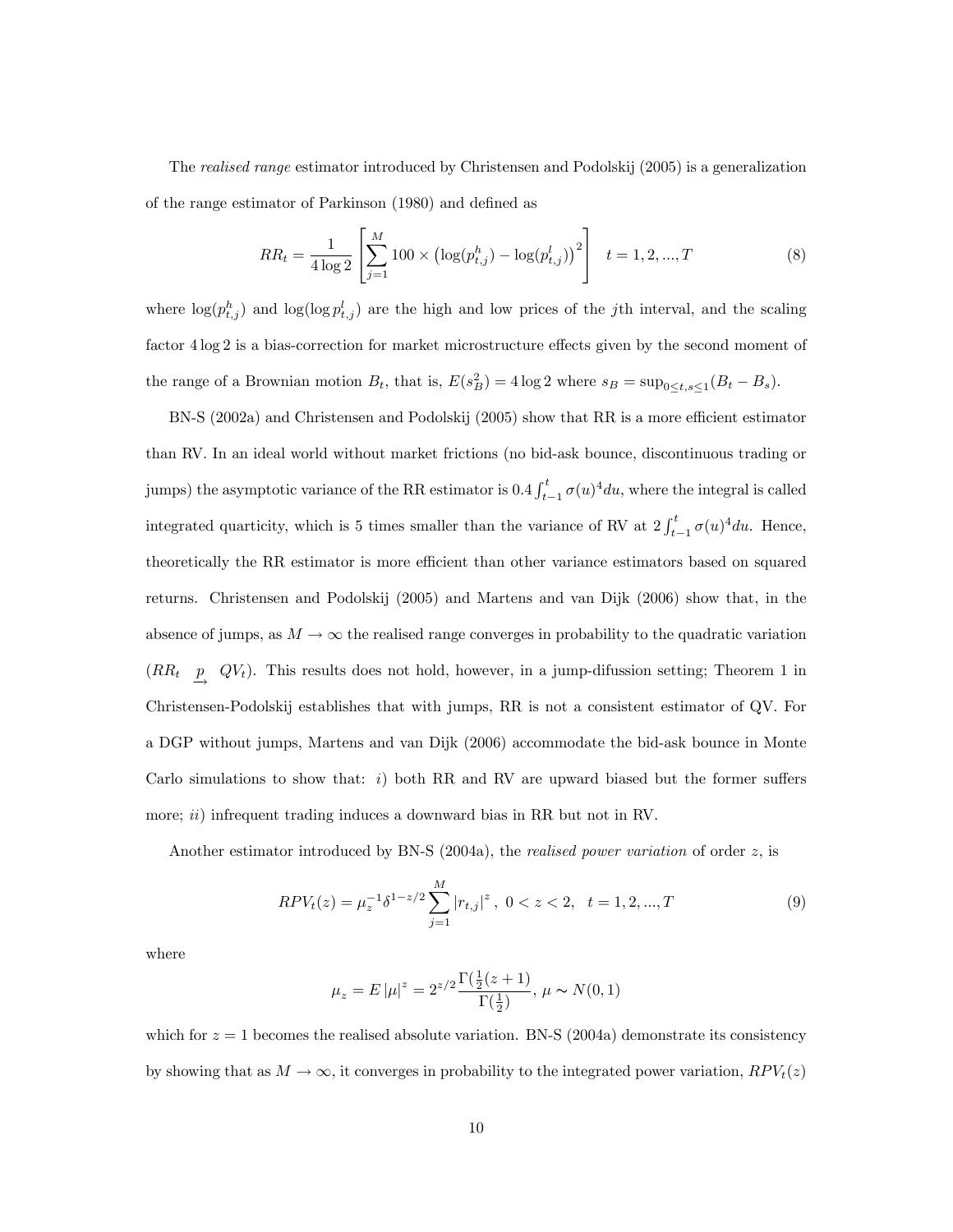The *realised range* estimator introduced by Christensen and Podolskij (2005) is a generalization of the range estimator of Parkinson (1980) and defined as

$$RR_t = \frac{1}{4\log 2}\left[\sum_{j=1}^{M} 100 \times \left(\log(p^h_{t,j}) - \log(p^l_{t,j})\right)^2\right] \quad t = 1, 2, ..., T \tag{8}$$

where $\log(p^h_{t,j})$ and $\log(\log p^l_{t,j})$ are the high and low prices of the $j$th interval, and the scaling factor $4\log 2$ is a bias-correction for market microstructure effects given by the second moment of the range of a Brownian motion $B_t$, that is, $E(s_B^2) = 4\log 2$ where $s_B = \sup_{0\leq t,s\leq 1}(B_t - B_s)$.

BN-S (2002a) and Christensen and Podolskij (2005) show that RR is a more efficient estimator than RV. In an ideal world without market frictions (no bid-ask bounce, discontinuous trading or jumps) the asymptotic variance of the RR estimator is $0.4\int_{t-1}^{t}\sigma(u)^4 du$, where the integral is called integrated quarticity, which is 5 times smaller than the variance of RV at $2\int_{t-1}^{t}\sigma(u)^4 du$. Hence, theoretically the RR estimator is more efficient than other variance estimators based on squared returns. Christensen and Podolskij (2005) and Martens and van Dijk (2006) show that, in the absence of jumps, as $M \to \infty$ the realised range converges in probability to the quadratic variation ($RR_t \xrightarrow{p} QV_t$). This results does not hold, however, in a jump-difussion setting; Theorem 1 in Christensen-Podolskij establishes that with jumps, RR is not a consistent estimator of QV. For a DGP without jumps, Martens and van Dijk (2006) accommodate the bid-ask bounce in Monte Carlo simulations to show that: *i*) both RR and RV are upward biased but the former suffers more; *ii*) infrequent trading induces a downward bias in RR but not in RV.

Another estimator introduced by BN-S (2004a), the *realised power variation* of order $z$, is

$$RPV_t(z) = \mu_z^{-1}\delta^{1-z/2}\sum_{j=1}^{M}|r_{t,j}|^z\,,\ 0 < z < 2, \quad t = 1, 2, ..., T \tag{9}$$

where

$$\mu_z = E\,|\mu|^z = 2^{z/2}\frac{\Gamma(\frac{1}{2}(z+1))}{\Gamma(\frac{1}{2})},\ \mu \sim N(0,1)$$

which for $z = 1$ becomes the realised absolute variation. BN-S (2004a) demonstrate its consistency by showing that as $M \to \infty$, it converges in probability to the integrated power variation, $RPV_t(z)$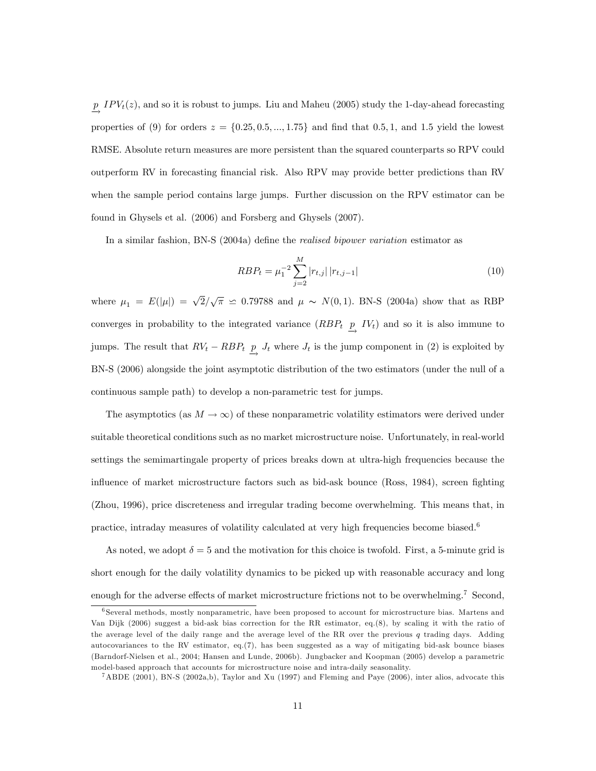$\xrightarrow{p} IPV_t(z)$, and so it is robust to jumps. Liu and Maheu (2005) study the 1-day-ahead forecasting properties of (9) for orders $z = \{0.25, 0.5, ..., 1.75\}$ and find that 0.5, 1, and 1.5 yield the lowest RMSE. Absolute return measures are more persistent than the squared counterparts so RPV could outperform RV in forecasting financial risk. Also RPV may provide better predictions than RV when the sample period contains large jumps. Further discussion on the RPV estimator can be found in Ghysels et al. (2006) and Forsberg and Ghysels (2007).

In a similar fashion, BN-S (2004a) define the *realised bipower variation* estimator as

$$RBP_t = \mu_1^{-2} \sum_{j=2}^{M} |r_{t,j}| \, |r_{t,j-1}| \tag{10}$$

where $\mu_1 = E(|\mu|) = \sqrt{2}/\sqrt{\pi} \simeq 0.79788$ and $\mu \sim N(0,1)$. BN-S (2004a) show that as RBP converges in probability to the integrated variance ($RBP_t \xrightarrow{p} IV_t$) and so it is also immune to jumps. The result that $RV_t - RBP_t \xrightarrow{p} J_t$ where $J_t$ is the jump component in (2) is exploited by BN-S (2006) alongside the joint asymptotic distribution of the two estimators (under the null of a continuous sample path) to develop a non-parametric test for jumps.

The asymptotics (as $M \to \infty$) of these nonparametric volatility estimators were derived under suitable theoretical conditions such as no market microstructure noise. Unfortunately, in real-world settings the semimartingale property of prices breaks down at ultra-high frequencies because the influence of market microstructure factors such as bid-ask bounce (Ross, 1984), screen fighting (Zhou, 1996), price discreteness and irregular trading become overwhelming. This means that, in practice, intraday measures of volatility calculated at very high frequencies become biased.[6]

As noted, we adopt $\delta = 5$ and the motivation for this choice is twofold. First, a 5-minute grid is short enough for the daily volatility dynamics to be picked up with reasonable accuracy and long enough for the adverse effects of market microstructure frictions not to be overwhelming.[7] Second,

[6] Several methods, mostly nonparametric, have been proposed to account for microstructure bias. Martens and Van Dijk (2006) suggest a bid-ask bias correction for the RR estimator, eq.(8), by scaling it with the ratio of the average level of the daily range and the average level of the RR over the previous $q$ trading days. Adding autocovariances to the RV estimator, eq.(7), has been suggested as a way of mitigating bid-ask bounce biases (Barndorf-Nielsen et al., 2004; Hansen and Lunde, 2006b). Jungbacker and Koopman (2005) develop a parametric model-based approach that accounts for microstructure noise and intra-daily seasonality.

[7] ABDE (2001), BN-S (2002a,b), Taylor and Xu (1997) and Fleming and Paye (2006), inter alios, advocate this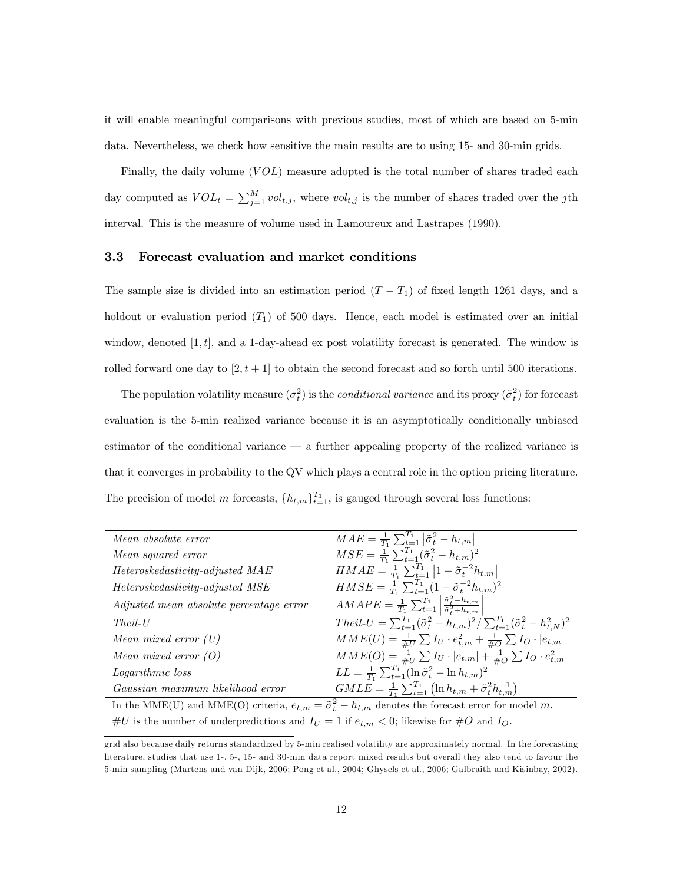it will enable meaningful comparisons with previous studies, most of which are based on 5-min data. Nevertheless, we check how sensitive the main results are to using 15- and 30-min grids.

Finally, the daily volume ($VOL$) measure adopted is the total number of shares traded each day computed as $VOL_t = \sum_{j=1}^{M} vol_{t,j}$, where $vol_{t,j}$ is the number of shares traded over the $j$th interval. This is the measure of volume used in Lamoureux and Lastrapes (1990).

### 3.3 Forecast evaluation and market conditions

The sample size is divided into an estimation period $(T - T_1)$ of fixed length 1261 days, and a holdout or evaluation period $(T_1)$ of 500 days. Hence, each model is estimated over an initial window, denoted $[1, t]$, and a 1-day-ahead ex post volatility forecast is generated. The window is rolled forward one day to $[2, t+1]$ to obtain the second forecast and so forth until 500 iterations.

The population volatility measure $(\sigma_t^2)$ is the *conditional variance* and its proxy $(\tilde{\sigma}_t^2)$ for forecast evaluation is the 5-min realized variance because it is an asymptotically conditionally unbiased estimator of the conditional variance — a further appealing property of the realized variance is that it converges in probability to the QV which plays a central role in the option pricing literature. The precision of model $m$ forecasts, $\{h_{t,m}\}_{t=1}^{T_1}$, is gauged through several loss functions:

| | |
|---|---|
| *Mean absolute error* | $MAE = \frac{1}{T_1}\sum_{t=1}^{T_1} \left\lvert \tilde{\sigma}_t^2 - h_{t,m} \right\rvert$ |
| *Mean squared error* | $MSE = \frac{1}{T_1}\sum_{t=1}^{T_1} (\tilde{\sigma}_t^2 - h_{t,m})^2$ |
| *Heteroskedasticity-adjusted MAE* | $HMAE = \frac{1}{T_1}\sum_{t=1}^{T_1} \left\lvert 1 - \tilde{\sigma}_t^{-2} h_{t,m} \right\rvert$ |
| *Heteroskedasticity-adjusted MSE* | $HMSE = \frac{1}{T_1}\sum_{t=1}^{T_1} (1 - \tilde{\sigma}_t^{-2} h_{t,m})^2$ |
| *Adjusted mean absolute percentage error* | $AMAPE = \frac{1}{T_1}\sum_{t=1}^{T_1} \left\lvert \frac{\tilde{\sigma}_t^2 - h_{t,m}}{\tilde{\sigma}_t^2 + h_{t,m}} \right\rvert$ |
| *Theil-U* | $Theil\text{-}U = \sum_{t=1}^{T_1} (\tilde{\sigma}_t^2 - h_{t,m})^2 / \sum_{t=1}^{T_1} (\tilde{\sigma}_t^2 - h_{t,N}^2)^2$ |
| *Mean mixed error (U)* | $MME(U) = \frac{1}{\#U}\sum I_U \cdot e_{t,m}^2 + \frac{1}{\#O}\sum I_O \cdot \lvert e_{t,m} \rvert$ |
| *Mean mixed error (O)* | $MME(O) = \frac{1}{\#U}\sum I_U \cdot \lvert e_{t,m} \rvert + \frac{1}{\#O}\sum I_O \cdot e_{t,m}^2$ |
| *Logarithmic loss* | $LL = \frac{1}{T_1}\sum_{t=1}^{T_1} (\ln \tilde{\sigma}_t^2 - \ln h_{t,m})^2$ |
| *Gaussian maximum likelihood error* | $GMLE = \frac{1}{T_1}\sum_{t=1}^{T_1} \left( \ln h_{t,m} + \tilde{\sigma}_t^2 h_{t,m}^{-1} \right)$ |

In the MME(U) and MME(O) criteria, $e_{t,m} = \tilde{\sigma}_t^2 - h_{t,m}$ denotes the forecast error for model $m$. $\#U$ is the number of underpredictions and $I_U = 1$ if $e_{t,m} < 0$; likewise for $\#O$ and $I_O$.

grid also because daily returns standardized by 5-min realised volatility are approximately normal. In the forecasting literature, studies that use 1-, 5-, 15- and 30-min data report mixed results but overall they also tend to favour the 5-min sampling (Martens and van Dijk, 2006; Pong et al., 2004; Ghysels et al., 2006; Galbraith and Kisinbay, 2002).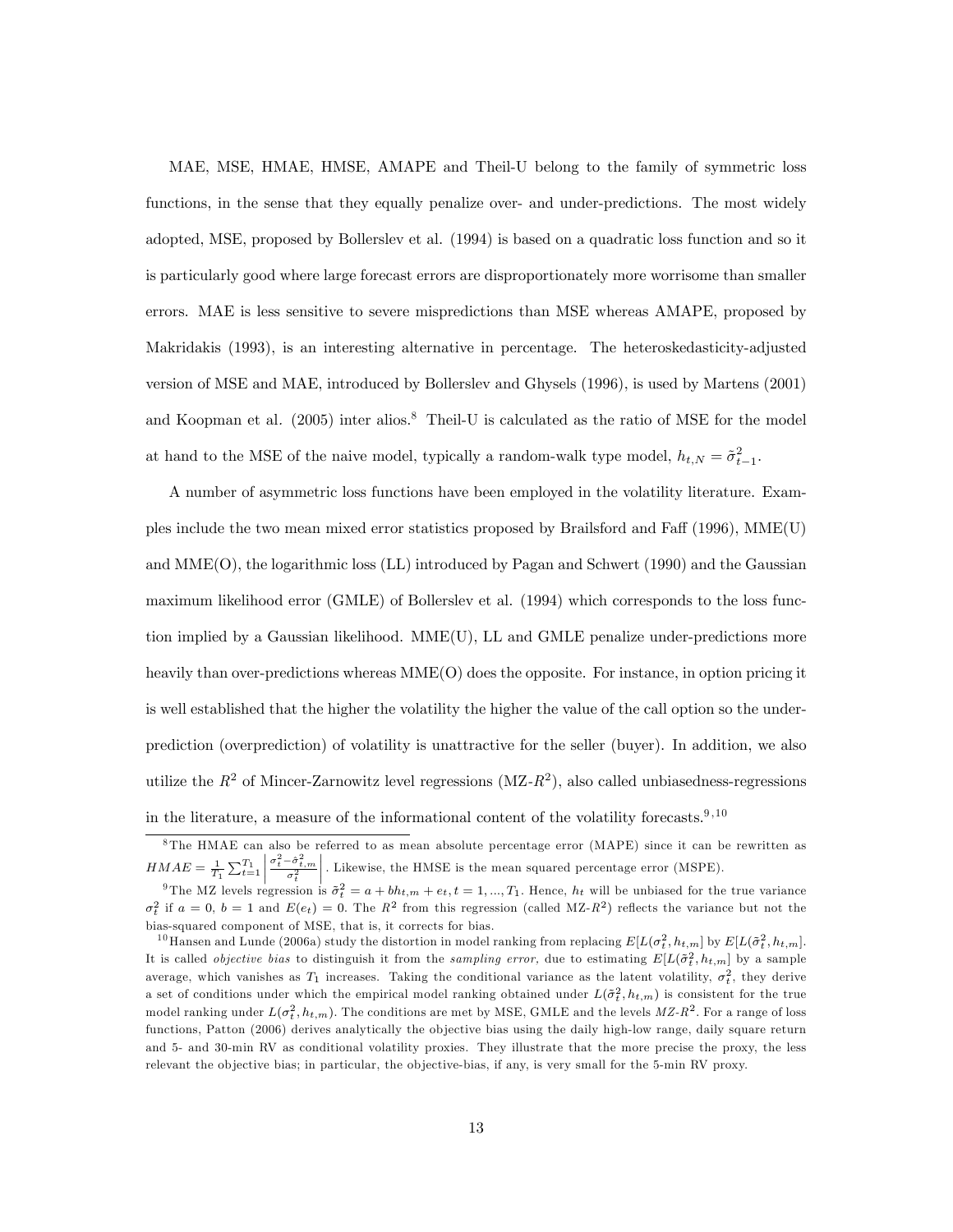MAE, MSE, HMAE, HMSE, AMAPE and Theil-U belong to the family of symmetric loss functions, in the sense that they equally penalize over- and under-predictions. The most widely adopted, MSE, proposed by Bollerslev et al. (1994) is based on a quadratic loss function and so it is particularly good where large forecast errors are disproportionately more worrisome than smaller errors. MAE is less sensitive to severe mispredictions than MSE whereas AMAPE, proposed by Makridakis (1993), is an interesting alternative in percentage. The heteroskedasticity-adjusted version of MSE and MAE, introduced by Bollerslev and Ghysels (1996), is used by Martens (2001) and Koopman et al. (2005) inter alios.[8] Theil-U is calculated as the ratio of MSE for the model at hand to the MSE of the naive model, typically a random-walk type model, $h_{t,N} = \tilde{\sigma}^2_{t-1}$.

A number of asymmetric loss functions have been employed in the volatility literature. Examples include the two mean mixed error statistics proposed by Brailsford and Faff (1996), MME(U) and MME(O), the logarithmic loss (LL) introduced by Pagan and Schwert (1990) and the Gaussian maximum likelihood error (GMLE) of Bollerslev et al. (1994) which corresponds to the loss function implied by a Gaussian likelihood. MME(U), LL and GMLE penalize under-predictions more heavily than over-predictions whereas MME(O) does the opposite. For instance, in option pricing it is well established that the higher the volatility the higher the value of the call option so the under-prediction (overprediction) of volatility is unattractive for the seller (buyer). In addition, we also utilize the $R^2$ of Mincer-Zarnowitz level regressions (MZ-$R^2$), also called unbiasedness-regressions in the literature, a measure of the informational content of the volatility forecasts.[9,10]

[8] The HMAE can also be referred to as mean absolute percentage error (MAPE) since it can be rewritten as $HMAE = \frac{1}{T_1}\sum_{t=1}^{T_1}\left|\frac{\sigma_t^2 - \hat{\sigma}^2_{t,m}}{\sigma_t^2}\right|$. Likewise, the HMSE is the mean squared percentage error (MSPE).

[9] The MZ levels regression is $\tilde{\sigma}^2_t = a + bh_{t,m} + e_t, t = 1, ..., T_1$. Hence, $h_t$ will be unbiased for the true variance $\sigma^2_t$ if $a = 0$, $b = 1$ and $E(e_t) = 0$. The $R^2$ from this regression (called MZ-$R^2$) reflects the variance but not the bias-squared component of MSE, that is, it corrects for bias.

[10] Hansen and Lunde (2006a) study the distortion in model ranking from replacing $E[L(\sigma^2_t, h_{t,m}]$ by $E[L(\tilde{\sigma}^2_t, h_{t,m}]$. It is called *objective bias* to distinguish it from the *sampling error*, due to estimating $E[L(\tilde{\sigma}^2_t, h_{t,m}]$ by a sample average, which vanishes as $T_1$ increases. Taking the conditional variance as the latent volatility, $\sigma^2_t$, they derive a set of conditions under which the empirical model ranking obtained under $L(\tilde{\sigma}^2_t, h_{t,m})$ is consistent for the true model ranking under $L(\sigma^2_t, h_{t,m})$. The conditions are met by MSE, GMLE and the levels *MZ*-$R^2$. For a range of loss functions, Patton (2006) derives analytically the objective bias using the daily high-low range, daily square return and 5- and 30-min RV as conditional volatility proxies. They illustrate that the more precise the proxy, the less relevant the objective bias; in particular, the objective-bias, if any, is very small for the 5-min RV proxy.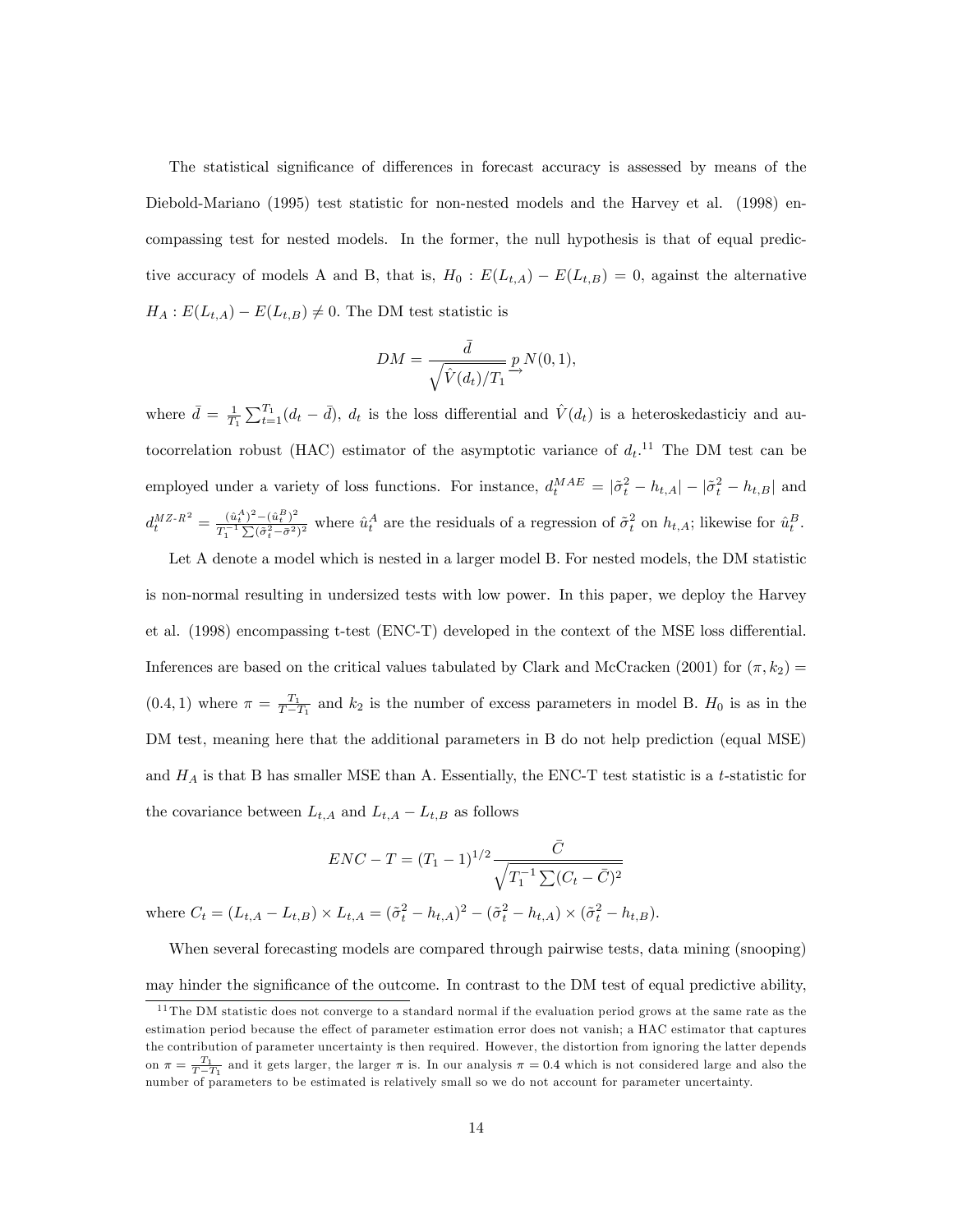The statistical significance of differences in forecast accuracy is assessed by means of the Diebold-Mariano (1995) test statistic for non-nested models and the Harvey et al. (1998) encompassing test for nested models. In the former, the null hypothesis is that of equal predictive accuracy of models A and B, that is, $H_0 : E(L_{t,A}) - E(L_{t,B}) = 0$, against the alternative $H_A : E(L_{t,A}) - E(L_{t,B}) \neq 0$. The DM test statistic is

$$DM = \frac{\bar{d}}{\sqrt{\hat{V}(d_t)/T_1}} \overset{p}{\rightarrow} N(0,1),$$

where $\bar{d} = \frac{1}{T_1}\sum_{t=1}^{T_1}(d_t - \bar{d})$, $d_t$ is the loss differential and $\hat{V}(d_t)$ is a heteroskedasticiy and autocorrelation robust (HAC) estimator of the asymptotic variance of $d_t$.[11] The DM test can be employed under a variety of loss functions. For instance, $d_t^{MAE} = |\tilde{\sigma}_t^2 - h_{t,A}| - |\tilde{\sigma}_t^2 - h_{t,B}|$ and $d_t^{MZ\text{-}R^2} = \frac{(\hat{u}_t^A)^2 - (\hat{u}_t^B)^2}{T_1^{-1}\sum(\tilde{\sigma}_t^2 - \bar{\sigma}^2)^2}$ where $\hat{u}_t^A$ are the residuals of a regression of $\tilde{\sigma}_t^2$ on $h_{t,A}$; likewise for $\hat{u}_t^B$.

Let A denote a model which is nested in a larger model B. For nested models, the DM statistic is non-normal resulting in undersized tests with low power. In this paper, we deploy the Harvey et al. (1998) encompassing t-test (ENC-T) developed in the context of the MSE loss differential. Inferences are based on the critical values tabulated by Clark and McCracken (2001) for $(\pi, k_2) = (0.4, 1)$ where $\pi = \frac{T_1}{T - T_1}$ and $k_2$ is the number of excess parameters in model B. $H_0$ is as in the DM test, meaning here that the additional parameters in B do not help prediction (equal MSE) and $H_A$ is that B has smaller MSE than A. Essentially, the ENC-T test statistic is a $t$-statistic for the covariance between $L_{t,A}$ and $L_{t,A} - L_{t,B}$ as follows

$$ENC - T = (T_1 - 1)^{1/2} \frac{\bar{C}}{\sqrt{T_1^{-1}\sum(C_t - \bar{C})^2}}$$

where $C_t = (L_{t,A} - L_{t,B}) \times L_{t,A} = (\tilde{\sigma}_t^2 - h_{t,A})^2 - (\tilde{\sigma}_t^2 - h_{t,A}) \times (\tilde{\sigma}_t^2 - h_{t,B})$.

When several forecasting models are compared through pairwise tests, data mining (snooping) may hinder the significance of the outcome. In contrast to the DM test of equal predictive ability,

[11] The DM statistic does not converge to a standard normal if the evaluation period grows at the same rate as the estimation period because the effect of parameter estimation error does not vanish; a HAC estimator that captures the contribution of parameter uncertainty is then required. However, the distortion from ignoring the latter depends on $\pi = \frac{T_1}{T - T_1}$ and it gets larger, the larger $\pi$ is. In our analysis $\pi = 0.4$ which is not considered large and also the number of parameters to be estimated is relatively small so we do not account for parameter uncertainty.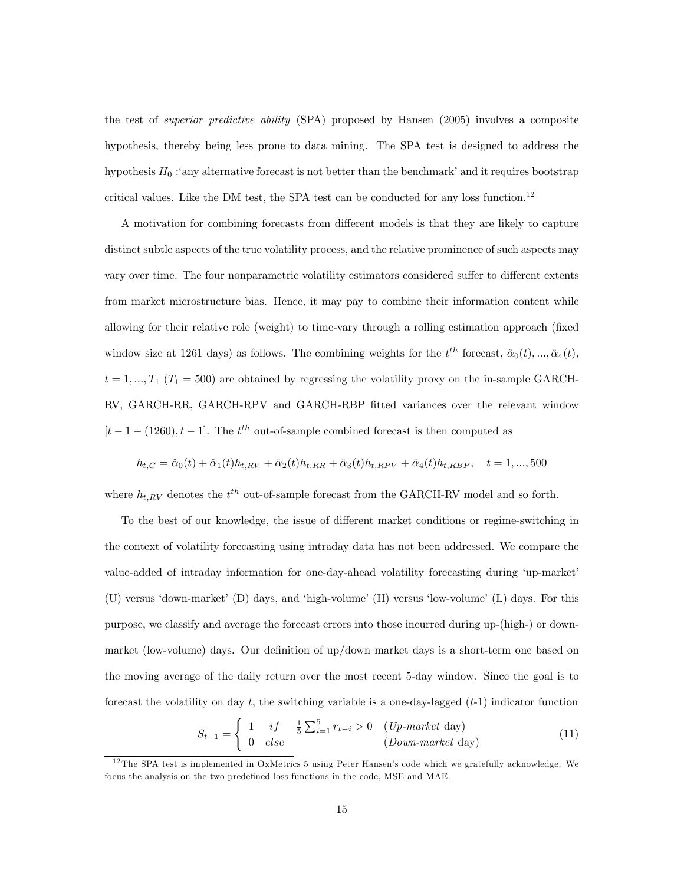the test of *superior predictive ability* (SPA) proposed by Hansen (2005) involves a composite hypothesis, thereby being less prone to data mining. The SPA test is designed to address the hypothesis $H_0$ :'any alternative forecast is not better than the benchmark' and it requires bootstrap critical values. Like the DM test, the SPA test can be conducted for any loss function.[12]

A motivation for combining forecasts from different models is that they are likely to capture distinct subtle aspects of the true volatility process, and the relative prominence of such aspects may vary over time. The four nonparametric volatility estimators considered suffer to different extents from market microstructure bias. Hence, it may pay to combine their information content while allowing for their relative role (weight) to time-vary through a rolling estimation approach (fixed window size at 1261 days) as follows. The combining weights for the $t^{th}$ forecast, $\hat{\alpha}_0(t), ..., \hat{\alpha}_4(t)$, $t = 1, ..., T_1$ ($T_1 = 500$) are obtained by regressing the volatility proxy on the in-sample GARCH-RV, GARCH-RR, GARCH-RPV and GARCH-RBP fitted variances over the relevant window $[t-1-(1260), t-1]$. The $t^{th}$ out-of-sample combined forecast is then computed as

$$h_{t,C} = \hat{\alpha}_0(t) + \hat{\alpha}_1(t)h_{t,RV} + \hat{\alpha}_2(t)h_{t,RR} + \hat{\alpha}_3(t)h_{t,RPV} + \hat{\alpha}_4(t)h_{t,RBP}, \quad t = 1, ..., 500$$

where $h_{t,RV}$ denotes the $t^{th}$ out-of-sample forecast from the GARCH-RV model and so forth.

To the best of our knowledge, the issue of different market conditions or regime-switching in the context of volatility forecasting using intraday data has not been addressed. We compare the value-added of intraday information for one-day-ahead volatility forecasting during 'up-market' (U) versus 'down-market' (D) days, and 'high-volume' (H) versus 'low-volume' (L) days. For this purpose, we classify and average the forecast errors into those incurred during up-(high-) or down-market (low-volume) days. Our definition of up/down market days is a short-term one based on the moving average of the daily return over the most recent 5-day window. Since the goal is to forecast the volatility on day $t$, the switching variable is a one-day-lagged ($t$-1) indicator function

$$S_{t-1} = \begin{cases} 1 \quad if \quad \frac{1}{5}\sum_{i=1}^{5} r_{t-i} > 0 & (\textit{Up-market} \text{ day}) \\ 0 \quad else & (\textit{Down-market} \text{ day}) \end{cases} \tag{11}$$

[12] The SPA test is implemented in OxMetrics 5 using Peter Hansen's code which we gratefully acknowledge. We focus the analysis on the two predefined loss functions in the code, MSE and MAE.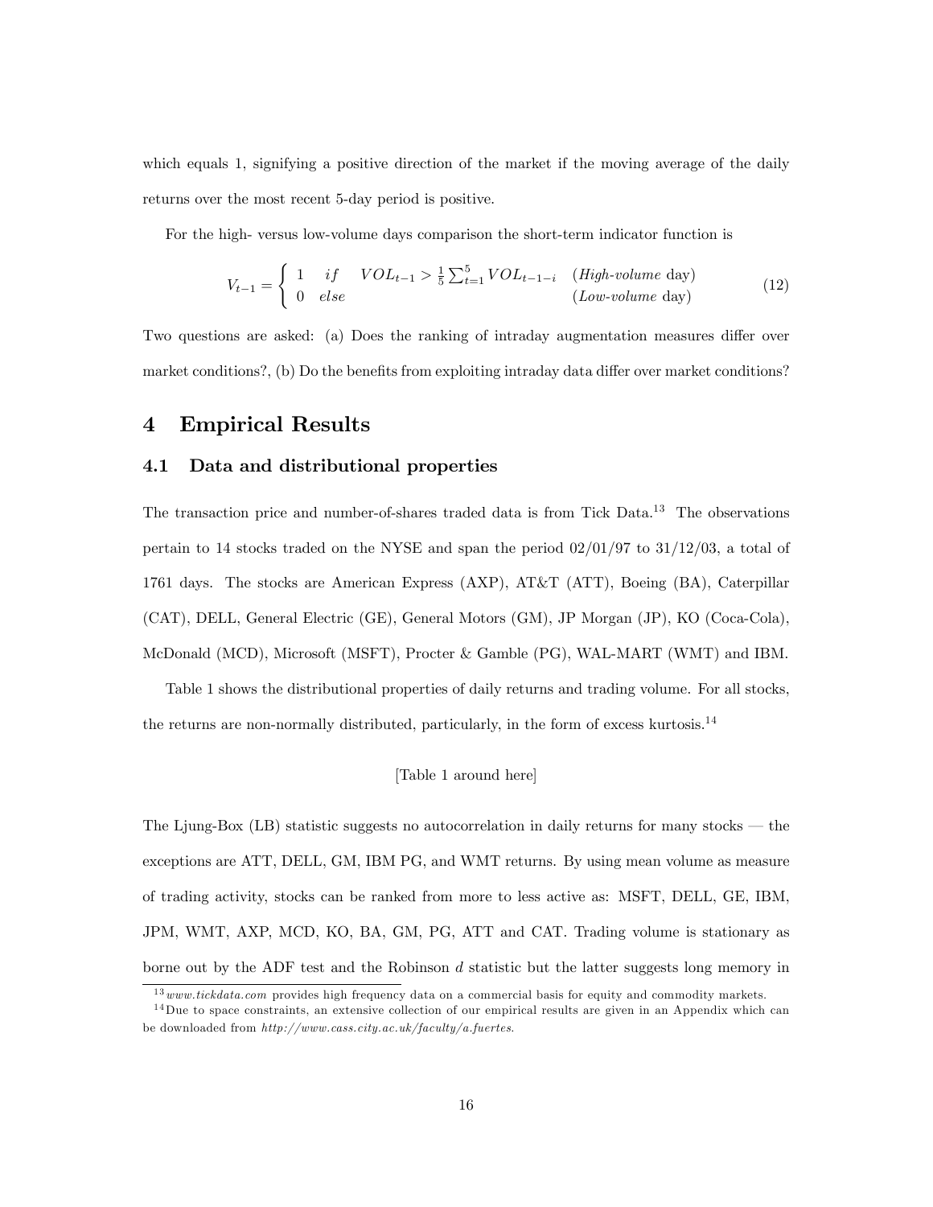which equals 1, signifying a positive direction of the market if the moving average of the daily returns over the most recent 5-day period is positive.

For the high- versus low-volume days comparison the short-term indicator function is

$$V_{t-1} = \begin{cases} 1 & if \quad VOL_{t-1} > \frac{1}{5}\sum_{t=1}^{5} VOL_{t-1-i} \quad (\textit{High-volume} \text{ day}) \\ 0 & else \qquad\qquad\qquad\qquad\qquad\quad (\textit{Low-volume} \text{ day}) \end{cases} \tag{12}$$

Two questions are asked: (a) Does the ranking of intraday augmentation measures differ over market conditions?, (b) Do the benefits from exploiting intraday data differ over market conditions?

# 4 Empirical Results

## 4.1 Data and distributional properties

The transaction price and number-of-shares traded data is from Tick Data.[13] The observations pertain to 14 stocks traded on the NYSE and span the period 02/01/97 to 31/12/03, a total of 1761 days. The stocks are American Express (AXP), AT&T (ATT), Boeing (BA), Caterpillar (CAT), DELL, General Electric (GE), General Motors (GM), JP Morgan (JP), KO (Coca-Cola), McDonald (MCD), Microsoft (MSFT), Procter & Gamble (PG), WAL-MART (WMT) and IBM.

Table 1 shows the distributional properties of daily returns and trading volume. For all stocks, the returns are non-normally distributed, particularly, in the form of excess kurtosis.[14]

[Table 1 around here]

The Ljung-Box (LB) statistic suggests no autocorrelation in daily returns for many stocks — the exceptions are ATT, DELL, GM, IBM PG, and WMT returns. By using mean volume as measure of trading activity, stocks can be ranked from more to less active as: MSFT, DELL, GE, IBM, JPM, WMT, AXP, MCD, KO, BA, GM, PG, ATT and CAT. Trading volume is stationary as borne out by the ADF test and the Robinson $d$ statistic but the latter suggests long memory in

[13] *www.tickdata.com* provides high frequency data on a commercial basis for equity and commodity markets.

[14] Due to space constraints, an extensive collection of our empirical results are given in an Appendix which can be downloaded from *http://www.cass.city.ac.uk/faculty/a.fuertes*.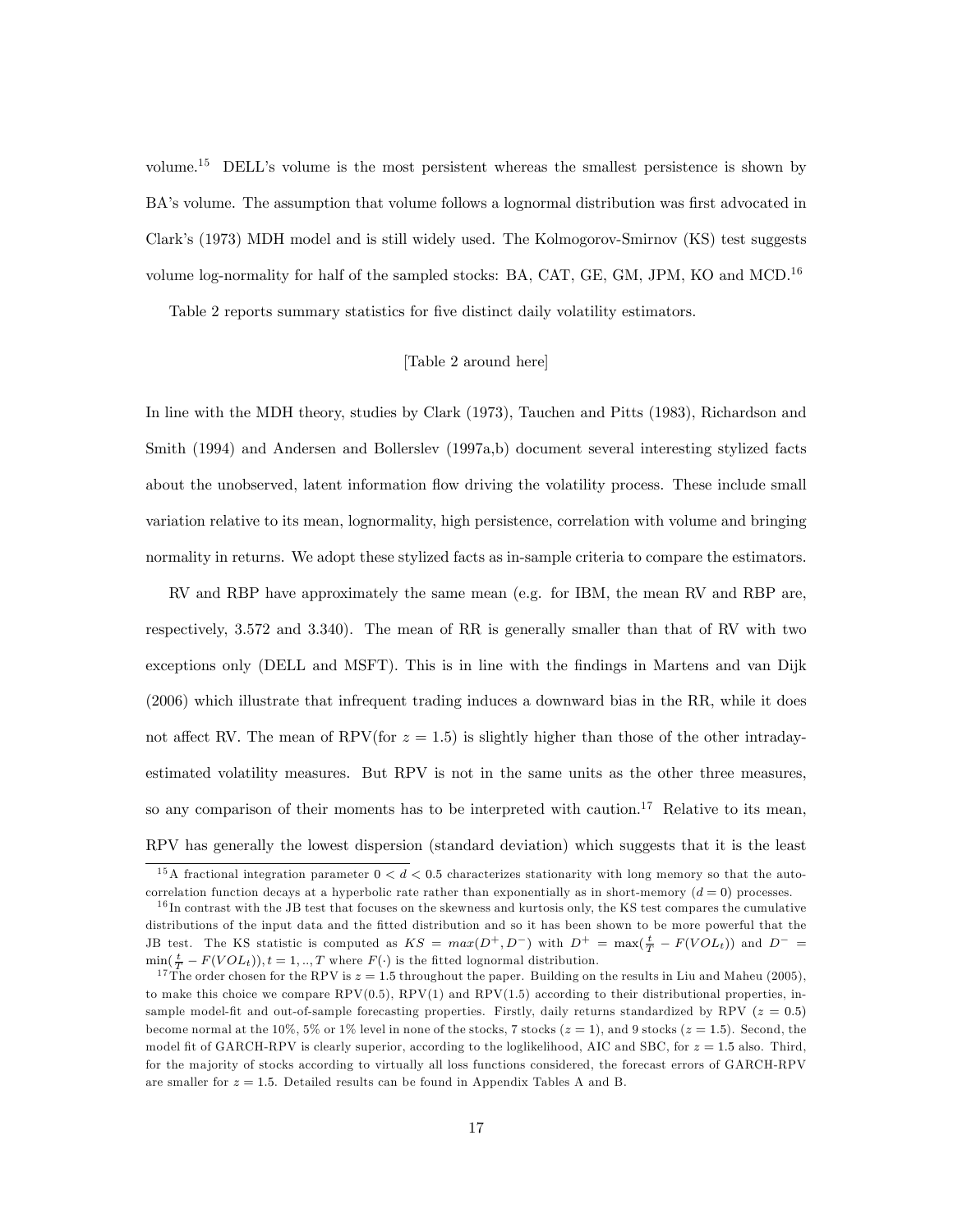volume.[15] DELL's volume is the most persistent whereas the smallest persistence is shown by BA's volume. The assumption that volume follows a lognormal distribution was first advocated in Clark's (1973) MDH model and is still widely used. The Kolmogorov-Smirnov (KS) test suggests volume log-normality for half of the sampled stocks: BA, CAT, GE, GM, JPM, KO and MCD.[16]

Table 2 reports summary statistics for five distinct daily volatility estimators.

[Table 2 around here]

In line with the MDH theory, studies by Clark (1973), Tauchen and Pitts (1983), Richardson and Smith (1994) and Andersen and Bollerslev (1997a,b) document several interesting stylized facts about the unobserved, latent information flow driving the volatility process. These include small variation relative to its mean, lognormality, high persistence, correlation with volume and bringing normality in returns. We adopt these stylized facts as in-sample criteria to compare the estimators.

RV and RBP have approximately the same mean (e.g. for IBM, the mean RV and RBP are, respectively, 3.572 and 3.340). The mean of RR is generally smaller than that of RV with two exceptions only (DELL and MSFT). This is in line with the findings in Martens and van Dijk (2006) which illustrate that infrequent trading induces a downward bias in the RR, while it does not affect RV. The mean of RPV(for $z = 1.5$) is slightly higher than those of the other intraday-estimated volatility measures. But RPV is not in the same units as the other three measures, so any comparison of their moments has to be interpreted with caution.[17] Relative to its mean, RPV has generally the lowest dispersion (standard deviation) which suggests that it is the least

---

[15] A fractional integration parameter $0 < d < 0.5$ characterizes stationarity with long memory so that the autocorrelation function decays at a hyperbolic rate rather than exponentially as in short-memory ($d = 0$) processes.

[16] In contrast with the JB test that focuses on the skewness and kurtosis only, the KS test compares the cumulative distributions of the input data and the fitted distribution and so it has been shown to be more powerful that the JB test. The KS statistic is computed as $KS = max(D^+, D^-)$ with $D^+ = \max(\frac{t}{T} - F(VOL_t))$ and $D^- = \min(\frac{t}{T} - F(VOL_t)), t = 1, .., T$ where $F(\cdot)$ is the fitted lognormal distribution.

[17] The order chosen for the RPV is $z = 1.5$ throughout the paper. Building on the results in Liu and Maheu (2005), to make this choice we compare RPV(0.5), RPV(1) and RPV(1.5) according to their distributional properties, in-sample model-fit and out-of-sample forecasting properties. Firstly, daily returns standardized by RPV ($z = 0.5$) become normal at the 10%, 5% or 1% level in none of the stocks, 7 stocks ($z = 1$), and 9 stocks ($z = 1.5$). Second, the model fit of GARCH-RPV is clearly superior, according to the loglikelihood, AIC and SBC, for $z = 1.5$ also. Third, for the majority of stocks according to virtually all loss functions considered, the forecast errors of GARCH-RPV are smaller for $z = 1.5$. Detailed results can be found in Appendix Tables A and B.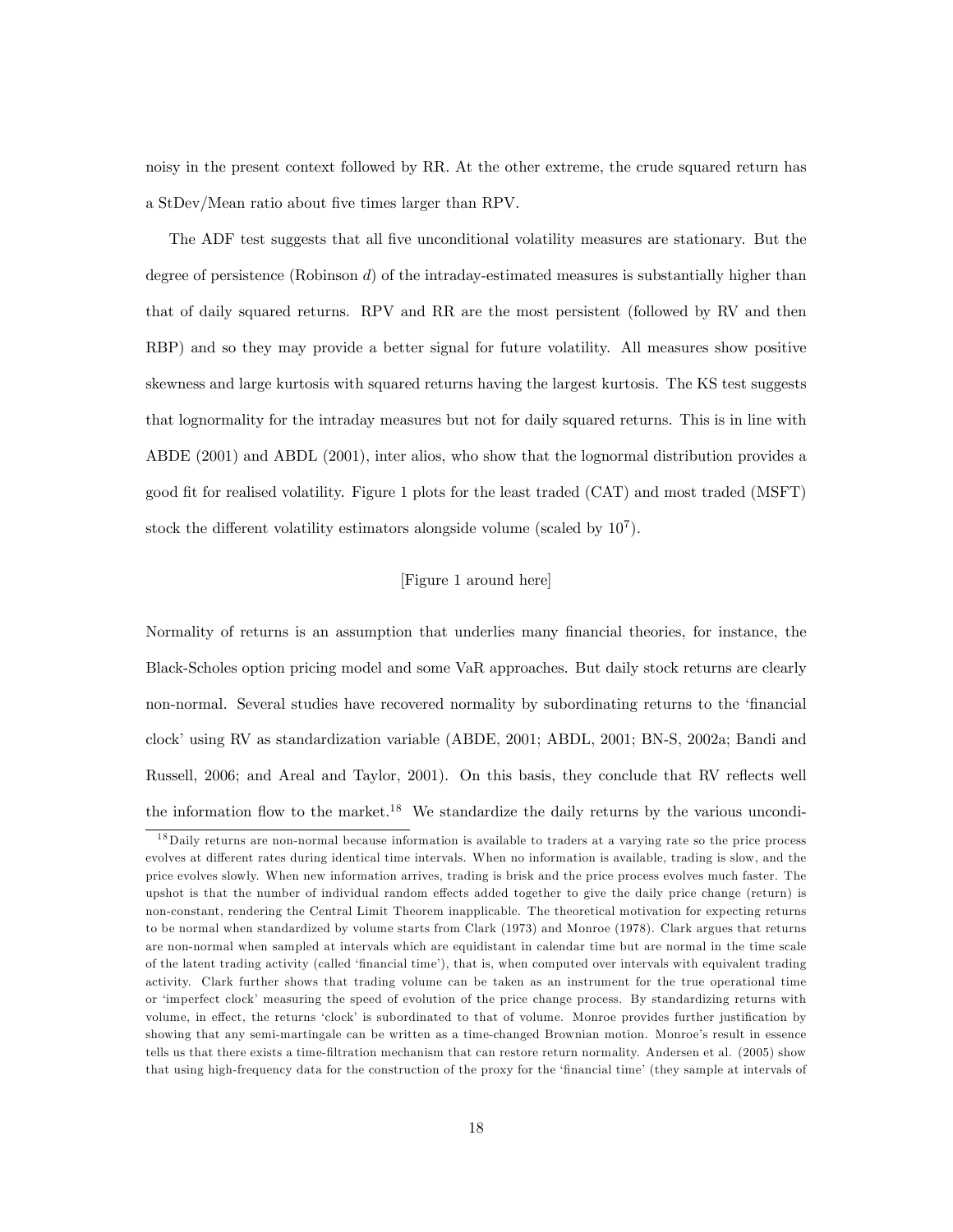noisy in the present context followed by RR. At the other extreme, the crude squared return has a StDev/Mean ratio about five times larger than RPV.

The ADF test suggests that all five unconditional volatility measures are stationary. But the degree of persistence (Robinson $d$) of the intraday-estimated measures is substantially higher than that of daily squared returns. RPV and RR are the most persistent (followed by RV and then RBP) and so they may provide a better signal for future volatility. All measures show positive skewness and large kurtosis with squared returns having the largest kurtosis. The KS test suggests that lognormality for the intraday measures but not for daily squared returns. This is in line with ABDE (2001) and ABDL (2001), inter alios, who show that the lognormal distribution provides a good fit for realised volatility. Figure 1 plots for the least traded (CAT) and most traded (MSFT) stock the different volatility estimators alongside volume (scaled by $10^7$).

[Figure 1 around here]

Normality of returns is an assumption that underlies many financial theories, for instance, the Black-Scholes option pricing model and some VaR approaches. But daily stock returns are clearly non-normal. Several studies have recovered normality by subordinating returns to the 'financial clock' using RV as standardization variable (ABDE, 2001; ABDL, 2001; BN-S, 2002a; Bandi and Russell, 2006; and Areal and Taylor, 2001). On this basis, they conclude that RV reflects well the information flow to the market.[18] We standardize the daily returns by the various uncondi-

[18] Daily returns are non-normal because information is available to traders at a varying rate so the price process evolves at different rates during identical time intervals. When no information is available, trading is slow, and the price evolves slowly. When new information arrives, trading is brisk and the price process evolves much faster. The upshot is that the number of individual random effects added together to give the daily price change (return) is non-constant, rendering the Central Limit Theorem inapplicable. The theoretical motivation for expecting returns to be normal when standardized by volume starts from Clark (1973) and Monroe (1978). Clark argues that returns are non-normal when sampled at intervals which are equidistant in calendar time but are normal in the time scale of the latent trading activity (called 'financial time'), that is, when computed over intervals with equivalent trading activity. Clark further shows that trading volume can be taken as an instrument for the true operational time or 'imperfect clock' measuring the speed of evolution of the price change process. By standardizing returns with volume, in effect, the returns 'clock' is subordinated to that of volume. Monroe provides further justification by showing that any semi-martingale can be written as a time-changed Brownian motion. Monroe's result in essence tells us that there exists a time-filtration mechanism that can restore return normality. Andersen et al. (2005) show that using high-frequency data for the construction of the proxy for the 'financial time' (they sample at intervals of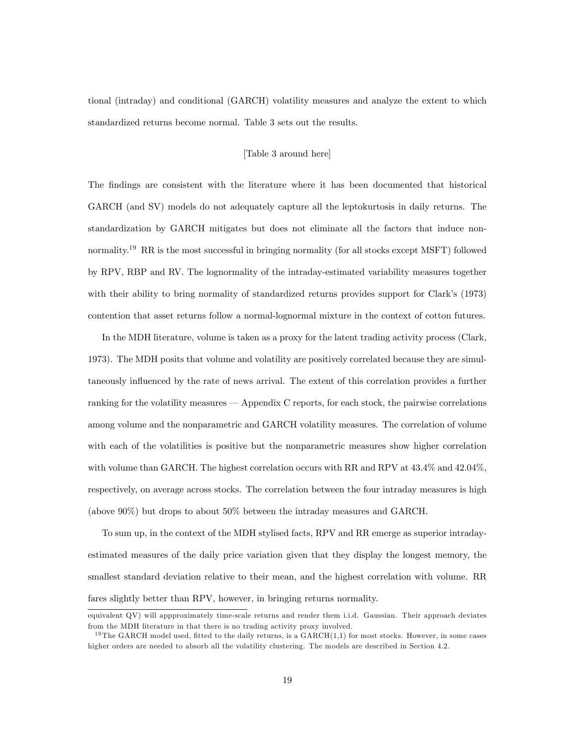tional (intraday) and conditional (GARCH) volatility measures and analyze the extent to which standardized returns become normal. Table 3 sets out the results.

[Table 3 around here]

The findings are consistent with the literature where it has been documented that historical GARCH (and SV) models do not adequately capture all the leptokurtosis in daily returns. The standardization by GARCH mitigates but does not eliminate all the factors that induce non-normality.[19] RR is the most successful in bringing normality (for all stocks except MSFT) followed by RPV, RBP and RV. The lognormality of the intraday-estimated variability measures together with their ability to bring normality of standardized returns provides support for Clark's (1973) contention that asset returns follow a normal-lognormal mixture in the context of cotton futures.

In the MDH literature, volume is taken as a proxy for the latent trading activity process (Clark, 1973). The MDH posits that volume and volatility are positively correlated because they are simultaneously influenced by the rate of news arrival. The extent of this correlation provides a further ranking for the volatility measures — Appendix C reports, for each stock, the pairwise correlations among volume and the nonparametric and GARCH volatility measures. The correlation of volume with each of the volatilities is positive but the nonparametric measures show higher correlation with volume than GARCH. The highest correlation occurs with RR and RPV at 43.4% and 42.04%, respectively, on average across stocks. The correlation between the four intraday measures is high (above 90%) but drops to about 50% between the intraday measures and GARCH.

To sum up, in the context of the MDH stylised facts, RPV and RR emerge as superior intraday-estimated measures of the daily price variation given that they display the longest memory, the smallest standard deviation relative to their mean, and the highest correlation with volume. RR fares slightly better than RPV, however, in bringing returns normality.

equivalent QV) will appproximately time-scale returns and render them i.i.d. Gaussian. Their approach deviates from the MDH literature in that there is no trading activity proxy involved.

[19] The GARCH model used, fitted to the daily returns, is a GARCH(1,1) for most stocks. However, in some cases higher orders are needed to absorb all the volatility clustering. The models are described in Section 4.2.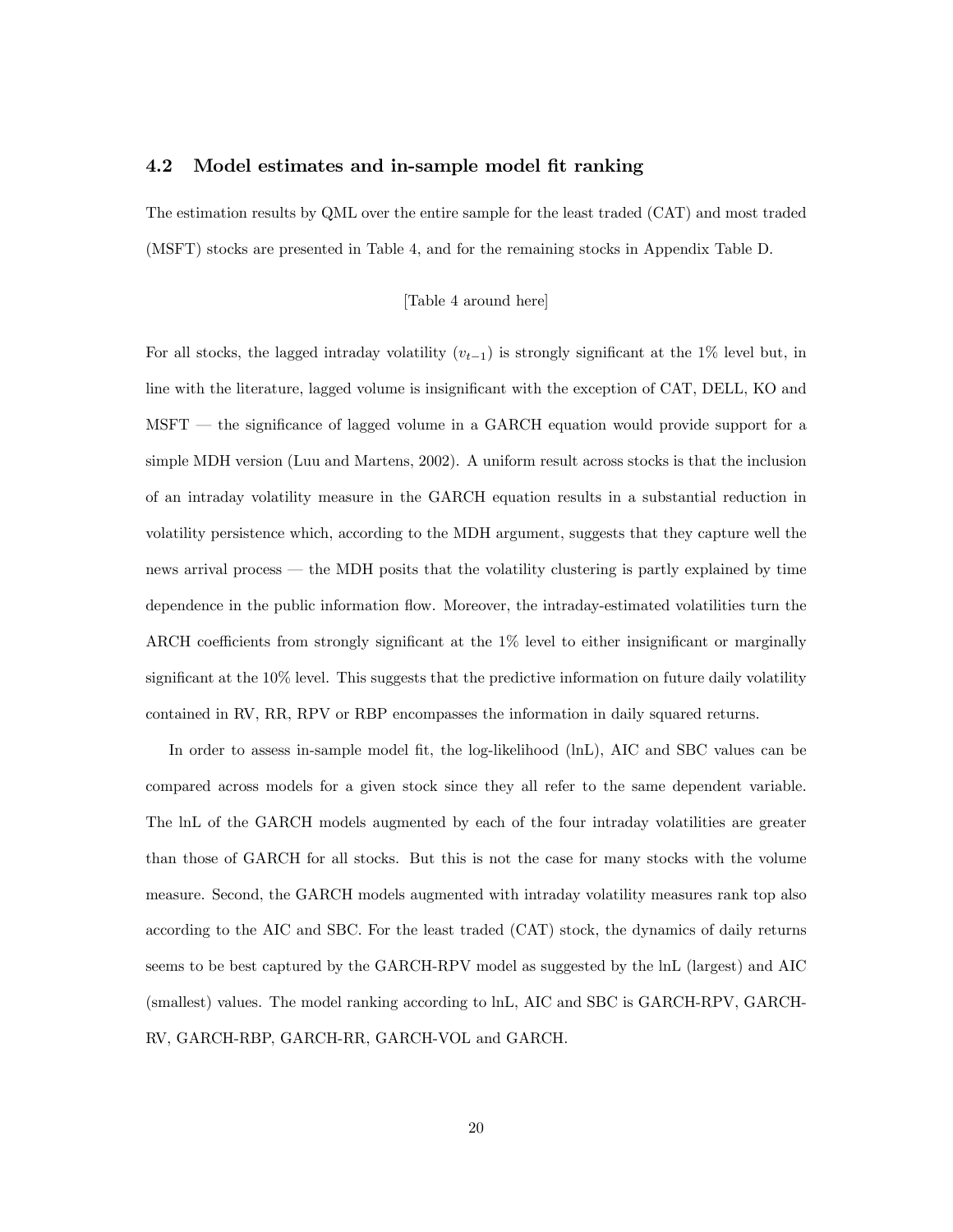### 4.2 Model estimates and in-sample model fit ranking

The estimation results by QML over the entire sample for the least traded (CAT) and most traded (MSFT) stocks are presented in Table 4, and for the remaining stocks in Appendix Table D.

[Table 4 around here]

For all stocks, the lagged intraday volatility ($v_{t-1}$) is strongly significant at the 1% level but, in line with the literature, lagged volume is insignificant with the exception of CAT, DELL, KO and MSFT — the significance of lagged volume in a GARCH equation would provide support for a simple MDH version (Luu and Martens, 2002). A uniform result across stocks is that the inclusion of an intraday volatility measure in the GARCH equation results in a substantial reduction in volatility persistence which, according to the MDH argument, suggests that they capture well the news arrival process — the MDH posits that the volatility clustering is partly explained by time dependence in the public information flow. Moreover, the intraday-estimated volatilities turn the ARCH coefficients from strongly significant at the 1% level to either insignificant or marginally significant at the 10% level. This suggests that the predictive information on future daily volatility contained in RV, RR, RPV or RBP encompasses the information in daily squared returns.

In order to assess in-sample model fit, the log-likelihood (lnL), AIC and SBC values can be compared across models for a given stock since they all refer to the same dependent variable. The lnL of the GARCH models augmented by each of the four intraday volatilities are greater than those of GARCH for all stocks. But this is not the case for many stocks with the volume measure. Second, the GARCH models augmented with intraday volatility measures rank top also according to the AIC and SBC. For the least traded (CAT) stock, the dynamics of daily returns seems to be best captured by the GARCH-RPV model as suggested by the lnL (largest) and AIC (smallest) values. The model ranking according to lnL, AIC and SBC is GARCH-RPV, GARCH-RV, GARCH-RBP, GARCH-RR, GARCH-VOL and GARCH.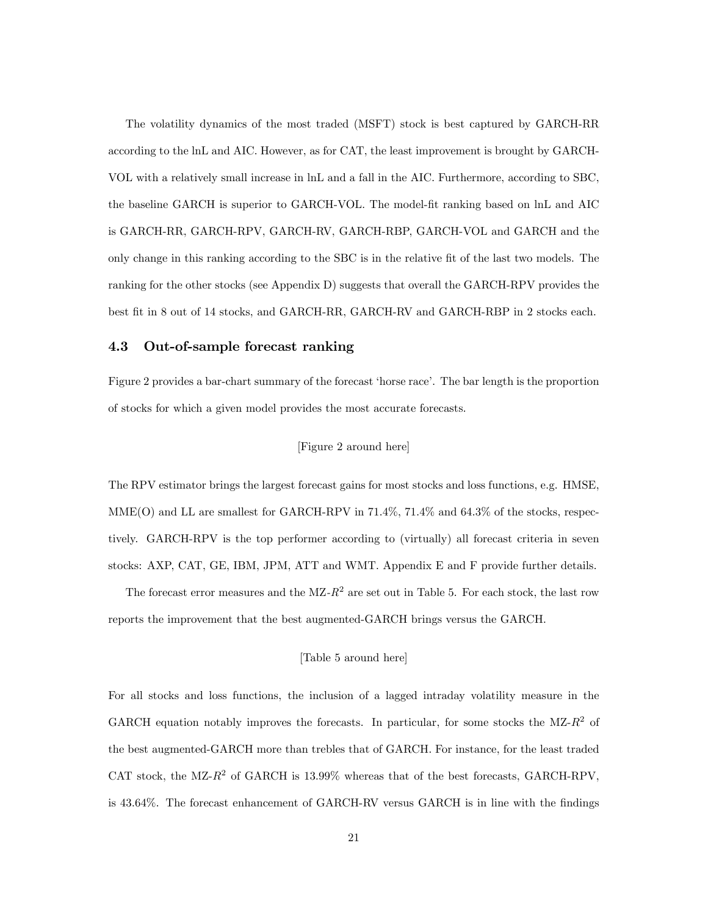The volatility dynamics of the most traded (MSFT) stock is best captured by GARCH-RR according to the lnL and AIC. However, as for CAT, the least improvement is brought by GARCH-VOL with a relatively small increase in lnL and a fall in the AIC. Furthermore, according to SBC, the baseline GARCH is superior to GARCH-VOL. The model-fit ranking based on lnL and AIC is GARCH-RR, GARCH-RPV, GARCH-RV, GARCH-RBP, GARCH-VOL and GARCH and the only change in this ranking according to the SBC is in the relative fit of the last two models. The ranking for the other stocks (see Appendix D) suggests that overall the GARCH-RPV provides the best fit in 8 out of 14 stocks, and GARCH-RR, GARCH-RV and GARCH-RBP in 2 stocks each.

### 4.3 Out-of-sample forecast ranking

Figure 2 provides a bar-chart summary of the forecast 'horse race'. The bar length is the proportion of stocks for which a given model provides the most accurate forecasts.

[Figure 2 around here]

The RPV estimator brings the largest forecast gains for most stocks and loss functions, e.g. HMSE, MME(O) and LL are smallest for GARCH-RPV in 71.4%, 71.4% and 64.3% of the stocks, respectively. GARCH-RPV is the top performer according to (virtually) all forecast criteria in seven stocks: AXP, CAT, GE, IBM, JPM, ATT and WMT. Appendix E and F provide further details.

The forecast error measures and the MZ-$R^2$ are set out in Table 5. For each stock, the last row reports the improvement that the best augmented-GARCH brings versus the GARCH.

[Table 5 around here]

For all stocks and loss functions, the inclusion of a lagged intraday volatility measure in the GARCH equation notably improves the forecasts. In particular, for some stocks the MZ-$R^2$ of the best augmented-GARCH more than trebles that of GARCH. For instance, for the least traded CAT stock, the MZ-$R^2$ of GARCH is 13.99% whereas that of the best forecasts, GARCH-RPV, is 43.64%. The forecast enhancement of GARCH-RV versus GARCH is in line with the findings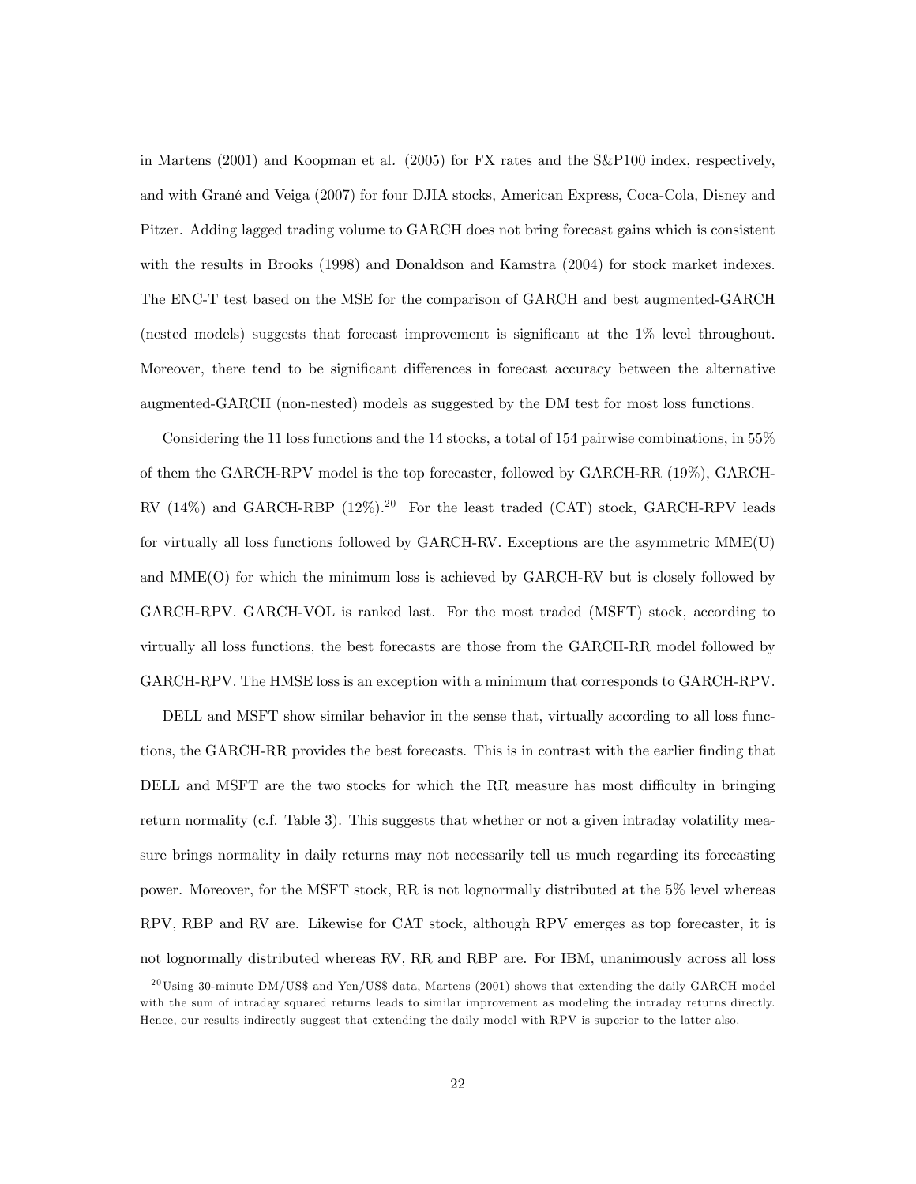in Martens (2001) and Koopman et al. (2005) for FX rates and the S&P100 index, respectively, and with Grané and Veiga (2007) for four DJIA stocks, American Express, Coca-Cola, Disney and Pitzer. Adding lagged trading volume to GARCH does not bring forecast gains which is consistent with the results in Brooks (1998) and Donaldson and Kamstra (2004) for stock market indexes. The ENC-T test based on the MSE for the comparison of GARCH and best augmented-GARCH (nested models) suggests that forecast improvement is significant at the 1% level throughout. Moreover, there tend to be significant differences in forecast accuracy between the alternative augmented-GARCH (non-nested) models as suggested by the DM test for most loss functions.

Considering the 11 loss functions and the 14 stocks, a total of 154 pairwise combinations, in 55% of them the GARCH-RPV model is the top forecaster, followed by GARCH-RR (19%), GARCH-RV (14%) and GARCH-RBP (12%).[20] For the least traded (CAT) stock, GARCH-RPV leads for virtually all loss functions followed by GARCH-RV. Exceptions are the asymmetric MME(U) and MME(O) for which the minimum loss is achieved by GARCH-RV but is closely followed by GARCH-RPV. GARCH-VOL is ranked last. For the most traded (MSFT) stock, according to virtually all loss functions, the best forecasts are those from the GARCH-RR model followed by GARCH-RPV. The HMSE loss is an exception with a minimum that corresponds to GARCH-RPV.

DELL and MSFT show similar behavior in the sense that, virtually according to all loss functions, the GARCH-RR provides the best forecasts. This is in contrast with the earlier finding that DELL and MSFT are the two stocks for which the RR measure has most difficulty in bringing return normality (c.f. Table 3). This suggests that whether or not a given intraday volatility measure brings normality in daily returns may not necessarily tell us much regarding its forecasting power. Moreover, for the MSFT stock, RR is not lognormally distributed at the 5% level whereas RPV, RBP and RV are. Likewise for CAT stock, although RPV emerges as top forecaster, it is not lognormally distributed whereas RV, RR and RBP are. For IBM, unanimously across all loss

[20] Using 30-minute DM/US$ and Yen/US$ data, Martens (2001) shows that extending the daily GARCH model with the sum of intraday squared returns leads to similar improvement as modeling the intraday returns directly. Hence, our results indirectly suggest that extending the daily model with RPV is superior to the latter also.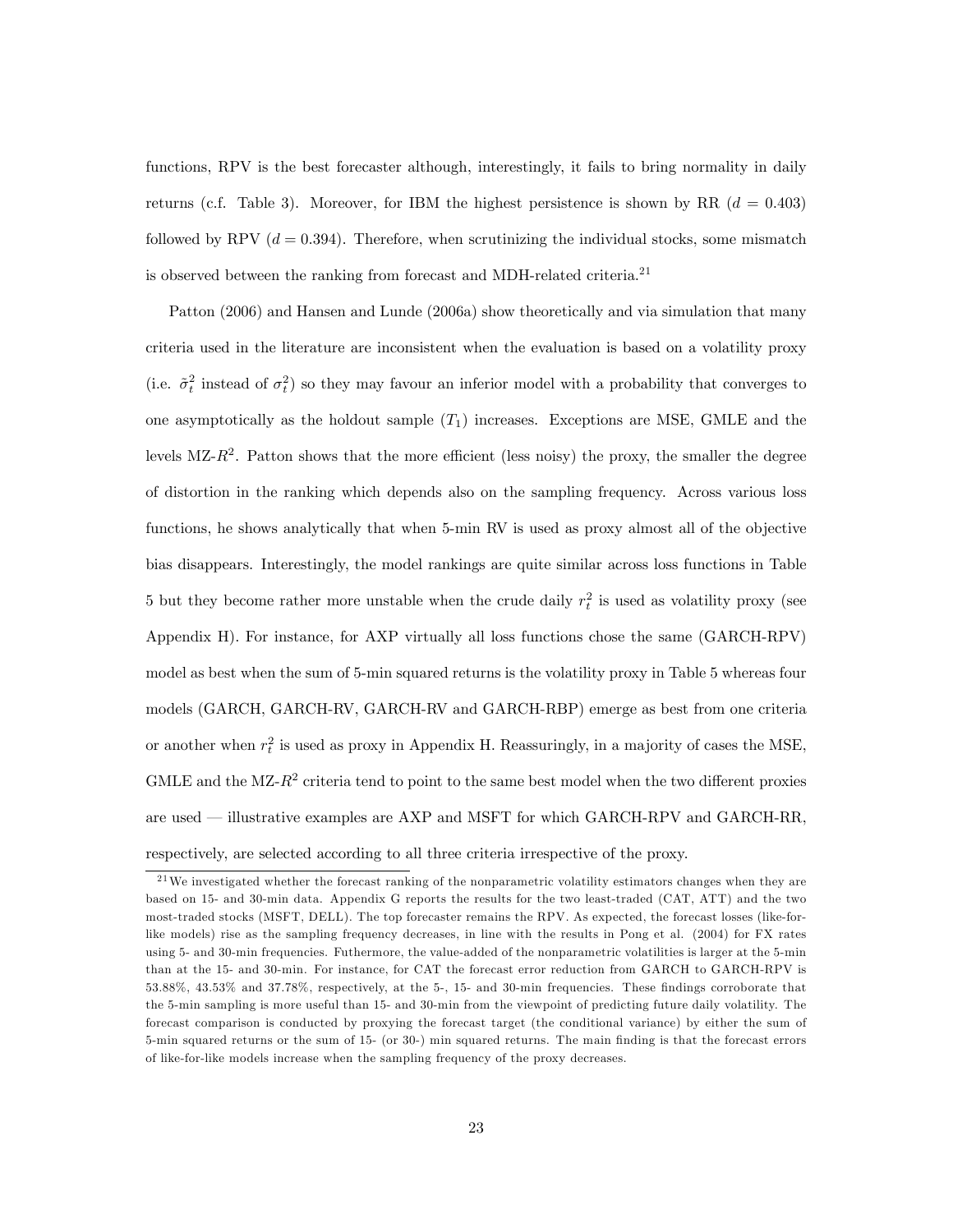functions, RPV is the best forecaster although, interestingly, it fails to bring normality in daily returns (c.f. Table 3). Moreover, for IBM the highest persistence is shown by RR ($d = 0.403$) followed by RPV ($d = 0.394$). Therefore, when scrutinizing the individual stocks, some mismatch is observed between the ranking from forecast and MDH-related criteria.[21]

Patton (2006) and Hansen and Lunde (2006a) show theoretically and via simulation that many criteria used in the literature are inconsistent when the evaluation is based on a volatility proxy (i.e. $\tilde{\sigma}_t^2$ instead of $\sigma_t^2$) so they may favour an inferior model with a probability that converges to one asymptotically as the holdout sample ($T_1$) increases. Exceptions are MSE, GMLE and the levels MZ-$R^2$. Patton shows that the more efficient (less noisy) the proxy, the smaller the degree of distortion in the ranking which depends also on the sampling frequency. Across various loss functions, he shows analytically that when 5-min RV is used as proxy almost all of the objective bias disappears. Interestingly, the model rankings are quite similar across loss functions in Table 5 but they become rather more unstable when the crude daily $r_t^2$ is used as volatility proxy (see Appendix H). For instance, for AXP virtually all loss functions chose the same (GARCH-RPV) model as best when the sum of 5-min squared returns is the volatility proxy in Table 5 whereas four models (GARCH, GARCH-RV, GARCH-RV and GARCH-RBP) emerge as best from one criteria or another when $r_t^2$ is used as proxy in Appendix H. Reassuringly, in a majority of cases the MSE, GMLE and the MZ-$R^2$ criteria tend to point to the same best model when the two different proxies are used — illustrative examples are AXP and MSFT for which GARCH-RPV and GARCH-RR, respectively, are selected according to all three criteria irrespective of the proxy.

[21] We investigated whether the forecast ranking of the nonparametric volatility estimators changes when they are based on 15- and 30-min data. Appendix G reports the results for the two least-traded (CAT, ATT) and the two most-traded stocks (MSFT, DELL). The top forecaster remains the RPV. As expected, the forecast losses (like-for-like models) rise as the sampling frequency decreases, in line with the results in Pong et al. (2004) for FX rates using 5- and 30-min frequencies. Futhermore, the value-added of the nonparametric volatilities is larger at the 5-min than at the 15- and 30-min. For instance, for CAT the forecast error reduction from GARCH to GARCH-RPV is 53.88%, 43.53% and 37.78%, respectively, at the 5-, 15- and 30-min frequencies. These findings corroborate that the 5-min sampling is more useful than 15- and 30-min from the viewpoint of predicting future daily volatility. The forecast comparison is conducted by proxying the forecast target (the conditional variance) by either the sum of 5-min squared returns or the sum of 15- (or 30-) min squared returns. The main finding is that the forecast errors of like-for-like models increase when the sampling frequency of the proxy decreases.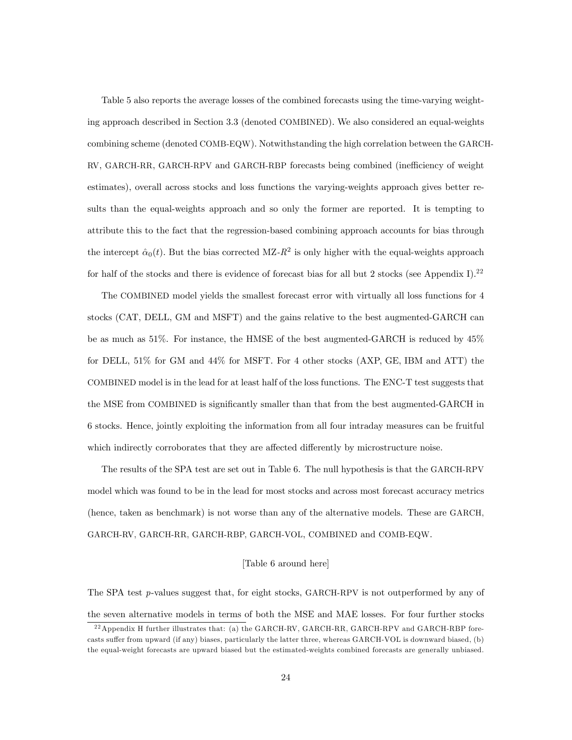Table 5 also reports the average losses of the combined forecasts using the time-varying weighting approach described in Section 3.3 (denoted COMBINED). We also considered an equal-weights combining scheme (denoted COMB-EQW). Notwithstanding the high correlation between the GARCH-RV, GARCH-RR, GARCH-RPV and GARCH-RBP forecasts being combined (inefficiency of weight estimates), overall across stocks and loss functions the varying-weights approach gives better results than the equal-weights approach and so only the former are reported. It is tempting to attribute this to the fact that the regression-based combining approach accounts for bias through the intercept $\hat{\alpha}_0(t)$. But the bias corrected MZ-$R^2$ is only higher with the equal-weights approach for half of the stocks and there is evidence of forecast bias for all but 2 stocks (see Appendix I).[22]

The COMBINED model yields the smallest forecast error with virtually all loss functions for 4 stocks (CAT, DELL, GM and MSFT) and the gains relative to the best augmented-GARCH can be as much as 51%. For instance, the HMSE of the best augmented-GARCH is reduced by 45% for DELL, 51% for GM and 44% for MSFT. For 4 other stocks (AXP, GE, IBM and ATT) the COMBINED model is in the lead for at least half of the loss functions. The ENC-T test suggests that the MSE from COMBINED is significantly smaller than that from the best augmented-GARCH in 6 stocks. Hence, jointly exploiting the information from all four intraday measures can be fruitful which indirectly corroborates that they are affected differently by microstructure noise.

The results of the SPA test are set out in Table 6. The null hypothesis is that the GARCH-RPV model which was found to be in the lead for most stocks and across most forecast accuracy metrics (hence, taken as benchmark) is not worse than any of the alternative models. These are GARCH, GARCH-RV, GARCH-RR, GARCH-RBP, GARCH-VOL, COMBINED and COMB-EQW.

[Table 6 around here]

The SPA test $p$-values suggest that, for eight stocks, GARCH-RPV is not outperformed by any of the seven alternative models in terms of both the MSE and MAE losses. For four further stocks

[22] Appendix H further illustrates that: (a) the GARCH-RV, GARCH-RR, GARCH-RPV and GARCH-RBP forecasts suffer from upward (if any) biases, particularly the latter three, whereas GARCH-VOL is downward biased, (b) the equal-weight forecasts are upward biased but the estimated-weights combined forecasts are generally unbiased.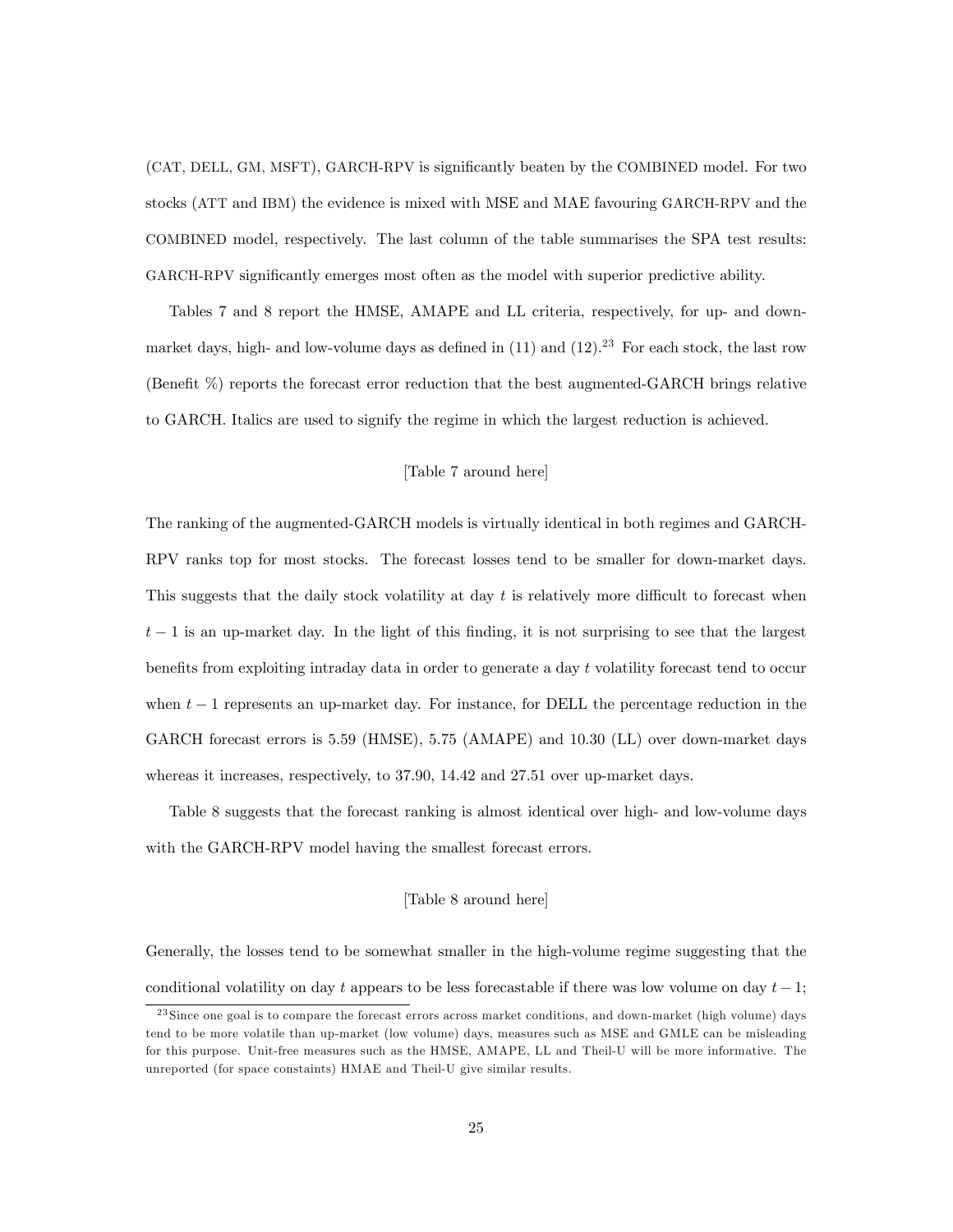(CAT, DELL, GM, MSFT), GARCH-RPV is significantly beaten by the COMBINED model. For two stocks (ATT and IBM) the evidence is mixed with MSE and MAE favouring GARCH-RPV and the COMBINED model, respectively. The last column of the table summarises the SPA test results: GARCH-RPV significantly emerges most often as the model with superior predictive ability.

Tables 7 and 8 report the HMSE, AMAPE and LL criteria, respectively, for up- and down-market days, high- and low-volume days as defined in (11) and (12).[23] For each stock, the last row (Benefit %) reports the forecast error reduction that the best augmented-GARCH brings relative to GARCH. Italics are used to signify the regime in which the largest reduction is achieved.

[Table 7 around here]

The ranking of the augmented-GARCH models is virtually identical in both regimes and GARCH-RPV ranks top for most stocks. The forecast losses tend to be smaller for down-market days. This suggests that the daily stock volatility at day $t$ is relatively more difficult to forecast when $t-1$ is an up-market day. In the light of this finding, it is not surprising to see that the largest benefits from exploiting intraday data in order to generate a day $t$ volatility forecast tend to occur when $t-1$ represents an up-market day. For instance, for DELL the percentage reduction in the GARCH forecast errors is 5.59 (HMSE), 5.75 (AMAPE) and 10.30 (LL) over down-market days whereas it increases, respectively, to 37.90, 14.42 and 27.51 over up-market days.

Table 8 suggests that the forecast ranking is almost identical over high- and low-volume days with the GARCH-RPV model having the smallest forecast errors.

[Table 8 around here]

Generally, the losses tend to be somewhat smaller in the high-volume regime suggesting that the conditional volatility on day $t$ appears to be less forecastable if there was low volume on day $t-1$;

[23] Since one goal is to compare the forecast errors across market conditions, and down-market (high volume) days tend to be more volatile than up-market (low volume) days, measures such as MSE and GMLE can be misleading for this purpose. Unit-free measures such as the HMSE, AMAPE, LL and Theil-U will be more informative. The unreported (for space constaints) HMAE and Theil-U give similar results.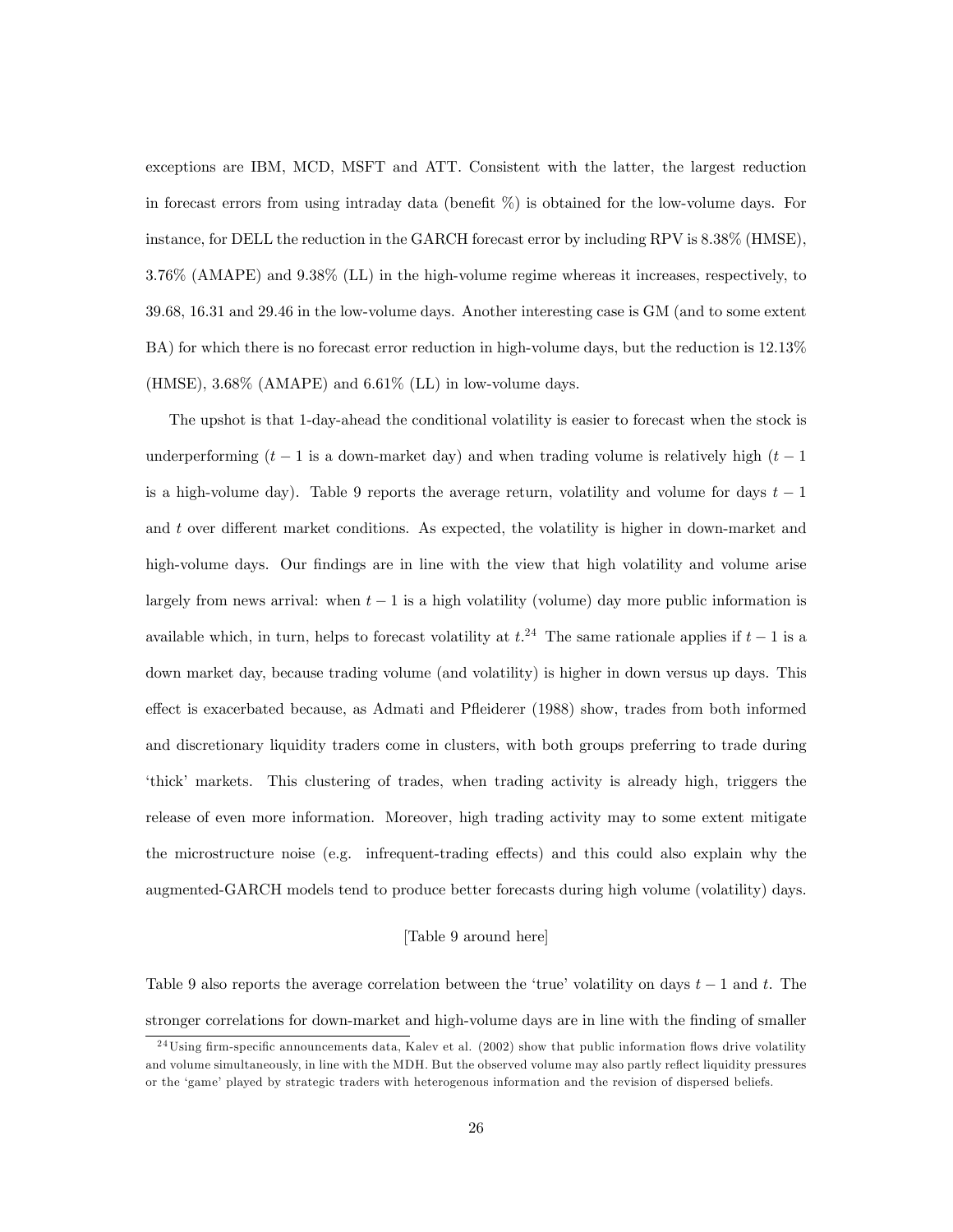exceptions are IBM, MCD, MSFT and ATT. Consistent with the latter, the largest reduction in forecast errors from using intraday data (benefit %) is obtained for the low-volume days. For instance, for DELL the reduction in the GARCH forecast error by including RPV is 8.38% (HMSE), 3.76% (AMAPE) and 9.38% (LL) in the high-volume regime whereas it increases, respectively, to 39.68, 16.31 and 29.46 in the low-volume days. Another interesting case is GM (and to some extent BA) for which there is no forecast error reduction in high-volume days, but the reduction is 12.13% (HMSE), 3.68% (AMAPE) and 6.61% (LL) in low-volume days.

The upshot is that 1-day-ahead the conditional volatility is easier to forecast when the stock is underperforming ($t-1$ is a down-market day) and when trading volume is relatively high ($t-1$ is a high-volume day). Table 9 reports the average return, volatility and volume for days $t-1$ and $t$ over different market conditions. As expected, the volatility is higher in down-market and high-volume days. Our findings are in line with the view that high volatility and volume arise largely from news arrival: when $t-1$ is a high volatility (volume) day more public information is available which, in turn, helps to forecast volatility at $t$.[24] The same rationale applies if $t-1$ is a down market day, because trading volume (and volatility) is higher in down versus up days. This effect is exacerbated because, as Admati and Pfleiderer (1988) show, trades from both informed and discretionary liquidity traders come in clusters, with both groups preferring to trade during 'thick' markets. This clustering of trades, when trading activity is already high, triggers the release of even more information. Moreover, high trading activity may to some extent mitigate the microstructure noise (e.g. infrequent-trading effects) and this could also explain why the augmented-GARCH models tend to produce better forecasts during high volume (volatility) days.

[Table 9 around here]

Table 9 also reports the average correlation between the 'true' volatility on days $t-1$ and $t$. The stronger correlations for down-market and high-volume days are in line with the finding of smaller

[24] Using firm-specific announcements data, Kalev et al. (2002) show that public information flows drive volatility and volume simultaneously, in line with the MDH. But the observed volume may also partly reflect liquidity pressures or the 'game' played by strategic traders with heterogenous information and the revision of dispersed beliefs.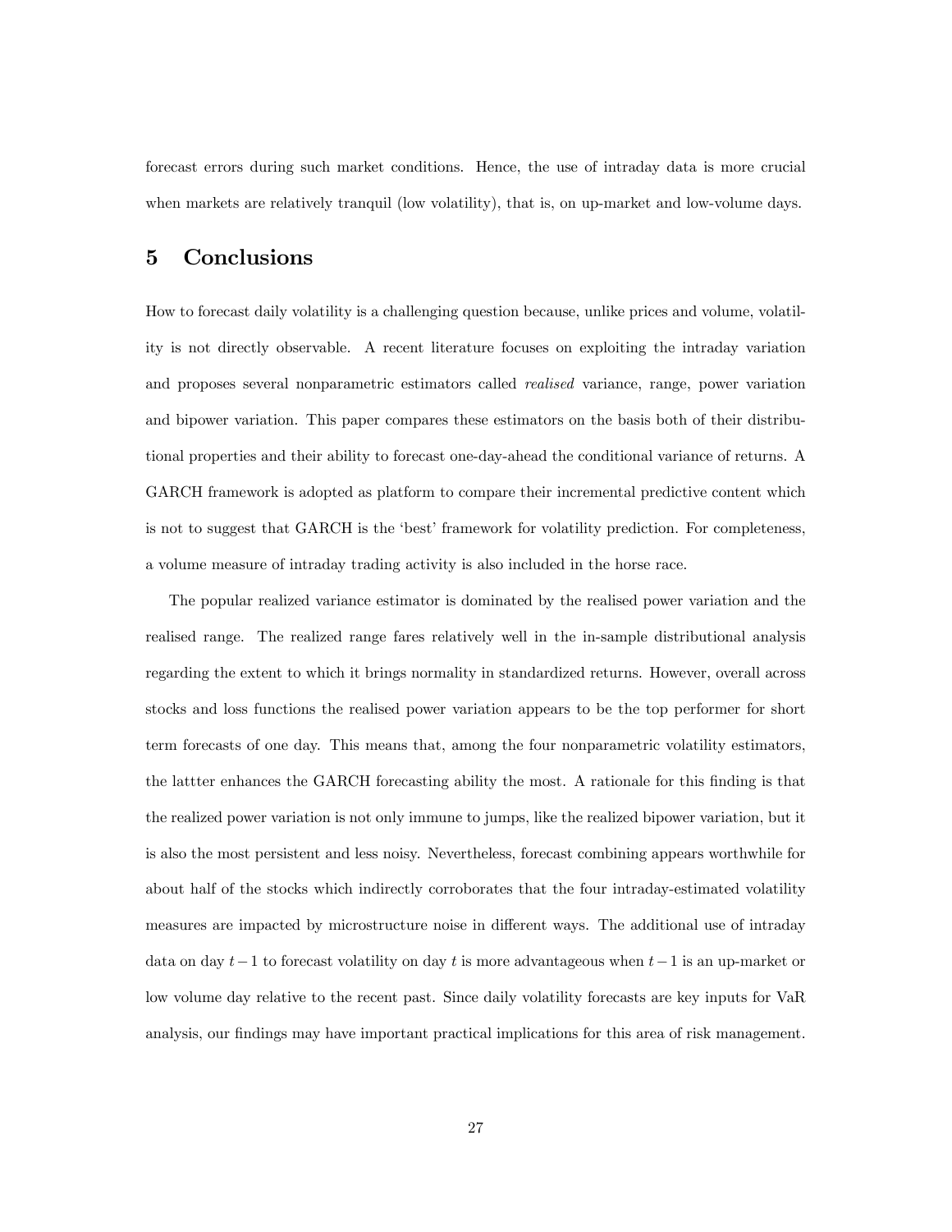forecast errors during such market conditions. Hence, the use of intraday data is more crucial when markets are relatively tranquil (low volatility), that is, on up-market and low-volume days.

## 5 Conclusions

How to forecast daily volatility is a challenging question because, unlike prices and volume, volatility is not directly observable. A recent literature focuses on exploiting the intraday variation and proposes several nonparametric estimators called *realised* variance, range, power variation and bipower variation. This paper compares these estimators on the basis both of their distributional properties and their ability to forecast one-day-ahead the conditional variance of returns. A GARCH framework is adopted as platform to compare their incremental predictive content which is not to suggest that GARCH is the 'best' framework for volatility prediction. For completeness, a volume measure of intraday trading activity is also included in the horse race.

The popular realized variance estimator is dominated by the realised power variation and the realised range. The realized range fares relatively well in the in-sample distributional analysis regarding the extent to which it brings normality in standardized returns. However, overall across stocks and loss functions the realised power variation appears to be the top performer for short term forecasts of one day. This means that, among the four nonparametric volatility estimators, the lattter enhances the GARCH forecasting ability the most. A rationale for this finding is that the realized power variation is not only immune to jumps, like the realized bipower variation, but it is also the most persistent and less noisy. Nevertheless, forecast combining appears worthwhile for about half of the stocks which indirectly corroborates that the four intraday-estimated volatility measures are impacted by microstructure noise in different ways. The additional use of intraday data on day $t-1$ to forecast volatility on day $t$ is more advantageous when $t-1$ is an up-market or low volume day relative to the recent past. Since daily volatility forecasts are key inputs for VaR analysis, our findings may have important practical implications for this area of risk management.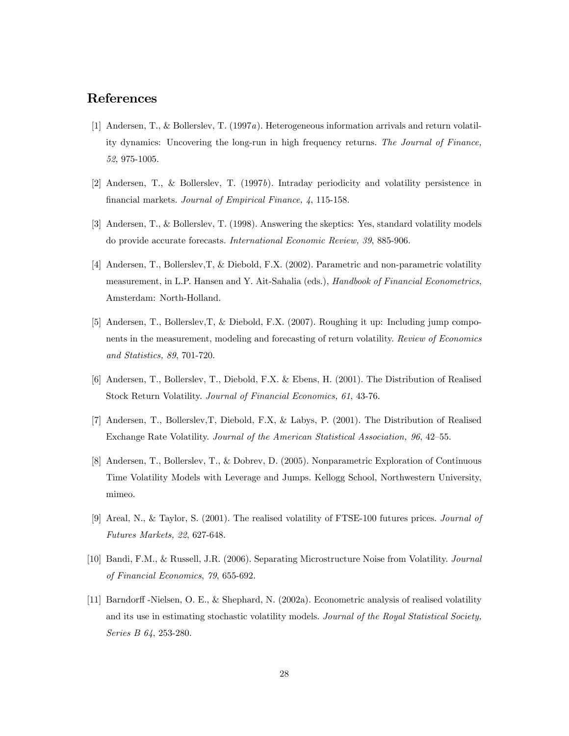## References

[1] Andersen, T., & Bollerslev, T. (1997*a*). Heterogeneous information arrivals and return volatility dynamics: Uncovering the long-run in high frequency returns. *The Journal of Finance, 52*, 975-1005.

[2] Andersen, T., & Bollerslev, T. (1997*b*). Intraday periodicity and volatility persistence in financial markets. *Journal of Empirical Finance, 4*, 115-158.

[3] Andersen, T., & Bollerslev, T. (1998). Answering the skeptics: Yes, standard volatility models do provide accurate forecasts. *International Economic Review, 39*, 885-906.

[4] Andersen, T., Bollerslev,T, & Diebold, F.X. (2002). Parametric and non-parametric volatility measurement, in L.P. Hansen and Y. Ait-Sahalia (eds.), *Handbook of Financial Econometrics*, Amsterdam: North-Holland.

[5] Andersen, T., Bollerslev,T, & Diebold, F.X. (2007). Roughing it up: Including jump components in the measurement, modeling and forecasting of return volatility. *Review of Economics and Statistics, 89*, 701-720.

[6] Andersen, T., Bollerslev, T., Diebold, F.X. & Ebens, H. (2001). The Distribution of Realised Stock Return Volatility. *Journal of Financial Economics, 61*, 43-76.

[7] Andersen, T., Bollerslev,T, Diebold, F.X, & Labys, P. (2001). The Distribution of Realised Exchange Rate Volatility. *Journal of the American Statistical Association, 96*, 42–55.

[8] Andersen, T., Bollerslev, T., & Dobrev, D. (2005). Nonparametric Exploration of Continuous Time Volatility Models with Leverage and Jumps. Kellogg School, Northwestern University, mimeo.

[9] Areal, N., & Taylor, S. (2001). The realised volatility of FTSE-100 futures prices. *Journal of Futures Markets, 22*, 627-648.

[10] Bandi, F.M., & Russell, J.R. (2006). Separating Microstructure Noise from Volatility. *Journal of Financial Economics*, *79*, 655-692.

[11] Barndorff -Nielsen, O. E., & Shephard, N. (2002a). Econometric analysis of realised volatility and its use in estimating stochastic volatility models. *Journal of the Royal Statistical Society, Series B 64*, 253-280.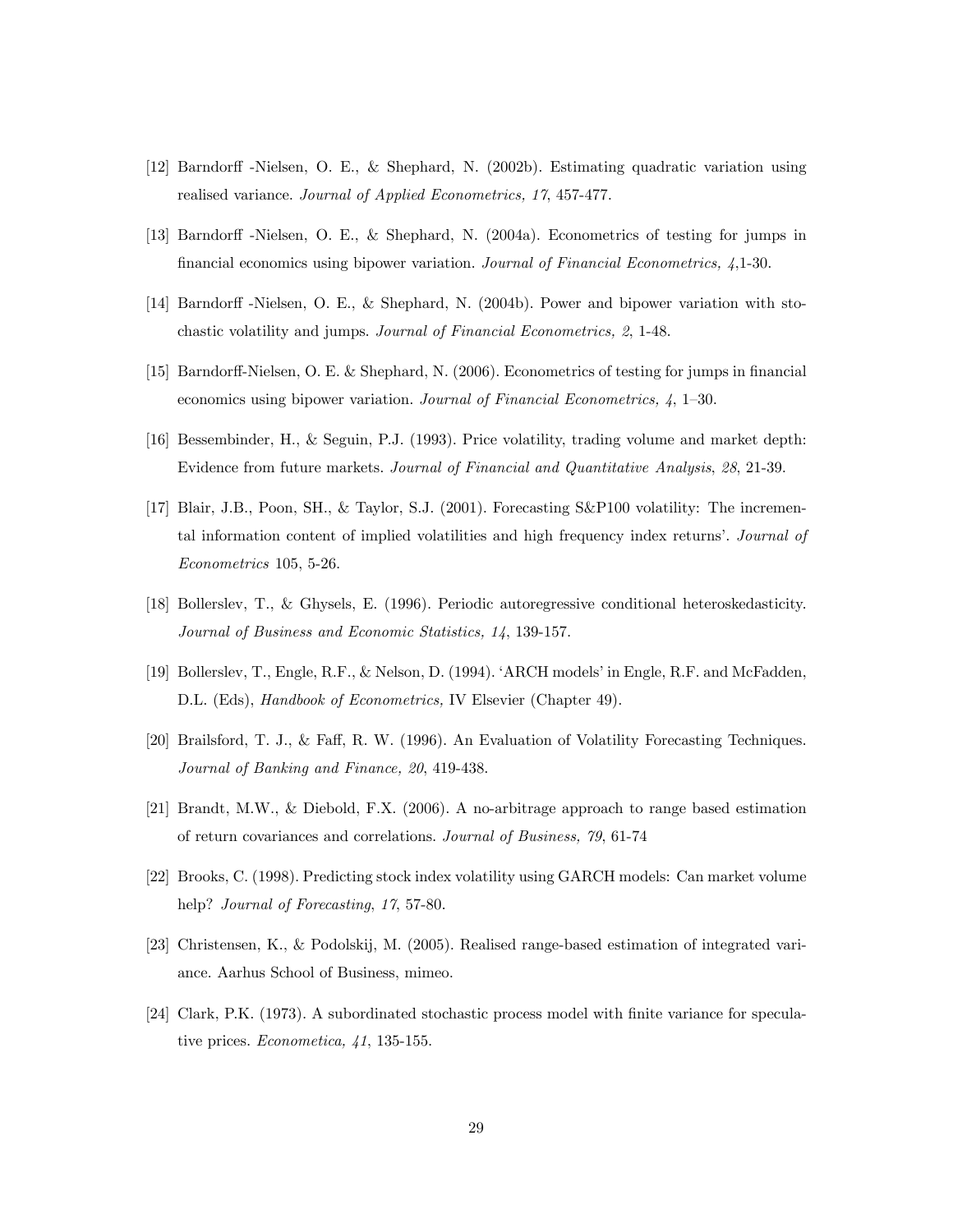[12] Barndorff -Nielsen, O. E., & Shephard, N. (2002b). Estimating quadratic variation using realised variance. *Journal of Applied Econometrics, 17*, 457-477.

[13] Barndorff -Nielsen, O. E., & Shephard, N. (2004a). Econometrics of testing for jumps in financial economics using bipower variation. *Journal of Financial Econometrics, 4*,1-30.

[14] Barndorff -Nielsen, O. E., & Shephard, N. (2004b). Power and bipower variation with stochastic volatility and jumps. *Journal of Financial Econometrics, 2*, 1-48.

[15] Barndorff-Nielsen, O. E. & Shephard, N. (2006). Econometrics of testing for jumps in financial economics using bipower variation. *Journal of Financial Econometrics, 4*, 1–30.

[16] Bessembinder, H., & Seguin, P.J. (1993). Price volatility, trading volume and market depth: Evidence from future markets. *Journal of Financial and Quantitative Analysis*, *28*, 21-39.

[17] Blair, J.B., Poon, SH., & Taylor, S.J. (2001). Forecasting S&P100 volatility: The incremental information content of implied volatilities and high frequency index returns'. *Journal of Econometrics* 105, 5-26.

[18] Bollerslev, T., & Ghysels, E. (1996). Periodic autoregressive conditional heteroskedasticity. *Journal of Business and Economic Statistics, 14*, 139-157.

[19] Bollerslev, T., Engle, R.F., & Nelson, D. (1994). 'ARCH models' in Engle, R.F. and McFadden, D.L. (Eds), *Handbook of Econometrics,* IV Elsevier (Chapter 49).

[20] Brailsford, T. J., & Faff, R. W. (1996). An Evaluation of Volatility Forecasting Techniques. *Journal of Banking and Finance, 20*, 419-438.

[21] Brandt, M.W., & Diebold, F.X. (2006). A no-arbitrage approach to range based estimation of return covariances and correlations. *Journal of Business, 79*, 61-74

[22] Brooks, C. (1998). Predicting stock index volatility using GARCH models: Can market volume help? *Journal of Forecasting*, *17*, 57-80.

[23] Christensen, K., & Podolskij, M. (2005). Realised range-based estimation of integrated variance. Aarhus School of Business, mimeo.

[24] Clark, P.K. (1973). A subordinated stochastic process model with finite variance for speculative prices. *Econometica, 41*, 135-155.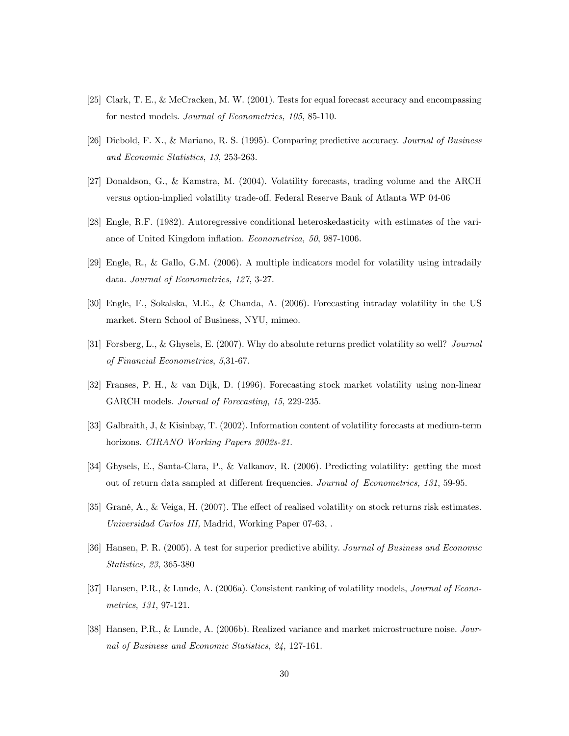[25] Clark, T. E., & McCracken, M. W. (2001). Tests for equal forecast accuracy and encompassing for nested models. *Journal of Econometrics, 105*, 85-110.

[26] Diebold, F. X., & Mariano, R. S. (1995). Comparing predictive accuracy. *Journal of Business and Economic Statistics*, *13*, 253-263.

[27] Donaldson, G., & Kamstra, M. (2004). Volatility forecasts, trading volume and the ARCH versus option-implied volatility trade-off. Federal Reserve Bank of Atlanta WP 04-06

[28] Engle, R.F. (1982). Autoregressive conditional heteroskedasticity with estimates of the variance of United Kingdom inflation. *Econometrica, 50*, 987-1006.

[29] Engle, R., & Gallo, G.M. (2006). A multiple indicators model for volatility using intradaily data. *Journal of Econometrics, 127*, 3-27.

[30] Engle, F., Sokalska, M.E., & Chanda, A. (2006). Forecasting intraday volatility in the US market. Stern School of Business, NYU, mimeo.

[31] Forsberg, L., & Ghysels, E. (2007). Why do absolute returns predict volatility so well? *Journal of Financial Econometrics*, *5*,31-67.

[32] Franses, P. H., & van Dijk, D. (1996). Forecasting stock market volatility using non-linear GARCH models. *Journal of Forecasting*, *15*, 229-235.

[33] Galbraith, J, & Kisinbay, T. (2002). Information content of volatility forecasts at medium-term horizons. *CIRANO Working Papers 2002s-21.*

[34] Ghysels, E., Santa-Clara, P., & Valkanov, R. (2006). Predicting volatility: getting the most out of return data sampled at different frequencies. *Journal of Econometrics, 131*, 59-95.

[35] Grané, A., & Veiga, H. (2007). The effect of realised volatility on stock returns risk estimates. *Universidad Carlos III,* Madrid, Working Paper 07-63, .

[36] Hansen, P. R. (2005). A test for superior predictive ability. *Journal of Business and Economic Statistics, 23*, 365-380

[37] Hansen, P.R., & Lunde, A. (2006a). Consistent ranking of volatility models, *Journal of Econometrics*, *131*, 97-121.

[38] Hansen, P.R., & Lunde, A. (2006b). Realized variance and market microstructure noise. *Journal of Business and Economic Statistics*, *24*, 127-161.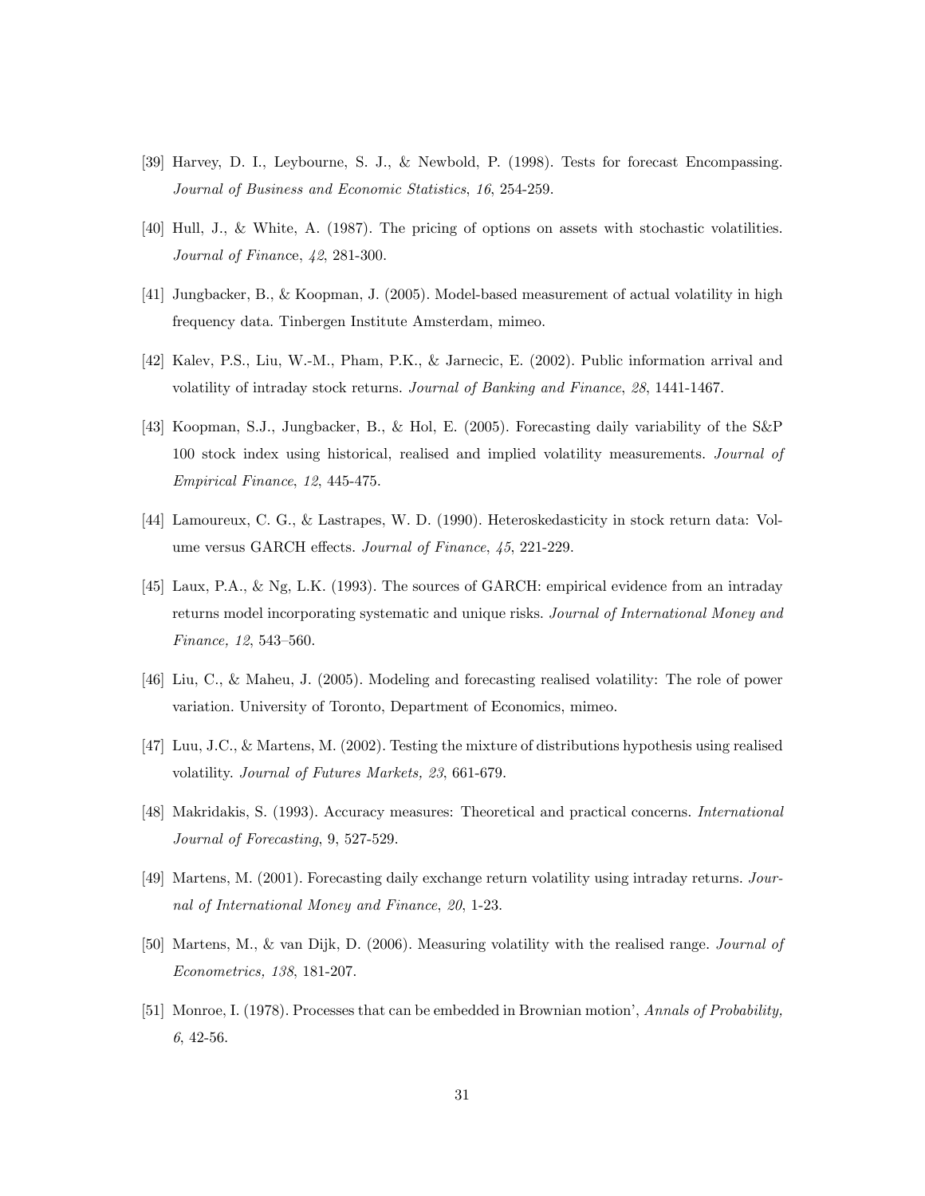[39] Harvey, D. I., Leybourne, S. J., & Newbold, P. (1998). Tests for forecast Encompassing. *Journal of Business and Economic Statistics*, *16*, 254-259.

[40] Hull, J., & White, A. (1987). The pricing of options on assets with stochastic volatilities. *Journal of Financ*e, *42*, 281-300.

[41] Jungbacker, B., & Koopman, J. (2005). Model-based measurement of actual volatility in high frequency data. Tinbergen Institute Amsterdam, mimeo.

[42] Kalev, P.S., Liu, W.-M., Pham, P.K., & Jarnecic, E. (2002). Public information arrival and volatility of intraday stock returns. *Journal of Banking and Finance*, *28*, 1441-1467.

[43] Koopman, S.J., Jungbacker, B., & Hol, E. (2005). Forecasting daily variability of the S&P 100 stock index using historical, realised and implied volatility measurements. *Journal of Empirical Finance*, *12*, 445-475.

[44] Lamoureux, C. G., & Lastrapes, W. D. (1990). Heteroskedasticity in stock return data: Volume versus GARCH effects. *Journal of Finance*, *45*, 221-229.

[45] Laux, P.A., & Ng, L.K. (1993). The sources of GARCH: empirical evidence from an intraday returns model incorporating systematic and unique risks. *Journal of International Money and Finance, 12*, 543–560.

[46] Liu, C., & Maheu, J. (2005). Modeling and forecasting realised volatility: The role of power variation. University of Toronto, Department of Economics, mimeo.

[47] Luu, J.C., & Martens, M. (2002). Testing the mixture of distributions hypothesis using realised volatility. *Journal of Futures Markets, 23*, 661-679.

[48] Makridakis, S. (1993). Accuracy measures: Theoretical and practical concerns. *International Journal of Forecasting*, 9, 527-529.

[49] Martens, M. (2001). Forecasting daily exchange return volatility using intraday returns. *Journal of International Money and Finance*, *20*, 1-23.

[50] Martens, M., & van Dijk, D. (2006). Measuring volatility with the realised range. *Journal of Econometrics, 138*, 181-207.

[51] Monroe, I. (1978). Processes that can be embedded in Brownian motion', *Annals of Probability, 6*, 42-56.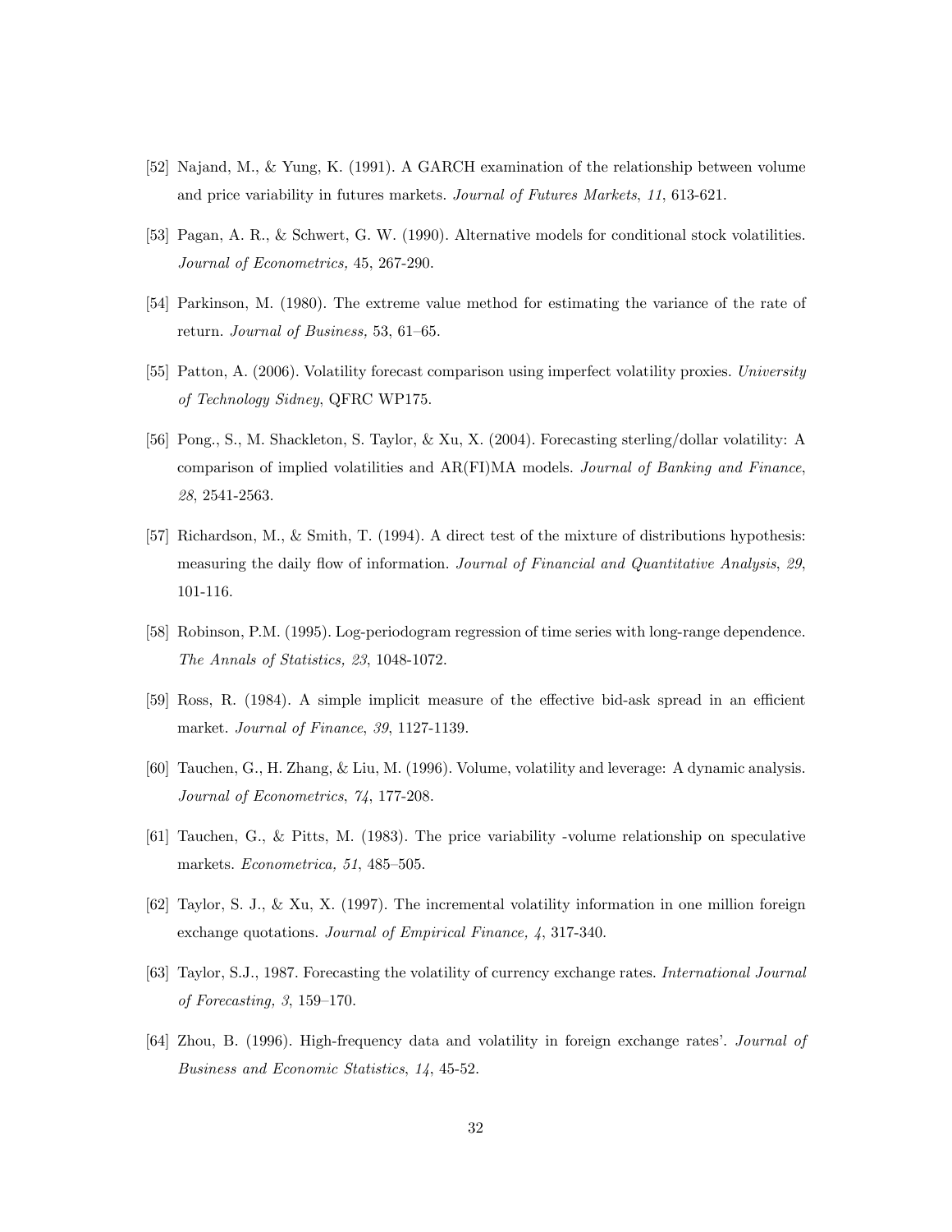[52] Najand, M., & Yung, K. (1991). A GARCH examination of the relationship between volume and price variability in futures markets. *Journal of Futures Markets*, *11*, 613-621.

[53] Pagan, A. R., & Schwert, G. W. (1990). Alternative models for conditional stock volatilities. *Journal of Econometrics,* 45, 267-290.

[54] Parkinson, M. (1980). The extreme value method for estimating the variance of the rate of return. *Journal of Business,* 53, 61–65.

[55] Patton, A. (2006). Volatility forecast comparison using imperfect volatility proxies. *University of Technology Sidney*, QFRC WP175.

[56] Pong., S., M. Shackleton, S. Taylor, & Xu, X. (2004). Forecasting sterling/dollar volatility: A comparison of implied volatilities and AR(FI)MA models. *Journal of Banking and Finance*, *28*, 2541-2563.

[57] Richardson, M., & Smith, T. (1994). A direct test of the mixture of distributions hypothesis: measuring the daily flow of information. *Journal of Financial and Quantitative Analysis*, *29*, 101-116.

[58] Robinson, P.M. (1995). Log-periodogram regression of time series with long-range dependence. *The Annals of Statistics, 23*, 1048-1072.

[59] Ross, R. (1984). A simple implicit measure of the effective bid-ask spread in an efficient market. *Journal of Finance*, *39*, 1127-1139.

[60] Tauchen, G., H. Zhang, & Liu, M. (1996). Volume, volatility and leverage: A dynamic analysis. *Journal of Econometrics*, *74*, 177-208.

[61] Tauchen, G., & Pitts, M. (1983). The price variability -volume relationship on speculative markets. *Econometrica, 51*, 485–505.

[62] Taylor, S. J., & Xu, X. (1997). The incremental volatility information in one million foreign exchange quotations. *Journal of Empirical Finance, 4*, 317-340.

[63] Taylor, S.J., 1987. Forecasting the volatility of currency exchange rates. *International Journal of Forecasting, 3*, 159–170.

[64] Zhou, B. (1996). High-frequency data and volatility in foreign exchange rates'. *Journal of Business and Economic Statistics*, *14*, 45-52.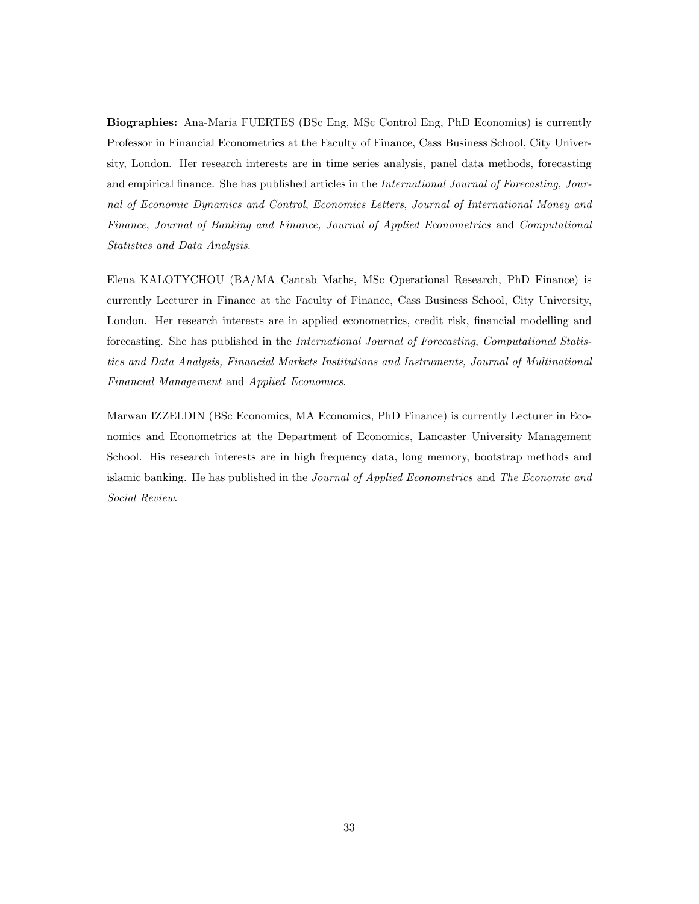**Biographies:** Ana-Maria FUERTES (BSc Eng, MSc Control Eng, PhD Economics) is currently Professor in Financial Econometrics at the Faculty of Finance, Cass Business School, City University, London. Her research interests are in time series analysis, panel data methods, forecasting and empirical finance. She has published articles in the *International Journal of Forecasting, Journal of Economic Dynamics and Control*, *Economics Letters*, *Journal of International Money and Finance*, *Journal of Banking and Finance, Journal of Applied Econometrics* and *Computational Statistics and Data Analysis*.

Elena KALOTYCHOU (BA/MA Cantab Maths, MSc Operational Research, PhD Finance) is currently Lecturer in Finance at the Faculty of Finance, Cass Business School, City University, London. Her research interests are in applied econometrics, credit risk, financial modelling and forecasting. She has published in the *International Journal of Forecasting*, *Computational Statistics and Data Analysis, Financial Markets Institutions and Instruments, Journal of Multinational Financial Management* and *Applied Economics*.

Marwan IZZELDIN (BSc Economics, MA Economics, PhD Finance) is currently Lecturer in Economics and Econometrics at the Department of Economics, Lancaster University Management School. His research interests are in high frequency data, long memory, bootstrap methods and islamic banking. He has published in the *Journal of Applied Econometrics* and *The Economic and Social Review*.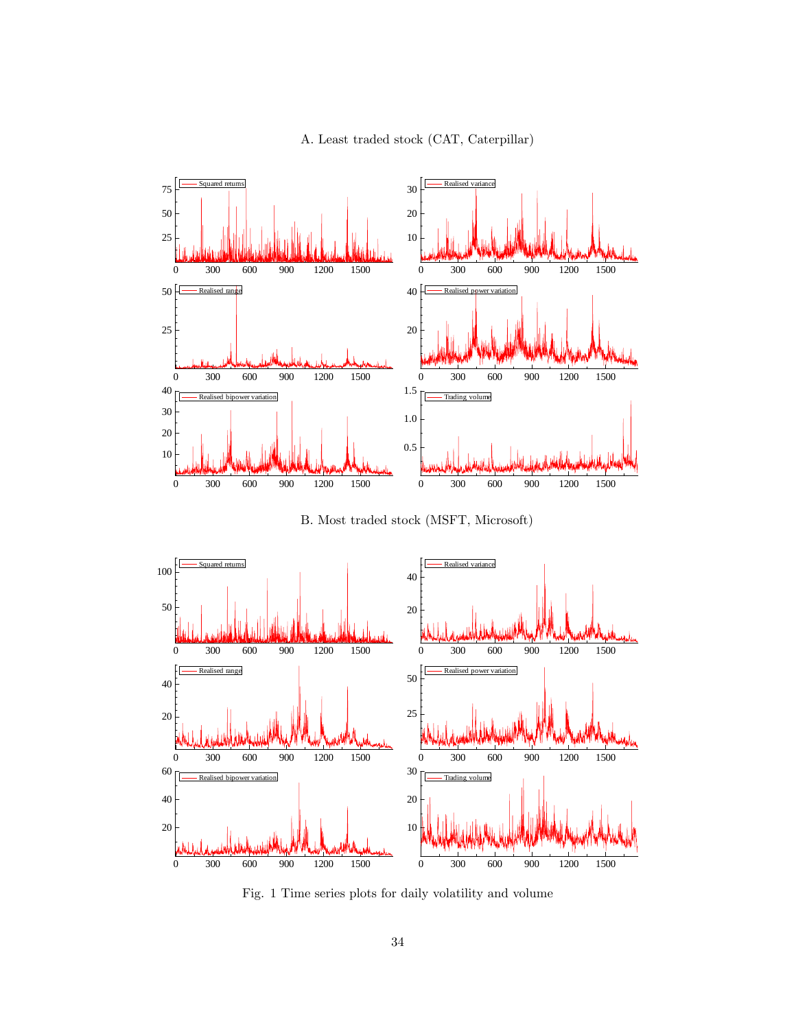A. Least traded stock (CAT, Caterpillar)

B. Most traded stock (MSFT, Microsoft)

Fig. 1 Time series plots for daily volatility and volume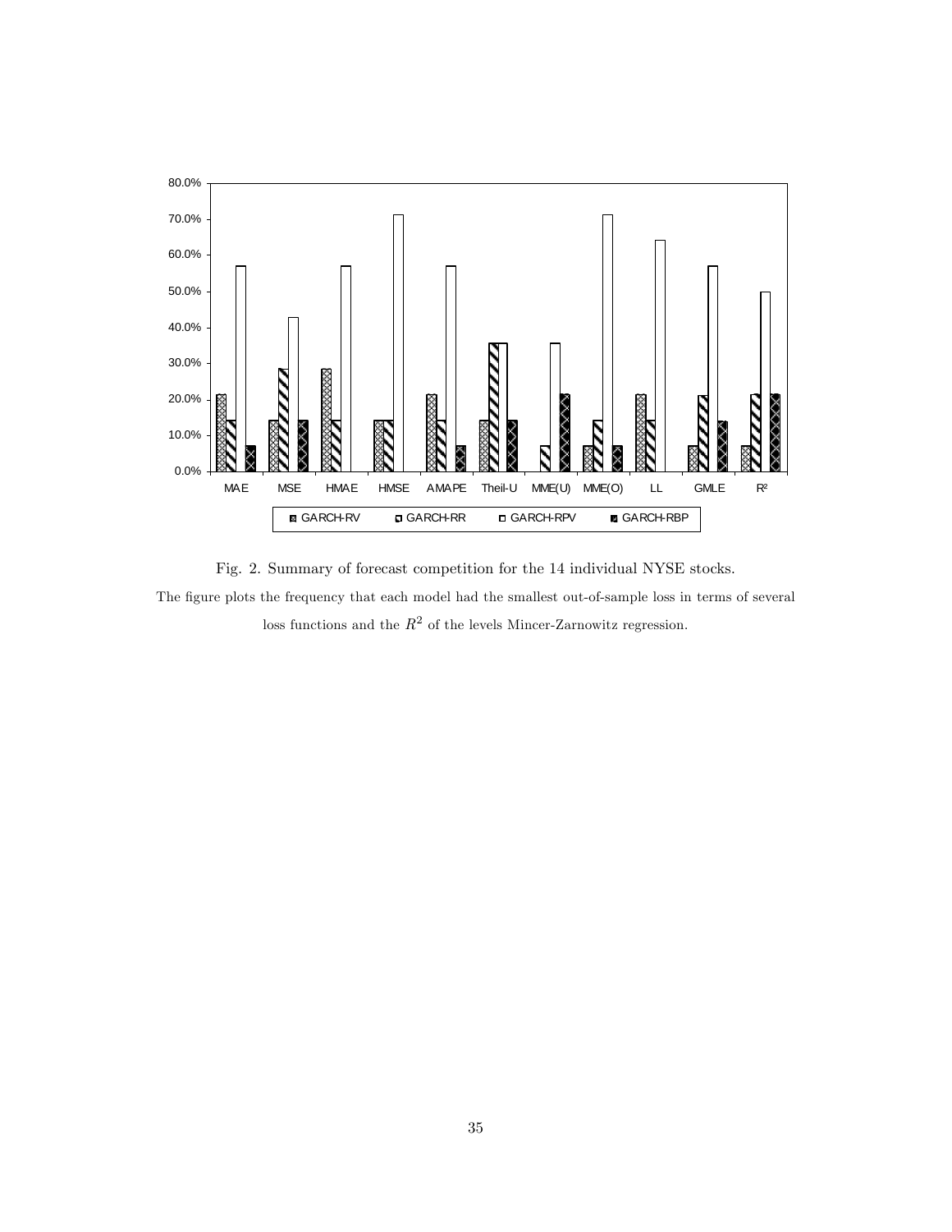Fig. 2. Summary of forecast competition for the 14 individual NYSE stocks.

The figure plots the frequency that each model had the smallest out-of-sample loss in terms of several loss functions and the $R^2$ of the levels Mincer-Zarnowitz regression.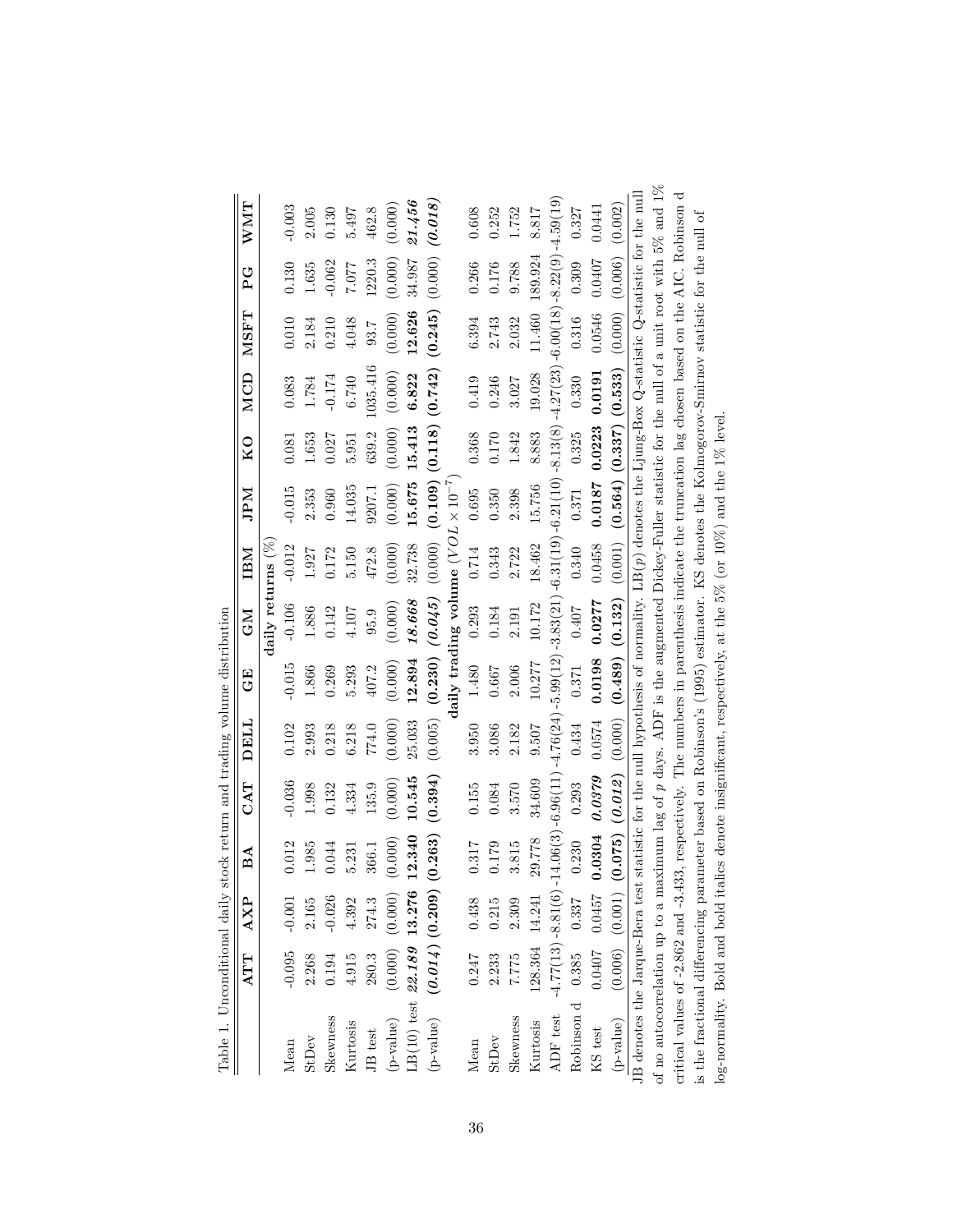Table 1. Unconditional daily stock return and trading volume distribution

| | ATT | AXP | BA | CAT | DELL | GE | GM | IBM | JPM | KO | MCD | MSFT | PG | WMT |
|---|---|---|---|---|---|---|---|---|---|---|---|---|---|---|
| | | | | | | | **daily returns (%)** | | | | | | | |
| Mean | -0.095 | -0.001 | 0.012 | -0.036 | 0.102 | -0.015 | -0.106 | -0.012 | -0.015 | 0.081 | 0.083 | 0.010 | 0.130 | -0.003 |
| StDev | 2.268 | 2.165 | 1.985 | 1.998 | 2.993 | 1.866 | 1.886 | 1.927 | 2.353 | 1.653 | 1.784 | 2.184 | 1.635 | 2.005 |
| Skewness | 0.194 | -0.026 | 0.044 | 0.132 | 0.218 | 0.269 | 0.142 | 0.172 | 0.960 | 0.027 | -0.174 | 0.210 | -0.062 | 0.130 |
| Kurtosis | 4.915 | 4.392 | 5.231 | 4.334 | 6.218 | 5.293 | 4.107 | 5.150 | 14.035 | 5.951 | 6.740 | 4.048 | 7.077 | 5.497 |
| JB test | 280.3 | 274.3 | 366.1 | 135.9 | 774.0 | 407.2 | 95.9 | 472.8 | 9207.1 | 639.2 | 1035.416 | 93.7 | 1220.3 | 462.8 |
| (p-value) | (0.000) | (0.000) | (0.000) | (0.000) | (0.000) | (0.000) | (0.000) | (0.000) | (0.000) | (0.000) | (0.000) | (0.000) | (0.000) | (0.000) |
| LB(10) test | ***22.189*** | **13.276** | **12.340** | **10.545** | 25.033 | **12.894** | ***18.668*** | 32.738 | **15.675** | **15.413** | **6.822** | **12.626** | 34.987 | ***21.456*** |
| (p-value) | ***(0.014)*** | **(0.209)** | **(0.263)** | **(0.394)** | (0.005) | **(0.230)** | ***(0.045)*** | (0.000) | **(0.109)** | **(0.118)** | **(0.742)** | **(0.245)** | (0.000) | ***(0.018)*** |
| | | | | | | | **daily trading volume ($VOL \times 10^{-7}$)** | | | | | | | |
| Mean | 0.247 | 0.438 | 0.317 | 0.155 | 3.950 | 1.480 | 0.293 | 0.714 | 0.695 | 0.368 | 0.419 | 6.394 | 0.266 | 0.608 |
| StDev | 2.233 | 0.215 | 0.179 | 0.084 | 3.086 | 0.667 | 0.184 | 0.343 | 0.350 | 0.170 | 0.246 | 2.743 | 0.176 | 0.252 |
| Skewness | 7.775 | 2.309 | 3.815 | 3.570 | 2.182 | 2.006 | 2.191 | 2.722 | 2.398 | 1.842 | 3.027 | 2.032 | 9.788 | 1.752 |
| Kurtosis | 128.364 | 14.241 | 29.778 | 34.609 | 9.507 | 10.277 | 10.172 | 18.462 | 15.756 | 8.883 | 19.028 | 11.460 | 189.924 | 8.817 |
| ADF test | -4.77(13) | -8.81(6) | -14.06(3) | -6.96(11) | -4.76(24) | -5.99(12) | -3.83(21) | -6.31(19) | -6.21(10) | -8.13(8) | -4.27(23) | -6.00(18) | -8.22(9) | -4.59(19) |
| Robinson d | 0.385 | 0.337 | 0.230 | 0.293 | 0.434 | 0.371 | 0.407 | 0.340 | 0.371 | 0.325 | 0.330 | 0.316 | 0.309 | 0.327 |
| KS test | 0.0407 | 0.0457 | **0.0304** | ***0.0379*** | 0.0574 | **0.0198** | **0.0277** | 0.0458 | **0.0187** | **0.0223** | **0.0191** | 0.0546 | 0.0407 | 0.0441 |
| (p-value) | (0.006) | (0.001) | **(0.075)** | ***(0.012)*** | (0.000) | **(0.489)** | **(0.132)** | (0.001) | **(0.564)** | **(0.337)** | **(0.533)** | (0.000) | (0.006) | (0.002) |

JB denotes the Jarque-Bera test statistic for the null hypothesis of normality. LB($p$) denotes the Ljung-Box Q-statistic for the null of no autocorrelation up to a maximum lag of $p$ days. ADF is the augmented Dickey-Fuller statistic for the null of a unit root with 5% and 1% critical values of -2.862 and -3.433, respectively. The numbers in parenthesis indicate the truncation lag chosen based on the AIC. Robinson d is the fractional differencing parameter based on Robinson's (1995) estimator. KS denotes the Kolmogorov-Smirnov statistic for the null of log-normality. Bold and bold italics denote insignificant, respectively, at the 5% (or 10%) and the 1% level.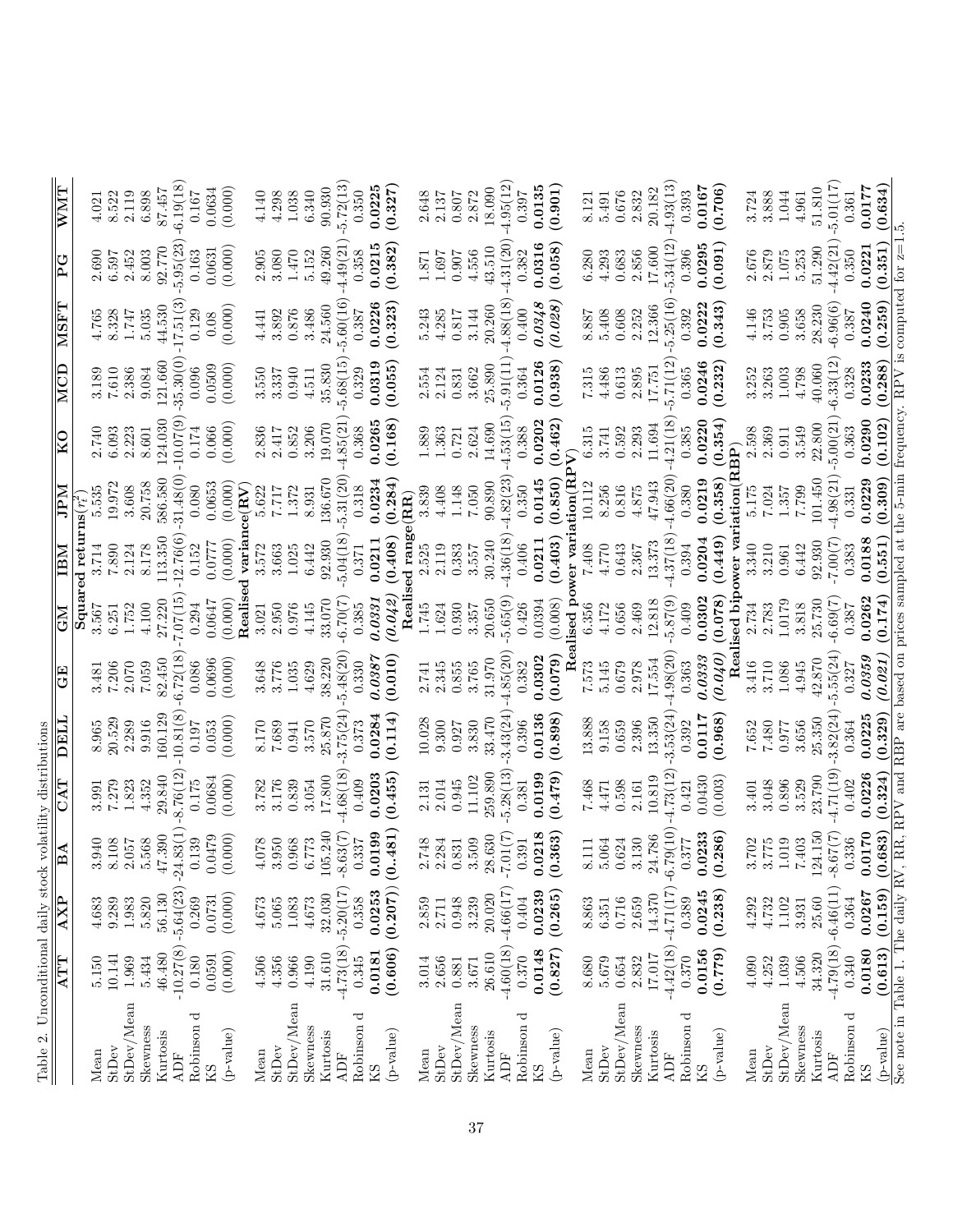Table 2. Unconditional daily stock volatility distributions

| | ATT | AXP | BA | CAT | DELL | GE | GM | IBM | JPM | KO | MCD | MSFT | PG | WMT |
|---|---|---|---|---|---|---|---|---|---|---|---|---|---|---|
| **Squared returns($r_t^2$)** | | | | | | | | | | | | | | |
| Mean | 5.150 | 4.683 | 3.940 | 3.991 | 8.965 | 3.481 | 3.567 | 3.714 | 5.535 | 2.740 | 3.189 | 4.765 | 2.690 | 4.021 |
| StDev | 10.141 | 9.289 | 8.108 | 7.279 | 20.529 | 7.206 | 6.251 | 7.890 | 19.972 | 6.093 | 7.610 | 8.328 | 6.597 | 8.522 |
| StDev/Mean | 1.969 | 1.983 | 2.057 | 1.823 | 2.289 | 2.070 | 1.752 | 2.124 | 3.608 | 2.223 | 2.386 | 1.747 | 2.452 | 2.119 |
| Skewness | 5.434 | 5.820 | 5.568 | 4.352 | 9.916 | 7.059 | 4.100 | 8.178 | 20.758 | 8.601 | 9.084 | 5.035 | 8.003 | 6.898 |
| Kurtosis | 46.480 | 56.130 | 47.390 | 29.840 | 160.129 | 82.450 | 27.220 | 113.350 | 586.580 | 124.030 | 121.660 | 44.530 | 92.770 | 87.457 |
| ADF | -10.27(8) | -5.64(23) | -24.83(1) | -8.76(12) | -10.81(8) | -6.72(18) | -7.07(15) | -12.76(6) | -31.48(0) | -10.07(9) | -35.30(0) | -17.51(3) | -5.95(23) | -6.19(18) |
| Robinson d | 0.180 | 0.269 | 0.139 | 0.175 | 0.197 | 0.086 | 0.294 | 0.152 | 0.080 | 0.174 | 0.096 | 0.129 | 0.163 | 0.167 |
| KS | 0.0591 | 0.0731 | 0.0479 | 0.0684 | 0.053 | 0.0696 | 0.0647 | 0.0777 | 0.0653 | 0.066 | 0.0509 | 0.08 | 0.0631 | 0.0634 |
| (p-value) | (0.000) | (0.000) | (0.000) | (0.000) | (0.000) | (0.000) | (0.000) | (0.000) | (0.000) | (0.000) | (0.000) | (0.000) | (0.000) | (0.000) |
| **Realised variance(RV)** | | | | | | | | | | | | | | |
| Mean | 4.506 | 4.673 | 4.078 | 3.782 | 8.170 | 3.648 | 3.021 | 3.572 | 5.622 | 2.836 | 3.550 | 4.441 | 2.905 | 4.140 |
| StDev | 4.356 | 5.065 | 3.950 | 3.176 | 7.689 | 3.776 | 2.950 | 3.663 | 7.717 | 2.417 | 3.337 | 3.892 | 3.080 | 4.298 |
| StDev/Mean | 0.966 | 1.083 | 0.968 | 0.839 | 0.941 | 1.035 | 0.976 | 1.025 | 1.372 | 0.852 | 0.940 | 0.876 | 1.470 | 1.038 |
| Skewness | 4.190 | 4.673 | 6.773 | 3.054 | 3.570 | 4.629 | 4.145 | 6.442 | 8.931 | 3.206 | 4.511 | 3.486 | 5.152 | 6.340 |
| Kurtosis | 31.610 | 32.030 | 105.240 | 17.800 | 25.870 | 38.220 | 33.070 | 92.930 | 136.670 | 19.070 | 35.830 | 24.560 | 49.260 | 90.930 |
| ADF | -4.73(18) | -5.20(17) | -8.63(7) | -4.68(18) | -3.75(24) | -5.48(20) | -6.70(7) | -5.04(18) | -5.31(20) | -4.85(21) | -5.68(15) | -5.60(16) | -4.49(21) | -5.72(13) |
| Robinson d | 0.345 | 0.358 | 0.337 | 0.409 | 0.373 | 0.330 | 0.385 | 0.371 | 0.318 | 0.368 | 0.329 | 0.387 | 0.358 | 0.350 |
| KS | **0.0181** | **0.0253** | **0.0199** | **0.0203** | **0.0284** | ***0.0387*** | ***0.0331*** | **0.0211** | **0.0234** | **0.0265** | **0.0319** | **0.0226** | **0.0215** | **0.0225** |
| (p-value) | **(0.606)** | **(0.207)** | **(0..481)** | **(0.455)** | **(0.114)** | **(0.010)** | ***(0.042)*** | **(0.408)** | **(0.284)** | **(0.168)** | **(0.055)** | **(0.323)** | **(0.382)** | **(0.327)** |
| **Realised range(RR)** | | | | | | | | | | | | | | |
| Mean | 3.014 | 2.859 | 2.748 | 2.131 | 10.028 | 2.741 | 1.745 | 2.525 | 3.839 | 1.889 | 2.554 | 5.243 | 1.871 | 2.648 |
| StDev | 2.656 | 2.711 | 2.284 | 2.014 | 9.300 | 2.345 | 1.624 | 2.119 | 4.408 | 1.363 | 2.124 | 4.285 | 1.697 | 2.137 |
| StDev/Mean | 0.881 | 0.948 | 0.831 | 0.945 | 0.927 | 0.855 | 0.930 | 0.383 | 1.148 | 0.721 | 0.831 | 0.817 | 0.907 | 0.807 |
| Skewness | 3.671 | 3.239 | 3.509 | 11.102 | 3.830 | 3.765 | 3.357 | 3.557 | 7.050 | 2.624 | 3.662 | 3.144 | 4.556 | 2.872 |
| Kurtosis | 26.610 | 20.020 | 28.630 | 259.890 | 33.470 | 31.970 | 20.650 | 30.240 | 90.890 | 14.690 | 25.890 | 20.260 | 43.510 | 18.090 |
| ADF | -4.60(18) | -4.66(17) | -7.01(7) | -5.28(13) | -3.43(24) | -4.85(20) | -5.65(9) | -4.36(18) | -4.82(23) | -4.53(15) | -5.91(11) | -4.88(18) | -4.31(20) | -4.95(12) |
| Robinson d | 0.370 | 0.404 | 0.391 | 0.381 | 0.396 | 0.382 | 0.426 | 0.406 | 0.350 | 0.388 | 0.364 | 0.400 | 0.382 | 0.397 |
| KS | **0.0148** | **0.0239** | **0.0218** | **0.0199** | **0.0136** | **0.0302** | 0.0394 | **0.0211** | **0.0145** | **0.0202** | **0.0126** | ***0.0348*** | **0.0316** | **0.0135** |
| (p-value) | **(0.827)** | **(0.265)** | **(0.363)** | **(0.479)** | **(0.898)** | **(0.079)** | (0.008) | **(0.403)** | **(0.850)** | **(0.462)** | **(0.938)** | ***(0.028)*** | **(0.058)** | **(0.901)** |
| **Realised power variation(RPV)** | | | | | | | | | | | | | | |
| Mean | 8.680 | 8.863 | 8.111 | 7.468 | 13.888 | 7.573 | 6.356 | 7.408 | 10.112 | 6.315 | 7.315 | 8.887 | 6.280 | 8.121 |
| StDev | 5.679 | 6.351 | 5.064 | 4.471 | 9.158 | 5.145 | 4.172 | 4.770 | 8.256 | 3.741 | 4.486 | 5.408 | 4.293 | 5.491 |
| StDev/Mean | 0.654 | 0.716 | 0.624 | 0.598 | 0.659 | 0.679 | 0.656 | 0.643 | 0.816 | 0.592 | 0.613 | 0.608 | 0.683 | 0.676 |
| Skewness | 2.832 | 2.659 | 3.130 | 2.161 | 2.396 | 2.978 | 2.469 | 2.367 | 4.875 | 2.293 | 2.895 | 2.252 | 2.856 | 2.832 |
| Kurtosis | 17.017 | 14.370 | 24.786 | 10.819 | 13.350 | 17.554 | 12.818 | 13.373 | 47.943 | 11.694 | 17.751 | 12.366 | 17.600 | 20.182 |
| ADF | -4.42(18) | -4.71(17) | -6.79(10) | -4.73(12) | -3.53(24) | -4.98(20) | -5.87(9) | -4.37(18) | -4.66(20) | -4.21(18) | -5.71(12) | -5.25(16) | -5.34(12) | -4.93(13) |
| Robinson d | 0.370 | 0.389 | 0.377 | 0.421 | 0.392 | 0.363 | 0.409 | 0.394 | 0.380 | 0.385 | 0.365 | 0.392 | 0.396 | 0.393 |
| KS | **0.0156** | **0.0245** | **0.0233** | 0.0430 | **0.0117** | ***0.0333*** | **0.0302** | **0.0204** | **0.0219** | **0.0220** | **0.0246** | **0.0222** | **0.0295** | **0.0167** |
| (p-value) | **(0.779)** | **(0.238)** | **(0.286)** | (0.003) | **(0.968)** | ***(0.040)*** | **(0.078)** | **(0.449)** | **(0.358)** | **(0.354)** | **(0.232)** | **(0.343)** | **(0.091)** | **(0.706)** |
| **Realised bipower variation(RBP)** | | | | | | | | | | | | | | |
| Mean | 4.090 | 4.292 | 3.702 | 3.401 | 7.652 | 3.416 | 2.734 | 3.340 | 5.175 | 2.598 | 3.252 | 4.146 | 2.676 | 3.724 |
| StDev | 4.252 | 4.732 | 3.775 | 3.048 | 7.480 | 3.710 | 2.783 | 3.210 | 7.024 | 2.369 | 3.263 | 3.753 | 2.879 | 3.888 |
| StDev/Mean | 1.039 | 1.102 | 1.019 | 0.896 | 0.977 | 1.086 | 1.0179 | 0.961 | 1.357 | 0.911 | 1.003 | 0.905 | 1.075 | 1.044 |
| Skewness | 4.506 | 3.931 | 7.403 | 3.529 | 3.656 | 4.945 | 3.818 | 6.442 | 7.799 | 3.549 | 4.798 | 3.658 | 5.253 | 4.961 |
| Kurtosis | 34.320 | 25.60 | 124.150 | 23.790 | 25.350 | 42.870 | 25.730 | 92.930 | 101.450 | 22.800 | 40.060 | 28.230 | 51.290 | 51.810 |
| ADF | -4.79(18) | -6.46(11) | -8.67(7) | -4.71(19) | -3.82(24) | -5.55(24) | -6.69(7) | -7.00(7) | -4.98(21) | -5.00(21) | -6.33(12) | -6.96(6) | -4.42(21) | -5.01(17) |
| Robinson d | 0.340 | 0.364 | 0.336 | 0.402 | 0.364 | 0.327 | 0.387 | 0.383 | 0.331 | 0.363 | 0.328 | 0.387 | 0.350 | 0.361 |
| KS | **0.0180** | **0.0267** | **0.0170** | **0.0226** | **0.0225** | ***0.0359*** | **0.0262** | **0.0188** | **0.0229** | **0.0290** | **0.0233** | **0.0240** | **0.0221** | **0.0177** |
| (p-value) | **(0.613)** | **(0.159)** | **(0.683)** | **(0.324)** | **(0.329)** | ***(0.021)*** | **(0.174)** | **(0.551)** | **(0.309)** | **(0.102)** | **(0.288)** | **(0.259)** | **(0.351)** | **(0.634)** |

See note in Table 1. The daily RV, RR, RPV and RBP are based on prices sampled at the 5-min frequency. RPV is computed for $z$=1.5.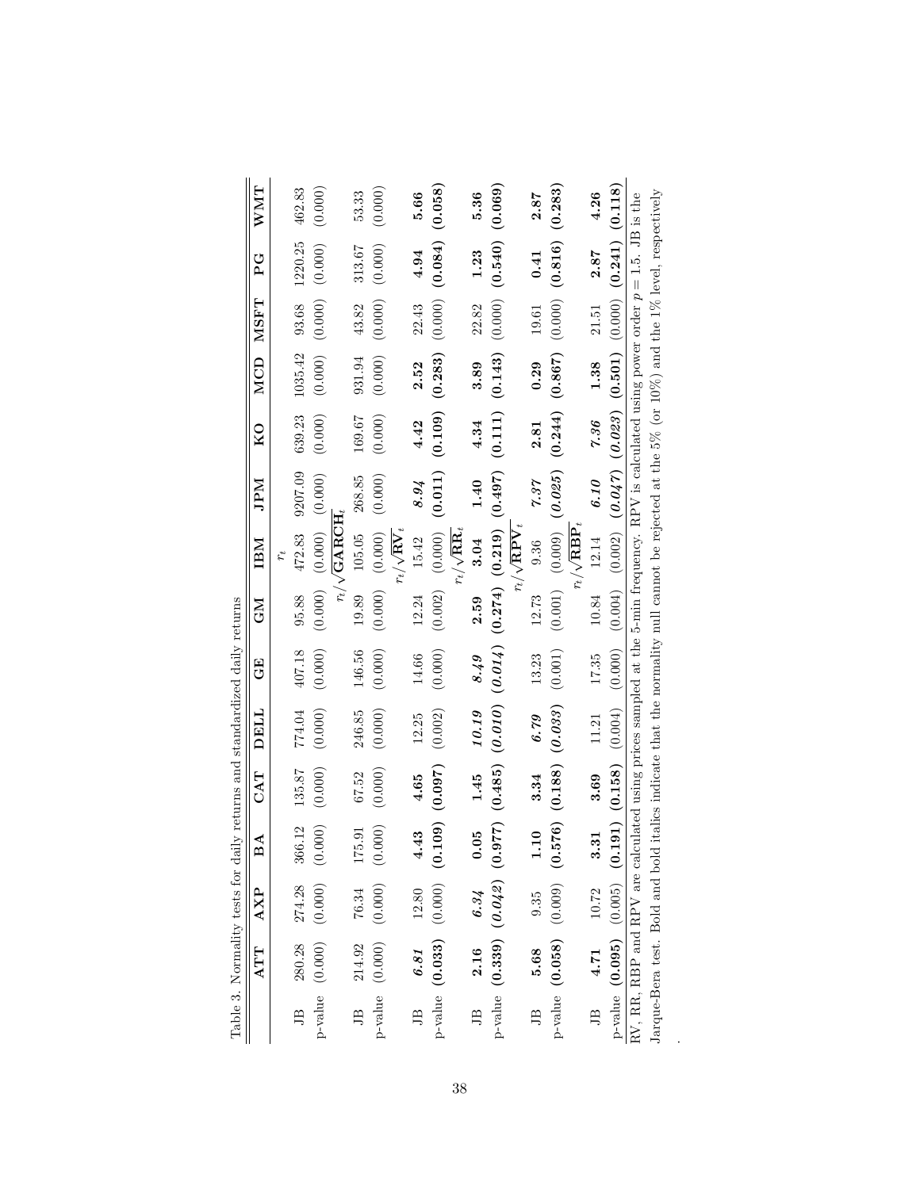Table 3. Normality tests for daily returns and standardized daily returns

| | ATT | AXP | BA | CAT | DELL | GE | GM | IBM | JPM | KO | MCD | MSFT | PG | WMT |
|---|---|---|---|---|---|---|---|---|---|---|---|---|---|---|
| | | | | | | | | $r_t$ | | | | | | |
| JB | 280.28 | 274.28 | 366.12 | 135.87 | 774.04 | 407.18 | 95.88 | 472.83 | 9207.09 | 639.23 | 1035.42 | 93.68 | 1220.25 | 462.83 |
| p-value | (0.000) | (0.000) | (0.000) | (0.000) | (0.000) | (0.000) | (0.000) | (0.000) | (0.000) | (0.000) | (0.000) | (0.000) | (0.000) | (0.000) |
| | | | | | | | | $r_t/\sqrt{\mathbf{GARCH}_t}$ | | | | | | |
| JB | 214.92 | 76.34 | 175.91 | 67.52 | 246.85 | 146.56 | 19.89 | 105.05 | 268.85 | 169.67 | 931.94 | 43.82 | 313.67 | 53.33 |
| p-value | (0.000) | (0.000) | (0.000) | (0.000) | (0.000) | (0.000) | (0.000) | (0.000) | (0.000) | (0.000) | (0.000) | (0.000) | (0.000) | (0.000) |
| | | | | | | | | $r_t/\sqrt{\mathbf{RV}_t}$ | | | | | | |
| JB | ***6.81*** | 12.80 | **4.43** | **4.65** | 12.25 | 14.66 | 12.24 | 15.42 | ***8.94*** | **4.42** | **2.52** | 22.43 | **4.94** | **5.66** |
| p-value | **(0.033)** | (0.000) | **(0.109)** | **(0.097)** | (0.002) | (0.000) | (0.002) | (0.000) | **(0.011)** | **(0.109)** | **(0.283)** | (0.000) | **(0.084)** | **(0.058)** |
| | | | | | | | | $r_t/\sqrt{\mathbf{RR}_t}$ | | | | | | |
| JB | **2.16** | ***6.34*** | **0.05** | **1.45** | ***10.19*** | ***8.49*** | **2.59** | **3.04** | **1.40** | **4.34** | **3.89** | 22.82 | **1.23** | **5.36** |
| p-value | **(0.339)** | ***(0.042)*** | **(0.977)** | **(0.485)** | ***(0.010)*** | ***(0.014)*** | **(0.274)** | **(0.219)** | **(0.497)** | **(0.111)** | **(0.143)** | (0.000) | **(0.540)** | **(0.069)** |
| | | | | | | | | $r_t/\sqrt{\mathbf{RPV}_t}$ | | | | | | |
| JB | **5.68** | 9.35 | **1.10** | **3.34** | ***6.79*** | 13.23 | 12.73 | 9.36 | ***7.37*** | **2.81** | **0.29** | 19.61 | **0.41** | **2.87** |
| p-value | **(0.058)** | (0.009) | **(0.576)** | **(0.188)** | ***(0.033)*** | (0.001) | (0.001) | (0.009) | ***(0.025)*** | **(0.244)** | **(0.867)** | (0.000) | **(0.816)** | **(0.283)** |
| | | | | | | | | $r_t/\sqrt{\mathbf{RBP}_t}$ | | | | | | |
| JB | **4.71** | 10.72 | **3.31** | **3.69** | 11.21 | 17.35 | 10.84 | 12.14 | ***6.10*** | ***7.36*** | **1.38** | 21.51 | **2.87** | **4.26** |
| p-value | **(0.095)** | (0.005) | **(0.191)** | **(0.158)** | (0.004) | (0.000) | (0.004) | (0.002) | ***(0.047)*** | ***(0.023)*** | **(0.501)** | (0.000) | **(0.241)** | **(0.118)** |

RV, RR, RBP and RPV are calculated using prices sampled at the 5-min frequency. RPV is calculated using power order $p = 1.5$. JB is the Jarque-Bera test. Bold and bold italics indicate that the normality null cannot be rejected at the 5% (or 10%) and the 1% level, respectively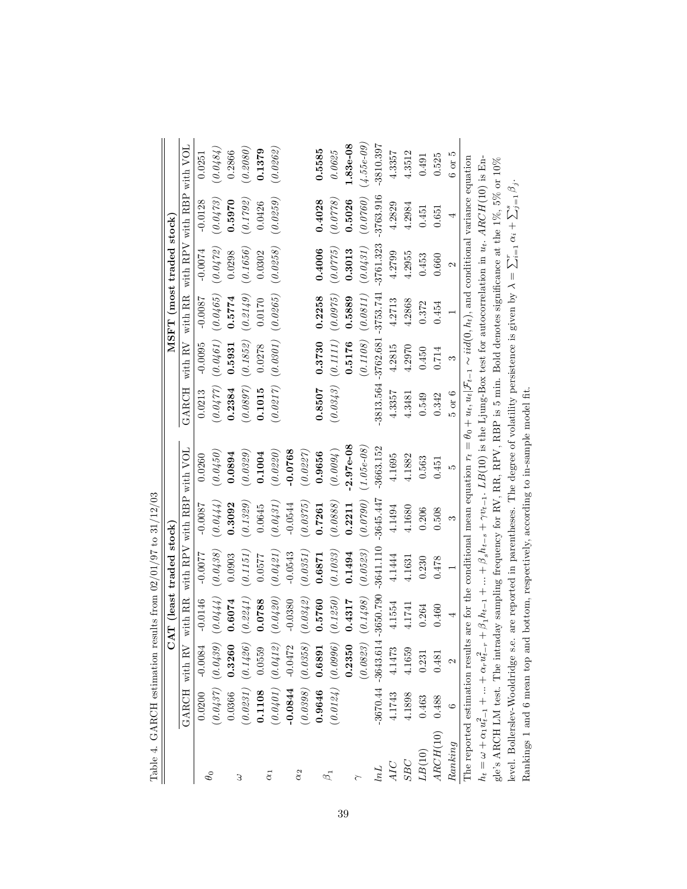Table 4. GARCH estimation results from 02/01/97 to 31/12/03

| | CAT (least traded stock) | | | | | MSFT (most traded stock) | | | | |
|---|---|---|---|---|---|---|---|---|---|---|
| | GARCH | with RV | with RR | with RPV | with RBP with VOL | GARCH | with RV | with RR | with RPV | with RBP with VOL |
| $\theta_0$ | 0.0200 | -0.0084 | -0.0146 | -0.0077 | -0.0087 | 0.0260 | 0.0213 | -0.0095 | -0.0087 | -0.0074 | -0.0128 | 0.0251 |
| | *(0.0437)* | *(0.0439)* | *(0.0444)* | *(0.0438)* | *(0.0444)* | *(0.0450)* | *(0.0477)* | *(0.0461)* | *(0.0465)* | *(0.0472)* | *(0.0473)* | *(0.0484)* |
| $\omega$ | 0.0366 | **0.3260** | **0.6074** | 0.0903 | **0.3092** | **0.0894** | **0.2384** | **0.5931** | **0.5774** | 0.0298 | **0.5970** | 0.2866 |
| | *(0.0231)* | *(0.1426)* | *(0.2241)* | *(0.1151)* | *(0.1329)* | *(0.0329)* | *(0.0897)* | *(0.1852)* | *(0.2149)* | *(0.1656)* | *(0.1792)* | *(0.2080)* |
| $\alpha_1$ | **0.1108** | 0.0559 | **0.0788** | 0.0577 | 0.0645 | **0.1004** | **0.1015** | 0.0278 | 0.0170 | 0.0302 | 0.0426 | **0.1379** |
| | *(0.0401)* | *(0.0412)* | *(0.0420)* | *(0.0421)* | *(0.0431)* | *(0.0220)* | *(0.0217)* | *(0.0301)* | *(0.0265)* | *(0.0258)* | *(0.0259)* | *(0.0262)* |
| $\alpha_2$ | **-0.0844** | -0.0472 | -0.0380 | -0.0543 | -0.0544 | **-0.0768** | | | | | | |
| | *(0.0398)* | *(0.0358)* | *(0.0342)* | *(0.0351)* | *(0.0375)* | *(0.0227)* | | | | | | |
| $\beta_1$ | **0.9646** | **0.6891** | **0.5760** | **0.6871** | **0.7261** | **0.9656** | **0.8507** | **0.3730** | **0.2258** | **0.4006** | **0.4028** | **0.5585** |
| | *(0.0124)* | *(0.0996)* | *(0.1250)* | *(0.1033)* | *(0.0888)* | *(0.0094)* | *(0.0343)* | *(0.1111)* | *(0.0975)* | *(0.0775)* | *(0.0778)* | *(0.0625)* |
| $\gamma$ | | **0.2350** | **0.4317** | **0.1494** | **0.2211** | **-2.97e-08** | | **0.5176** | **0.5889** | **0.3013** | **0.5026** | **1.83e-08** |
| | | *(0.0823)* | *(0.1498)* | *(0.0523)* | *(0.0790)* | *(1.05e-08)* | | *(0.1108)* | *(0.0811)* | *(0.0431)* | *(0.0760)* | *(4.55e-09)* |
| $lnL$ | -3670.44 | -3643.614 | -3650.790 | -3641.110 | -3645.447 | -3663.152 | -3813.564 | -3762.681 | -3753.741 | -3761.323 | -3763.916 | -3810.397 |
| $AIC$ | 4.1743 | 4.1473 | 4.1554 | 4.1444 | 4.1494 | 4.1695 | 4.3357 | 4.2815 | 4.2713 | 4.2799 | 4.2829 | 4.3357 |
| $SBC$ | 4.1898 | 4.1659 | 4.1741 | 4.1631 | 4.1680 | 4.1882 | 4.3481 | 4.2970 | 4.2868 | 4.2955 | 4.2984 | 4.3512 |
| $LB(10)$ | 0.463 | 0.231 | 0.264 | 0.230 | 0.206 | 0.563 | 0.549 | 0.450 | 0.372 | 0.453 | 0.451 | 0.491 |
| $ARCH(10)$ | 0.488 | 0.481 | 0.460 | 0.478 | 0.508 | 0.451 | 0.342 | 0.714 | 0.454 | 0.660 | 0.651 | 0.525 |
| *Ranking* | 6 | 2 | 4 | 1 | 3 | 5 | 5 or 6 | 3 | 1 | 2 | 4 | 6 or 5 |

The reported estimation results are for the conditional mean equation $r_t = \theta_0 + u_t, u_t|\mathcal{F}_{t-1} \sim iid(0, h_t)$, and conditional variance equation $h_t = \omega + \alpha_1 u_{t-1}^2 + ... + \alpha_r u_{t-r}^2 + \beta_1 h_{t-1} + ... + \beta_s h_{t-s} + \gamma v_{t-1}$. $LB(10)$ is the Ljung-Box test for autocorrelation in $u_t$. $ARCH(10)$ is Engle's ARCH LM test. The intraday sampling frequency for RV, RR, RPV, RBP is 5 min. Bold denotes significance at the 1%, 5% or 10% level. Bollerslev-Wooldridge s.e. are reported in parentheses. The degree of volatility persistence is given by $\lambda = \sum_{i=1}^{r} \alpha_i + \sum_{j=1}^{s} \beta_j$. Rankings 1 and 6 mean top and bottom, respectively, according to in-sample model fit.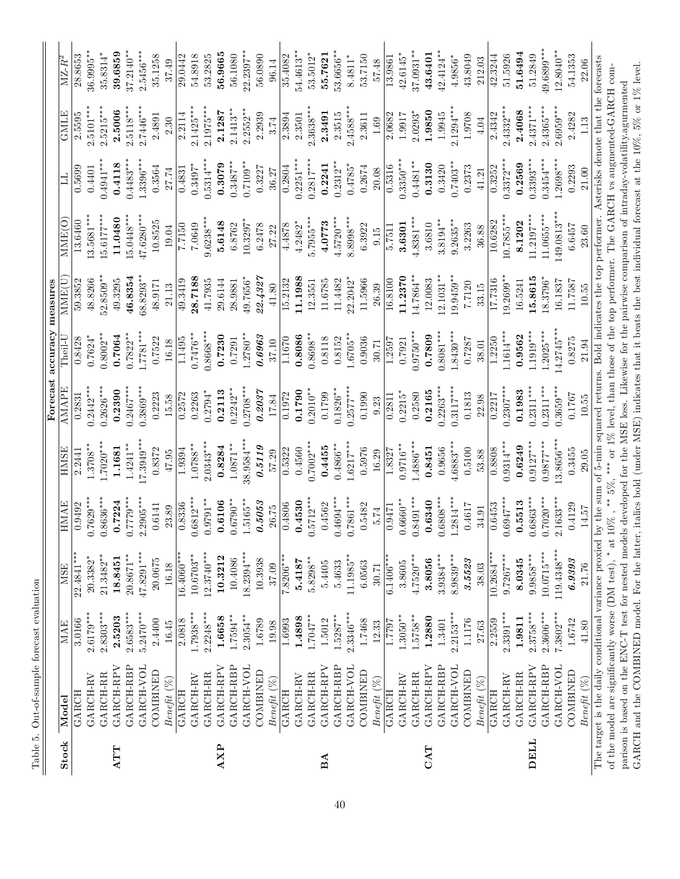Table 5. Out-of-sample forecast evaluation

| Stock | Model | Forecast accuracy measures | | | | | | | | | | | |
|---|---|---|---|---|---|---|---|---|---|---|---|---|---|
| | | MAE | MSE | HMAE | HMSE | AMAPE | Theil-U | MME(U) | MME(O) | LL | GMLE | MZ-$R^2$ |
| ATT | GARCH | 3.0166 | 22.4841*** | 0.9492 | 2.2441 | 0.2831 | 0.8428 | 59.3852 | 13.6460 | 0.5699 | 2.5595 | 28.8653 |
| | GARCH-RV | 2.6179*** | 20.3382* | 0.7629*** | 1.3708** | 0.2442*** | 0.7624* | 48.8266 | 13.5681*** | 0.4401 | 2.5101*** | 36.9995** |
| | GARCH-RR | 2.8303*** | 21.3482** | 0.8636*** | 1.7020*** | 0.2626*** | 0.8002** | 52.8509** | 15.6177*** | 0.4941*** | 2.5215*** | 35.8314* |
| | GARCH-RPV | **2.5203** | **18.8451** | **0.7224** | **1.1681** | **0.2390** | **0.7064** | 49.3295 | **11.0480** | **0.4118** | **2.5006** | **39.6859** |
| | GARCH-RBP | 2.6583*** | 20.8671** | 0.7779*** | 1.4241** | 0.2467*** | 0.7822** | **46.8354** | 15.0448*** | 0.4483*** | 2.5118*** | 37.2140** |
| | GARCH-VOL | 5.2470*** | 47.8291*** | 2.2905*** | 17.3949*** | 0.3869*** | 1.7781*** | 68.8293** | 47.6280*** | 1.3396*** | 2.7446*** | 2.5456*** |
| | COMBINED | 2.4400 | 20.0675 | 0.6141 | 0.8372 | 0.2223 | 0.7522 | 48.9171 | 10.8525 | 0.3564 | 2.4891 | 35.1258 |
| | *Benefit (%)* | 16.45 | 16.18 | 23.89 | 47.95 | 15.58 | 16.18 | 21.13 | 19.04 | 27.74 | 2.30 | 37.49 |
| AXP | GARCH | 2.0818 | 16.4060*** | 0.8336 | 1.9394 | 0.2572 | 1.1495 | 49.3419 | 7.7150 | 0.4831 | 2.2114 | 29.0442 |
| | GARCH-RV | 1.7938*** | 10.6703** | 0.6812*** | 1.0788** | 0.2263 | 0.7476** | **28.7188** | 7.0649 | 0.3497* | 2.1425*** | 54.8918 |
| | GARCH-RR | 2.2248*** | 12.3740*** | 0.9791** | 2.0343*** | 0.2794* | 0.8668*** | 41.7935 | 9.6238*** | 0.5314*** | 2.1975*** | 53.2825 |
| | GARCH-RPV | **1.6658** | **10.3212** | **0.6106** | **0.8284** | **0.2113** | **0.7230** | 29.6144 | **5.6148** | **0.3079** | **2.1287** | **56.9665** |
| | GARCH-RBP | 1.7594** | 10.4086 | 0.6790** | 1.0871** | 0.2242** | 0.7291 | 28.9881 | 6.8762 | 0.3487** | 2.1413** | 56.1080 |
| | GARCH-VOL | 2.3054*** | 18.2394*** | 1.5165** | 38.9584*** | 0.2708*** | 1.2780** | 49.7656* | 10.3297* | 0.7109** | 2.2552** | 22.2397** |
| | COMBINED | 1.6789 | 10.3938 | *0.5053* | *0.5119* | *0.2037* | *0.6963* | *22.4327* | 6.2478 | 0.3227 | 2.2939 | 56.0890 |
| | *Benefit (%)* | 19.98 | 37.09 | 26.75 | 57.29 | 17.84 | 37.10 | 41.80 | 27.22 | 36.27 | 3.74 | 96.14 |
| BA | GARCH | 1.6993 | 7.8206*** | 0.4806 | 0.5322 | 0.1972 | 1.1670 | 15.2132 | 4.4878 | 0.2804 | 2.3894 | 35.4082 |
| | GARCH-RV | **1.4898** | **5.4187** | **0.4530** | 0.4560 | **0.1790** | **0.8086** | **11.1988** | 4.2482* | 0.2251*** | 2.3501 | 54.4613** |
| | GARCH-RR | 1.7047** | 5.8298** | 0.5712*** | 0.7002*** | 0.2010** | 0.8698** | 12.3551 | 5.7955*** | 0.2817*** | 2.3638*** | 53.5012* |
| | GARCH-RPV | 1.5012 | 5.4405 | 0.4562 | **0.4455** | 0.1799 | 0.8118 | 11.6785 | **4.0773** | **0.2241** | **2.3491** | **55.7621** |
| | GARCH-RBP | 1.5287** | 5.4633 | 0.4694*** | 0.4866** | 0.1826** | 0.8152 | 11.4482 | 4.5720*** | 0.2312** | 2.3515 | 53.6656** |
| | GARCH-VOL | 2.3346*** | 11.1985** | 0.7861*** | 1.6217*** | 0.2577*** | 1.6705** | 22.2042* | 8.8998*** | 0.4785* | 2.4588*** | 8.4811* |
| | COMBINED | 1.7468 | 6.0563 | 0.5482 | 0.5976 | 0.1990 | 0.9036 | 11.5966 | 6.3922 | 0.2674 | 2.3611 | 53.7150 |
| | *Benefit (%)* | 12.33 | 30.71 | 5.74 | 16.29 | 9.23 | 30.71 | 26.39 | 9.15 | 20.08 | 1.69 | 57.48 |
| CAT | GARCH | 1.7797 | 6.1406*** | 0.9471 | 1.8327 | 0.2811 | 1.2597 | 16.8100 | 5.7511 | 0.5316 | 2.0682 | 13.9861 |
| | GARCH-RV | 1.3050** | 3.8605 | 0.6660** | 0.9716** | 0.2215* | 0.7921 | **11.2370** | **3.6301** | 0.3350*** | 1.9917 | 42.6145* |
| | GARCH-RR | 1.5758** | 4.7520*** | 0.8491*** | 1.4886*** | 0.2580 | 0.9750*** | 14.7864** | 4.8381*** | 0.4481** | 2.0293* | 37.0931** |
| | GARCH-RPV | **1.2880** | **3.8056** | **0.6340** | **0.8451** | **0.2165** | **0.7809** | 12.0083 | 3.6810 | **0.3130** | **1.9850** | **43.6401** |
| | GARCH-RBP | 1.3401 | 3.9384*** | 0.6808*** | 0.9656 | 0.2263*** | 0.8081*** | 12.1031** | 3.8194** | 0.3420 | 1.9945 | 42.4124** |
| | GARCH-VOL | 2.2153*** | 8.9839*** | 1.2814*** | 4.6883*** | 0.3117*** | 1.8430*** | 19.9459** | 9.2635** | 0.7403** | 2.1294*** | 4.9856* |
| | COMBINED | 1.1176 | *3.5523* | 0.4617 | 0.5100 | 0.1813 | 0.7287 | 7.7120 | 3.2263 | 0.2373 | 1.9708 | 43.8049 |
| | *Benefit (%)* | 27.63 | 38.03 | 34.91 | 53.88 | 22.98 | 38.01 | 33.15 | 36.88 | 41.21 | 4.04 | 212.03 |
| DELL | GARCH | 2.2559 | 10.2684*** | 0.6453 | 0.8808 | 0.2217 | 1.2250 | 17.7316 | 10.6282 | 0.3252 | 2.4342 | 42.3244 |
| | GARCH-RV | 2.3391*** | 9.7267*** | 0.6947*** | 0.9314*** | 0.2307*** | 1.1614*** | 19.2699** | 10.7855*** | 0.3372*** | 2.4332*** | 51.5926 |
| | GARCH-RR | **1.9811** | **8.0345** | **0.5513** | **0.6249** | **0.1983** | **0.9562** | 16.5241 | **8.1202** | **0.2569** | **2.4068** | **51.6494** |
| | GARCH-RPV | 2.3758*** | 9.9858*** | 0.6863*** | 0.9127*** | 0.2311*** | 1.1919*** | **15.8615** | 11.2197*** | 0.3393*** | 2.4371*** | 51.2849 |
| | GARCH-RBP | 2.3606*** | 10.0715*** | 0.7020*** | 0.9877*** | 0.2311*** | 1.2025*** | 18.3796* | 11.0655*** | 0.3454*** | 2.4365*** | 49.6899*** |
| | GARCH-VOL | 7.3802*** | 119.4348*** | 2.1633*** | 13.8656*** | 0.3659*** | 14.2745*** | 16.1837 | 149.0813*** | 1.2698*** | 2.6959*** | 12.8040** |
| | COMBINED | 1.6742 | *6.9393* | 0.4129 | 0.3455 | 0.1767 | 0.8275 | 11.7587 | 6.6457 | 0.2293 | 2.4282 | 54.1353 |
| | *Benefit (%)* | 41.80 | 21.76 | 14.57 | 29.05 | 10.55 | 21.94 | 10.55 | 23.60 | 21.00 | 1.13 | 22.06 |

The target is the daily conditional variance proxied by the sum of 5-min squared returns. Bold indicates the top performer. Asterisks denote that the forecasts of the model are significantly worse (DM test), * at 10%, ** 5%, *** or 1% level, than those of the top performer. The GARCH vs augmented-GARCH comparison is based on the ENC-T test for nested models developed for the MSE loss. Likewise for the pairwise comparison of intraday-volatility agurmented GARCH and the COMBINED model. For the latter, italics bold (under MSE) indicates that it beats the best individual forecast at the 10%, 5% or 1% level.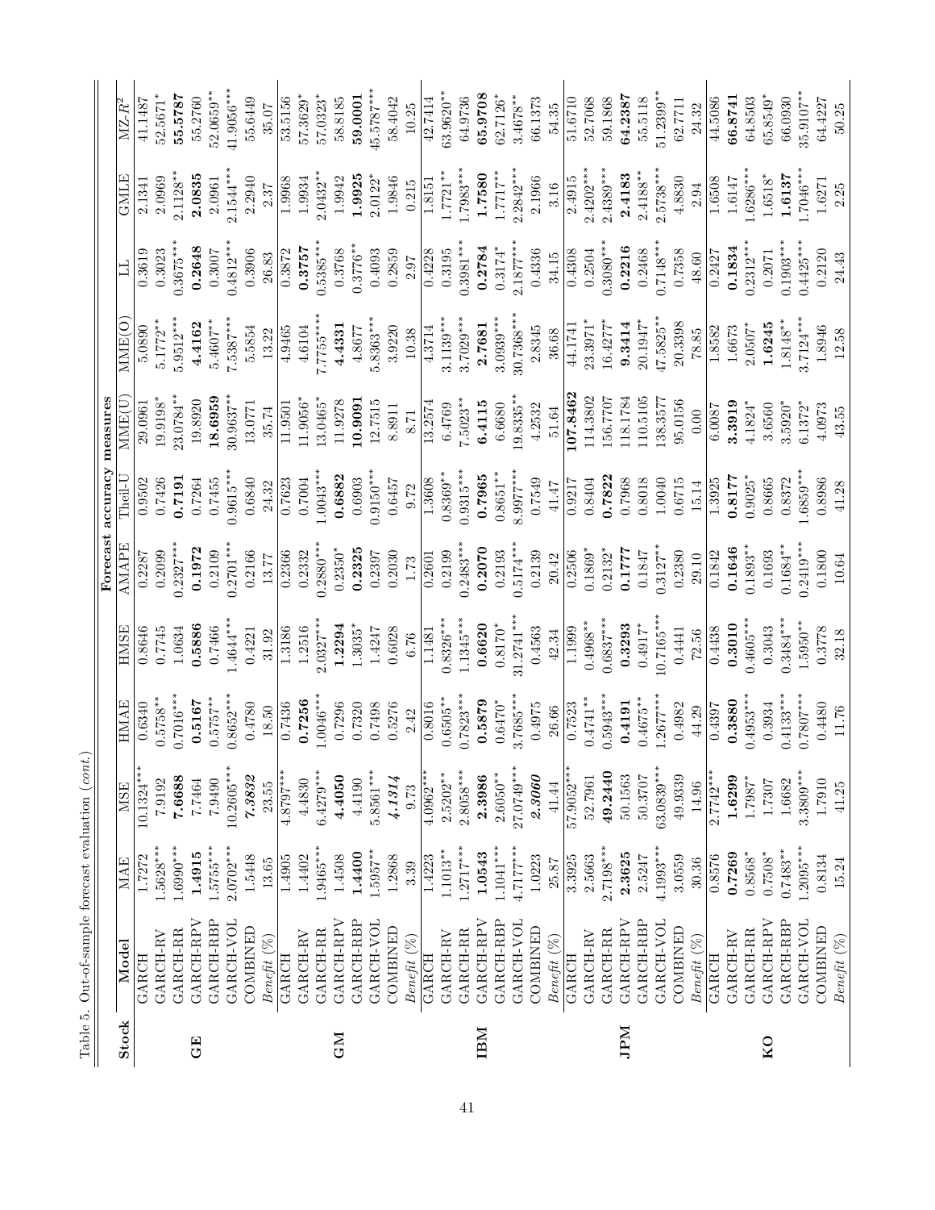Table 5. Out-of-sample forecast evaluation (*cont.*)

| Stock | Model | Forecast accuracy measures | | | | | | | | | | | |
|---|---|---|---|---|---|---|---|---|---|---|---|---|---|
| | | MAE | MSE | HMAE | HMSE | AMAPE | Theil-U | MME(U) | MME(O) | LL | GMLE | MZ-$R^2$ |
| **GE** | GARCH | 1.7272 | 10.1324*** | 0.6340 | 0.8646 | 0.2287 | 0.9502 | 29.0961 | 5.0890 | 0.3619 | 2.1341 | 41.1487 |
| | GARCH-RV | 1.5628*** | 7.9192 | 0.5758** | 0.7745 | 0.2099 | 0.7426 | 19.9198* | 5.1772** | 0.3023 | 2.0969 | 52.5671* |
| | GARCH-RR | 1.6990*** | **7.6688** | 0.7016*** | 1.0634 | 0.2327*** | **0.7191** | 23.0784** | 5.9512*** | 0.3675*** | 2.1128** | **55.5787** |
| | GARCH-RPV | **1.4915** | 7.7464 | **0.5167** | **0.5886** | **0.1972** | 0.7264 | 19.8920 | **4.4162** | **0.2648** | **2.0835** | 55.2760 |
| | GARCH-RBP | 1.5755*** | 7.9490 | 0.5757** | 0.7466 | 0.2109 | 0.7455 | **18.6959** | 5.4607** | 0.3007 | 2.0961 | 52.0659** |
| | GARCH-VOL | 2.0702*** | 10.2605*** | 0.8652*** | 1.4644*** | 0.2701*** | 0.9615*** | 30.9637** | 7.5387*** | 0.4812*** | 2.1544*** | 41.9056*** |
| | COMBINED | 1.5448 | *7.3832* | 0.4780 | 0.4221 | 0.2166 | 0.6840 | 13.0771 | 5.5854 | 0.3906 | 2.2940 | 55.6449 |
| | *Benefit (%)* | 13.65 | 23.55 | 18.50 | 31.92 | 13.77 | 24.32 | 35.74 | 13.22 | 26.83 | 2.37 | 35.07 |
| **GM** | GARCH | 1.4905 | 4.8797*** | 0.7436 | 1.3186 | 0.2366 | 0.7623 | 11.9501 | 4.9465 | 0.3872 | 1.9968 | 53.5156 |
| | GARCH-RV | 1.4402 | 4.4830 | **0.7256** | 1.2516 | 0.2332 | 0.7004 | 11.9056* | 4.6104 | **0.3757** | 1.9934 | 57.3629* |
| | GARCH-RR | 1.9465*** | 6.4279*** | 1.0046*** | 2.0327*** | 0.2880*** | 1.0043*** | 13.0465* | 7.7755**** | 0.5385*** | 2.0432** | 57.0323* |
| | GARCH-RPV | 1.4508 | **4.4050** | 0.7296 | **1.2294** | 0.2350* | **0.6882** | 11.9278 | **4.4331** | 0.3768 | 1.9942 | 58.8185 |
| | GARCH-RBP | **1.4400** | 4.4190 | 0.7320 | 1.3035* | **0.2325** | 0.6903 | **10.9091** | 4.8677 | 0.3776** | **1.9925** | **59.0001** |
| | GARCH-VOL | 1.5957** | 5.8561*** | 0.7498 | 1.4247 | 0.2397 | 0.9150*** | 12.7515 | 5.8363*** | 0.4093 | 2.0122* | 45.5787*** |
| | COMBINED | 1.2868 | *4.1314* | 0.5276 | 0.6028 | 0.2030 | 0.6457 | 8.8911 | 3.9220 | 0.2859 | 1.9846 | 58.4042 |
| | *Benefit (%)* | 3.39 | 9.73 | 2.42 | 6.76 | 1.73 | 9.72 | 8.71 | 10.38 | 2.97 | 0.215 | 10.25 |
| **IBM** | GARCH | 1.4223 | 4.0962*** | 0.8016 | 1.1481 | 0.2601 | 1.3608 | 13.2574 | 4.3714 | 0.4228 | 1.8151 | 42.7414 |
| | GARCH-RV | 1.1013** | 2.5202** | 0.6505** | 0.8326*** | 0.2199 | 0.8369** | 6.4769 | 3.1139*** | 0.3195 | 1.7721** | 63.9620** |
| | GARCH-RR | 1.2717*** | 2.8058*** | 0.7823*** | 1.1345*** | 0.2483*** | 0.9315*** | 7.5023** | 3.7029*** | 0.3981*** | 1.7983*** | 64.9736 |
| | GARCH-RPV | **1.0543** | **2.3986** | **0.5879** | **0.6620** | **0.2070** | **0.7965** | **6.4115** | **2.7681** | **0.2784** | **1.7580** | **65.9708** |
| | GARCH-RBP | 1.1041*** | 2.6050** | 0.6470* | 0.8170* | 0.2193 | 0.8651** | 6.6680 | 3.0939*** | 0.3174* | 1.7717** | 62.7126* |
| | GARCH-VOL | 4.7177*** | 27.0749*** | 3.7685*** | 31.2741*** | 0.5174*** | 8.9977*** | 19.8335** | 30.7368*** | 2.1877*** | 2.2842*** | 3.4678** |
| | COMBINED | 1.0223 | *2.3060* | 0.4975 | 0.4563 | 0.2139 | 0.7549 | 4.2532 | 2.8345 | 0.4336 | 2.1966 | 66.1373 |
| | *Benefit (%)* | 25.87 | 41.44 | 26.66 | 42.34 | 20.42 | 41.47 | 51.64 | 36.68 | 34.15 | 3.16 | 54.35 |
| **JPM** | GARCH | 3.3925 | 57.9052*** | 0.7523 | 1.1999 | 0.2506 | 0.9217 | **107.8462** | 44.1741 | 0.4308 | 2.4915 | 51.6710 |
| | GARCH-RV | 2.5663 | 52.7961 | 0.4741** | 0.4968** | 0.1869* | 0.8404 | 114.3802 | 23.3971* | 0.2504 | 2.4202*** | 52.7068 |
| | GARCH-RR | 2.7198*** | **49.2440** | 0.5943*** | 0.6837*** | 0.2132* | **0.7822** | 156.7707 | 16.4277* | 0.3080*** | 2.4389*** | 59.1868 |
| | GARCH-RPV | **2.3625** | 50.1563 | **0.4191** | **0.3293** | **0.1777** | 0.7968 | 118.1784 | **9.3414** | **0.2216** | **2.4183** | **64.2387** |
| | GARCH-RBP | 2.5247 | 50.3707 | 0.4675** | 0.4917* | 0.1847 | 0.8018 | 110.5105 | 20.1947* | 0.2468 | 2.4188** | 55.5118 |
| | GARCH-VOL | 4.1993*** | 63.0839*** | 1.2677*** | 10.7165*** | 0.3127** | 1.0040 | 138.3577 | 47.5825*** | 0.7148*** | 2.5738*** | 51.2399** |
| | COMBINED | 3.0559 | 49.9339 | 0.4982 | 0.4441 | 0.2380 | 0.6715 | 95.0156 | 20.3398 | 0.7358 | 4.8830 | 62.7711 |
| | *Benefit (%)* | 30.36 | 14.96 | 44.29 | 72.56 | 29.10 | 15.14 | 0.00 | 78.85 | 48.60 | 2.94 | 24.32 |
| **KO** | GARCH | 0.8576 | 2.7742*** | 0.4397 | 0.4438 | 0.1842 | 1.3925 | 6.0087 | 1.8582 | 0.2427 | 1.6508 | 44.5086 |
| | GARCH-RV | **0.7269** | **1.6299** | **0.3880** | **0.3010** | **0.1646** | **0.8177** | **3.3919** | 1.6673 | **0.1834** | 1.6147 | **66.8741** |
| | GARCH-RR | 0.8568* | 1.7987* | 0.4953*** | 0.4605*** | 0.1893** | 0.9025* | 4.1824* | 2.0507* | 0.2312*** | 1.6286*** | 64.8503 |
| | GARCH-RPV | 0.7508* | 1.7307 | 0.3934 | 0.3043 | 0.1693 | 0.8665 | 3.6560 | **1.6245** | 0.2071 | 1.6518* | 65.8549* |
| | GARCH-RBP | 0.7483** | 1.6682 | 0.4133*** | 0.3484*** | 0.1684** | 0.8372 | 3.5920* | 1.8148** | 0.1903*** | **1.6137** | 66.0930 |
| | GARCH-VOL | 1.2095*** | 3.3809*** | 0.7807*** | 1.5950** | 0.2419*** | 1.6859*** | 6.1372* | 3.7124*** | 0.4425*** | 1.7046*** | 35.9107** |
| | COMBINED | 0.8134 | 1.7910 | 0.4480 | 0.3778 | 0.1800 | 0.8986 | 4.0973 | 1.8946 | 0.2120 | 1.6271 | 64.4227 |
| | *Benefit (%)* | 15.24 | 41.25 | 11.76 | 32.18 | 10.64 | 41.28 | 43.55 | 12.58 | 24.43 | 2.25 | 50.25 |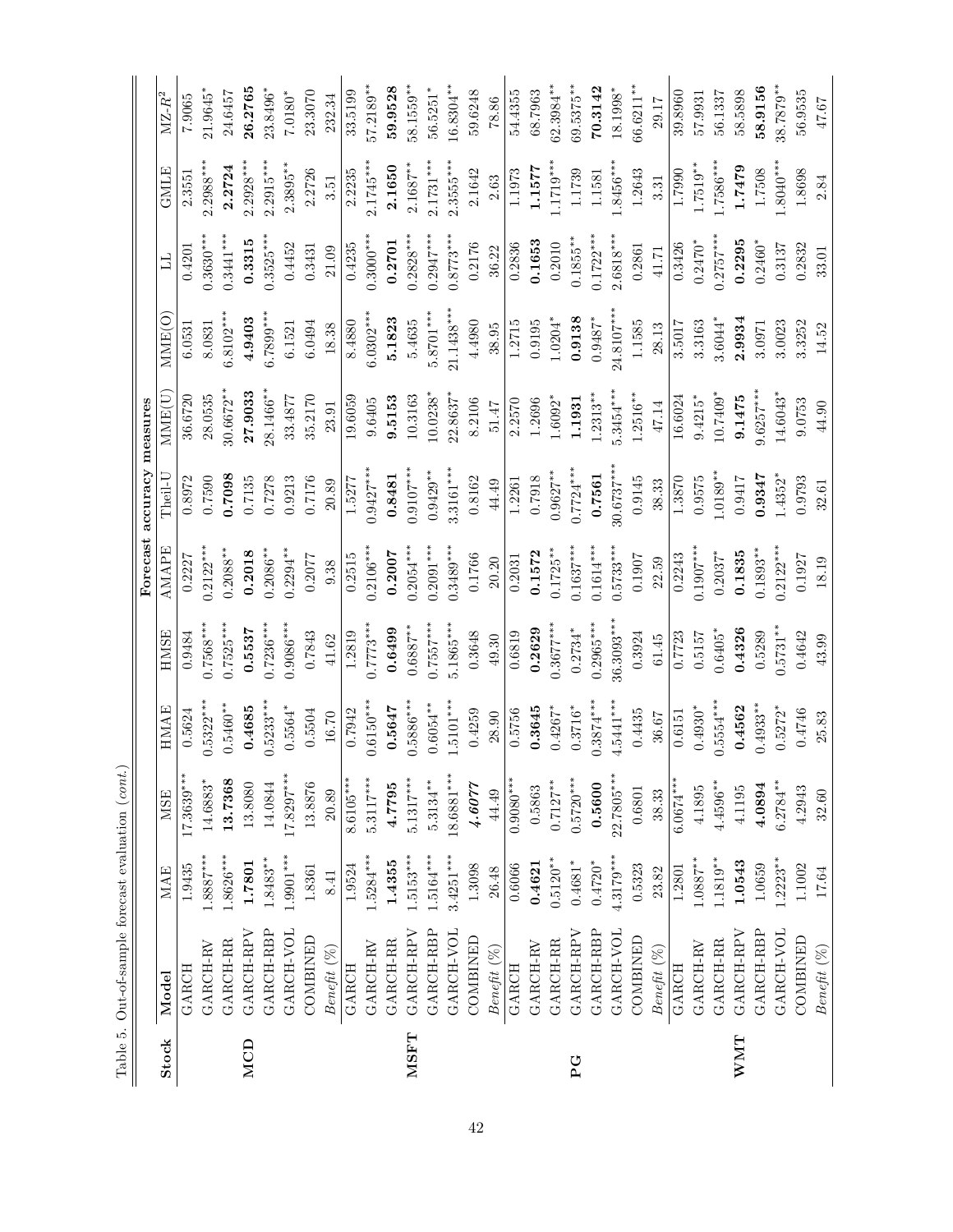Table 5. Out-of-sample forecast evaluation (*cont.*)

| Stock | Model | Forecast accuracy measures | | | | | | | | | | |
|---|---|---|---|---|---|---|---|---|---|---|---|---|
| | | MAE | MSE | HMAE | HMSE | AMAPE | Theil-U | MME(U) | MME(O) | LL | GMLE | MZ-$R^2$ |
| **MCD** | GARCH | 1.9435 | 17.3639*** | 0.5624 | 0.9484 | 0.2227 | 0.8972 | 36.6720 | 6.0531 | 0.4201 | 2.3551 | 7.9065 |
| | GARCH-RV | 1.8887*** | 14.6883* | 0.5322*** | 0.7568*** | 0.2122*** | 0.7590 | 28.0535 | 8.0831 | 0.3630*** | 2.2988*** | 21.9645* |
| | GARCH-RR | 1.8626*** | **13.7368** | 0.5460** | 0.7525*** | 0.2088** | **0.7098** | 30.6672** | 6.8102*** | 0.3441*** | **2.2724** | 24.6457 |
| | GARCH-RPV | **1.7801** | 13.8080 | **0.4685** | **0.5537** | **0.2018** | 0.7135 | **27.9033** | **4.9403** | **0.3315** | 2.2928*** | **26.2765** |
| | GARCH-RBP | 1.8483** | 14.0844 | 0.5233*** | 0.7236*** | 0.2086** | 0.7278 | 28.1466** | 6.7899*** | 0.3525*** | 2.2915*** | 23.8496* |
| | GARCH-VOL | 1.9901*** | 17.8297*** | 0.5564* | 0.9086*** | 0.2294** | 0.9213 | 33.4877 | 6.1521 | 0.4452 | 2.3895** | 7.0180* |
| | COMBINED | 1.8361 | 13.8876 | 0.5504 | 0.7843 | 0.2077 | 0.7176 | 35.2170 | 6.0494 | 0.3431 | 2.2726 | 23.3070 |
| | *Benefit* (%) | 8.41 | 20.89 | 16.70 | 41.62 | 9.38 | 20.89 | 23.91 | 18.38 | 21.09 | 3.51 | 232.34 |
| **MSFT** | GARCH | 1.9524 | 8.6105*** | 0.7942 | 1.2819 | 0.2515 | 1.5277 | 19.6059 | 8.4880 | 0.4235 | 2.2235 | 33.5199 |
| | GARCH-RV | 1.5284*** | 5.3117*** | 0.6150*** | 0.7773*** | 0.2106*** | 0.9427*** | 9.6405 | 6.0302*** | 0.3000*** | 2.1745*** | 57.2189** |
| | GARCH-RR | **1.4355** | **4.7795** | **0.5647** | **0.6499** | **0.2007** | **0.8481** | **9.5153** | **5.1823** | **0.2701** | **2.1650** | **59.9528** |
| | GARCH-RPV | 1.5153*** | 5.1317*** | 0.5886*** | 0.6887** | 0.2054*** | 0.9107*** | 10.3163 | 5.4635 | 0.2828*** | 2.1687** | 58.1559** |
| | GARCH-RBP | 1.5164*** | 5.3134** | 0.6054** | 0.7557*** | 0.2091*** | 0.9429** | 10.0238* | 5.8701*** | 0.2947*** | 2.1731*** | 56.5251* |
| | GARCH-VOL | 3.4251*** | 18.6881*** | 1.5101*** | 5.1865*** | 0.3489*** | 3.3161*** | 22.8637* | 21.1438*** | 0.8773*** | 2.3555*** | 16.8304** |
| | COMBINED | 1.3098 | *4.6077* | 0.4259 | 0.3648 | 0.1766 | 0.8162 | 8.2106 | 4.4980 | 0.2176 | 2.1642 | 59.6248 |
| | *Benefit* (%) | 26.48 | 44.49 | 28.90 | 49.30 | 20.20 | 44.49 | 51.47 | 38.95 | 36.22 | 2.63 | 78.86 |
| **PG** | GARCH | 0.6066 | 0.9080*** | 0.5756 | 0.6819 | 0.2031 | 1.2261 | 2.2570 | 1.2715 | 0.2836 | 1.1973 | 54.4355 |
| | GARCH-RV | **0.4621** | 0.5863 | **0.3645** | **0.2629** | **0.1572** | 0.7918 | 1.2696 | 0.9195 | **0.1653** | **1.1577** | 68.7963 |
| | GARCH-RR | 0.5120** | 0.7127** | 0.4267* | 0.3677*** | 0.1725** | 0.9627** | 1.6092* | 1.0204* | 0.2010 | 1.1719*** | 62.3984** |
| | GARCH-RPV | 0.4681* | 0.5720*** | 0.3716* | 0.2734* | 0.1637*** | 0.7724*** | 1.1931 | 0.9138 | 0.1855** | 1.1739 | 69.5375** |
| | GARCH-RBP | 0.4720* | **0.5600** | 0.3874*** | 0.2965*** | 0.1614*** | **0.7561** | **1.1931** | **0.9138** | 0.1722*** | 1.1581 | **70.3142** |
| | GARCH-VOL | 4.3179*** | 22.7805*** | 4.5441*** | 36.3093*** | 0.5733*** | 30.6737*** | 5.3454*** | 24.8107*** | 2.6818*** | 1.8456*** | 18.1998* |
| | COMBINED | 0.5323 | 0.6801 | 0.4435 | 0.3924 | 0.1907 | 0.9145 | 1.2516** | 1.1585 | 0.2861 | 1.2643 | 66.6211** |
| | *Benefit* (%) | 23.82 | 38.33 | 36.67 | 61.45 | 22.59 | 38.33 | 47.14 | 28.13 | 41.71 | 3.31 | 29.17 |
| **WMT** | GARCH | 1.2801 | 6.0674*** | 0.6151 | 0.7723 | 0.2243 | 1.3870 | 16.6024 | 3.5017 | 0.3426 | 1.7990 | 39.8960 |
| | GARCH-RV | 1.0887** | 4.1895 | 0.4930* | 0.5157 | 0.1907*** | 0.9575 | 9.4215* | 3.3163 | 0.2470* | 1.7519** | 57.9931 |
| | GARCH-RR | 1.1819** | 4.4596** | 0.5554*** | 0.6405* | 0.2037* | 1.0189** | 10.7409* | 3.6044* | 0.2757*** | 1.7586*** | 56.1337 |
| | GARCH-RPV | **1.0543** | 4.1195 | **0.4562** | **0.4326** | **0.1835** | 0.9417 | **9.1475** | **2.9934** | **0.2295** | **1.7479** | 58.5898 |
| | GARCH-RBP | 1.0659 | **4.0894** | 0.4933** | 0.5289 | 0.1893** | **0.9347** | 9.6257*** | 3.0971 | 0.2460* | 1.7508 | **58.9156** |
| | GARCH-VOL | 1.2223** | 6.2784** | 0.5272* | 0.5731** | 0.2122*** | 1.4352* | 14.6043* | 3.0023 | 0.3137 | 1.8040*** | 38.7879** |
| | COMBINED | 1.1002 | 4.2943 | 0.4746 | 0.4642 | 0.1927 | 0.9793 | 9.0753 | 3.3252 | 0.2832 | 1.8698 | 56.9535 |
| | *Benefit* (%) | 17.64 | 32.60 | 25.83 | 43.99 | 18.19 | 32.61 | 44.90 | 14.52 | 33.01 | 2.84 | 47.67 |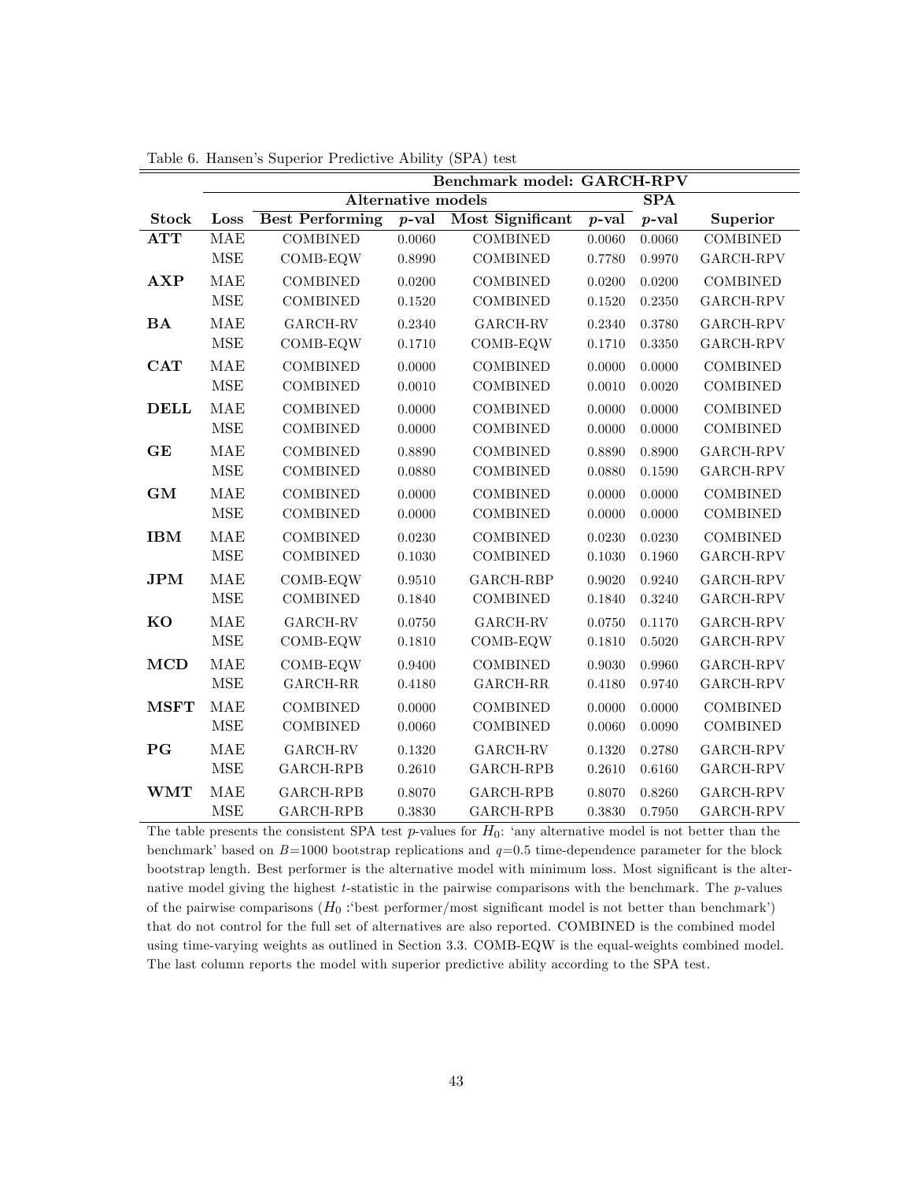Table 6. Hansen's Superior Predictive Ability (SPA) test

| | | Benchmark model: GARCH-RPV | | | | | |
|---|---|---|---|---|---|---|---|
| | | Alternative models | | | | SPA | |
| **Stock** | **Loss** | **Best Performing** | ***p*-val** | **Most Significant** | ***p*-val** | ***p*-val** | **Superior** |
| **ATT** | MAE | COMBINED | 0.0060 | COMBINED | 0.0060 | 0.0060 | COMBINED |
| | MSE | COMB-EQW | 0.8990 | COMBINED | 0.7780 | 0.9970 | GARCH-RPV |
| **AXP** | MAE | COMBINED | 0.0200 | COMBINED | 0.0200 | 0.0200 | COMBINED |
| | MSE | COMBINED | 0.1520 | COMBINED | 0.1520 | 0.2350 | GARCH-RPV |
| **BA** | MAE | GARCH-RV | 0.2340 | GARCH-RV | 0.2340 | 0.3780 | GARCH-RPV |
| | MSE | COMB-EQW | 0.1710 | COMB-EQW | 0.1710 | 0.3350 | GARCH-RPV |
| **CAT** | MAE | COMBINED | 0.0000 | COMBINED | 0.0000 | 0.0000 | COMBINED |
| | MSE | COMBINED | 0.0010 | COMBINED | 0.0010 | 0.0020 | COMBINED |
| **DELL** | MAE | COMBINED | 0.0000 | COMBINED | 0.0000 | 0.0000 | COMBINED |
| | MSE | COMBINED | 0.0000 | COMBINED | 0.0000 | 0.0000 | COMBINED |
| **GE** | MAE | COMBINED | 0.8890 | COMBINED | 0.8890 | 0.8900 | GARCH-RPV |
| | MSE | COMBINED | 0.0880 | COMBINED | 0.0880 | 0.1590 | GARCH-RPV |
| **GM** | MAE | COMBINED | 0.0000 | COMBINED | 0.0000 | 0.0000 | COMBINED |
| | MSE | COMBINED | 0.0000 | COMBINED | 0.0000 | 0.0000 | COMBINED |
| **IBM** | MAE | COMBINED | 0.0230 | COMBINED | 0.0230 | 0.0230 | COMBINED |
| | MSE | COMBINED | 0.1030 | COMBINED | 0.1030 | 0.1960 | GARCH-RPV |
| **JPM** | MAE | COMB-EQW | 0.9510 | GARCH-RBP | 0.9020 | 0.9240 | GARCH-RPV |
| | MSE | COMBINED | 0.1840 | COMBINED | 0.1840 | 0.3240 | GARCH-RPV |
| **KO** | MAE | GARCH-RV | 0.0750 | GARCH-RV | 0.0750 | 0.1170 | GARCH-RPV |
| | MSE | COMB-EQW | 0.1810 | COMB-EQW | 0.1810 | 0.5020 | GARCH-RPV |
| **MCD** | MAE | COMB-EQW | 0.9400 | COMBINED | 0.9030 | 0.9960 | GARCH-RPV |
| | MSE | GARCH-RR | 0.4180 | GARCH-RR | 0.4180 | 0.9740 | GARCH-RPV |
| **MSFT** | MAE | COMBINED | 0.0000 | COMBINED | 0.0000 | 0.0000 | COMBINED |
| | MSE | COMBINED | 0.0060 | COMBINED | 0.0060 | 0.0090 | COMBINED |
| **PG** | MAE | GARCH-RV | 0.1320 | GARCH-RV | 0.1320 | 0.2780 | GARCH-RPV |
| | MSE | GARCH-RPB | 0.2610 | GARCH-RPB | 0.2610 | 0.6160 | GARCH-RPV |
| **WMT** | MAE | GARCH-RPB | 0.8070 | GARCH-RPB | 0.8070 | 0.8260 | GARCH-RPV |
| | MSE | GARCH-RPB | 0.3830 | GARCH-RPB | 0.3830 | 0.7950 | GARCH-RPV |

The table presents the consistent SPA test $p$-values for $H_0$: 'any alternative model is not better than the benchmark' based on $B$=1000 bootstrap replications and $q$=0.5 time-dependence parameter for the block bootstrap length. Best performer is the alternative model with minimum loss. Most significant is the alternative model giving the highest $t$-statistic in the pairwise comparisons with the benchmark. The $p$-values of the pairwise comparisons ($H_0$ :'best performer/most significant model is not better than benchmark') that do not control for the full set of alternatives are also reported. COMBINED is the combined model using time-varying weights as outlined in Section 3.3. COMB-EQW is the equal-weights combined model. The last column reports the model with superior predictive ability according to the SPA test.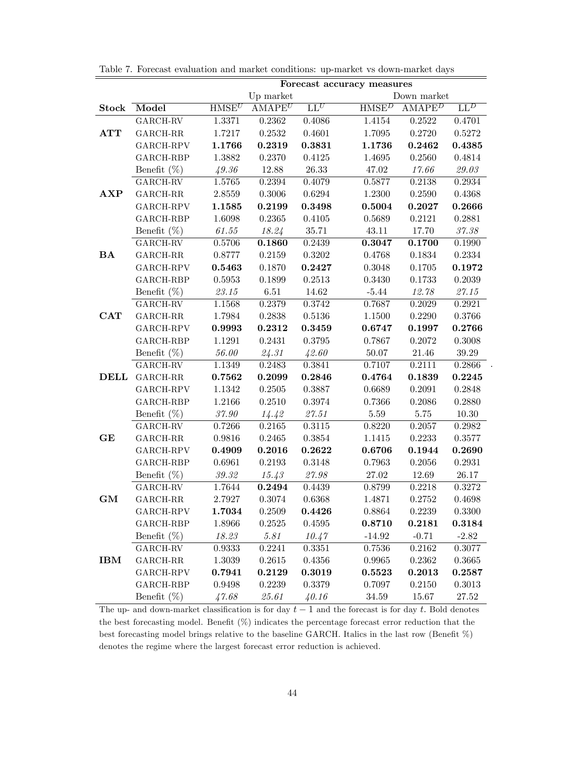Table 7. Forecast evaluation and market conditions: up-market vs down-market days

| | | Forecast accuracy measures | | | | | |
|---|---|---|---|---|---|---|---|
| | | Up market | | | Down market | | |
| **Stock** | **Model** | $\text{HMSE}^U$ | $\text{AMAPE}^U$ | $\text{LL}^U$ | $\text{HMSE}^D$ | $\text{AMAPE}^D$ | $\text{LL}^D$ |
| **ATT** | GARCH-RV | 1.3371 | 0.2362 | 0.4086 | 1.4154 | 0.2522 | 0.4701 |
| | GARCH-RR | 1.7217 | 0.2532 | 0.4601 | 1.7095 | 0.2720 | 0.5272 |
| | GARCH-RPV | **1.1766** | **0.2319** | **0.3831** | **1.1736** | **0.2462** | **0.4385** |
| | GARCH-RBP | 1.3882 | 0.2370 | 0.4125 | 1.4695 | 0.2560 | 0.4814 |
| | Benefit (%) | *49.36* | 12.88 | 26.33 | 47.02 | *17.66* | *29.03* |
| **AXP** | GARCH-RV | 1.5765 | 0.2394 | 0.4079 | 0.5877 | 0.2138 | 0.2934 |
| | GARCH-RR | 2.8559 | 0.3006 | 0.6294 | 1.2300 | 0.2590 | 0.4368 |
| | GARCH-RPV | **1.1585** | **0.2199** | **0.3498** | **0.5004** | **0.2027** | **0.2666** |
| | GARCH-RBP | 1.6098 | 0.2365 | 0.4105 | 0.5689 | 0.2121 | 0.2881 |
| | Benefit (%) | *61.55* | *18.24* | 35.71 | 43.11 | 17.70 | *37.38* |
| **BA** | GARCH-RV | 0.5706 | **0.1860** | 0.2439 | **0.3047** | **0.1700** | 0.1990 |
| | GARCH-RR | 0.8777 | 0.2159 | 0.3202 | 0.4768 | 0.1834 | 0.2334 |
| | GARCH-RPV | **0.5463** | 0.1870 | **0.2427** | 0.3048 | 0.1705 | **0.1972** |
| | GARCH-RBP | 0.5953 | 0.1899 | 0.2513 | 0.3430 | 0.1733 | 0.2039 |
| | Benefit (%) | *23.15* | 6.51 | 14.62 | -5.44 | *12.78* | *27.15* |
| **CAT** | GARCH-RV | 1.1568 | 0.2379 | 0.3742 | 0.7687 | 0.2029 | 0.2921 |
| | GARCH-RR | 1.7984 | 0.2838 | 0.5136 | 1.1500 | 0.2290 | 0.3766 |
| | GARCH-RPV | **0.9993** | **0.2312** | **0.3459** | **0.6747** | **0.1997** | **0.2766** |
| | GARCH-RBP | 1.1291 | 0.2431 | 0.3795 | 0.7867 | 0.2072 | 0.3008 |
| | Benefit (%) | *56.00* | *24.31* | *42.60* | 50.07 | 21.46 | 39.29 |
| **DELL** | GARCH-RV | 1.1349 | 0.2483 | 0.3841 | 0.7107 | 0.2111 | 0.2866 |
| | GARCH-RR | **0.7562** | **0.2099** | **0.2846** | **0.4764** | **0.1839** | **0.2245** |
| | GARCH-RPV | 1.1342 | 0.2505 | 0.3887 | 0.6689 | 0.2091 | 0.2848 |
| | GARCH-RBP | 1.2166 | 0.2510 | 0.3974 | 0.7366 | 0.2086 | 0.2880 |
| | Benefit (%) | *37.90* | *14.42* | *27.51* | 5.59 | 5.75 | 10.30 |
| **GE** | GARCH-RV | 0.7266 | 0.2165 | 0.3115 | 0.8220 | 0.2057 | 0.2982 |
| | GARCH-RR | 0.9816 | 0.2465 | 0.3854 | 1.1415 | 0.2233 | 0.3577 |
| | GARCH-RPV | **0.4909** | **0.2016** | **0.2622** | **0.6706** | **0.1944** | **0.2690** |
| | GARCH-RBP | 0.6961 | 0.2193 | 0.3148 | 0.7963 | 0.2056 | 0.2931 |
| | Benefit (%) | *39.32* | *15.43* | *27.98* | 27.02 | 12.69 | 26.17 |
| **GM** | GARCH-RV | 1.7644 | **0.2494** | 0.4439 | 0.8799 | 0.2218 | 0.3272 |
| | GARCH-RR | 2.7927 | 0.3074 | 0.6368 | 1.4871 | 0.2752 | 0.4698 |
| | GARCH-RPV | **1.7034** | 0.2509 | **0.4426** | 0.8864 | 0.2239 | 0.3300 |
| | GARCH-RBP | 1.8966 | 0.2525 | 0.4595 | **0.8710** | **0.2181** | **0.3184** |
| | Benefit (%) | *18.23* | *5.81* | *10.47* | -14.92 | -0.71 | -2.82 |
| **IBM** | GARCH-RV | 0.9333 | 0.2241 | 0.3351 | 0.7536 | 0.2162 | 0.3077 |
| | GARCH-RR | 1.3039 | 0.2615 | 0.4356 | 0.9965 | 0.2362 | 0.3665 |
| | GARCH-RPV | **0.7941** | **0.2129** | **0.3019** | **0.5523** | **0.2013** | **0.2587** |
| | GARCH-RBP | 0.9498 | 0.2239 | 0.3379 | 0.7097 | 0.2150 | 0.3013 |
| | Benefit (%) | *47.68* | *25.61* | *40.16* | 34.59 | 15.67 | 27.52 |

The up- and down-market classification is for day $t-1$ and the forecast is for day $t$. Bold denotes the best forecasting model. Benefit (%) indicates the percentage forecast error reduction that the best forecasting model brings relative to the baseline GARCH. Italics in the last row (Benefit %) denotes the regime where the largest forecast error reduction is achieved.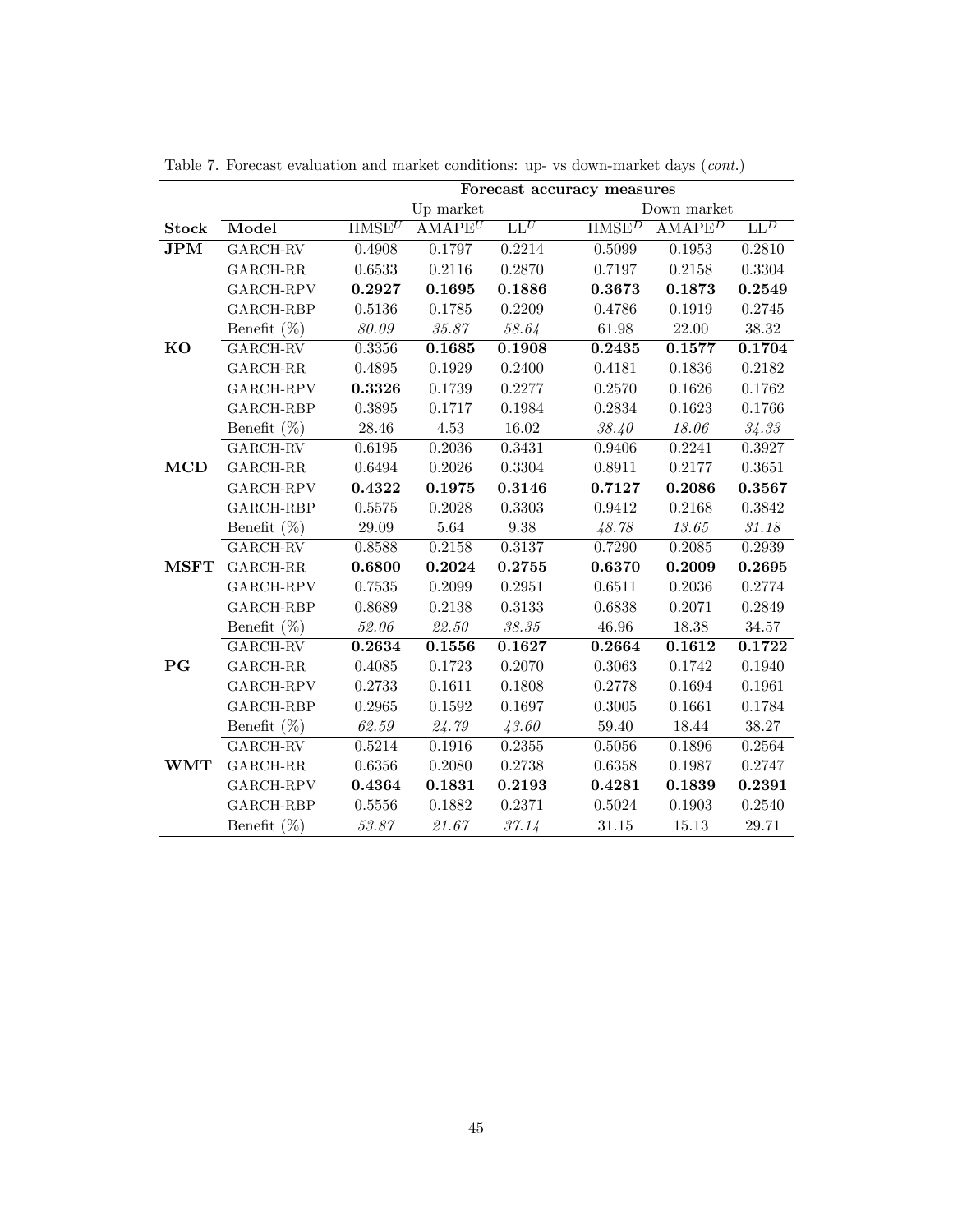Table 7. Forecast evaluation and market conditions: up- vs down-market days (*cont.*)

| | | Forecast accuracy measures | | | | | |
|---|---|---|---|---|---|---|---|
| | | Up market | | | Down market | | |
| **Stock** | **Model** | $\text{HMSE}^U$ | $\text{AMAPE}^U$ | $\text{LL}^U$ | $\text{HMSE}^D$ | $\text{AMAPE}^D$ | $\text{LL}^D$ |
| **JPM** | GARCH-RV | 0.4908 | 0.1797 | 0.2214 | 0.5099 | 0.1953 | 0.2810 |
| | GARCH-RR | 0.6533 | 0.2116 | 0.2870 | 0.7197 | 0.2158 | 0.3304 |
| | GARCH-RPV | **0.2927** | **0.1695** | **0.1886** | **0.3673** | **0.1873** | **0.2549** |
| | GARCH-RBP | 0.5136 | 0.1785 | 0.2209 | 0.4786 | 0.1919 | 0.2745 |
| | Benefit (%) | *80.09* | *35.87* | *58.64* | 61.98 | 22.00 | 38.32 |
| **KO** | GARCH-RV | 0.3356 | **0.1685** | **0.1908** | **0.2435** | **0.1577** | **0.1704** |
| | GARCH-RR | 0.4895 | 0.1929 | 0.2400 | 0.4181 | 0.1836 | 0.2182 |
| | GARCH-RPV | **0.3326** | 0.1739 | 0.2277 | 0.2570 | 0.1626 | 0.1762 |
| | GARCH-RBP | 0.3895 | 0.1717 | 0.1984 | 0.2834 | 0.1623 | 0.1766 |
| | Benefit (%) | 28.46 | 4.53 | 16.02 | *38.40* | *18.06* | *34.33* |
| **MCD** | GARCH-RV | 0.6195 | 0.2036 | 0.3431 | 0.9406 | 0.2241 | 0.3927 |
| | GARCH-RR | 0.6494 | 0.2026 | 0.3304 | 0.8911 | 0.2177 | 0.3651 |
| | GARCH-RPV | **0.4322** | **0.1975** | **0.3146** | **0.7127** | **0.2086** | **0.3567** |
| | GARCH-RBP | 0.5575 | 0.2028 | 0.3303 | 0.9412 | 0.2168 | 0.3842 |
| | Benefit (%) | 29.09 | 5.64 | 9.38 | *48.78* | *13.65* | *31.18* |
| **MSFT** | GARCH-RV | 0.8588 | 0.2158 | 0.3137 | 0.7290 | 0.2085 | 0.2939 |
| | GARCH-RR | **0.6800** | **0.2024** | **0.2755** | **0.6370** | **0.2009** | **0.2695** |
| | GARCH-RPV | 0.7535 | 0.2099 | 0.2951 | 0.6511 | 0.2036 | 0.2774 |
| | GARCH-RBP | 0.8689 | 0.2138 | 0.3133 | 0.6838 | 0.2071 | 0.2849 |
| | Benefit (%) | *52.06* | *22.50* | *38.35* | 46.96 | 18.38 | 34.57 |
| **PG** | GARCH-RV | **0.2634** | **0.1556** | **0.1627** | **0.2664** | **0.1612** | **0.1722** |
| | GARCH-RR | 0.4085 | 0.1723 | 0.2070 | 0.3063 | 0.1742 | 0.1940 |
| | GARCH-RPV | 0.2733 | 0.1611 | 0.1808 | 0.2778 | 0.1694 | 0.1961 |
| | GARCH-RBP | 0.2965 | 0.1592 | 0.1697 | 0.3005 | 0.1661 | 0.1784 |
| | Benefit (%) | *62.59* | *24.79* | *43.60* | 59.40 | 18.44 | 38.27 |
| **WMT** | GARCH-RV | 0.5214 | 0.1916 | 0.2355 | 0.5056 | 0.1896 | 0.2564 |
| | GARCH-RR | 0.6356 | 0.2080 | 0.2738 | 0.6358 | 0.1987 | 0.2747 |
| | GARCH-RPV | **0.4364** | **0.1831** | **0.2193** | **0.4281** | **0.1839** | **0.2391** |
| | GARCH-RBP | 0.5556 | 0.1882 | 0.2371 | 0.5024 | 0.1903 | 0.2540 |
| | Benefit (%) | *53.87* | *21.67* | *37.14* | 31.15 | 15.13 | 29.71 |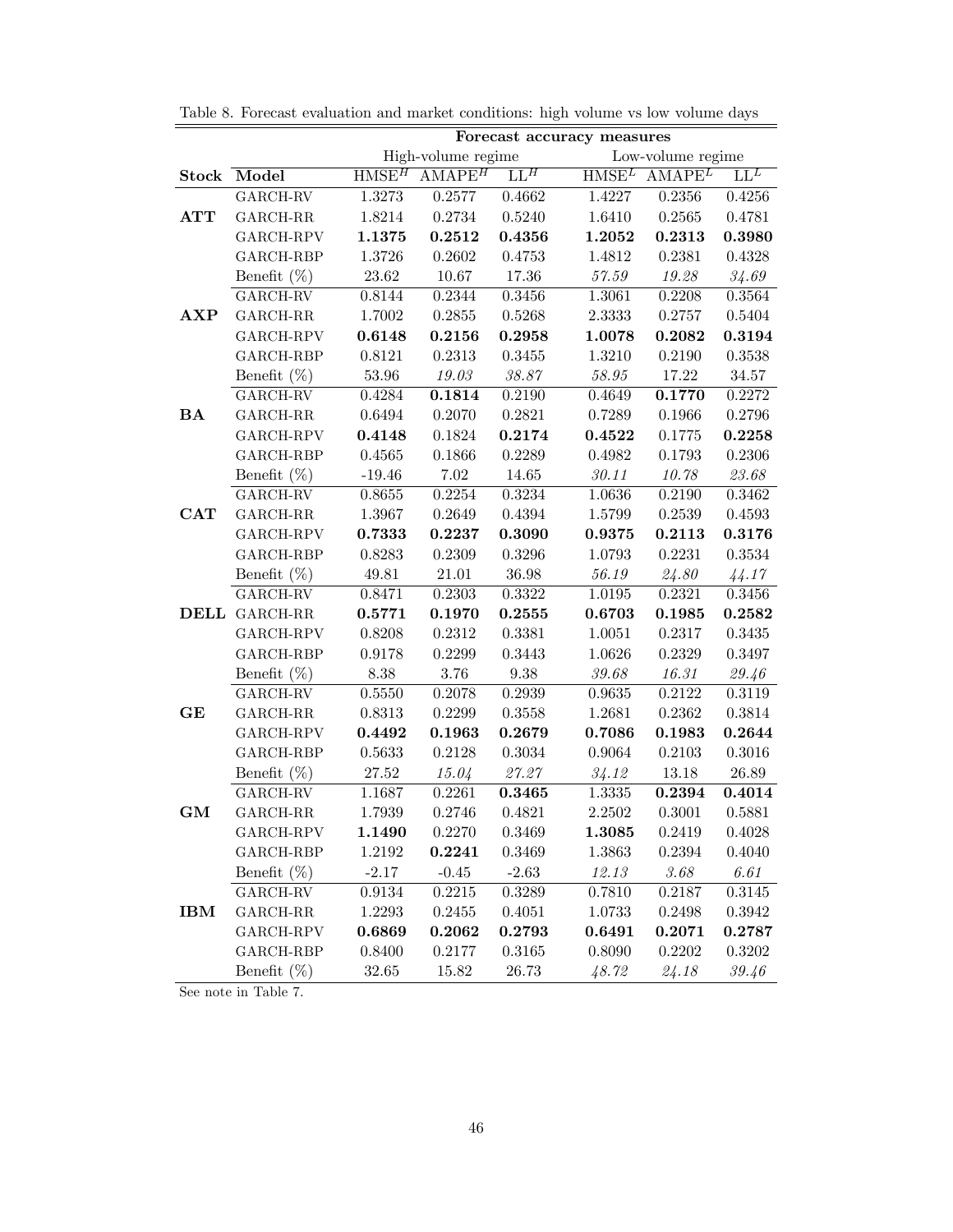Table 8. Forecast evaluation and market conditions: high volume vs low volume days

| | | Forecast accuracy measures | | | | | |
|---|---|---|---|---|---|---|---|
| | | High-volume regime | | | Low-volume regime | | |
| **Stock** | **Model** | $HMSE^H$ | $AMAPE^H$ | $LL^H$ | $HMSE^L$ | $AMAPE^L$ | $LL^L$ |
| **ATT** | GARCH-RV | 1.3273 | 0.2577 | 0.4662 | 1.4227 | 0.2356 | 0.4256 |
| | GARCH-RR | 1.8214 | 0.2734 | 0.5240 | 1.6410 | 0.2565 | 0.4781 |
| | GARCH-RPV | **1.1375** | **0.2512** | **0.4356** | **1.2052** | **0.2313** | **0.3980** |
| | GARCH-RBP | 1.3726 | 0.2602 | 0.4753 | 1.4812 | 0.2381 | 0.4328 |
| | Benefit (%) | 23.62 | 10.67 | 17.36 | *57.59* | *19.28* | *34.69* |
| **AXP** | GARCH-RV | 0.8144 | 0.2344 | 0.3456 | 1.3061 | 0.2208 | 0.3564 |
| | GARCH-RR | 1.7002 | 0.2855 | 0.5268 | 2.3333 | 0.2757 | 0.5404 |
| | GARCH-RPV | **0.6148** | **0.2156** | **0.2958** | **1.0078** | **0.2082** | **0.3194** |
| | GARCH-RBP | 0.8121 | 0.2313 | 0.3455 | 1.3210 | 0.2190 | 0.3538 |
| | Benefit (%) | 53.96 | *19.03* | *38.87* | *58.95* | 17.22 | 34.57 |
| **BA** | GARCH-RV | 0.4284 | **0.1814** | 0.2190 | 0.4649 | **0.1770** | 0.2272 |
| | GARCH-RR | 0.6494 | 0.2070 | 0.2821 | 0.7289 | 0.1966 | 0.2796 |
| | GARCH-RPV | **0.4148** | 0.1824 | **0.2174** | **0.4522** | 0.1775 | **0.2258** |
| | GARCH-RBP | 0.4565 | 0.1866 | 0.2289 | 0.4982 | 0.1793 | 0.2306 |
| | Benefit (%) | -19.46 | 7.02 | 14.65 | *30.11* | *10.78* | *23.68* |
| **CAT** | GARCH-RV | 0.8655 | 0.2254 | 0.3234 | 1.0636 | 0.2190 | 0.3462 |
| | GARCH-RR | 1.3967 | 0.2649 | 0.4394 | 1.5799 | 0.2539 | 0.4593 |
| | GARCH-RPV | **0.7333** | **0.2237** | **0.3090** | **0.9375** | **0.2113** | **0.3176** |
| | GARCH-RBP | 0.8283 | 0.2309 | 0.3296 | 1.0793 | 0.2231 | 0.3534 |
| | Benefit (%) | 49.81 | 21.01 | 36.98 | *56.19* | *24.80* | *44.17* |
| **DELL** | GARCH-RV | 0.8471 | 0.2303 | 0.3322 | 1.0195 | 0.2321 | 0.3456 |
| | GARCH-RR | **0.5771** | **0.1970** | **0.2555** | **0.6703** | **0.1985** | **0.2582** |
| | GARCH-RPV | 0.8208 | 0.2312 | 0.3381 | 1.0051 | 0.2317 | 0.3435 |
| | GARCH-RBP | 0.9178 | 0.2299 | 0.3443 | 1.0626 | 0.2329 | 0.3497 |
| | Benefit (%) | 8.38 | 3.76 | 9.38 | *39.68* | *16.31* | *29.46* |
| **GE** | GARCH-RV | 0.5550 | 0.2078 | 0.2939 | 0.9635 | 0.2122 | 0.3119 |
| | GARCH-RR | 0.8313 | 0.2299 | 0.3558 | 1.2681 | 0.2362 | 0.3814 |
| | GARCH-RPV | **0.4492** | **0.1963** | **0.2679** | **0.7086** | **0.1983** | **0.2644** |
| | GARCH-RBP | 0.5633 | 0.2128 | 0.3034 | 0.9064 | 0.2103 | 0.3016 |
| | Benefit (%) | 27.52 | *15.04* | *27.27* | *34.12* | 13.18 | 26.89 |
| **GM** | GARCH-RV | 1.1687 | 0.2261 | **0.3465** | 1.3335 | **0.2394** | **0.4014** |
| | GARCH-RR | 1.7939 | 0.2746 | 0.4821 | 2.2502 | 0.3001 | 0.5881 |
| | GARCH-RPV | **1.1490** | 0.2270 | 0.3469 | **1.3085** | 0.2419 | 0.4028 |
| | GARCH-RBP | 1.2192 | **0.2241** | 0.3469 | 1.3863 | 0.2394 | 0.4040 |
| | Benefit (%) | -2.17 | -0.45 | -2.63 | *12.13* | *3.68* | *6.61* |
| **IBM** | GARCH-RV | 0.9134 | 0.2215 | 0.3289 | 0.7810 | 0.2187 | 0.3145 |
| | GARCH-RR | 1.2293 | 0.2455 | 0.4051 | 1.0733 | 0.2498 | 0.3942 |
| | GARCH-RPV | **0.6869** | **0.2062** | **0.2793** | **0.6491** | **0.2071** | **0.2787** |
| | GARCH-RBP | 0.8400 | 0.2177 | 0.3165 | 0.8090 | 0.2202 | 0.3202 |
| | Benefit (%) | 32.65 | 15.82 | 26.73 | *48.72* | *24.18* | *39.46* |

See note in Table 7.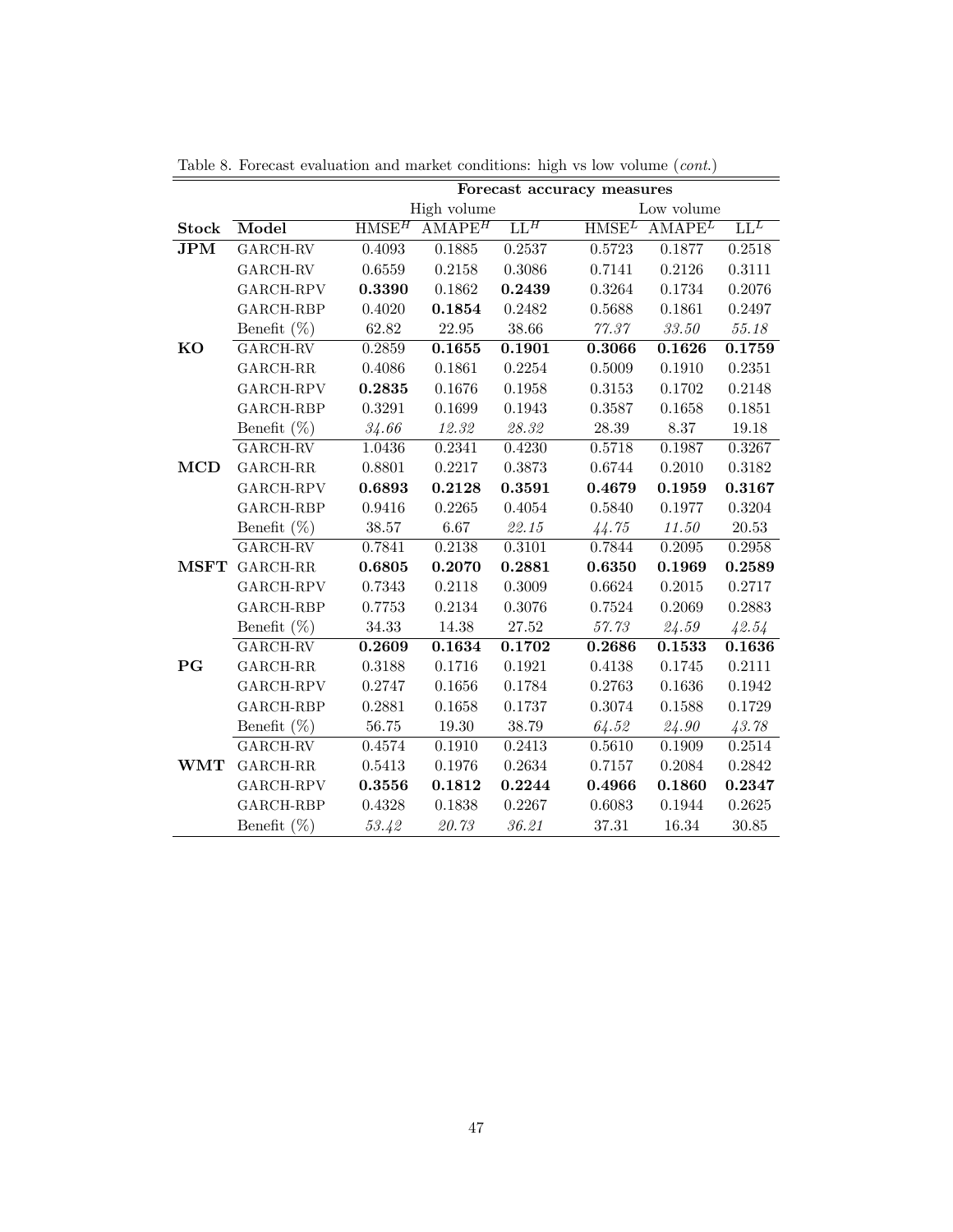Table 8. Forecast evaluation and market conditions: high vs low volume (*cont.*)

| | | Forecast accuracy measures | | | | | |
|---|---|---|---|---|---|---|---|
| | | High volume | | | Low volume | | |
| **Stock** | **Model** | $\text{HMSE}^H$ | $\text{AMAPE}^H$ | $\text{LL}^H$ | $\text{HMSE}^L$ | $\text{AMAPE}^L$ | $\text{LL}^L$ |
| **JPM** | GARCH-RV | 0.4093 | 0.1885 | 0.2537 | 0.5723 | 0.1877 | 0.2518 |
| | GARCH-RV | 0.6559 | 0.2158 | 0.3086 | 0.7141 | 0.2126 | 0.3111 |
| | GARCH-RPV | **0.3390** | 0.1862 | **0.2439** | 0.3264 | 0.1734 | 0.2076 |
| | GARCH-RBP | 0.4020 | **0.1854** | 0.2482 | 0.5688 | 0.1861 | 0.2497 |
| | Benefit (%) | 62.82 | 22.95 | 38.66 | *77.37* | *33.50* | *55.18* |
| **KO** | GARCH-RV | 0.2859 | **0.1655** | **0.1901** | **0.3066** | **0.1626** | **0.1759** |
| | GARCH-RR | 0.4086 | 0.1861 | 0.2254 | 0.5009 | 0.1910 | 0.2351 |
| | GARCH-RPV | **0.2835** | 0.1676 | 0.1958 | 0.3153 | 0.1702 | 0.2148 |
| | GARCH-RBP | 0.3291 | 0.1699 | 0.1943 | 0.3587 | 0.1658 | 0.1851 |
| | Benefit (%) | *34.66* | *12.32* | *28.32* | 28.39 | 8.37 | 19.18 |
| **MCD** | GARCH-RV | 1.0436 | 0.2341 | 0.4230 | 0.5718 | 0.1987 | 0.3267 |
| | GARCH-RR | 0.8801 | 0.2217 | 0.3873 | 0.6744 | 0.2010 | 0.3182 |
| | GARCH-RPV | **0.6893** | **0.2128** | **0.3591** | **0.4679** | **0.1959** | **0.3167** |
| | GARCH-RBP | 0.9416 | 0.2265 | 0.4054 | 0.5840 | 0.1977 | 0.3204 |
| | Benefit (%) | 38.57 | 6.67 | *22.15* | *44.75* | *11.50* | 20.53 |
| **MSFT** | GARCH-RV | 0.7841 | 0.2138 | 0.3101 | 0.7844 | 0.2095 | 0.2958 |
| | GARCH-RR | **0.6805** | **0.2070** | **0.2881** | **0.6350** | **0.1969** | **0.2589** |
| | GARCH-RPV | 0.7343 | 0.2118 | 0.3009 | 0.6624 | 0.2015 | 0.2717 |
| | GARCH-RBP | 0.7753 | 0.2134 | 0.3076 | 0.7524 | 0.2069 | 0.2883 |
| | Benefit (%) | 34.33 | 14.38 | 27.52 | *57.73* | *24.59* | *42.54* |
| **PG** | GARCH-RV | **0.2609** | **0.1634** | **0.1702** | **0.2686** | **0.1533** | **0.1636** |
| | GARCH-RR | 0.3188 | 0.1716 | 0.1921 | 0.4138 | 0.1745 | 0.2111 |
| | GARCH-RPV | 0.2747 | 0.1656 | 0.1784 | 0.2763 | 0.1636 | 0.1942 |
| | GARCH-RBP | 0.2881 | 0.1658 | 0.1737 | 0.3074 | 0.1588 | 0.1729 |
| | Benefit (%) | 56.75 | 19.30 | 38.79 | *64.52* | *24.90* | *43.78* |
| **WMT** | GARCH-RV | 0.4574 | 0.1910 | 0.2413 | 0.5610 | 0.1909 | 0.2514 |
| | GARCH-RR | 0.5413 | 0.1976 | 0.2634 | 0.7157 | 0.2084 | 0.2842 |
| | GARCH-RPV | **0.3556** | **0.1812** | **0.2244** | **0.4966** | **0.1860** | **0.2347** |
| | GARCH-RBP | 0.4328 | 0.1838 | 0.2267 | 0.6083 | 0.1944 | 0.2625 |
| | Benefit (%) | *53.42* | *20.73* | *36.21* | 37.31 | 16.34 | 30.85 |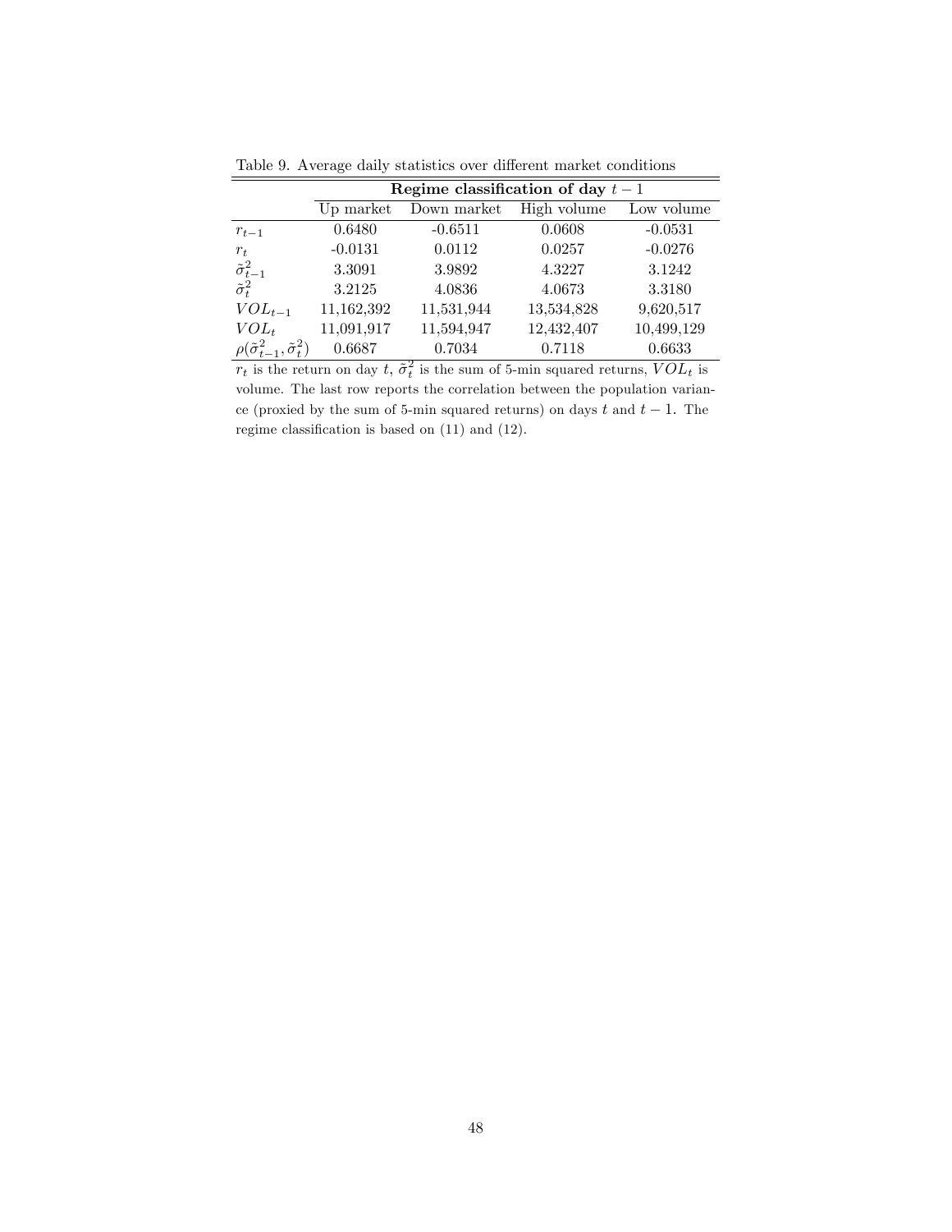Table 9. Average daily statistics over different market conditions

| | **Regime classification of day $t-1$** | | | |
|---|---|---|---|---|
| | Up market | Down market | High volume | Low volume |
| $r_{t-1}$ | 0.6480 | -0.6511 | 0.0608 | -0.0531 |
| $r_t$ | -0.0131 | 0.0112 | 0.0257 | -0.0276 |
| $\tilde{\sigma}^2_{t-1}$ | 3.3091 | 3.9892 | 4.3227 | 3.1242 |
| $\tilde{\sigma}^2_t$ | 3.2125 | 4.0836 | 4.0673 | 3.3180 |
| $VOL_{t-1}$ | 11,162,392 | 11,531,944 | 13,534,828 | 9,620,517 |
| $VOL_t$ | 11,091,917 | 11,594,947 | 12,432,407 | 10,499,129 |
| $\rho(\tilde{\sigma}^2_{t-1}, \tilde{\sigma}^2_t)$ | 0.6687 | 0.7034 | 0.7118 | 0.6633 |

$r_t$ is the return on day $t$, $\tilde{\sigma}^2_t$ is the sum of 5-min squared returns, $VOL_t$ is volume. The last row reports the correlation between the population variance (proxied by the sum of 5-min squared returns) on days $t$ and $t-1$. The regime classification is based on (11) and (12).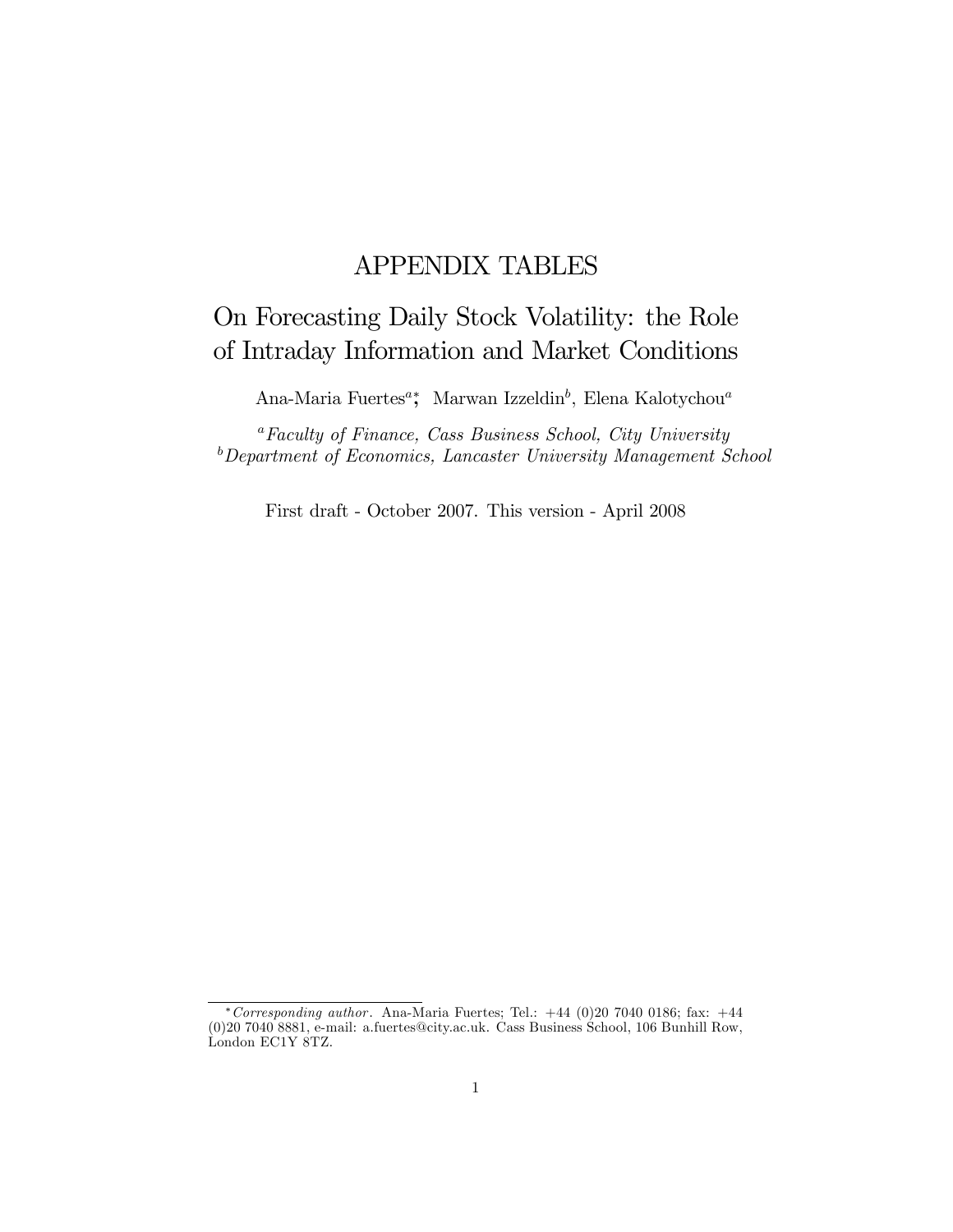# APPENDIX TABLES

## On Forecasting Daily Stock Volatility: the Role of Intraday Information and Market Conditions

Ana-Maria Fuertes[a,*], Marwan Izzeldin[b], Elena Kalotychou[a]

[a] *Faculty of Finance, Cass Business School, City University*
[b] *Department of Economics, Lancaster University Management School*

First draft - October 2007. This version - April 2008

---

[*] *Corresponding author*. Ana-Maria Fuertes; Tel.: +44 (0)20 7040 0186; fax: +44 (0)20 7040 8881, e-mail: a.fuertes@city.ac.uk. Cass Business School, 106 Bunhill Row, London EC1Y 8TZ.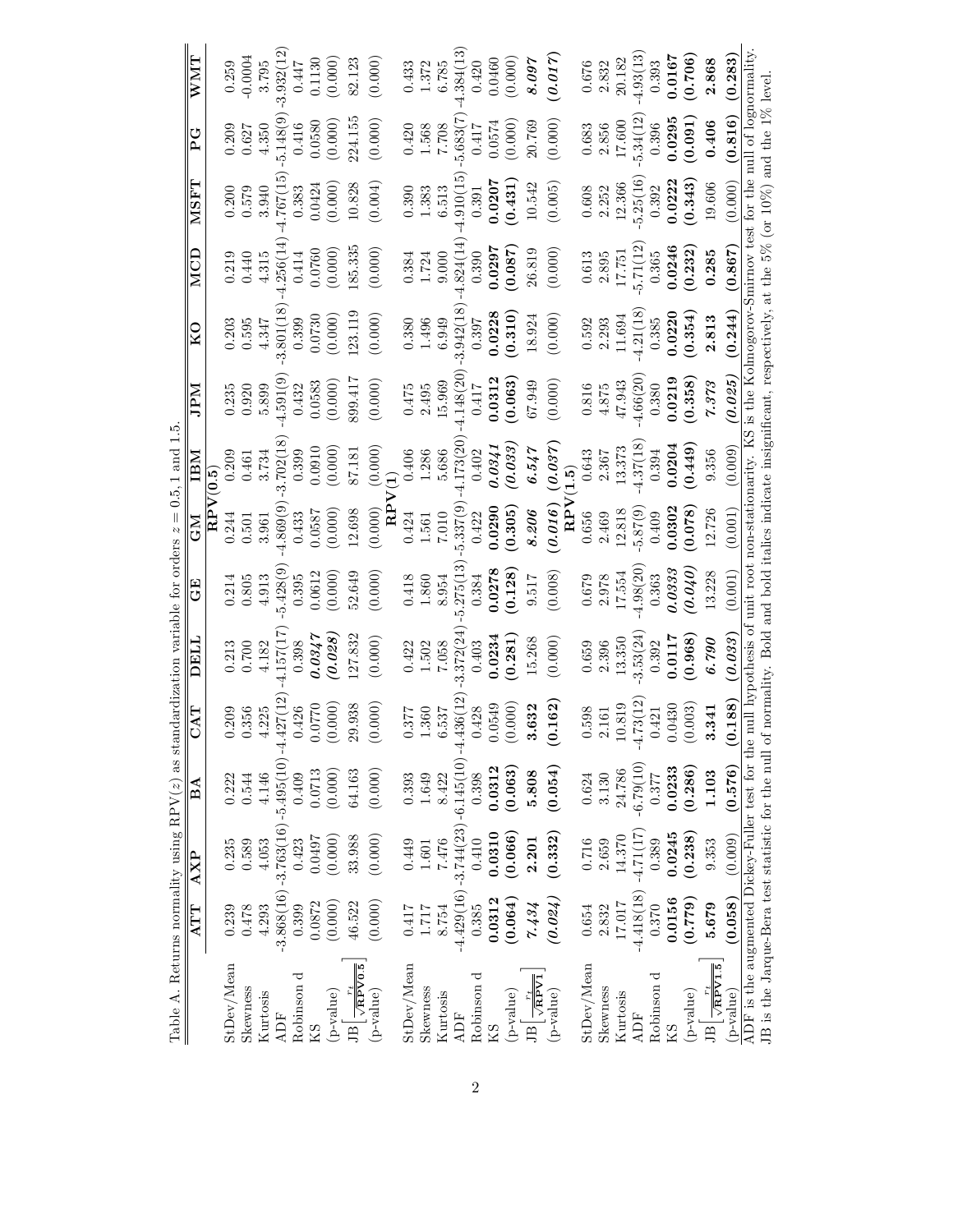Table A. Returns normality using RPV($z$) as standardization variable for orders $z = 0.5$, 1 and 1.5.

| | ATT | AXP | BA | CAT | DELL | GE | GM | IBM | JPM | KO | MCD | MSFT | PG | WMT |
|---|---|---|---|---|---|---|---|---|---|---|---|---|---|---|
| | | | | | | | **RPV(0.5)** | | | | | | | |
| StDev/Mean | 0.239 | 0.235 | 0.222 | 0.209 | 0.213 | 0.214 | 0.244 | 0.209 | 0.235 | 0.203 | 0.219 | 0.200 | 0.209 | 0.259 |
| Skewness | 0.478 | 0.589 | 0.544 | 0.356 | 0.700 | 0.805 | 0.501 | 0.461 | 0.920 | 0.595 | 0.440 | 0.579 | 0.627 | -0.0004 |
| Kurtosis | 4.293 | 4.053 | 4.146 | 4.225 | 4.182 | 4.913 | 3.961 | 3.734 | 5.899 | 4.347 | 4.315 | 3.940 | 4.350 | 3.795 |
| ADF | -3.868(16) | -3.763(16) | -5.495(10) | -4.427(12) | -4.157(17) | -5.428(9) | -4.869(9) | -3.702(18) | -4.591(9) | -3.801(18) | -4.256(14) | -4.767(15) | -5.148(9) | -3.932(12) |
| Robinson d | 0.399 | 0.423 | 0.409 | 0.426 | 0.398 | 0.395 | 0.433 | 0.399 | 0.432 | 0.399 | 0.414 | 0.383 | 0.416 | 0.447 |
| KS | 0.0872 | 0.0497 | 0.0713 | 0.0770 | ***0.0347*** | 0.0612 | 0.0587 | 0.0910 | 0.0583 | 0.0730 | 0.0760 | 0.0424 | 0.0580 | 0.1130 |
| (p-value) | (0.000) | (0.000) | (0.000) | (0.000) | ***(0.028)*** | (0.000) | (0.000) | (0.000) | (0.000) | (0.000) | (0.000) | (0.000) | (0.000) | (0.000) |
| JB$\left[\frac{r_t}{\sqrt{\text{RPV0.5}}}\right]$ | 46.522 | 33.988 | 64.163 | 29.938 | 127.832 | 52.649 | 12.698 | 87.181 | 899.417 | 123.119 | 185.335 | 10.828 | 224.155 | 82.123 |
| (p-value) | (0.000) | (0.000) | (0.000) | (0.000) | (0.000) | (0.000) | (0.000) | (0.000) | (0.000) | (0.000) | (0.000) | (0.004) | (0.000) | (0.000) |
| | | | | | | | **RPV(1)** | | | | | | | |
| StDev/Mean | 0.417 | 0.449 | 0.393 | 0.377 | 0.422 | 0.418 | 0.424 | 0.406 | 0.475 | 0.380 | 0.384 | 0.390 | 0.420 | 0.433 |
| Skewness | 1.717 | 1.601 | 1.649 | 1.360 | 1.502 | 1.860 | 1.561 | 1.286 | 2.495 | 1.496 | 1.724 | 1.383 | 1.568 | 1.372 |
| Kurtosis | 8.754 | 7.476 | 8.422 | 6.537 | 7.058 | 8.954 | 7.010 | 5.686 | 15.969 | 6.949 | 9.000 | 6.513 | 7.708 | 6.785 |
| ADF | -4.429(16) | -3.744(23) | -6.145(10) | -4.436(12) | -3.372(24) | -5.275(13) | -5.337(9) | -4.173(20) | -4.148(20) | -3.942(18) | -4.824(14) | -4.910(15) | -5.683(7) | -4.384(13) |
| Robinson d | 0.385 | 0.410 | 0.398 | 0.428 | 0.403 | 0.384 | 0.422 | 0.402 | 0.417 | 0.397 | 0.390 | 0.391 | 0.417 | 0.420 |
| KS | **0.0312** | **0.0310** | **0.0312** | 0.0549 | **0.0234** | **0.0278** | **0.0290** | ***0.0341*** | **0.0312** | **0.0228** | **0.0297** | **0.0207** | 0.0574 | 0.0460 |
| (p-value) | **(0.064)** | **(0.066)** | **(0.063)** | (0.000) | **(0.281)** | **(0.128)** | **(0.305)** | ***(0.033)*** | **(0.063)** | **(0.310)** | **(0.087)** | **(0.431)** | (0.000) | (0.000) |
| JB$\left[\frac{r_t}{\sqrt{\text{RPV1}}}\right]$ | ***7.434*** | **2.201** | **5.808** | **3.632** | 15.268 | 9.517 | ***8.206*** | ***6.547*** | 67.949 | 18.924 | 26.819 | 10.542 | 20.769 | ***8.097*** |
| (p-value) | ***(0.024)*** | **(0.332)** | **(0.054)** | **(0.162)** | (0.000) | (0.008) | ***(0.016)*** | ***(0.037)*** | (0.000) | (0.000) | (0.000) | (0.005) | (0.000) | ***(0.017)*** |
| | | | | | | | **RPV(1.5)** | | | | | | | |
| StDev/Mean | 0.654 | 0.716 | 0.624 | 0.598 | 0.659 | 0.679 | 0.656 | 0.643 | 0.816 | 0.592 | 0.613 | 0.608 | 0.683 | 0.676 |
| Skewness | 2.832 | 2.659 | 3.130 | 2.161 | 2.396 | 2.978 | 2.469 | 2.367 | 4.875 | 2.293 | 2.895 | 2.252 | 2.856 | 2.832 |
| Kurtosis | 17.017 | 14.370 | 24.786 | 10.819 | 13.350 | 17.554 | 12.818 | 13.373 | 47.943 | 11.694 | 17.751 | 12.366 | 17.600 | 20.182 |
| ADF | -4.418(18) | -4.71(17) | -6.79(10) | -4.73(12) | -3.53(24) | -4.98(20) | -5.87(9) | -4.37(18) | -4.66(20) | -4.21(18) | -5.71(12) | -5.25(16) | -5.34(12) | -4.93(13) |
| Robinson d | 0.370 | 0.389 | 0.377 | 0.421 | 0.392 | 0.363 | 0.409 | 0.394 | 0.380 | 0.385 | 0.365 | 0.392 | 0.396 | 0.393 |
| KS | **0.0156** | **0.0245** | **0.0233** | 0.0430 | **0.0117** | ***0.0333*** | **0.0302** | **0.0204** | **0.0219** | **0.0220** | **0.0246** | **0.0222** | **0.0295** | **0.0167** |
| (p-value) | **(0.779)** | **(0.238)** | **(0.286)** | (0.003) | **(0.968)** | ***(0.040)*** | **(0.078)** | **(0.449)** | **(0.358)** | **(0.354)** | **(0.232)** | **(0.343)** | **(0.091)** | **(0.706)** |
| JB$\left[\frac{r_t}{\sqrt{\text{RPV1.5}}}\right]$ | **5.679** | 9.353 | **1.103** | **3.341** | ***6.790*** | 13.228 | 12.726 | 9.356 | ***7.373*** | **2.813** | **0.285** | 19.606 | **0.406** | **2.868** |
| (p-value) | **(0.058)** | (0.009) | **(0.576)** | **(0.188)** | ***(0.033)*** | (0.001) | (0.001) | (0.009) | ***(0.025)*** | **(0.244)** | **(0.867)** | (0.000) | **(0.816)** | **(0.283)** |

ADF is the augmented Dickey-Fuller test for the null hypothesis of unit root non-stationarity. KS is the Kolmogorov-Smirnov test for the null of lognormality. JB is the Jarque-Bera test statistic for the null of normality. Bold and bold italics indicate insignificant, respectively, at the 5% (or 10%) and the 1% level.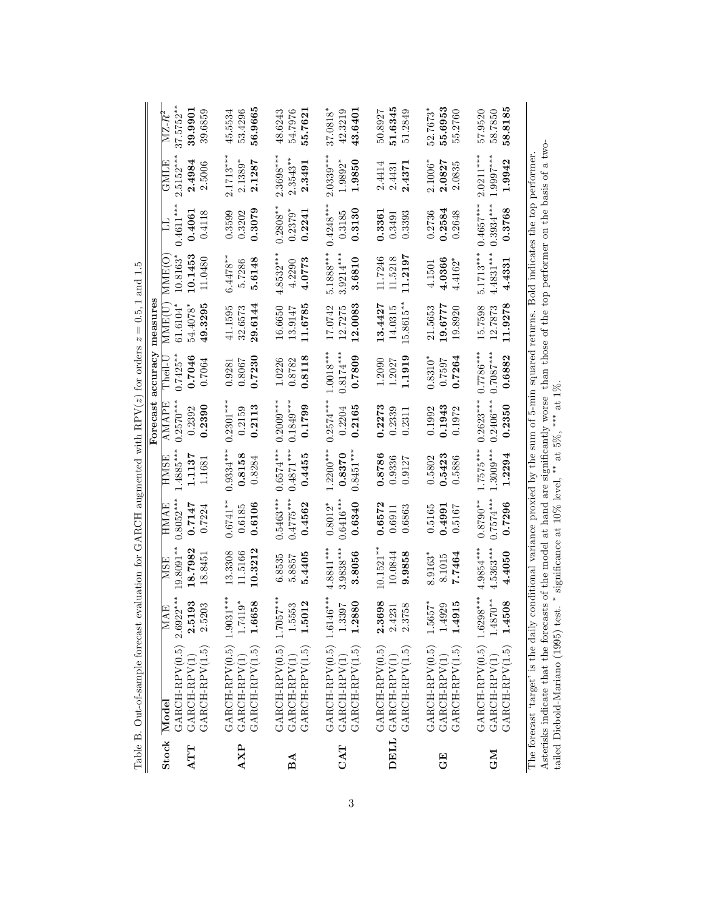Table B. Out-of-sample forecast evaluation for GARCH augmented with RPV($z$) for orders $z = 0.5, 1$ and $1.5$

| Stock | Model | Forecast accuracy measures | | | | | | | | | | |
|---|---|---|---|---|---|---|---|---|---|---|---|---|
| | | MAE | MSE | HMAE | HMSE | AMAPE | Theil-U | MME(U) | MME(O) | LL | GMLE | MZ-$R^2$ |
| **ATT** | GARCH-RPV(0.5) | 2.6922*** | 19.8091** | 0.8052*** | 1.4885*** | 0.2570*** | 0.7425** | 61.6104* | 10.8163* | 0.4611*** | 2.5152*** | 37.5752** |
| | GARCH-RPV(1) | **2.5193** | **18.7982** | **0.7147** | **1.1137** | 0.2392 | **0.7046** | 54.4078* | **10.1453** | **0.4061** | **2.4984** | **39.9901** |
| | GARCH-RPV(1.5) | 2.5203 | 18.8451 | 0.7224 | 1.1681 | **0.2390** | 0.7064 | **49.3295** | 11.0480 | 0.4118 | 2.5006 | 39.6859 |
| **AXP** | GARCH-RPV(0.5) | 1.9031*** | 13.3308 | 0.6741** | 0.9334*** | 0.2301*** | 0.9281 | 41.1595 | 6.4478** | 0.3599 | 2.1713*** | 45.5534 |
| | GARCH-RPV(1) | 1.7419* | 11.5166 | 0.6185 | **0.8158** | 0.2159 | 0.8067 | 32.6573 | 5.7286 | 0.3202 | 2.1389* | 53.4296 |
| | GARCH-RPV(1.5) | **1.6658** | **10.3212** | **0.6106** | 0.8284 | **0.2113** | **0.7230** | **29.6144** | **5.6148** | **0.3079** | **2.1287** | **56.9665** |
| **BA** | GARCH-RPV(0.5) | 1.7057*** | 6.8535 | 0.5463*** | 0.6574*** | 0.2009*** | 1.0226 | 16.6650 | 4.8532*** | 0.2808** | 2.3698*** | 48.6243 |
| | GARCH-RPV(1) | 1.5553 | 5.8857 | 0.4775*** | 0.4871*** | 0.1849*** | 0.8782 | 13.9147 | 4.2290 | 0.2379* | 2.3543** | 54.7976 |
| | GARCH-RPV(1.5) | **1.5012** | **5.4405** | **0.4562** | **0.4455** | **0.1799** | **0.8118** | **11.6785** | **4.0773** | **0.2241** | **2.3491** | **55.7621** |
| **CAT** | GARCH-RPV(0.5) | 1.6146*** | 4.8841*** | 0.8012* | 1.2200*** | 0.2574*** | 1.0018*** | 17.0742 | 5.1888*** | 0.4248*** | 2.0339*** | 37.0818* |
| | GARCH-RPV(1) | 1.3397 | 3.9838*** | 0.6416*** | **0.8370** | 0.2204 | 0.8174*** | 12.7275 | 3.9214*** | 0.3185 | 1.9892* | 42.3219 |
| | GARCH-RPV(1.5) | **1.2880** | **3.8056** | **0.6340** | 0.8451*** | **0.2165** | **0.7809** | **12.0083** | **3.6810** | **0.3130** | **1.9850** | **43.6401** |
| **DELL** | GARCH-RPV(0.5) | **2.3698** | 10.1521** | **0.6572** | **0.8786** | **0.2273** | 1.2090 | **13.4427** | 11.7246 | **0.3361** | 2.4414 | 50.8927 |
| | GARCH-RPV(1) | 2.4231 | 10.0844 | 0.6911 | 0.9336 | 0.2339 | 1.2027 | 14.0315 | 11.5218 | 0.3491 | 2.4431 | **51.6345** |
| | GARCH-RPV(1.5) | 2.3758 | **9.9858** | 0.6863 | 0.9127 | 0.2311 | **1.1919** | 15.8615** | **11.2197** | 0.3393 | **2.4371** | 51.2849 |
| **GE** | GARCH-RPV(0.5) | 1.5657* | 8.9163* | 0.5165 | 0.5802 | 0.1992 | 0.8310* | 21.5653 | 4.1501 | 0.2736 | 2.1006* | 52.7673* |
| | GARCH-RPV(1) | 1.4929 | 8.1015 | **0.4991** | **0.5423** | **0.1943** | 0.7597 | **19.6777** | **4.0366** | **0.2584** | **2.0827** | **55.6953** |
| | GARCH-RPV(1.5) | **1.4915** | **7.7464** | 0.5167 | 0.5886 | 0.1972 | **0.7264** | 19.8920 | 4.4162* | 0.2648 | 2.0835 | 55.2760 |
| **GM** | GARCH-RPV(0.5) | 1.6298*** | 4.9854*** | 0.8790** | 1.7575*** | 0.2623*** | 0.7786*** | 15.7598 | 5.1713*** | 0.4657*** | 2.0211*** | 57.9520 |
| | GARCH-RPV(1) | 1.4870** | 4.5363*** | 0.7574*** | 1.3009*** | 0.2406*** | 0.7087*** | 12.7873 | 4.4831*** | 0.3934*** | 1.9997*** | 58.7850 |
| | GARCH-RPV(1.5) | **1.4508** | **4.4050** | **0.7296** | **1.2294** | **0.2350** | **0.6882** | **11.9278** | **4.4331** | **0.3768** | **1.9942** | **58.8185** |

The forecast 'target' is the daily conditional variance proxied by the sum of 5-min squared returns. Bold indicates the top performer. Asterisks indicate that the forecasts of the model at hand are significantly worse than those of the top performer on the basis of a two-tailed Diebold-Mariano (1995) test. * significance at 10% level, ** at 5%, *** at 1%.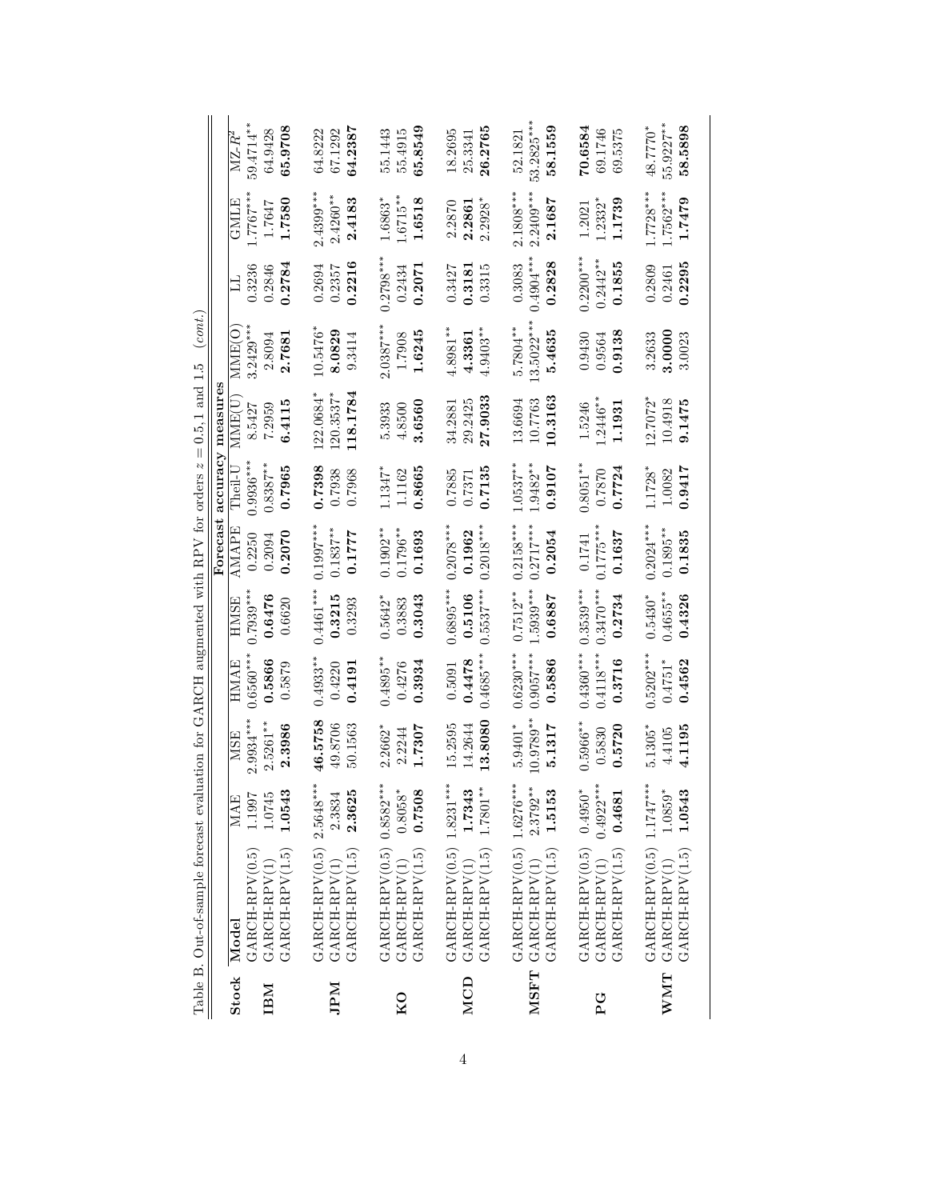Table B. Out-of-sample forecast evaluation for GARCH augmented with RPV for orders $z = 0.5, 1$ and $1.5$ *(cont.)*

| Stock | Model | Forecast accuracy measures | | | | | | | | | | |
|---|---|---|---|---|---|---|---|---|---|---|---|---|
| | | MAE | MSE | HMAE | HMSE | AMAPE | Theil-U | MME(U) | MME(O) | LL | GMLE | MZ-$R^2$ |
| **IBM** | GARCH-RPV(0.5) | 1.1997 | 2.9934*** | 0.6560*** | 0.7939*** | 0.2250 | 0.9936*** | 8.5427 | 3.2429*** | 0.3236 | 1.7767*** | 59.4714** |
| | GARCH-RPV(1) | 1.0745 | 2.5261** | **0.5866** | **0.6476** | 0.2094 | 0.8387** | 7.2959 | 2.8094 | 0.2846 | 1.7647 | 64.9428 |
| | GARCH-RPV(1.5) | **1.0543** | **2.3986** | 0.5879 | 0.6620 | **0.2070** | **0.7965** | **6.4115** | **2.7681** | **0.2784** | **1.7580** | **65.9708** |
| **JPM** | GARCH-RPV(0.5) | 2.5648*** | **46.5758** | 0.4933** | 0.4461*** | 0.1997*** | **0.7398** | 122.0684* | 10.5476* | 0.2694 | 2.4399*** | 64.8222 |
| | GARCH-RPV(1) | 2.3834 | 49.8706 | 0.4220 | **0.3215** | 0.1837** | 0.7938 | 120.3537* | **8.0829** | 0.2357 | 2.4260** | 67.1292 |
| | GARCH-RPV(1.5) | **2.3625** | 50.1563 | **0.4191** | 0.3293 | **0.1777** | 0.7968 | **118.1784** | 9.3414 | **0.2216** | **2.4183** | **64.2387** |
| **KO** | GARCH-RPV(0.5) | 0.8582*** | 2.2662* | 0.4895** | 0.5642* | 0.1902** | 1.1347* | 5.3933 | 2.0387*** | 0.2798*** | 1.6863* | 55.1443 |
| | GARCH-RPV(1) | 0.8058* | 2.2244 | 0.4276 | 0.3883 | 0.1796** | 1.1162 | 4.8500 | 1.7908 | 0.2434 | 1.6715** | 55.4915 |
| | GARCH-RPV(1.5) | **0.7508** | **1.7307** | **0.3934** | **0.3043** | **0.1693** | **0.8665** | **3.6560** | **1.6245** | **0.2071** | **1.6518** | **65.8549** |
| **MCD** | GARCH-RPV(0.5) | 1.8231*** | 15.2595 | 0.5091 | 0.6895*** | 0.2078*** | 0.7885 | 34.2881 | 4.8981** | 0.3427 | 2.2870 | 18.2695 |
| | GARCH-RPV(1) | **1.7343** | 14.2644 | **0.4478** | **0.5106** | **0.1962** | 0.7371 | 29.2425 | **4.3361** | **0.3181** | **2.2861** | 25.3341 |
| | GARCH-RPV(1.5) | 1.7801** | **13.8080** | 0.4685*** | 0.5537*** | 0.2018*** | **0.7135** | **27.9033** | 4.9403** | 0.3315 | 2.2928* | **26.2765** |
| **MSFT** | GARCH-RPV(0.5) | 1.6276*** | 5.9401* | 0.6230*** | 0.7512** | 0.2158*** | 1.0537** | 13.6694 | 5.7804** | 0.3083 | 2.1808*** | 52.1821 |
| | GARCH-RPV(1) | 2.3792** | 10.9789** | 0.9057*** | 1.5939*** | 0.2717*** | 1.9482** | 10.7763 | 13.5022*** | 0.4904*** | 2.2409*** | 53.2825*** |
| | GARCH-RPV(1.5) | **1.5153** | **5.1317** | **0.5886** | **0.6887** | **0.2054** | **0.9107** | **10.3163** | **5.4635** | **0.2828** | **2.1687** | **58.1559** |
| **PG** | GARCH-RPV(0.5) | 0.4950* | 0.5966** | 0.4360*** | 0.3539*** | 0.1741 | 0.8051** | 1.5246 | 0.9430 | 0.2200*** | 1.2021 | **70.6584** |
| | GARCH-RPV(1) | 0.4922*** | 0.5830 | 0.4118*** | 0.3470*** | 0.1775*** | 0.7870 | 1.2446** | 0.9564 | 0.2442** | 1.2332* | 69.1746 |
| | GARCH-RPV(1.5) | **0.4681** | **0.5720** | **0.3716** | **0.2734** | **0.1637** | **0.7724** | **1.1931** | **0.9138** | **0.1855** | **1.1739** | 69.5375 |
| **WMT** | GARCH-RPV(0.5) | 1.1747*** | 5.1305* | 0.5202*** | 0.5430* | 0.2024*** | 1.1728* | 12.7072* | 3.2633 | 0.2809 | 1.7728*** | 48.7770* |
| | GARCH-RPV(1) | 1.0859* | 4.4105 | 0.4751* | 0.4655** | 0.1895** | 1.0082 | 10.4918 | **3.0000** | 0.2461 | 1.7562*** | 55.9227** |
| | GARCH-RPV(1.5) | **1.0543** | **4.1195** | **0.4562** | **0.4326** | **0.1835** | **0.9417** | **9.1475** | 3.0023 | **0.2295** | **1.7479** | **58.5898** |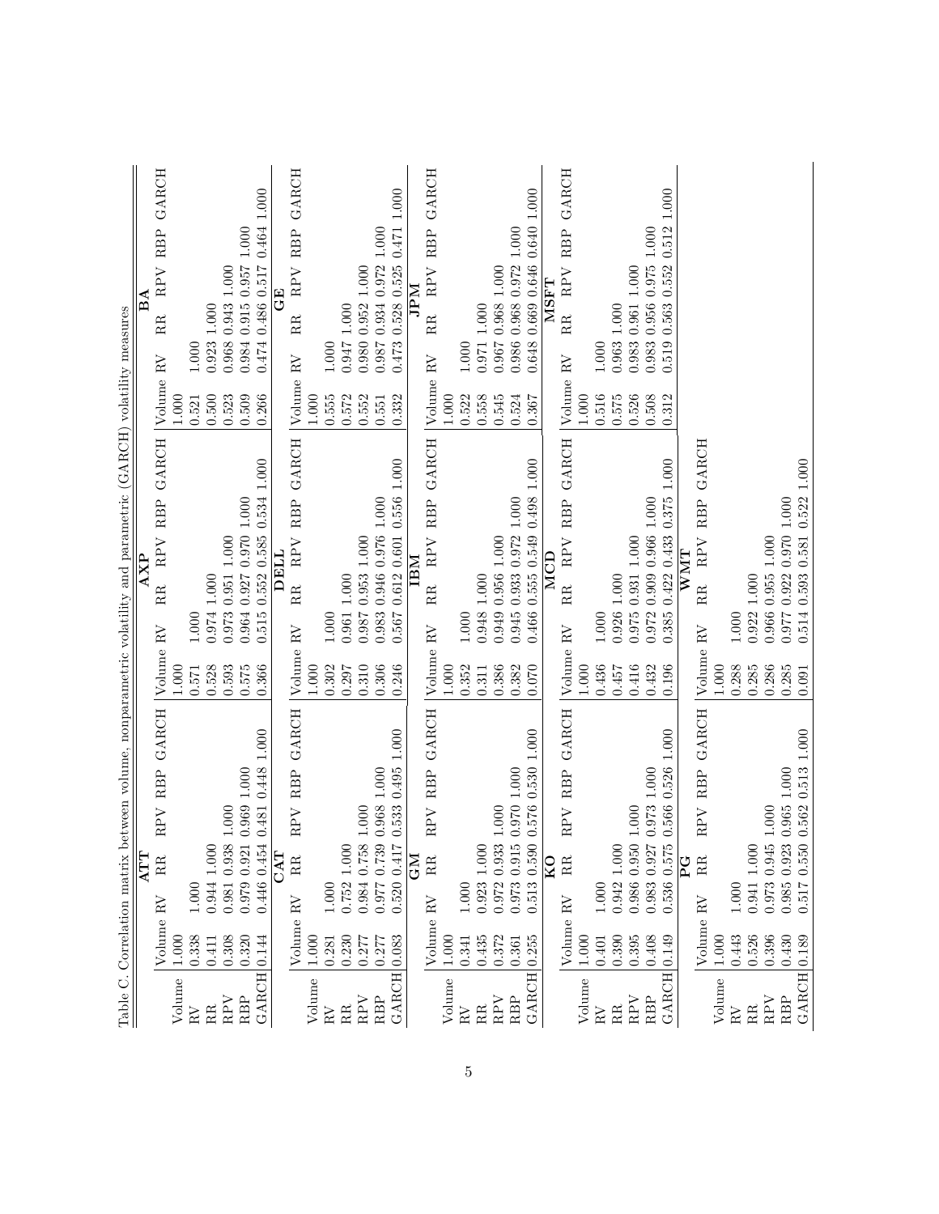Table C. Correlation matrix between volume, nonparametric volatility and parametric (GARCH) volatility measures

**ATT**

| | Volume | RV | RR | RPV | RBP | GARCH |
|---|---|---|---|---|---|---|
| Volume | 1.000 | | | | | |
| RV | 0.338 | 1.000 | | | | |
| RR | 0.411 | 0.944 | 1.000 | | | |
| RPV | 0.308 | 0.981 | 0.938 | 1.000 | | |
| RBP | 0.320 | 0.979 | 0.921 | 0.969 | 1.000 | |
| GARCH | 0.144 | 0.446 | 0.454 | 0.481 | 0.448 | 1.000 |

**AXP**

| | Volume | RV | RR | RPV | RBP | GARCH |
|---|---|---|---|---|---|---|
| Volume | 1.000 | | | | | |
| RV | 0.571 | 1.000 | | | | |
| RR | 0.528 | 0.974 | 1.000 | | | |
| RPV | 0.593 | 0.973 | 0.951 | 1.000 | | |
| RBP | 0.575 | 0.964 | 0.927 | 0.970 | 1.000 | |
| GARCH | 0.366 | 0.515 | 0.552 | 0.585 | 0.534 | 1.000 |

**BA**

| | Volume | RV | RR | RPV | RBP | GARCH |
|---|---|---|---|---|---|---|
| Volume | 1.000 | | | | | |
| RV | 0.521 | 1.000 | | | | |
| RR | 0.500 | 0.923 | 1.000 | | | |
| RPV | 0.523 | 0.968 | 0.943 | 1.000 | | |
| RBP | 0.509 | 0.984 | 0.915 | 0.957 | 1.000 | |
| GARCH | 0.266 | 0.474 | 0.486 | 0.517 | 0.464 | 1.000 |

**CAT**

| | Volume | RV | RR | RPV | RBP | GARCH |
|---|---|---|---|---|---|---|
| Volume | 1.000 | | | | | |
| RV | 0.281 | 1.000 | | | | |
| RR | 0.230 | 0.752 | 1.000 | | | |
| RPV | 0.277 | 0.984 | 0.758 | 1.000 | | |
| RBP | 0.277 | 0.977 | 0.739 | 0.968 | 1.000 | |
| GARCH | 0.083 | 0.520 | 0.417 | 0.533 | 0.495 | 1.000 |

**DELL**

| | Volume | RV | RR | RPV | RBP | GARCH |
|---|---|---|---|---|---|---|
| Volume | 1.000 | | | | | |
| RV | 0.302 | 1.000 | | | | |
| RR | 0.297 | 0.961 | 1.000 | | | |
| RPV | 0.310 | 0.987 | 0.953 | 1.000 | | |
| RBP | 0.306 | 0.983 | 0.946 | 0.976 | 1.000 | |
| GARCH | 0.246 | 0.567 | 0.612 | 0.601 | 0.556 | 1.000 |

**GE**

| | Volume | RV | RR | RPV | RBP | GARCH |
|---|---|---|---|---|---|---|
| Volume | 1.000 | | | | | |
| RV | 0.555 | 1.000 | | | | |
| RR | 0.572 | 0.947 | 1.000 | | | |
| RPV | 0.552 | 0.980 | 0.952 | 1.000 | | |
| RBP | 0.551 | 0.987 | 0.934 | 0.972 | 1.000 | |
| GARCH | 0.332 | 0.473 | 0.528 | 0.525 | 0.471 | 1.000 |

**GM**

| | Volume | RV | RR | RPV | RBP | GARCH |
|---|---|---|---|---|---|---|
| Volume | 1.000 | | | | | |
| RV | 0.341 | 1.000 | | | | |
| RR | 0.435 | 0.923 | 1.000 | | | |
| RPV | 0.372 | 0.972 | 0.933 | 1.000 | | |
| RBP | 0.361 | 0.973 | 0.915 | 0.970 | 1.000 | |
| GARCH | 0.255 | 0.513 | 0.590 | 0.576 | 0.530 | 1.000 |

**IBM**

| | Volume | RV | RR | RPV | RBP | GARCH |
|---|---|---|---|---|---|---|
| Volume | 1.000 | | | | | |
| RV | 0.352 | 1.000 | | | | |
| RR | 0.311 | 0.948 | 1.000 | | | |
| RPV | 0.386 | 0.949 | 0.956 | 1.000 | | |
| RBP | 0.382 | 0.945 | 0.933 | 0.972 | 1.000 | |
| GARCH | 0.070 | 0.466 | 0.555 | 0.549 | 0.498 | 1.000 |

**JPM**

| | Volume | RV | RR | RPV | RBP | GARCH |
|---|---|---|---|---|---|---|
| Volume | 1.000 | | | | | |
| RV | 0.522 | 1.000 | | | | |
| RR | 0.558 | 0.971 | 1.000 | | | |
| RPV | 0.545 | 0.967 | 0.968 | 1.000 | | |
| RBP | 0.524 | 0.986 | 0.968 | 0.972 | 1.000 | |
| GARCH | 0.367 | 0.648 | 0.669 | 0.646 | 0.640 | 1.000 |

**KO**

| | Volume | RV | RR | RPV | RBP | GARCH |
|---|---|---|---|---|---|---|
| Volume | 1.000 | | | | | |
| RV | 0.401 | 1.000 | | | | |
| RR | 0.390 | 0.942 | 1.000 | | | |
| RPV | 0.395 | 0.986 | 0.950 | 1.000 | | |
| RBP | 0.408 | 0.983 | 0.927 | 0.973 | 1.000 | |
| GARCH | 0.149 | 0.536 | 0.575 | 0.566 | 0.526 | 1.000 |

**MCD**

| | Volume | RV | RR | RPV | RBP | GARCH |
|---|---|---|---|---|---|---|
| Volume | 1.000 | | | | | |
| RV | 0.436 | 1.000 | | | | |
| RR | 0.457 | 0.926 | 1.000 | | | |
| RPV | 0.416 | 0.975 | 0.931 | 1.000 | | |
| RBP | 0.432 | 0.972 | 0.909 | 0.966 | 1.000 | |
| GARCH | 0.196 | 0.385 | 0.422 | 0.433 | 0.375 | 1.000 |

**MSFT**

| | Volume | RV | RR | RPV | RBP | GARCH |
|---|---|---|---|---|---|---|
| Volume | 1.000 | | | | | |
| RV | 0.516 | 1.000 | | | | |
| RR | 0.575 | 0.963 | 1.000 | | | |
| RPV | 0.526 | 0.983 | 0.961 | 1.000 | | |
| RBP | 0.508 | 0.983 | 0.956 | 0.975 | 1.000 | |
| GARCH | 0.312 | 0.519 | 0.563 | 0.552 | 0.512 | 1.000 |

**PG**

| | Volume | RV | RR | RPV | RBP | GARCH |
|---|---|---|---|---|---|---|
| Volume | 1.000 | | | | | |
| RV | 0.443 | 1.000 | | | | |
| RR | 0.526 | 0.941 | 1.000 | | | |
| RPV | 0.396 | 0.973 | 0.945 | 1.000 | | |
| RBP | 0.430 | 0.985 | 0.923 | 0.965 | 1.000 | |
| GARCH | 0.189 | 0.517 | 0.550 | 0.562 | 0.513 | 1.000 |

**WMT**

| | Volume | RV | RR | RPV | RBP | GARCH |
|---|---|---|---|---|---|---|
| Volume | 1.000 | | | | | |
| RV | 0.288 | 1.000 | | | | |
| RR | 0.285 | 0.922 | 1.000 | | | |
| RPV | 0.286 | 0.966 | 0.955 | 1.000 | | |
| RBP | 0.285 | 0.977 | 0.922 | 0.970 | 1.000 | |
| GARCH | 0.091 | 0.514 | 0.593 | 0.581 | 0.522 | 1.000 |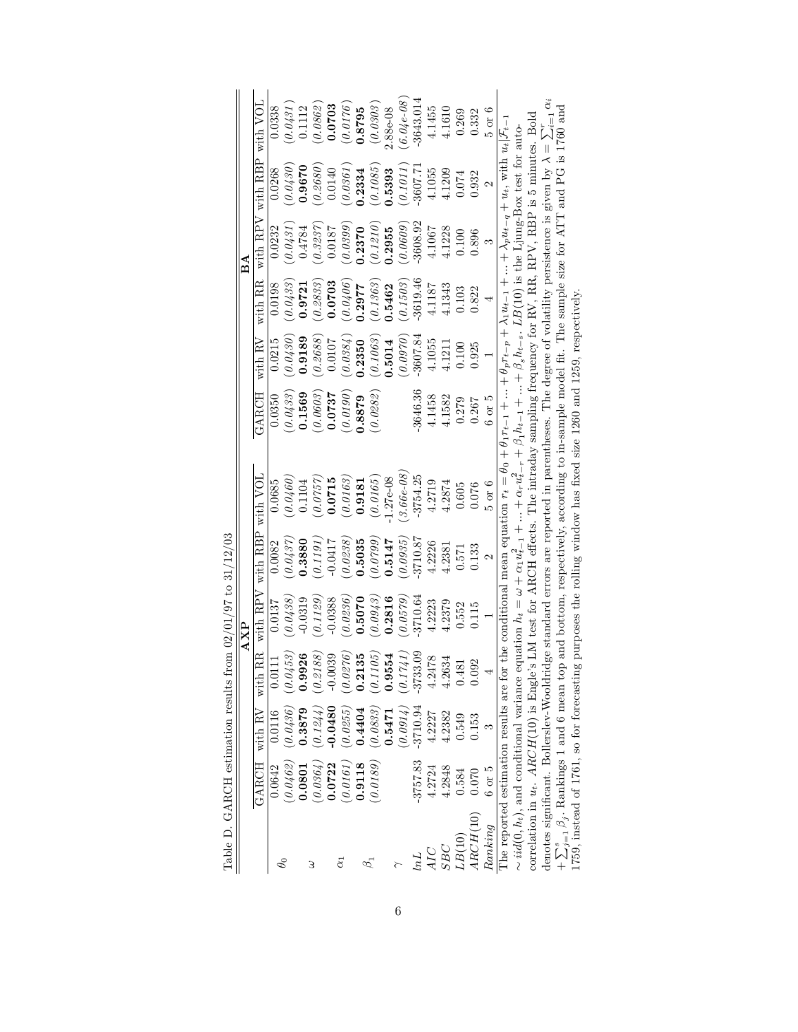Table D. GARCH estimation results from 02/01/97 to 31/12/03

| | AXP | | | | | | BA | | | | | |
|---|---|---|---|---|---|---|---|---|---|---|---|---|
| | GARCH | with RV | with RR | with RPV | with RBP | with VOL | GARCH | with RV | with RR | with RPV | with RBP | with VOL |
| $\theta_0$ | 0.0642 | 0.0116 | 0.0111 | 0.0137 | 0.0082 | 0.0685 | 0.0350 | 0.0215 | 0.0198 | 0.0232 | 0.0268 | 0.0338 |
| | *(0.0462)* | *(0.0436)* | *(0.0453)* | *(0.0438)* | *(0.0437)* | *(0.0460)* | *(0.0433)* | *(0.0430)* | *(0.0433)* | *(0.0431)* | *(0.0430)* | *(0.0431)* |
| $\omega$ | **0.0801** | **0.3879** | **0.9926** | -0.0319 | **0.3880** | 0.1104 | **0.1569** | **0.9189** | **0.9721** | 0.4784 | **0.9670** | 0.1112 |
| | *(0.0364)* | *(0.1244)* | *(0.2188)* | *(0.1129)* | *(0.1191)* | *(0.0757)* | *(0.0603)* | *(0.2688)* | *(0.2833)* | *(0.3237)* | *(0.2680)* | *(0.0862)* |
| $\alpha_1$ | **0.0722** | **-0.0480** | -0.0039 | -0.0388 | -0.0417 | **0.0715** | **0.0737** | 0.0107 | **0.0703** | 0.0187 | 0.0140 | **0.0703** |
| | *(0.0161)* | *(0.0255)* | *(0.0276)* | *(0.0236)* | *(0.0238)* | *(0.0163)* | *(0.0190)* | *(0.0384)* | *(0.0406)* | *(0.0399)* | *(0.0361)* | *(0.0176)* |
| $\beta_1$ | **0.9118** | **0.4404** | **0.2135** | **0.5070** | **0.5035** | **0.9181** | **0.8879** | **0.2350** | **0.2977** | **0.2370** | **0.2334** | **0.8795** |
| | *(0.0189)* | *(0.0833)* | *(0.1105)* | *(0.0943)* | *(0.0799)* | *(0.0165)* | *(0.0282)* | *(0.1063)* | *(0.1363)* | *(0.1210)* | *(0.1085)* | *(0.0303)* |
| $\gamma$ | | **0.5471** | **0.9554** | **0.2816** | **0.5147** | -1.27e-08 | | **0.5014** | **0.5462** | **0.2955** | **0.5393** | 2.88e-08 |
| | | *(0.0914)* | *(0.1741)* | *(0.0579)* | *(0.0935)* | *(3.66e-08)* | | *(0.0970)* | *(0.1503)* | *(0.0609)* | *(0.1011)* | *(6.04e-08)* |
| $lnL$ | -3757.83 | -3710.94 | -3733.09 | -3710.64 | -3710.87 | -3754.25 | -3646.36 | -3607.84 | -3619.46 | -3608.92 | -3607.71 | -3643.014 |
| $AIC$ | 4.2724 | 4.2227 | 4.2478 | 4.2223 | 4.2226 | 4.2719 | 4.1458 | 4.1055 | 4.1187 | 4.1067 | 4.1055 | 4.1455 |
| $SBC$ | 4.2848 | 4.2382 | 4.2634 | 4.2379 | 4.2381 | 4.2874 | 4.1582 | 4.1211 | 4.1343 | 4.1228 | 4.1209 | 4.1610 |
| $LB(10)$ | 0.584 | 0.549 | 0.481 | 0.552 | 0.571 | 0.605 | 0.279 | 0.100 | 0.103 | 0.100 | 0.074 | 0.269 |
| $ARCH(10)$ | 0.070 | 0.153 | 0.092 | 0.115 | 0.133 | 0.076 | 0.267 | 0.925 | 0.822 | 0.896 | 0.932 | 0.332 |
| $Ranking$ | 6 or 5 | 3 | 4 | 1 | 2 | 5 or 6 | 6 or 5 | 1 | 4 | 3 | 2 | 5 or 6 |

The reported estimation results are for the conditional mean equation $r_t = \theta_0 + \theta_1 r_{t-1} + ... + \theta_p r_{t-p} + \lambda_1 u_{t-1} + ... + \lambda_p u_{t-q} + u_t$, with $u_t|\mathcal{F}_{t-1} \sim iid(0, h_t)$, and conditional variance equation $h_t = \omega + \alpha_1 u_{t-1}^2 + ... + \alpha_r u_{t-r}^2 + \beta_1 h_{t-1} + ... + \beta_s h_{t-s}$. $LB(10)$ is the Ljung-Box test for autocorrelation in $u_t$. $ARCH(10)$ is Engle's LM test for ARCH effects. The intraday sampling frequecy for RV, RR, RPV, RBP is 5 minutes. Bold denotes significant. Bollerslev-Wooldridge standard errors are reported in parentheses. The degree of volatility persistence is given by $\lambda = \sum_{i=1}^{r} \alpha_i + \sum_{j=1}^{s} \beta_j$. Rankings 1 and 6 mean top and bottom, respectively, according to in-sample model fit. The sample size for ATT and PG is 1760 and 1759, instead of 1761, so for forecasting purposes the rolling window has fixed size 1260 and 1259, respectively.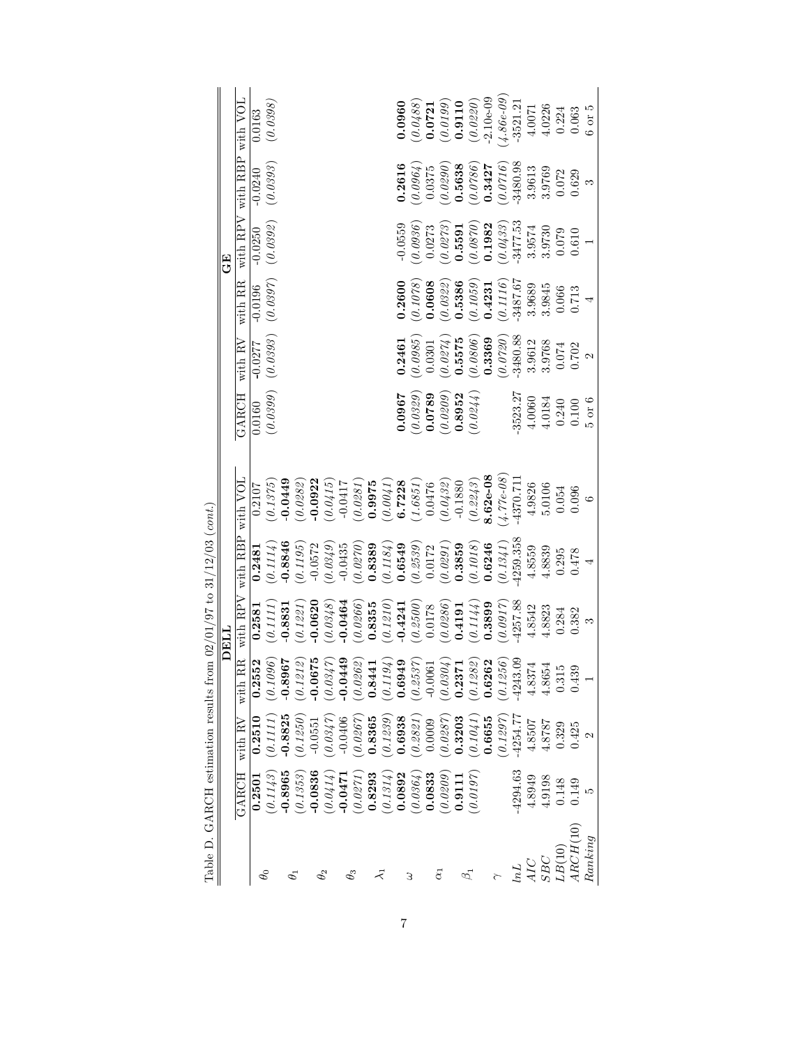Table D. GARCH estimation results from 02/01/97 to 31/12/03 (*cont.*)

| | DELL | | | | | | GE | | | | | |
|---|---|---|---|---|---|---|---|---|---|---|---|---|
| | GARCH | with RV | with RR | with RPV | with RBP | with VOL | GARCH | with RV | with RR | with RPV | with RBP | with VOL |
| $\theta_0$ | **0.2501** | **0.2510** | **0.2552** | **0.2581** | **0.2481** | 0.2107 | 0.0160 | -0.0277 | -0.0196 | -0.0250 | -0.0240 | 0.0163 |
| | *(0.1143)* | *(0.1111)* | *(0.1096)* | *(0.1111)* | *(0.1114)* | *(0.1375)* | *(0.0399)* | *(0.0393)* | *(0.0397)* | *(0.0392)* | *(0.0393)* | *(0.0398)* |
| $\theta_1$ | **-0.8965** | **-0.8825** | **-0.8967** | **-0.8831** | **-0.8846** | **-0.0449** | | | | | | |
| | *(0.1353)* | *(0.1250)* | *(0.1212)* | *(0.1221)* | *(0.1195)* | *(0.0282)* | | | | | | |
| $\theta_2$ | **-0.0836** | -0.0551 | **-0.0675** | **-0.0620** | -0.0572 | **-0.0922** | | | | | | |
| | *(0.0414)* | *(0.0347)* | *(0.0347)* | *(0.0348)* | *(0.0349)* | *(0.0415)* | | | | | | |
| $\theta_3$ | **-0.0471** | -0.0406 | **-0.0449** | **-0.0464** | -0.0435 | -0.0417 | | | | | | |
| | *(0.0271)* | *(0.0267)* | *(0.0262)* | *(0.0266)* | *(0.0270)* | *(0.0281)* | | | | | | |
| $\lambda_1$ | **0.8293** | **0.8365** | **0.8441** | **0.8355** | **0.8389** | **0.9975** | | | | | | |
| | *(0.1314)* | *(0.1239)* | *(0.1194)* | *(0.1210)* | *(0.1184)* | *(0.0041)* | | | | | | |
| $\omega$ | **0.0892** | **0.6938** | **0.6949** | **-0.4241** | **0.6549** | **6.7228** | **0.0967** | **0.2461** | **0.2600** | -0.0559 | **0.2616** | **0.0960** |
| | *(0.0364)* | *(0.2821)* | *(0.2537)* | *(0.2500)* | *(0.2539)* | *(1.6851)* | *(0.0329)* | *(0.0985)* | *(0.1078)* | *(0.0936)* | *(0.0964)* | *(0.0488)* |
| $\alpha_1$ | **0.0833** | 0.0009 | -0.0061 | 0.0178 | 0.0172 | 0.0476 | **0.0789** | 0.0301 | **0.0608** | 0.0273 | 0.0375 | **0.0721** |
| | *(0.0209)* | *(0.0287)* | *(0.0304)* | *(0.0286)* | *(0.0291)* | *(0.0432)* | *(0.0209)* | *(0.0274)* | *(0.0322)* | *(0.0273)* | *(0.0290)* | *(0.0199)* |
| $\beta_1$ | **0.9111** | **0.3203** | **0.2371** | **0.4191** | **0.3859** | -0.1880 | **0.8952** | **0.5575** | **0.5386** | **0.5591** | **0.5638** | **0.9110** |
| | *(0.0197)* | *(0.1041)* | *(0.1282)* | *(0.1144)* | *(0.1018)* | *(0.2243)* | *(0.0244)* | *(0.0806)* | *(0.1059)* | *(0.0870)* | *(0.0786)* | *(0.0220)* |
| $\gamma$ | | **0.6655** | **0.6262** | **0.3899** | **0.6246** | **8.62e-08** | | **0.3369** | **0.4231** | **0.1982** | **0.3427** | -2.10e-09 |
| | | *(0.1297)* | *(0.1256)* | *(0.0917)* | *(0.1341)* | *(4.77e-08)* | | *(0.0720)* | *(0.1116)* | *(0.0433)* | *(0.0716)* | *(4.86e-09)* |
| *lnL* | -4294.63 | -4254.77 | -4243.09 | -4257.88 | -4259.358 | -4370.711 | -3523.27 | -3480.88 | -3487.67 | -3477.53 | -3480.98 | -3521.21 |
| *AIC* | 4.8949 | 4.8507 | 4.8374 | 4.8542 | 4.8559 | 4.9826 | 4.0060 | 3.9612 | 3.9689 | 3.9574 | 3.9613 | 4.0071 |
| *SBC* | 4.9198 | 4.8787 | 4.8654 | 4.8823 | 4.8839 | 5.0106 | 4.0184 | 3.9768 | 3.9845 | 3.9730 | 3.9769 | 4.0226 |
| *LB*(10) | 0.148 | 0.329 | 0.315 | 0.284 | 0.295 | 0.054 | 0.240 | 0.074 | 0.066 | 0.079 | 0.072 | 0.224 |
| *ARCH*(10) | 0.149 | 0.425 | 0.439 | 0.382 | 0.478 | 0.096 | 0.100 | 0.702 | 0.713 | 0.610 | 0.629 | 0.063 |
| *Ranking* | 5 | 2 | 1 | 3 | 4 | 6 | 5 or 6 | 2 | 4 | 1 | 3 | 6 or 5 |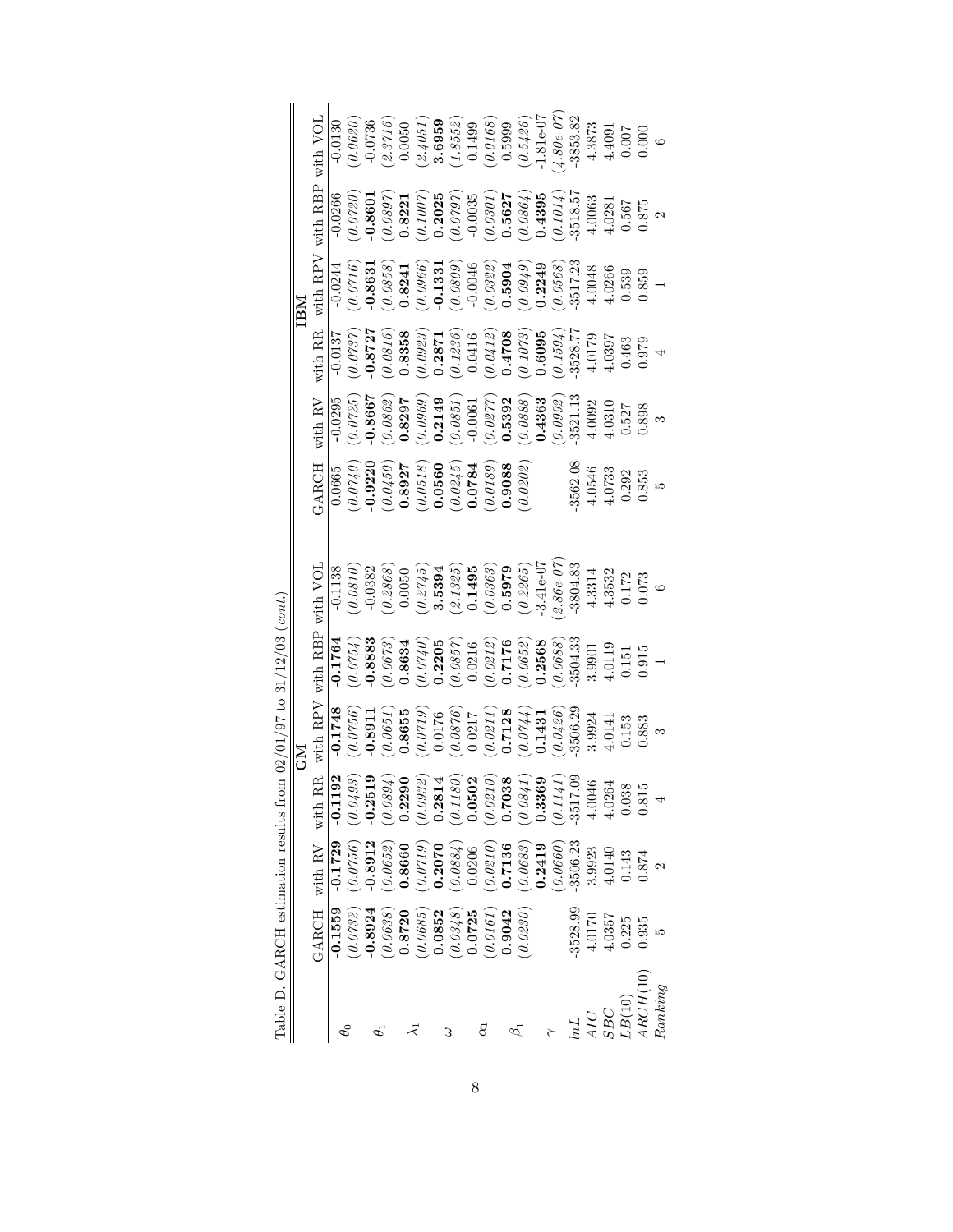Table D. GARCH estimation results from 02/01/97 to 31/12/03 (*cont.*)

| | GM | | | | | | IBM | | | | | |
|---|---|---|---|---|---|---|---|---|---|---|---|---|
| | GARCH | with RV | with RR | with RPV | with RBP | with VOL | GARCH | with RV | with RR | with RPV | with RBP | with VOL |
| $\theta_0$ | **-0.1559** | **-0.1729** | **-0.1192** | **-0.1748** | **-0.1764** | -0.1138 | 0.0665 | -0.0295 | -0.0137 | -0.0244 | -0.0266 | -0.0130 |
| | *(0.0732)* | *(0.0756)* | *(0.0493)* | *(0.0756)* | *(0.0754)* | *(0.0810)* | *(0.0740)* | *(0.0725)* | *(0.0737)* | *(0.0716)* | *(0.0720)* | *(0.0620)* |
| $\theta_1$ | **-0.8924** | **-0.8912** | **-0.2519** | **-0.8911** | **-0.8883** | -0.0382 | **-0.9220** | **-0.8667** | **-0.8727** | **-0.8631** | **-0.8601** | -0.0736 |
| | *(0.0638)* | *(0.0652)* | *(0.0894)* | *(0.0651)* | *(0.0673)* | *(0.2868)* | *(0.0450)* | *(0.0862)* | *(0.0816)* | *(0.0858)* | *(0.0897)* | *(2.3716)* |
| $\lambda_1$ | **0.8720** | **0.8660** | **0.2290** | **0.8655** | **0.8634** | 0.0050 | **0.8927** | **0.8297** | **0.8358** | **0.8241** | **0.8221** | 0.0050 |
| | *(0.0685)* | *(0.0719)* | *(0.0932)* | *(0.0719)* | *(0.0740)* | *(0.2745)* | *(0.0518)* | *(0.0969)* | *(0.0923)* | *(0.0966)* | *(0.1007)* | *(2.4051)* |
| $\omega$ | **0.0852** | **0.2070** | **0.2814** | 0.0176 | **0.2205** | **3.5394** | **0.0560** | **0.2149** | **0.2871** | **-0.1331** | **0.2025** | **3.6959** |
| | *(0.0348)* | *(0.0884)* | *(0.1180)* | *(0.0876)* | *(0.0857)* | *(2.1325)* | *(0.0245)* | *(0.0851)* | *(0.1236)* | *(0.0809)* | *(0.0797)* | *(1.8552)* |
| $\alpha_1$ | **0.0725** | 0.0206 | **0.0502** | 0.0217 | 0.0216 | **0.1495** | **0.0784** | -0.0061 | 0.0416 | -0.0046 | -0.0035 | 0.1499 |
| | *(0.0161)* | *(0.0210)* | *(0.0210)* | *(0.0211)* | *(0.0212)* | *(0.0363)* | *(0.0189)* | *(0.0277)* | *(0.0412)* | *(0.0322)* | *(0.0301)* | *(0.0168)* |
| $\beta_1$ | **0.9042** | **0.7136** | **0.7038** | **0.7128** | **0.7176** | **0.5979** | **0.9088** | **0.5392** | **0.4708** | **0.5904** | **0.5627** | 0.5999 |
| | *(0.0230)* | *(0.0683)* | *(0.0841)* | *(0.0744)* | *(0.0652)* | *(0.2265)* | *(0.0202)* | *(0.0888)* | *(0.1073)* | *(0.0949)* | *(0.0864)* | *(0.5426)* |
| $\gamma$ | | **0.2419** | **0.3369** | **0.1431** | **0.2568** | -3.41e-07 | | **0.4363** | **0.6095** | **0.2249** | **0.4395** | -1.81e-07 |
| | | *(0.0660)* | *(0.1141)* | *(0.0426)* | *(0.0688)* | *(2.86e-07)* | | *(0.0992)* | *(0.1594)* | *(0.0568)* | *(0.1014)* | *(4.80e-07)* |
| *lnL* | -3528.99 | -3506.23 | -3517.09 | -3506.29 | -3504.33 | -3804.83 | -3562.08 | -3521.13 | -3528.77 | -3517.23 | -3518.57 | -3853.82 |
| *AIC* | 4.0170 | 3.9923 | 4.0046 | 3.9924 | 3.9901 | 4.3314 | 4.0546 | 4.0092 | 4.0179 | 4.0048 | 4.0063 | 4.3873 |
| *SBC* | 4.0357 | 4.0140 | 4.0264 | 4.0141 | 4.0119 | 4.3532 | 4.0733 | 4.0310 | 4.0397 | 4.0266 | 4.0281 | 4.4091 |
| *LB*(10) | 0.225 | 0.143 | 0.038 | 0.153 | 0.151 | 0.172 | 0.292 | 0.527 | 0.463 | 0.539 | 0.567 | 0.007 |
| *ARCH*(10) | 0.935 | 0.874 | 0.815 | 0.883 | 0.915 | 0.073 | 0.853 | 0.898 | 0.979 | 0.859 | 0.875 | 0.000 |
| *Ranking* | 5 | 2 | 4 | 3 | 1 | 6 | 5 | 3 | 4 | 1 | 2 | 6 |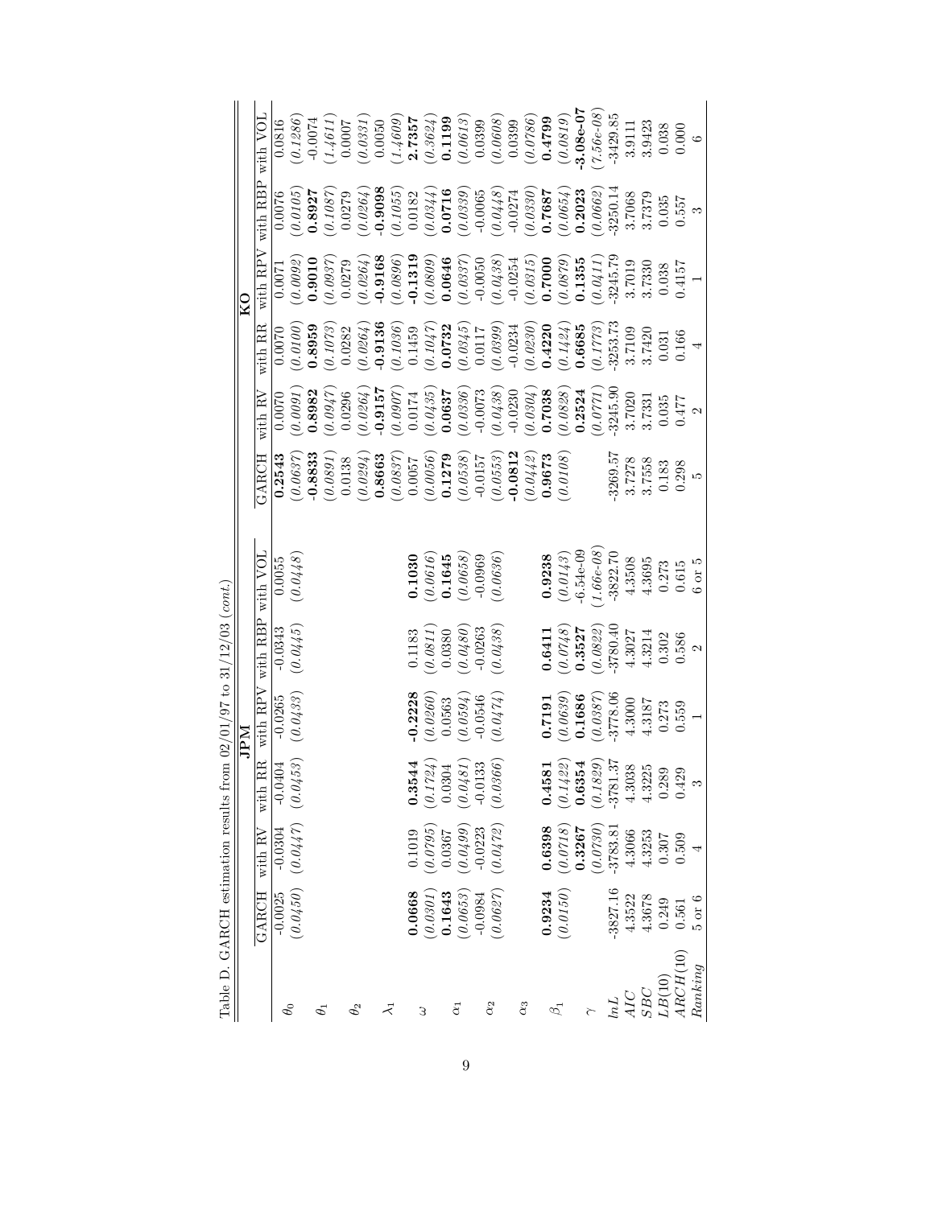Table D. GARCH estimation results from 02/01/97 to 31/12/03 (*cont.*)

| | JPM | | | | | | KO | | | | | |
|---|---|---|---|---|---|---|---|---|---|---|---|---|
| | GARCH | with RV | with RR | with RPV | with RBP | with VOL | GARCH | with RV | with RR | with RPV | with RBP | with VOL |
| $\theta_0$ | -0.0025 | -0.0304 | -0.0404 | -0.0265 | -0.0343 | 0.0055 | **0.2543** | 0.0070 | 0.0070 | 0.0071 | 0.0076 | 0.0816 |
| | *(0.0450)* | *(0.0447)* | *(0.0453)* | *(0.0433)* | *(0.0445)* | *(0.0448)* | *(0.0637)* | *(0.0091)* | *(0.0100)* | *(0.0092)* | *(0.0105)* | *(0.1286)* |
| $\theta_1$ | | | | | | | **-0.8833** | **0.8982** | **0.8959** | **0.9010** | **0.8927** | -0.0074 |
| | | | | | | | *(0.0891)* | *(0.0947)* | *(0.1073)* | *(0.0937)* | *(0.1087)* | *(1.4611)* |
| $\theta_2$ | | | | | | | 0.0138 | 0.0296 | 0.0282 | 0.0279 | 0.0279 | 0.0007 |
| | | | | | | | *(0.0294)* | *(0.0264)* | *(0.0264)* | *(0.0264)* | *(0.0264)* | *(0.0331)* |
| $\lambda_1$ | | | | | | | **0.8663** | **-0.9157** | **-0.9136** | **-0.9168** | **-0.9098** | 0.0050 |
| | | | | | | | *(0.0837)* | *(0.0907)* | *(0.1036)* | *(0.0896)* | *(0.1055)* | *(1.4609)* |
| $\omega$ | **0.0668** | 0.1019 | **0.3544** | **-0.2228** | 0.1183 | **0.1030** | 0.0057 | 0.0174 | 0.1459 | **-0.1319** | 0.0182 | **2.7357** |
| | *(0.0301)* | *(0.0795)* | *(0.1724)* | *(0.0260)* | *(0.0811)* | *(0.0616)* | *(0.0056)* | *(0.0435)* | *(0.1047)* | *(0.0809)* | *(0.0344)* | *(0.3624)* |
| $\alpha_1$ | **0.1643** | 0.0367 | 0.0304 | 0.0563 | 0.0380 | **0.1645** | **0.1279** | **0.0637** | **0.0732** | **0.0646** | **0.0716** | **0.1199** |
| | *(0.0653)* | *(0.0499)* | *(0.0481)* | *(0.0594)* | *(0.0480)* | *(0.0658)* | *(0.0538)* | *(0.0336)* | *(0.0345)* | *(0.0337)* | *(0.0339)* | *(0.0613)* |
| $\alpha_2$ | -0.0984 | -0.0223 | -0.0133 | -0.0546 | -0.0263 | -0.0969 | -0.0157 | -0.0073 | 0.0117 | -0.0050 | -0.0065 | 0.0399 |
| | *(0.0627)* | *(0.0472)* | *(0.0366)* | *(0.0474)* | *(0.0438)* | *(0.0636)* | *(0.0553)* | *(0.0438)* | *(0.0399)* | *(0.0438)* | *(0.0448)* | *(0.0608)* |
| $\alpha_3$ | | | | | | | **-0.0812** | -0.0230 | -0.0234 | -0.0254 | -0.0274 | 0.0399 |
| | | | | | | | *(0.0442)* | *(0.0304)* | *(0.0230)* | *(0.0315)* | *(0.0330)* | *(0.0786)* |
| $\beta_1$ | **0.9234** | **0.6398** | **0.4581** | **0.7191** | **0.6411** | **0.9238** | **0.9673** | **0.7038** | **0.4220** | **0.7000** | **0.7687** | **0.4799** |
| | *(0.0150)* | *(0.0718)* | *(0.1422)* | *(0.0639)* | *(0.0748)* | *(0.0143)* | *(0.0108)* | *(0.0828)* | *(0.1424)* | *(0.0879)* | *(0.0654)* | *(0.0819)* |
| $\gamma$ | | **0.3267** | **0.6354** | **0.1686** | **0.3527** | -6.54e-09 | | **0.2524** | **0.6685** | **0.1355** | **0.2023** | **-3.08e-07** |
| | | *(0.0730)* | *(0.1829)* | *(0.0387)* | *(0.0822)* | *(1.66e-08)* | | *(0.0771)* | *(0.1773)* | *(0.0411)* | *(0.0662)* | *(7.56e-08)* |
| $lnL$ | -3827.16 | -3783.81 | -3781.37 | -3778.06 | -3780.40 | -3822.70 | -3269.57 | -3245.90 | -3253.73 | -3245.79 | -3250.14 | -3429.85 |
| $AIC$ | 4.3522 | 4.3066 | 4.3038 | 4.3000 | 4.3027 | 4.3508 | 3.7278 | 3.7020 | 3.7109 | 3.7019 | 3.7068 | 3.9111 |
| $SBC$ | 4.3678 | 4.3253 | 4.3225 | 4.3187 | 4.3214 | 4.3695 | 3.7558 | 3.7331 | 3.7420 | 3.7330 | 3.7379 | 3.9423 |
| $LB(10)$ | 0.249 | 0.307 | 0.289 | 0.273 | 0.302 | 0.273 | 0.183 | 0.035 | 0.031 | 0.038 | 0.035 | 0.038 |
| $ARCH(10)$ | 0.561 | 0.509 | 0.429 | 0.559 | 0.586 | 0.615 | 0.298 | 0.477 | 0.166 | 0.4157 | 0.557 | 0.000 |
| *Ranking* | 5 or 6 | 4 | 3 | 1 | 2 | 6 or 5 | 5 | 2 | 4 | 1 | 3 | 6 |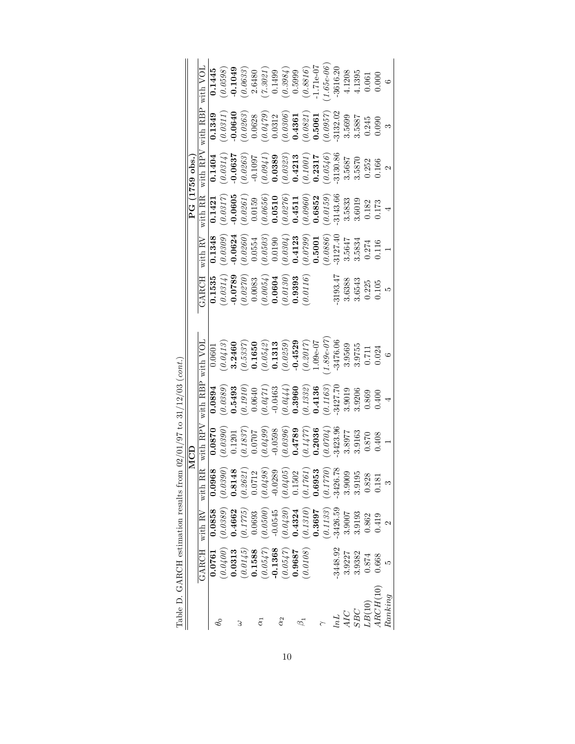Table D. GARCH estimation results from 02/01/97 to 31/12/03 (*cont.*)

| | MCD | | | | | | PG (1759 obs.) | | | | | |
|---|---|---|---|---|---|---|---|---|---|---|---|---|
| | GARCH | with RV | with RR | with RPV | with RBP | with VOL | GARCH | with RV | with RR | with RPV | with RBP | with VOL |
| $\theta_0$ | **0.0761** | **0.0858** | **0.0968** | **0.0870** | **0.0894** | 0.0601 | **0.1535** | **0.1348** | **0.1421** | **0.1404** | **0.1349** | **0.1445** |
| | *(0.0400)* | *(0.0389)* | *(0.0390)* | *(0.0390)* | *(0.0389)* | *(0.0413)* | *(0.0314)* | *(0.0309)* | *(0.0317)* | *(0.0314)* | *(0.0311)* | *(0.0598)* |
| $\omega$ | **0.0313** | **0.4662** | **0.8148** | 0.1201 | **0.5493** | **3.2460** | **-0.0789** | **-0.0624** | **-0.0605** | **-0.0637** | **-0.0640** | **-0.1049** |
| | *(0.0145)* | *(0.1775)* | *(0.2621)* | *(0.1837)* | *(0.1910)* | *(0.5337)* | *(0.0270)* | *(0.0260)* | *(0.0261)* | *(0.0263)* | *(0.0263)* | *(0.0633)* |
| $\alpha_1$ | **0.1588** | 0.0693 | 0.0712 | 0.0707 | 0.0640 | **0.1650** | 0.0083 | 0.0554 | 0.0159 | -0.1097 | 0.0628 | 2.6480 |
| | *(0.0547)* | *(0.0500)* | *(0.0498)* | *(0.0499)* | *(0.0471)* | *(0.0542)* | *(0.0054)* | *(0.0503)* | *(0.0656)* | *(0.0941)* | *(0.0479)* | *(7.3021)* |
| $\alpha_2$ | **-0.1368** | -0.0545 | -0.0289 | -0.0598 | -0.0463 | **0.1313** | **0.0604** | 0.0190 | **0.0510** | **0.0389** | 0.0312 | 0.1499 |
| | *(0.0547)* | *(0.0420)* | *(0.0405)* | *(0.0396)* | *(0.0444)* | *(0.0259)* | *(0.0130)* | *(0.0304)* | *(0.0276)* | *(0.0323)* | *(0.0306)* | *(0.3984)* |
| $\beta_1$ | **0.9687** | **0.4324** | 0.1502 | **0.4789** | **0.3960** | **-0.4529** | **0.9393** | **0.4123** | **0.4511** | **0.4213** | **0.4361** | 0.5999 |
| | *(0.0108)* | *(0.1310)* | *(0.1761)* | *(0.1477)* | *(0.1332)* | *(0.2017)* | *(0.0116)* | *(0.0799)* | *(0.0960)* | *(0.1001)* | *(0.0821)* | *(0.8816)* |
| $\gamma$ | | **0.3697** | **0.6953** | **0.2036** | **0.4136** | 1.09e-07 | | **0.5001** | **0.6852** | **0.2317** | **0.5061** | -1.71e-07 |
| | | *(0.1133)* | *(0.1770)* | *(0.0704)* | *(0.1163)* | *(1.89e-07)* | | *(0.0886)* | *(0.0159)* | *(0.0546)* | *(0.0957)* | *(1.65e-06)* |
| $lnL$ | -3448.92 | -3426.59 | -3426.78 | -3423.96 | -3427.70 | -3476.06 | -3193.47 | -3127.40 | -3143.66 | -3130.86 | -3132.02 | -3616.20 |
| $AIC$ | 3.9227 | 3.9007 | 3.9009 | 3.8977 | 3.9019 | 3.9569 | 3.6388 | 3.5647 | 3.5833 | 3.5687 | 3.5699 | 4.1208 |
| $SBC$ | 3.9382 | 3.9193 | 3.9195 | 3.9163 | 3.9206 | 3.9755 | 3.6543 | 3.5834 | 3.6019 | 3.5870 | 3.5887 | 4.1395 |
| $LB(10)$ | 0.874 | 0.862 | 0.828 | 0.870 | 0.869 | 0.711 | 0.225 | 0.274 | 0.182 | 0.252 | 0.245 | 0.061 |
| $ARCH(10)$ | 0.668 | 0.419 | 0.181 | 0.408 | 0.400 | 0.024 | 0.105 | 0.116 | 0.173 | 0.166 | 0.090 | 0.000 |
| *Ranking* | 5 | 2 | 3 | 1 | 4 | 6 | 5 | 1 | 4 | 2 | 3 | 6 |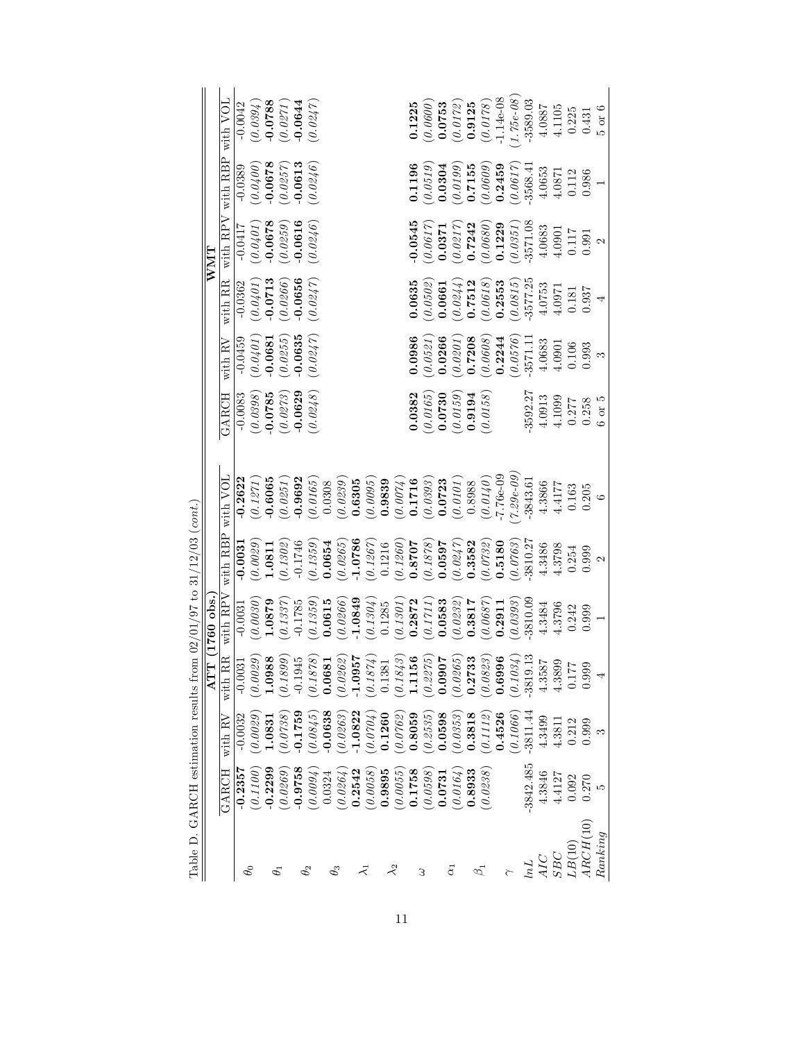Table D. GARCH estimation results from 02/01/97 to 31/12/03 (*cont.*)

| | ATT (1760 obs.) | | | | | | WMT | | | | | |
|---|---|---|---|---|---|---|---|---|---|---|---|---|
| | GARCH | with RV | with RR | with RPV | with RBP | with VOL | GARCH | with RV | with RR | with RPV | with RBP | with VOL |
| $\theta_0$ | **-0.2357** | -0.0032 | -0.0031 | -0.0031 | **-0.0031** | **-0.2622** | -0.0083 | -0.0459 | -0.0362 | -0.0417 | -0.0389 | -0.0042 |
| | *(0.1100)* | *(0.0029)* | *(0.0029)* | *(0.0030)* | *(0.0029)* | *(0.1271)* | *(0.0398)* | *(0.0401)* | *(0.0401)* | *(0.0401)* | *(0.0400)* | *(0.0394)* |
| $\theta_1$ | **-0.2299** | **1.0831** | **1.0988** | **1.0879** | **1.0811** | **-0.6065** | **-0.0785** | **-0.0681** | **-0.0713** | **-0.0678** | **-0.0678** | **-0.0788** |
| | *(0.0269)* | *(0.0738)* | *(0.1899)* | *(0.1337)* | *(0.1302)* | *(0.0251)* | *(0.0273)* | *(0.0255)* | *(0.0266)* | *(0.0259)* | *(0.0257)* | *(0.0271)* |
| $\theta_2$ | **-0.9758** | **-0.1759** | -0.1945 | -0.1785 | -0.1746 | **-0.9692** | **-0.0629** | **-0.0635** | **-0.0656** | **-0.0616** | **-0.0613** | **-0.0644** |
| | *(0.0094)* | *(0.0845)* | *(0.1878)* | *(0.1359)* | *(0.1359)* | *(0.0165)* | *(0.0248)* | *(0.0247)* | *(0.0247)* | *(0.0246)* | *(0.0246)* | *(0.0247)* |
| $\theta_3$ | 0.0324 | **-0.0638** | **0.0681** | **0.0615** | **0.0654** | 0.0308 | | | | | | |
| | *(0.0264)* | *(0.0263)* | *(0.0262)* | *(0.0266)* | *(0.0265)* | *(0.0239)* | | | | | | |
| $\lambda_1$ | **0.2542** | **-1.0822** | **-1.0957** | **-1.0849** | **-1.0786** | **0.6305** | | | | | | |
| | *(0.0058)* | *(0.0704)* | *(0.1874)* | *(0.1304)* | *(0.1267)* | *(0.0095)* | | | | | | |
| $\lambda_2$ | **0.9895** | **0.1260** | 0.1381 | 0.1285 | 0.1216 | **0.9839** | | | | | | |
| | *(0.0055)* | *(0.0762)* | *(0.1843)* | *(0.1301)* | *(0.1260)* | *(0.0074)* | | | | | | |
| $\omega$ | **0.1758** | **0.8059** | **1.1156** | **0.2872** | **0.8707** | **0.1716** | **0.0382** | **0.0986** | **0.0635** | **-0.0545** | **0.1196** | **0.1225** |
| | *(0.0598)* | *(0.2535)* | *(0.2275)* | *(0.1711)* | *(0.1878)* | *(0.0393)* | *(0.0165)* | *(0.0521)* | *(0.0502)* | *(0.0617)* | *(0.0519)* | *(0.0600)* |
| $\alpha_1$ | **0.0731** | **0.0598** | **0.0907** | **0.0583** | **0.0597** | **0.0723** | **0.0730** | **0.0266** | **0.0661** | **0.0371** | **0.0304** | **0.0753** |
| | *(0.0164)* | *(0.0353)* | *(0.0265)* | *(0.0232)* | *(0.0247)* | *(0.0101)* | *(0.0159)* | *(0.0201)* | *(0.0244)* | *(0.0217)* | *(0.0199)* | *(0.0172)* |
| $\beta_1$ | **0.8933** | **0.3818** | **0.2733** | **0.3817** | **0.3582** | 0.8988 | **0.9194** | **0.7208** | **0.7512** | **0.7242** | **0.7155** | **0.9125** |
| | *(0.0238)* | *(0.1112)* | *(0.0823)* | *(0.0687)* | *(0.0732)* | *(0.0140)* | *(0.0158)* | *(0.0608)* | *(0.0618)* | *(0.0680)* | *(0.0609)* | *(0.0178)* |
| $\gamma$ | | **0.4526** | **0.6996** | **0.2911** | **0.5180** | -7.76e-09 | | **0.2244** | **0.2553** | **0.1229** | **0.2459** | -1.14e-08 |
| | | *(0.1066)* | *(0.1034)* | *(0.0393)* | *(0.0763)* | *(7.29e-09)* | | *(0.0576)* | *(0.0815)* | *(0.0351)* | *(0.0617)* | *(1.75e-08)* |
| $lnL$ | -3842.485 | -3811.44 | -3819.13 | -3810.09 | -3810.27 | -3843.61 | -3592.27 | -3571.11 | -3577.25 | -3571.08 | -3568.41 | -3589.03 |
| $AIC$ | 4.3846 | 4.3499 | 4.3587 | 4.3484 | 4.3486 | 4.3866 | 4.0913 | 4.0683 | 4.0753 | 4.0683 | 4.0653 | 4.0887 |
| $SBC$ | 4.4127 | 4.3811 | 4.3899 | 4.3796 | 4.3798 | 4.4177 | 4.1099 | 4.0901 | 4.0971 | 4.0901 | 4.0871 | 4.1105 |
| $LB(10)$ | 0.092 | 0.212 | 0.177 | 0.242 | 0.254 | 0.163 | 0.277 | 0.106 | 0.181 | 0.117 | 0.112 | 0.225 |
| $ARCH(10)$ | 0.270 | 0.999 | 0.999 | 0.999 | 0.999 | 0.205 | 0.258 | 0.993 | 0.937 | 0.991 | 0.986 | 0.431 |
| *Ranking* | 5 | 3 | 4 | 1 | 2 | 6 | 6 or 5 | 3 | 4 | 2 | 1 | 5 or 6 |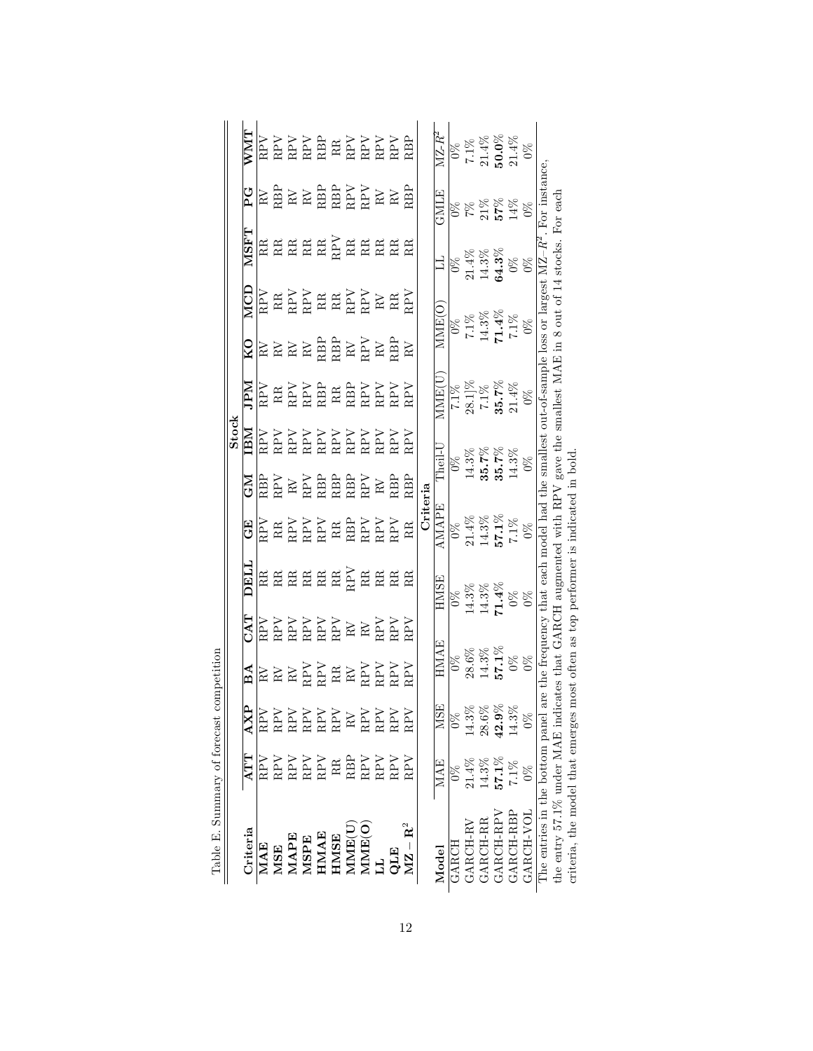Table E. Summary of forecast competition

| Criteria | ATT | AXP | BA | CAT | DELL | GE | GM | IBM | JPM | KO | MCD | MSFT | PG | WMT |
|---|---|---|---|---|---|---|---|---|---|---|---|---|---|---|
| | **Stock** | | | | | | | | | | | | | |
| **MAE** | RPV | RPV | RV | RPV | RR | RPV | RBP | RPV | RPV | RV | RPV | RR | RV | RPV |
| **MSE** | RPV | RPV | RV | RPV | RR | RR | RPV | RPV | RR | RV | RR | RR | RBP | RPV |
| **MAPE** | RPV | RPV | RV | RPV | RR | RPV | RV | RPV | RPV | RV | RPV | RR | RV | RPV |
| **MSPE** | RPV | RPV | RPV | RPV | RR | RPV | RPV | RPV | RPV | RV | RPV | RR | RV | RPV |
| **HMAE** | RPV | RPV | RPV | RPV | RR | RPV | RBP | RPV | RBP | RBP | RR | RR | RBP | RBP |
| **HMSE** | RR | RPV | RR | RPV | RR | RR | RBP | RPV | RR | RBP | RR | RPV | RBP | RR |
| **MME(U)** | RBP | RV | RV | RV | RPV | RBP | RBP | RPV | RBP | RV | RPV | RR | RPV | RPV |
| **MME(O)** | RPV | RPV | RPV | RV | RR | RPV | RPV | RPV | RPV | RPV | RPV | RR | RPV | RPV |
| **LL** | RPV | RPV | RPV | RPV | RR | RPV | RV | RPV | RPV | RV | RV | RR | RV | RPV |
| **QLE** | RPV | RPV | RPV | RPV | RR | RPV | RBP | RPV | RPV | RBP | RR | RR | RV | RPV |
| $\mathbf{MZ-R^2}$ | RPV | RPV | RPV | RPV | RR | RR | RBP | RPV | RPV | RV | RPV | RR | RBP | RBP |

| Model | MAE | MSE | HMAE | HMSE | AMAPE | Theil-U | MME(U) | MME(O) | LL | GMLE | MZ-$R^2$ |
|---|---|---|---|---|---|---|---|---|---|---|---|
| | **Criteria** | | | | | | | | | | |
| GARCH | 0% | 0% | 0% | 0% | 0% | 0% | 7.1% | 0% | 0% | 0% | 0% |
| GARCH-RV | 21.4% | 14.3% | 28.6% | 14.3% | 21.4% | 14.3% | 28.1]% | 7.1% | 21.4% | 7% | 7.1% |
| GARCH-RR | 14.3% | 28.6% | 14.3% | 14.3% | 14.3% | **35.7%** | 7.1% | 14.3% | 14.3% | 21% | 21.4% |
| GARCH-RPV | **57.1%** | **42.9%** | **57.1%** | **71.4%** | **57.1%** | **35.7%** | **35.7%** | **71.4%** | **64.3%** | **57%** | **50.0%** |
| GARCH-RBP | 7.1% | 14.3% | 0% | 0% | 7.1% | 14.3% | 21.4% | 7.1% | 0% | 14% | 21.4% |
| GARCH-VOL | 0% | 0% | 0% | 0% | 0% | 0% | 0% | 0% | 0% | 0% | 0% |

The entries in the bottom panel are the frequency that each model had the smallest out-of-sample loss or largest MZ-$R^2$. For instance, the entry 57.1% under MAE indicates that GARCH augmented with RPV gave the smallest MAE in 8 out of 14 stocks. For each criteria, the model that emerges most often as top performer is indicated in bold.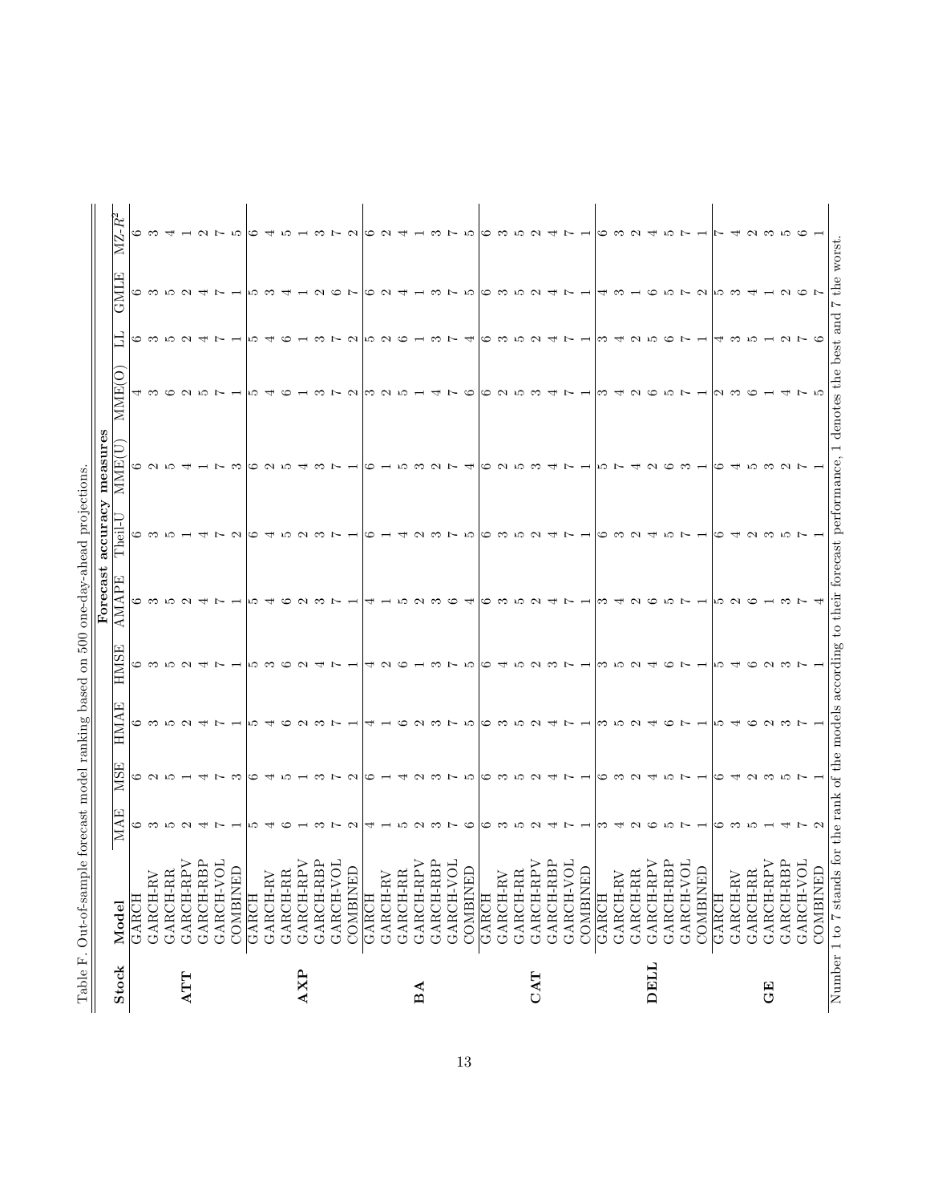Table F. Out-of-sample forecast model ranking based on 500 one-day-ahead projections.

| Stock | Model | Forecast accuracy measures | | | | | | | | | | | |
|---|---|---|---|---|---|---|---|---|---|---|---|---|---|
| | | MAE | MSE | HMAE | HMSE | AMAPE | Theil-U | MME(U) | MME(O) | LL | GMLE | $MZ\text{-}R^2$ |
| **ATT** | GARCH | 6 | 6 | 6 | 6 | 6 | 6 | 6 | 4 | 6 | 6 | 6 |
| | GARCH-RV | 3 | 2 | 3 | 3 | 3 | 3 | 2 | 3 | 3 | 3 | 3 |
| | GARCH-RR | 5 | 5 | 5 | 5 | 5 | 5 | 5 | 6 | 5 | 5 | 4 |
| | GARCH-RPV | 2 | 1 | 2 | 2 | 2 | 1 | 4 | 2 | 2 | 2 | 1 |
| | GARCH-RBP | 4 | 4 | 4 | 4 | 4 | 4 | 1 | 5 | 4 | 4 | 2 |
| | GARCH-VOL | 7 | 7 | 7 | 7 | 7 | 7 | 7 | 7 | 7 | 7 | 7 |
| | COMBINED | 1 | 3 | 1 | 1 | 1 | 2 | 3 | 1 | 1 | 1 | 5 |
| **AXP** | GARCH | 5 | 6 | 5 | 5 | 5 | 6 | 6 | 5 | 5 | 5 | 6 |
| | GARCH-RV | 4 | 4 | 4 | 3 | 4 | 4 | 2 | 4 | 4 | 3 | 4 |
| | GARCH-RR | 6 | 5 | 6 | 6 | 6 | 5 | 5 | 6 | 6 | 4 | 5 |
| | GARCH-RPV | 1 | 1 | 2 | 2 | 2 | 2 | 4 | 1 | 1 | 1 | 1 |
| | GARCH-RBP | 3 | 3 | 3 | 4 | 3 | 3 | 3 | 3 | 3 | 2 | 3 |
| | GARCH-VOL | 7 | 7 | 7 | 7 | 7 | 7 | 7 | 7 | 7 | 6 | 7 |
| | COMBINED | 2 | 2 | 1 | 1 | 1 | 1 | 1 | 2 | 2 | 7 | 2 |
| **BA** | GARCH | 4 | 6 | 4 | 4 | 4 | 6 | 6 | 3 | 5 | 6 | 6 |
| | GARCH-RV | 1 | 1 | 1 | 2 | 1 | 1 | 1 | 2 | 2 | 2 | 2 |
| | GARCH-RR | 5 | 4 | 6 | 6 | 5 | 4 | 5 | 5 | 6 | 4 | 4 |
| | GARCH-RPV | 2 | 2 | 2 | 1 | 2 | 2 | 3 | 1 | 1 | 1 | 1 |
| | GARCH-RBP | 3 | 3 | 3 | 3 | 3 | 3 | 2 | 4 | 3 | 3 | 3 |
| | GARCH-VOL | 7 | 7 | 7 | 7 | 6 | 7 | 7 | 7 | 7 | 7 | 7 |
| | COMBINED | 6 | 5 | 5 | 5 | 4 | 5 | 4 | 6 | 4 | 5 | 5 |
| **CAT** | GARCH | 6 | 6 | 6 | 6 | 6 | 6 | 6 | 6 | 6 | 6 | 6 |
| | GARCH-RV | 3 | 3 | 3 | 4 | 3 | 3 | 2 | 2 | 3 | 3 | 3 |
| | GARCH-RR | 5 | 5 | 5 | 5 | 5 | 5 | 5 | 5 | 5 | 5 | 5 |
| | GARCH-RPV | 2 | 2 | 2 | 2 | 2 | 2 | 3 | 3 | 2 | 2 | 2 |
| | GARCH-RBP | 4 | 4 | 4 | 3 | 4 | 4 | 4 | 4 | 4 | 4 | 4 |
| | GARCH-VOL | 7 | 7 | 7 | 7 | 7 | 7 | 7 | 7 | 7 | 7 | 7 |
| | COMBINED | 1 | 1 | 1 | 1 | 1 | 1 | 1 | 1 | 1 | 1 | 1 |
| **DELL** | GARCH | 3 | 6 | 3 | 3 | 3 | 6 | 5 | 3 | 3 | 4 | 6 |
| | GARCH-RV | 4 | 3 | 5 | 5 | 4 | 3 | 7 | 4 | 4 | 3 | 3 |
| | GARCH-RR | 2 | 2 | 2 | 2 | 2 | 2 | 4 | 2 | 2 | 1 | 2 |
| | GARCH-RPV | 6 | 4 | 4 | 4 | 6 | 4 | 2 | 6 | 5 | 6 | 4 |
| | GARCH-RBP | 5 | 5 | 6 | 6 | 5 | 5 | 6 | 5 | 6 | 5 | 5 |
| | GARCH-VOL | 7 | 7 | 7 | 7 | 7 | 7 | 3 | 7 | 7 | 7 | 7 |
| | COMBINED | 1 | 1 | 1 | 1 | 1 | 1 | 1 | 1 | 1 | 2 | 1 |
| **GE** | GARCH | 6 | 6 | 5 | 5 | 5 | 6 | 6 | 2 | 4 | 5 | 7 |
| | GARCH-RV | 3 | 4 | 4 | 4 | 2 | 4 | 4 | 3 | 3 | 3 | 4 |
| | GARCH-RR | 5 | 2 | 6 | 6 | 6 | 2 | 5 | 6 | 5 | 4 | 2 |
| | GARCH-RPV | 1 | 3 | 2 | 2 | 1 | 3 | 3 | 1 | 1 | 1 | 3 |
| | GARCH-RBP | 4 | 5 | 3 | 3 | 3 | 5 | 2 | 4 | 2 | 2 | 5 |
| | GARCH-VOL | 7 | 7 | 7 | 7 | 7 | 7 | 7 | 7 | 7 | 6 | 6 |
| | COMBINED | 2 | 1 | 1 | 1 | 4 | 1 | 1 | 5 | 6 | 7 | 1 |

Number 1 to 7 stands for the rank of the models according to their forecast performance, 1 denotes the best and 7 the worst.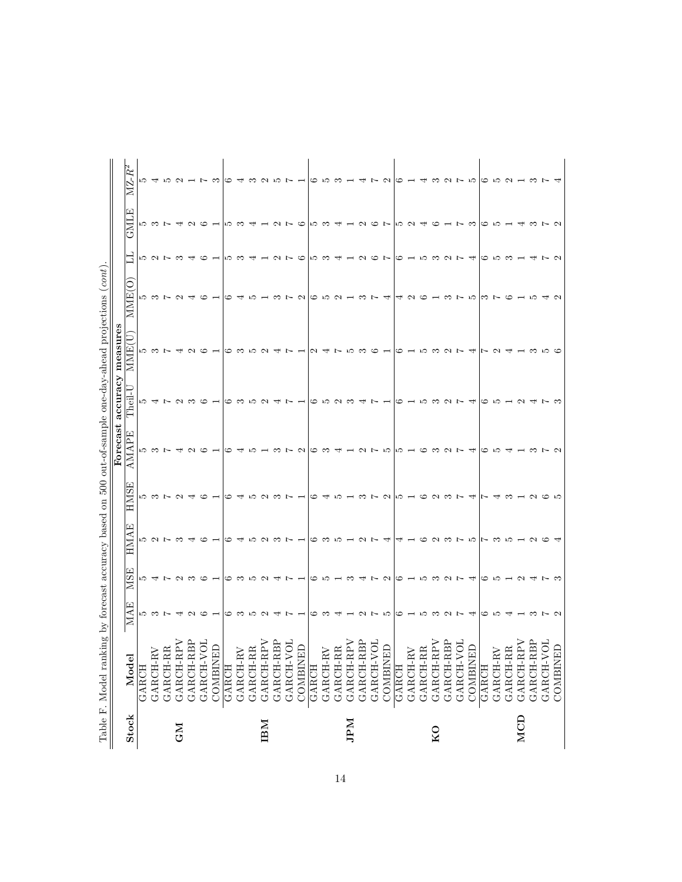Table F. Model ranking by forecast accuracy based on 500 out-of-sample one-day-ahead projections (*cont*).

| Stock | Model | Forecast accuracy measures | | | | | | | | | | |
|---|---|---|---|---|---|---|---|---|---|---|---|---|
| | | MAE | MSE | HMAE | HMSE | AMAPE | Theil-U | MME(U) | MME(O) | LL | GMLE | MZ-$R^2$ |
| **GM** | GARCH | 5 | 5 | 5 | 5 | 5 | 5 | 5 | 5 | 5 | 5 | 5 |
| | GARCH-RV | 3 | 4 | 2 | 3 | 3 | 4 | 3 | 3 | 2 | 3 | 4 |
| | GARCH-RR | 7 | 7 | 7 | 7 | 7 | 7 | 7 | 7 | 7 | 7 | 5 |
| | GARCH-RPV | 4 | 2 | 3 | 2 | 4 | 2 | 4 | 2 | 3 | 4 | 2 |
| | GARCH-RBP | 2 | 3 | 4 | 4 | 2 | 3 | 2 | 4 | 4 | 2 | 1 |
| | GARCH-VOL | 6 | 6 | 6 | 6 | 6 | 6 | 6 | 6 | 6 | 6 | 7 |
| | COMBINED | 1 | 1 | 1 | 1 | 1 | 1 | 1 | 1 | 1 | 1 | 3 |
| **IBM** | GARCH | 6 | 6 | 6 | 6 | 6 | 6 | 6 | 6 | 5 | 5 | 6 |
| | GARCH-RV | 3 | 3 | 4 | 4 | 4 | 3 | 3 | 4 | 3 | 3 | 4 |
| | GARCH-RR | 5 | 5 | 5 | 5 | 5 | 5 | 5 | 5 | 4 | 4 | 3 |
| | GARCH-RPV | 2 | 2 | 2 | 2 | 1 | 2 | 2 | 1 | 1 | 1 | 2 |
| | GARCH-RBP | 4 | 4 | 3 | 3 | 3 | 4 | 4 | 3 | 2 | 2 | 5 |
| | GARCH-VOL | 7 | 7 | 7 | 7 | 7 | 7 | 7 | 7 | 7 | 7 | 7 |
| | COMBINED | 1 | 1 | 1 | 1 | 2 | 1 | 1 | 2 | 6 | 6 | 1 |
| **JPM** | GARCH | 6 | 6 | 6 | 6 | 6 | 6 | 2 | 6 | 5 | 5 | 6 |
| | GARCH-RV | 3 | 5 | 3 | 4 | 3 | 5 | 4 | 5 | 3 | 3 | 5 |
| | GARCH-RR | 4 | 1 | 5 | 5 | 4 | 2 | 7 | 2 | 4 | 4 | 3 |
| | GARCH-RPV | 1 | 3 | 1 | 1 | 1 | 3 | 5 | 1 | 1 | 1 | 1 |
| | GARCH-RBP | 2 | 4 | 2 | 3 | 2 | 4 | 3 | 3 | 2 | 2 | 4 |
| | GARCH-VOL | 7 | 7 | 7 | 7 | 7 | 7 | 6 | 7 | 6 | 6 | 7 |
| | COMBINED | 5 | 2 | 4 | 2 | 5 | 1 | 1 | 4 | 7 | 7 | 2 |
| **KO** | GARCH | 6 | 6 | 4 | 5 | 5 | 6 | 6 | 4 | 6 | 5 | 6 |
| | GARCH-RV | 1 | 1 | 1 | 1 | 1 | 1 | 1 | 2 | 1 | 2 | 1 |
| | GARCH-RR | 5 | 5 | 6 | 6 | 6 | 5 | 5 | 6 | 5 | 4 | 4 |
| | GARCH-RPV | 3 | 3 | 2 | 2 | 3 | 3 | 3 | 1 | 3 | 6 | 3 |
| | GARCH-RBP | 2 | 2 | 3 | 3 | 2 | 2 | 2 | 3 | 2 | 1 | 2 |
| | GARCH-VOL | 7 | 7 | 7 | 7 | 7 | 7 | 7 | 7 | 7 | 7 | 7 |
| | COMBINED | 4 | 4 | 5 | 4 | 4 | 4 | 4 | 5 | 4 | 3 | 5 |
| **MCD** | GARCH | 6 | 6 | 7 | 7 | 6 | 6 | 7 | 3 | 6 | 6 | 6 |
| | GARCH-RV | 5 | 5 | 3 | 4 | 5 | 5 | 2 | 7 | 5 | 5 | 5 |
| | GARCH-RR | 4 | 1 | 5 | 3 | 4 | 1 | 4 | 6 | 3 | 1 | 2 |
| | GARCH-RPV | 1 | 2 | 1 | 1 | 1 | 2 | 1 | 1 | 1 | 4 | 1 |
| | GARCH-RBP | 3 | 4 | 2 | 2 | 3 | 4 | 3 | 5 | 4 | 3 | 3 |
| | GARCH-VOL | 7 | 7 | 6 | 6 | 7 | 7 | 5 | 4 | 7 | 7 | 7 |
| | COMBINED | 2 | 3 | 4 | 5 | 2 | 3 | 6 | 2 | 2 | 2 | 4 |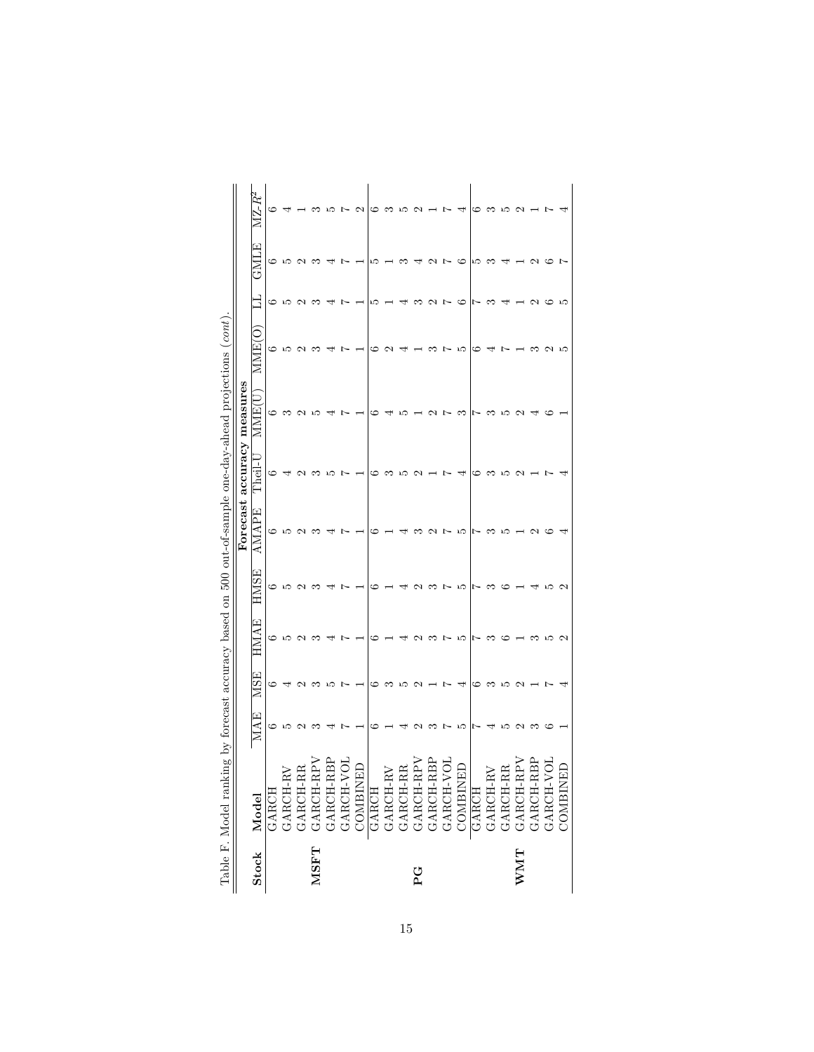Table F. Model ranking by forecast accuracy based on 500 out-of-sample one-day-ahead projections (*cont*).

| Stock | Model | Forecast accuracy measures | | | | | | | | | | |
|---|---|---|---|---|---|---|---|---|---|---|---|---|
| | | MAE | MSE | HMAE | HMSE | AMAPE | Theil-U | MME(U) | MME(O) | LL | GMLE | MZ-$R^2$ |
| **MSFT** | GARCH | 6 | 6 | 6 | 6 | 6 | 6 | 6 | 6 | 6 | 6 | 6 |
| | GARCH-RV | 5 | 4 | 5 | 5 | 5 | 4 | 3 | 5 | 5 | 5 | 4 |
| | GARCH-RR | 2 | 2 | 2 | 2 | 2 | 2 | 2 | 2 | 2 | 2 | 1 |
| | GARCH-RPV | 3 | 3 | 3 | 3 | 3 | 3 | 5 | 3 | 3 | 3 | 3 |
| | GARCH-RBP | 4 | 5 | 4 | 4 | 4 | 5 | 4 | 4 | 4 | 4 | 5 |
| | GARCH-VOL | 7 | 7 | 7 | 7 | 7 | 7 | 7 | 7 | 7 | 7 | 7 |
| | COMBINED | 1 | 1 | 1 | 1 | 1 | 1 | 1 | 1 | 1 | 1 | 2 |
| **PG** | GARCH | 6 | 6 | 6 | 6 | 6 | 6 | 6 | 6 | 5 | 5 | 6 |
| | GARCH-RV | 1 | 3 | 1 | 1 | 1 | 3 | 4 | 2 | 1 | 1 | 3 |
| | GARCH-RR | 4 | 5 | 4 | 4 | 4 | 5 | 5 | 4 | 4 | 3 | 5 |
| | GARCH-RPV | 2 | 2 | 2 | 2 | 3 | 2 | 1 | 1 | 3 | 4 | 2 |
| | GARCH-RBP | 3 | 1 | 3 | 3 | 2 | 1 | 2 | 3 | 2 | 2 | 1 |
| | GARCH-VOL | 7 | 7 | 7 | 7 | 7 | 7 | 7 | 7 | 7 | 7 | 7 |
| | COMBINED | 5 | 4 | 5 | 5 | 5 | 4 | 3 | 5 | 6 | 6 | 4 |
| **WMT** | GARCH | 7 | 6 | 7 | 7 | 7 | 6 | 7 | 6 | 7 | 5 | 6 |
| | GARCH-RV | 4 | 3 | 3 | 3 | 3 | 3 | 3 | 4 | 3 | 3 | 3 |
| | GARCH-RR | 5 | 5 | 6 | 6 | 5 | 5 | 5 | 7 | 4 | 4 | 5 |
| | GARCH-RPV | 2 | 2 | 1 | 1 | 1 | 2 | 2 | 1 | 1 | 1 | 2 |
| | GARCH-RBP | 3 | 1 | 3 | 4 | 2 | 1 | 4 | 3 | 2 | 2 | 1 |
| | GARCH-VOL | 6 | 7 | 5 | 5 | 6 | 7 | 6 | 2 | 6 | 6 | 7 |
| | COMBINED | 1 | 4 | 2 | 2 | 4 | 4 | 1 | 5 | 5 | 7 | 4 |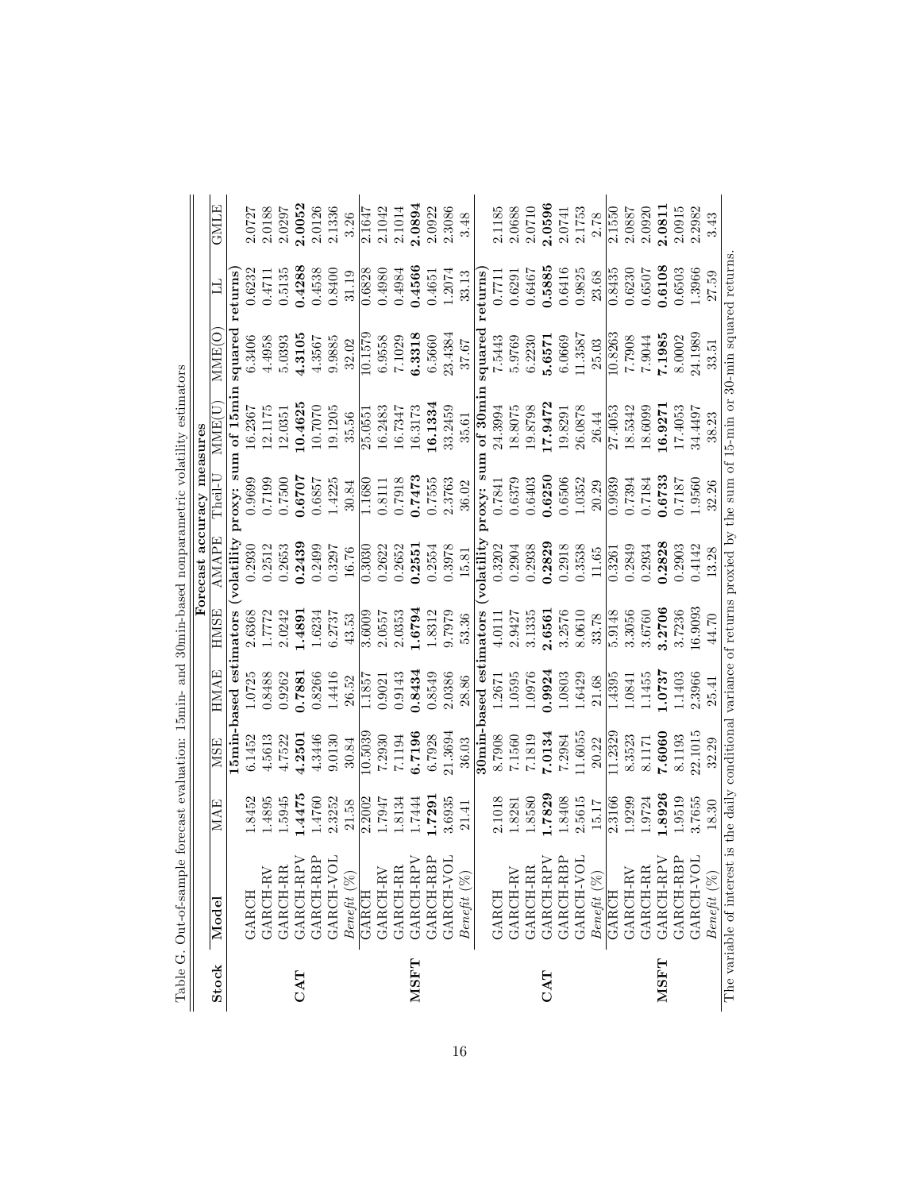Table G. Out-of-sample forecast evaluation: 15min- and 30min-based nonparametric volatility estimators

| Stock | Model | Forecast accuracy measures | | | | | | | | | |
|---|---|---|---|---|---|---|---|---|---|---|---|
| | | MAE | MSE | HMAE | HMSE | AMAPE | Theil-U | MME(U) | MME(O) | LL | GMLE |
| | | **15min-based estimators (volatility proxy: sum of 15min squared returns)** | | | | | | | | | |
| **CAT** | GARCH | 1.8452 | 6.1452 | 1.0725 | 2.6368 | 0.2930 | 0.9699 | 16.2367 | 6.3406 | 0.6232 | 2.0727 |
| | GARCH-RV | 1.4895 | 4.5613 | 0.8488 | 1.7772 | 0.2512 | 0.7199 | 12.1175 | 4.4958 | 0.4711 | 2.0188 |
| | GARCH-RR | 1.5945 | 4.7522 | 0.9262 | 2.0242 | 0.2653 | 0.7500 | 12.0351 | 5.0393 | 0.5135 | 2.0297 |
| | GARCH-RPV | **1.4475** | **4.2501** | **0.7881** | **1.4891** | **0.2439** | **0.6707** | **10.4625** | **4.3105** | **0.4288** | **2.0052** |
| | GARCH-RBP | 1.4760 | 4.3446 | 0.8266 | 1.6234 | 0.2499 | 0.6857 | 10.7070 | 4.3567 | 0.4538 | 2.0126 |
| | GARCH-VOL | 2.3252 | 9.0130 | 1.4416 | 6.2737 | 0.3297 | 1.4225 | 19.1205 | 9.9885 | 0.8400 | 2.1336 |
| | *Benefit* (%) | 21.58 | 30.84 | 26.52 | 43.53 | 16.76 | 30.84 | 35.56 | 32.02 | 31.19 | 3.26 |
| **MSFT** | GARCH | 2.2002 | 10.5039 | 1.1857 | 3.6009 | 0.3030 | 1.1680 | 25.0551 | 10.1579 | 0.6828 | 2.1647 |
| | GARCH-RV | 1.7947 | 7.2930 | 0.9021 | 2.0557 | 0.2622 | 0.8111 | 16.2483 | 6.9558 | 0.4980 | 2.1042 |
| | GARCH-RR | 1.8134 | 7.1194 | 0.9143 | 2.0353 | 0.2652 | 0.7918 | 16.7347 | 7.1029 | 0.4984 | 2.1014 |
| | GARCH-RPV | 1.7444 | **6.7196** | **0.8434** | **1.6794** | **0.2551** | **0.7473** | 16.3173 | **6.3318** | **0.4566** | **2.0894** |
| | GARCH-RBP | **1.7291** | 6.7928 | 0.8549 | 1.8312 | 0.2554 | 0.7555 | **16.1334** | 6.5660 | 0.4651 | 2.0922 |
| | GARCH-VOL | 3.6935 | 21.3694 | 2.0386 | 9.7979 | 0.3978 | 2.3763 | 33.2459 | 23.4384 | 1.2074 | 2.3086 |
| | *Benefit* (%) | 21.41 | 36.03 | 28.86 | 53.36 | 15.81 | 36.02 | 35.61 | 37.67 | 33.13 | 3.48 |
| | | **30min-based estimators (volatility proxy: sum of 30min squared returns)** | | | | | | | | | |
| **CAT** | GARCH | 2.1018 | 8.7908 | 1.2671 | 4.0111 | 0.3202 | 0.7841 | 24.3994 | 7.5443 | 0.7711 | 2.1185 |
| | GARCH-RV | 1.8281 | 7.1560 | 1.0595 | 2.9427 | 0.2904 | 0.6379 | 18.8075 | 5.9769 | 0.6291 | 2.0688 |
| | GARCH-RR | 1.8580 | 7.1819 | 1.0976 | 3.1335 | 0.2938 | 0.6403 | 19.8798 | 6.2230 | 0.6467 | 2.0710 |
| | GARCH-RPV | **1.7829** | **7.0134** | **0.9924** | **2.6561** | **0.2829** | **0.6250** | **17.9472** | **5.6571** | **0.5885** | **2.0596** |
| | GARCH-RBP | 1.8408 | 7.2984 | 1.0803 | 3.2576 | 0.2918 | 0.6506 | 19.8291 | 6.0669 | 0.6416 | 2.0741 |
| | GARCH-VOL | 2.5615 | 11.6055 | 1.6429 | 8.0610 | 0.3538 | 1.0352 | 26.0878 | 11.3587 | 0.9825 | 2.1753 |
| | *Benefit* (%) | 15.17 | 20.22 | 21.68 | 33.78 | 11.65 | 20.29 | 26.44 | 25.03 | 23.68 | 2.78 |
| **MSFT** | GARCH | 2.3166 | 11.2329 | 1.4395 | 5.9148 | 0.3261 | 0.9939 | 27.4053 | 10.8263 | 0.8435 | 2.1550 |
| | GARCH-RV | 1.9299 | 8.3523 | 1.0841 | 3.3056 | 0.2849 | 0.7394 | 18.5342 | 7.7908 | 0.6230 | 2.0887 |
| | GARCH-RR | 1.9724 | 8.1171 | 1.1455 | 3.6760 | 0.2934 | 0.7184 | 18.6099 | 7.9044 | 0.6507 | 2.0920 |
| | GARCH-RPV | **1.8926** | **7.6060** | **1.0737** | **3.2706** | **0.2828** | **0.6733** | **16.9271** | **7.1985** | **0.6108** | **2.0811** |
| | GARCH-RBP | 1.9519 | 8.1193 | 1.1403 | 3.7236 | 0.2903 | 0.7187 | 17.4053 | 8.0002 | 0.6503 | 2.0915 |
| | GARCH-VOL | 3.7655 | 22.1015 | 2.3966 | 16.9093 | 0.4142 | 1.9560 | 34.4497 | 24.1989 | 1.3966 | 2.2982 |
| | *Benefit* (%) | 18.30 | 32.29 | 25.41 | 44.70 | 13.28 | 32.26 | 38.23 | 33.51 | 27.59 | 3.43 |

The variable of interest is the daily conditional variance of returns proxied by the sum of 15-min or 30-min squared returns.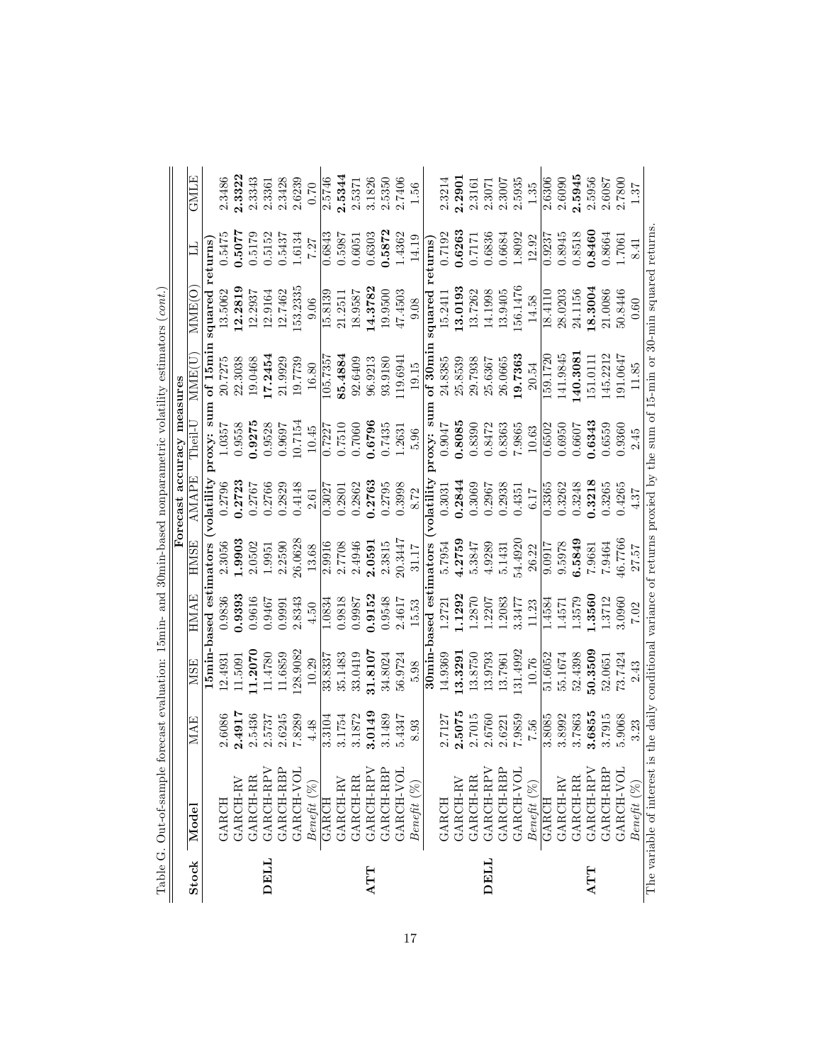Table G. Out-of-sample forecast evaluation: 15min- and 30min-based nonparametric volatility estimators (*cont.*)

| Stock | Model | MAE | MSE | HMAE | HMSE | AMAPE | Theil-U | MME(U) | MME(O) | LL | GMLE |
|---|---|---|---|---|---|---|---|---|---|---|---|
| | | **Forecast accuracy measures** | | | | | | | | | |
| | | **15min-based estimators (volatility proxy: sum of 15min squared returns)** | | | | | | | | | |
| DELL | GARCH | 2.6086 | 12.4931 | 0.9836 | 2.3056 | 0.2796 | 1.0357 | 20.7275 | 13.5062 | 0.5475 | 2.3486 |
| | GARCH-RV | **2.4917** | 11.5091 | **0.9393** | **1.9903** | **0.2723** | 0.9558 | 22.3038 | **12.2819** | **0.5077** | **2.3322** |
| | GARCH-RR | 2.5436 | **11.2070** | 0.9616 | 2.0502 | 0.2767 | 0.9928 | 19.0468 | 12.2937 | 0.5179 | 2.3343 |
| | GARCH-RPV | 2.5737 | 11.4780 | 0.9467 | 1.9951 | 0.2766 | **0.9275** | **17.2454** | 12.9164 | 0.5152 | 2.3361 |
| | GARCH-RBP | 2.6245 | 11.6859 | 0.9991 | 2.2590 | 0.2829 | 0.9697 | 21.9929 | 12.7462 | 0.5437 | 2.3428 |
| | GARCH-VOL | 7.8289 | 128.9082 | 2.8343 | 26.0628 | 0.4148 | 10.7154 | 19.7739 | 153.2335 | 1.6134 | 2.6239 |
| | *Benefit (%)* | 4.48 | 10.29 | 4.50 | 13.68 | 2.61 | 10.45 | 16.80 | 9.06 | 7.27 | 0.70 |
| ATT | GARCH | 3.3104 | 33.8337 | 1.0834 | 2.9916 | 0.3027 | 0.7227 | 105.7357 | 15.8139 | 0.6843 | 2.5746 |
| | GARCH-RV | 3.1754 | 35.1483 | 0.9818 | 2.7708 | 0.2801 | 0.7510 | **85.4884** | 21.2511 | 0.5987 | **2.5344** |
| | GARCH-RR | 3.1872 | 33.0419 | 0.9987 | 2.4946 | 0.2862 | 0.7060 | 92.6409 | 18.9587 | 0.6051 | 2.5371 |
| | GARCH-RPV | **3.0149** | **31.8107** | **0.9152** | **2.0591** | **0.2763** | **0.6796** | 96.9213 | **14.3782** | 0.6303 | 3.1826 |
| | GARCH-RBP | 3.1489 | 34.8024 | 0.9548 | 2.3815 | 0.2795 | 0.7435 | 93.9180 | 19.9500 | **0.5872** | 2.5350 |
| | GARCH-VOL | 5.4347 | 56.9724 | 2.4617 | 20.3447 | 0.3998 | 1.2631 | 119.6941 | 47.4503 | 1.4362 | 2.7406 |
| | *Benefit (%)* | 8.93 | 5.98 | 15.53 | 31.17 | 8.72 | 5.96 | 19.15 | 9.08 | 14.19 | 1.56 |
| | | **30min-based estimators (volatility proxy: sum of 30min squared returns)** | | | | | | | | | |
| DELL | GARCH | 2.7127 | 14.9369 | 1.2721 | 5.7954 | 0.3031 | 0.9047 | 24.8385 | 15.2411 | 0.7192 | 2.3214 |
| | GARCH-RV | **2.5075** | **13.3291** | **1.1292** | **4.2759** | **0.2844** | **0.8085** | 25.8539 | **13.0193** | **0.6263** | **2.2901** |
| | GARCH-RR | 2.7015 | 13.8750 | 1.2870 | 5.3847 | 0.3069 | 0.8390 | 29.7938 | 13.7262 | 0.7171 | 2.3161 |
| | GARCH-RPV | 2.6760 | 13.9793 | 1.2207 | 4.9289 | 0.2967 | 0.8472 | 25.6367 | 14.1998 | 0.6836 | 2.3071 |
| | GARCH-RBP | 2.6221 | 13.7961 | 1.2083 | 5.1431 | 0.2938 | 0.8363 | 26.0665 | 13.9405 | 0.6684 | 2.3007 |
| | GARCH-VOL | 7.9859 | 131.4992 | 3.3477 | 54.4920 | 0.4351 | 7.9865 | **19.7363** | 156.1476 | 1.8092 | 2.5935 |
| | *Benefit (%)* | 7.56 | 10.76 | 11.23 | 26.22 | 6.17 | 10.63 | 20.54 | 14.58 | 12.92 | 1.35 |
| ATT | GARCH | 3.8085 | 51.6052 | 1.4584 | 9.0917 | 0.3365 | 0.6502 | 159.1720 | 18.4110 | 0.9237 | 2.6306 |
| | GARCH-RV | 3.8992 | 55.1674 | 1.4571 | 9.5978 | 0.3262 | 0.6950 | 141.9845 | 28.0203 | 0.8945 | 2.6090 |
| | GARCH-RR | 3.7863 | 52.4398 | 1.3579 | **6.5849** | 0.3248 | 0.6607 | **140.3081** | 24.1156 | 0.8518 | **2.5945** |
| | GARCH-RPV | **3.6855** | **50.3509** | **1.3560** | 7.9681 | **0.3218** | **0.6343** | 151.0111 | **18.3004** | **0.8460** | 2.5956 |
| | GARCH-RBP | 3.7915 | 52.0651 | 1.3712 | 7.9464 | 0.3265 | 0.6559 | 145.2212 | 21.0086 | 0.8664 | 2.6087 |
| | GARCH-VOL | 5.9068 | 73.7424 | 3.0960 | 46.7766 | 0.4265 | 0.9360 | 191.0647 | 50.8446 | 1.7061 | 2.7800 |
| | *Benefit (%)* | 3.23 | 2.43 | 7.02 | 27.57 | 4.37 | 2.45 | 11.85 | 0.60 | 8.41 | 1.37 |

The variable of interest is the daily conditional variance of returns proxied by the sum of 15-min or 30-min squared returns.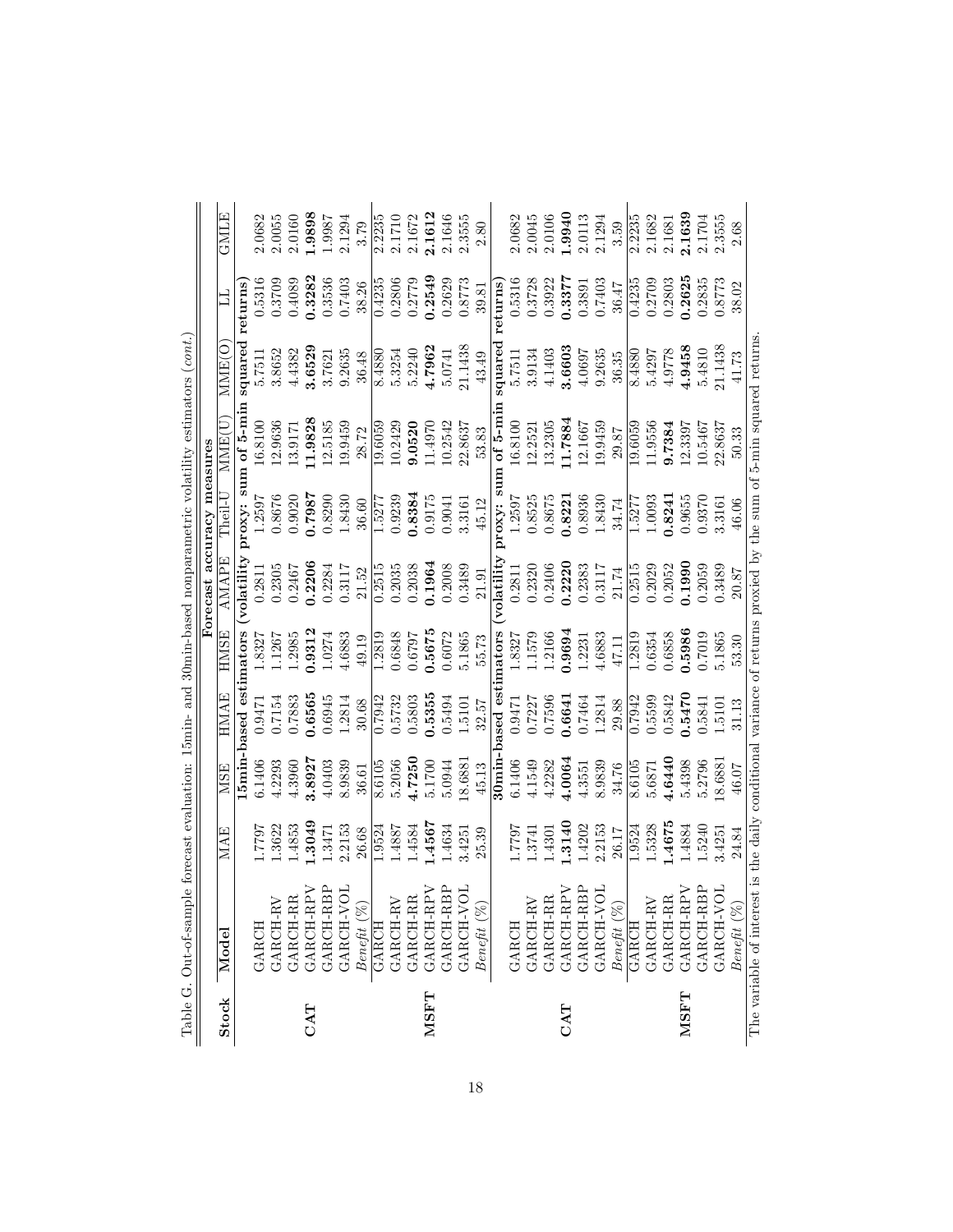Table G. Out-of-sample forecast evaluation: 15min- and 30min-based nonparametric volatility estimators (*cont.*)

| Stock | Model | Forecast accuracy measures | | | | | | | | | |
|---|---|---|---|---|---|---|---|---|---|---|---|
| | | MAE | MSE | HMAE | HMSE | AMAPE | Theil-U | MME(U) | MME(O) | LL | GMLE |
| | | **15min-based estimators (volatility proxy: sum of 5-min squared returns)** | | | | | | | | | |
| CAT | GARCH | 1.7797 | 6.1406 | 0.9471 | 1.8327 | 0.2811 | 1.2597 | 16.8100 | 5.7511 | 0.5316 | 2.0682 |
| | GARCH-RV | 1.3622 | 4.2293 | 0.7154 | 1.1267 | 0.2305 | 0.8676 | 12.9636 | 3.8652 | 0.3709 | 2.0055 |
| | GARCH-RR | 1.4853 | 4.3960 | 0.7883 | 1.2985 | 0.2467 | 0.9020 | 13.9171 | 4.4382 | 0.4089 | 2.0160 |
| | GARCH-RPV | **1.3049** | **3.8927** | **0.6565** | **0.9312** | **0.2206** | **0.7987** | **11.9828** | **3.6529** | **0.3282** | **1.9898** |
| | GARCH-RBP | 1.3471 | 4.0403 | 0.6945 | 1.0274 | 0.2284 | 0.8290 | 12.5185 | 3.7621 | 0.3536 | 1.9987 |
| | GARCH-VOL | 2.2153 | 8.9839 | 1.2814 | 4.6883 | 0.3117 | 1.8430 | 19.9459 | 9.2635 | 0.7403 | 2.1294 |
| | *Benefit (%)* | 26.68 | 36.61 | 30.68 | 49.19 | 21.52 | 36.60 | 28.72 | 36.48 | 38.26 | 3.79 |
| MSFT | GARCH | 1.9524 | 8.6105 | 0.7942 | 1.2819 | 0.2515 | 1.5277 | 19.6059 | 8.4880 | 0.4235 | 2.2235 |
| | GARCH-RV | 1.4887 | 5.2056 | 0.5732 | 0.6848 | 0.2035 | 0.9239 | 10.2429 | 5.3254 | 0.2806 | 2.1710 |
| | GARCH-RR | 1.4584 | **4.7250** | 0.5803 | 0.6797 | 0.2038 | **0.8384** | **9.0520** | 5.2240 | 0.2779 | 2.1672 |
| | GARCH-RPV | **1.4567** | 5.1700 | **0.5355** | **0.5675** | **0.1964** | 0.9175 | 11.4970 | **4.7962** | **0.2549** | **2.1612** |
| | GARCH-RBP | 1.4634 | 5.0944 | 0.5494 | 0.6072 | 0.2008 | 0.9041 | 10.2542 | 5.0741 | 0.2629 | 2.1646 |
| | GARCH-VOL | 3.4251 | 18.6881 | 1.5101 | 5.1865 | 0.3489 | 3.3161 | 22.8637 | 21.1438 | 0.8773 | 2.3555 |
| | *Benefit (%)* | 25.39 | 45.13 | 32.57 | 55.73 | 21.91 | 45.12 | 53.83 | 43.49 | 39.81 | 2.80 |
| | | **30min-based estimators (volatility proxy: sum of 5-min squared returns)** | | | | | | | | | |
| CAT | GARCH | 1.7797 | 6.1406 | 0.9471 | 1.8327 | 0.2811 | 1.2597 | 16.8100 | 5.7511 | 0.5316 | 2.0682 |
| | GARCH-RV | 1.3741 | 4.1549 | 0.7227 | 1.1579 | 0.2320 | 0.8525 | 12.2521 | 3.9134 | 0.3728 | 2.0045 |
| | GARCH-RR | 1.4301 | 4.2282 | 0.7596 | 1.2166 | 0.2406 | 0.8675 | 13.2305 | 4.1403 | 0.3922 | 2.0106 |
| | GARCH-RPV | **1.3140** | **4.0064** | **0.6641** | **0.9694** | **0.2220** | **0.8221** | **11.7884** | **3.6603** | **0.3377** | **1.9940** |
| | GARCH-RBP | 1.4202 | 4.3551 | 0.7464 | 1.2231 | 0.2383 | 0.8936 | 12.1667 | 4.0697 | 0.3891 | 2.0113 |
| | GARCH-VOL | 2.2153 | 8.9839 | 1.2814 | 4.6883 | 0.3117 | 1.8430 | 19.9459 | 9.2635 | 0.7403 | 2.1294 |
| | *Benefit (%)* | 26.17 | 34.76 | 29.88 | 47.11 | 21.74 | 34.74 | 29.87 | 36.35 | 36.47 | 3.59 |
| MSFT | GARCH | 1.9524 | 8.6105 | 0.7942 | 1.2819 | 0.2515 | 1.5277 | 19.6059 | 8.4880 | 0.4235 | 2.2235 |
| | GARCH-RV | 1.5328 | 5.6871 | 0.5599 | 0.6354 | 0.2029 | 1.0093 | 11.9556 | 5.4297 | 0.2709 | 2.1682 |
| | GARCH-RR | **1.4675** | **4.6440** | 0.5842 | 0.6858 | 0.2052 | **0.8241** | **9.7384** | 4.9778 | 0.2803 | 2.1681 |
| | GARCH-RPV | 1.4884 | 5.4398 | **0.5470** | **0.5986** | **0.1990** | 0.9655 | 12.3397 | **4.9458** | **0.2625** | **2.1639** |
| | GARCH-RBP | 1.5240 | 5.2796 | 0.5841 | 0.7019 | 0.2059 | 0.9370 | 10.5467 | 5.4810 | 0.2835 | 2.1704 |
| | GARCH-VOL | 3.4251 | 18.6881 | 1.5101 | 5.1865 | 0.3489 | 3.3161 | 22.8637 | 21.1438 | 0.8773 | 2.3555 |
| | *Benefit (%)* | 24.84 | 46.07 | 31.13 | 53.30 | 20.87 | 46.06 | 50.33 | 41.73 | 38.02 | 2.68 |

The variable of interest is the daily conditional variance of returns proxied by the sum of 5-min squared returns.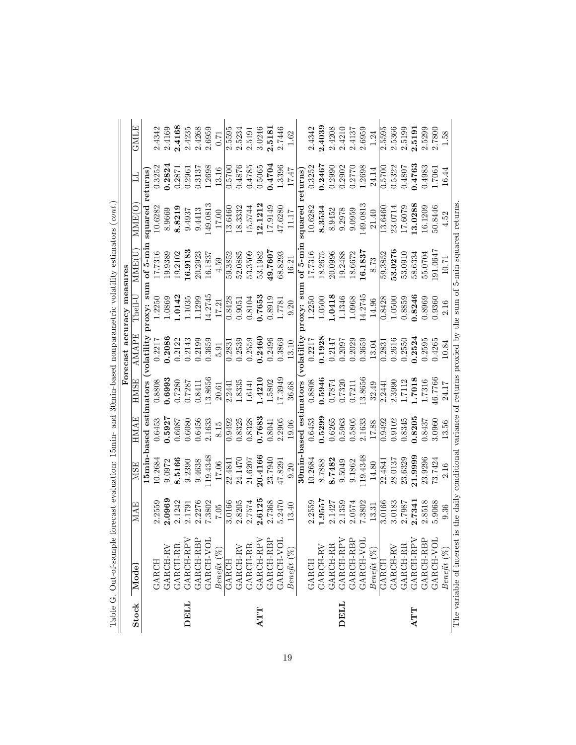Table G. Out-of-sample forecast evaluation: 15min- and 30min-based nonparametric volatility estimators (*cont.*)

| Stock | Model | MAE | MSE | HMAE | HMSE | AMAPE | Theil-U | MME(U) | MME(O) | LL | GMLE |
|---|---|---|---|---|---|---|---|---|---|---|---|
| | | **15min-based estimators (volatility proxy: sum of 5-min squared returns)** | | | | | | | | | |
| **DELL** | GARCH | 2.2559 | 10.2684 | 0.6453 | 0.8808 | 0.2217 | 1.2250 | 17.7316 | 10.6282 | 0.3252 | 2.4342 |
| | GARCH-RV | **2.0969** | 9.0972 | **0.5927** | **0.6993** | **0.2086** | 1.0869 | 19.9389 | 8.9669 | **0.2824** | 2.4169 |
| | GARCH-RR | 2.1242 | **8.5166** | 0.6087 | 0.7280 | 0.2122 | **1.0142** | 19.2102 | **8.8219** | 0.2871 | **2.4168** |
| | GARCH-RPV | 2.1791 | 9.2390 | 0.6080 | 0.7287 | 0.2143 | 1.1035 | **16.9183** | 9.4937 | 0.2961 | 2.4235 |
| | GARCH-RBP | 2.2276 | 9.4638 | 0.6456 | 0.8411 | 0.2199 | 1.1299 | 20.2923 | 9.4413 | 0.3137 | 2.4268 |
| | GARCH-VOL | 7.3802 | 119.4348 | 2.1633 | 13.8656 | 0.3659 | 14.2745 | 16.1837 | 149.0813 | 1.2698 | 2.6959 |
| | *Benefit (%)* | 7.05 | 17.06 | 8.15 | 20.61 | 5.91 | 17.21 | 4.59 | 17.00 | 13.16 | 0.71 |
| **ATT** | GARCH | 3.0166 | 22.4841 | 0.9492 | 2.2441 | 0.2831 | 0.8428 | 59.3852 | 13.6460 | 0.5700 | 2.5595 |
| | GARCH-RV | 2.8205 | 24.1470 | 0.8325 | 1.8335 | 0.2539 | 0.9051 | 52.0885 | 18.3332 | 0.4876 | 2.5234 |
| | GARCH-RR | 2.7574 | 21.6207 | 0.8328 | 1.6141 | 0.2559 | 0.8104 | 53.3509 | 15.5744 | 0.4785 | 2.5191 |
| | GARCH-RPV | **2.6125** | **20.4166** | **0.7683** | **1.4210** | **0.2460** | **0.7653** | 53.1982 | **12.1212** | 0.5065 | 3.0246 |
| | GARCH-RBP | 2.7368 | 23.7940 | 0.8041 | 1.5802 | 0.2496 | 0.8919 | **49.7607** | 17.9149 | **0.4704** | **2.5181** |
| | GARCH-VOL | 5.2470 | 47.8291 | 2.2905 | 17.3949 | 0.3869 | 1.7781 | 68.8293 | 47.6280 | 1.3396 | 2.7446 |
| | *Benefit (%)* | 13.40 | 9.20 | 19.06 | 36.68 | 13.10 | 9.20 | 16.21 | 11.17 | 17.47 | 1.62 |
| | | **30min-based estimators (volatility proxy: sum of 5-min squared returns)** | | | | | | | | | |
| **DELL** | GARCH | 2.2559 | 10.2684 | 0.6453 | 0.8808 | 0.2217 | 1.2250 | 17.7316 | 10.6282 | 0.3252 | 2.4342 |
| | GARCH-RV | **1.9557** | 8.7888 | **0.5299** | **0.5946** | **0.1928** | 1.0500 | 18.2675 | **8.3534** | **0.2467** | **2.4039** |
| | GARCH-RR | 2.1427 | **8.7482** | 0.6265 | 0.7874 | 0.2147 | **1.0418** | 20.0996 | 8.9452 | 0.2990 | 2.4208 |
| | GARCH-RPV | 2.1359 | 9.5049 | 0.5963 | 0.7320 | 0.2097 | 1.1346 | 19.2488 | 9.2978 | 0.2902 | 2.4210 |
| | GARCH-RBP | 2.0574 | 9.1862 | 0.5805 | 0.7211 | 0.2029 | 1.0968 | 18.6672 | 9.0959 | 0.2770 | 2.4137 |
| | GARCH-VOL | 7.3802 | 119.4348 | 2.1633 | 13.8656 | 0.3659 | 14.2745 | **16.1837** | 149.0813 | 1.2698 | 2.6959 |
| | *Benefit (%)* | 13.31 | 14.80 | 17.88 | 32.49 | 13.04 | 14.96 | 8.73 | 21.40 | 24.14 | 1.24 |
| **ATT** | GARCH | 3.0166 | 22.4841 | 0.9492 | 2.2441 | 0.2831 | 0.8428 | 59.3852 | 13.6460 | 0.5700 | 2.5595 |
| | GARCH-RV | 3.0183 | 28.0137 | 0.9102 | 2.3990 | 0.2616 | 1.0500 | **53.0276** | 23.0714 | 0.5322 | 2.5366 |
| | GARCH-RR | 2.7987 | 23.6329 | 0.8345 | 1.7112 | 0.2550 | 0.8859 | 53.0910 | 17.6079 | 0.4807 | 2.5199 |
| | GARCH-RPV | **2.7341** | **21.9999** | **0.8205** | **1.7018** | **0.2524** | **0.8246** | 58.6334 | **13.0288** | **0.4763** | **2.5191** |
| | GARCH-RBP | 2.8518 | 23.9296 | 0.8437 | 1.7316 | 0.2595 | 0.8969 | 55.0704 | 16.1209 | 0.4983 | 2.5299 |
| | GARCH-VOL | 5.9068 | 73.7424 | 3.0960 | 46.7766 | 0.4265 | 0.9360 | 191.0647 | 50.8446 | 1.7061 | 2.7800 |
| | *Benefit (%)* | 9.36 | 2.16 | 13.56 | 24.17 | 10.84 | 2.16 | 10.71 | 4.52 | 16.44 | 1.58 |

The variable of interest is the daily conditional variance of returns proxied by the sum of 5-min squared returns.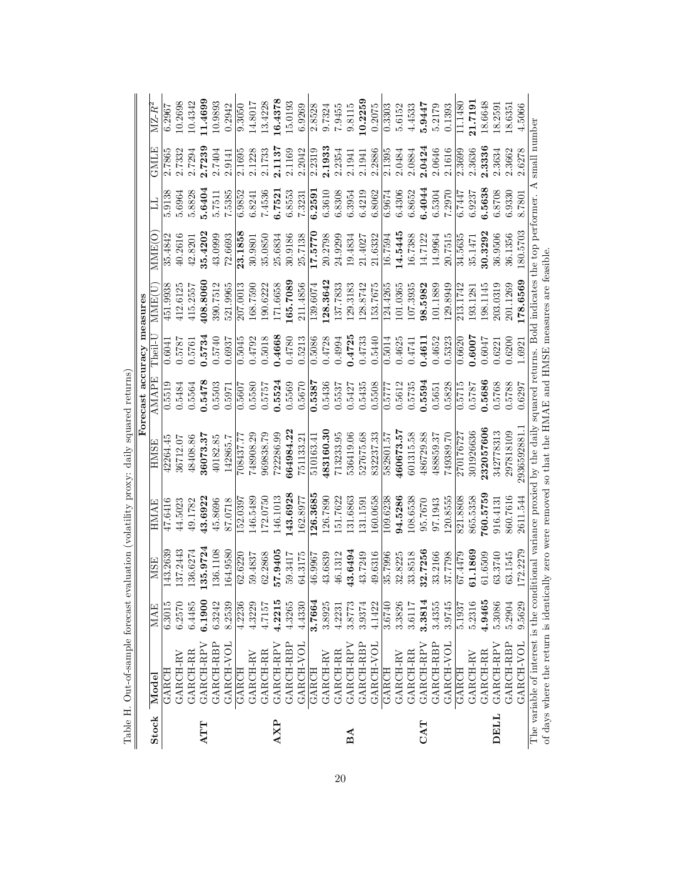Table H. Out-of-sample forecast evaluation (volatility proxy: daily squared returns)

| Stock | Model | MAE | MSE | HMAE | HMSE | AMAPE | Theil-U | MME(U) | MME(O) | LL | GMLE | MZ-$R^2$ |
|---|---|---|---|---|---|---|---|---|---|---|---|---|
| | | Forecast accuracy measures | | | | | | | | | | |
| ATT | GARCH | 6.3015 | 143.2639 | 47.6416 | 42264.45 | 0.5519 | 0.6041 | 451.9938 | 35.4842 | 5.9138 | 2.7865 | 6.2967 |
| | GARCH-RV | 6.2570 | 137.2443 | 44.5023 | 36712.07 | 0.5484 | 0.5787 | 412.6125 | 40.2616 | 5.6964 | 2.7332 | 10.2698 |
| | GARCH-RR | 6.4485 | 136.6274 | 49.1782 | 48408.86 | 0.5564 | 0.5761 | 415.2557 | 42.8201 | 5.8828 | 2.7294 | 10.4342 |
| | GARCH-RPV | **6.1900** | **135.9724** | **43.6922** | **36073.37** | **0.5478** | **0.5734** | **408.8060** | **35.4202** | **5.6404** | **2.7239** | **11.4699** |
| | GARCH-RBP | 6.3242 | 136.1108 | 45.8696 | 40182.85 | 0.5503 | 0.5740 | 390.7512 | 43.0999 | 5.7511 | 2.7404 | 10.9893 |
| | GARCH-VOL | 8.2539 | 164.9580 | 87.0718 | 142865.7 | 0.5971 | 0.6937 | 521.9965 | 72.6693 | 7.5385 | 2.9141 | 0.2942 |
| AXP | GARCH | 4.2236 | 62.6220 | 152.0397 | 708437.77 | 0.5607 | 0.5045 | 207.0013 | **23.1858** | 6.9852 | 2.1695 | 9.3050 |
| | GARCH-RV | 4.3229 | 59.4837 | 146.5489 | 748908.29 | 0.5580 | 0.4792 | 168.7590 | 30.9801 | 6.8241 | 2.1228 | 14.8017 |
| | GARCH-RR | 4.7157 | 62.2868 | 172.0750 | 969838.79 | 0.5757 | 0.5018 | 190.6222 | 35.0850 | 7.4536 | 2.1733 | 13.4228 |
| | GARCH-RPV | **4.2215** | **57.9405** | 146.1013 | 722286.99 | **0.5524** | **0.4668** | 171.6658 | 25.6834 | **6.7521** | **2.1137** | **16.4378** |
| | GARCH-RBP | 4.3265 | 59.3417 | **143.6928** | **664984.22** | 0.5569 | 0.4780 | **165.7089** | 30.9186 | 6.8553 | 2.1169 | 15.0193 |
| | GARCH-VOL | 4.4330 | 64.3175 | 162.8977 | 751133.21 | 0.5670 | 0.5213 | 211.4856 | 25.7138 | 7.3231 | 2.2042 | 6.9269 |
| BA | GARCH | **3.7664** | 46.9967 | **126.3685** | 510163.41 | **0.5387** | 0.5086 | 139.6074 | **17.5770** | **6.2591** | 2.2319 | 2.8528 |
| | GARCH-RV | 3.8925 | 43.6839 | 126.7890 | **483160.30** | 0.5436 | 0.4728 | **128.3642** | 20.2798 | 6.3610 | **2.1933** | 9.7324 |
| | GARCH-RR | 4.2231 | 46.1312 | 151.7622 | 713233.95 | 0.5537 | 0.4994 | 137.7833 | 24.9299 | 6.8308 | 2.2354 | 7.9455 |
| | GARCH-RPV | 3.8773 | **43.6494** | 131.6863 | 536419.06 | 0.5427 | **0.4725** | 129.3183 | 19.4834 | 6.3954 | 2.1941 | 9.8115 |
| | GARCH-RBP | 3.9374 | 43.7249 | 131.1591 | 527675.68 | 0.5435 | 0.4733 | 128.8742 | 21.4027 | 6.4219 | 2.1941 | **10.2259** |
| | GARCH-VOL | 4.1422 | 49.6316 | 160.0658 | 832237.33 | 0.5508 | 0.5440 | 153.7675 | 21.6332 | 6.8062 | 2.2886 | 0.2075 |
| CAT | GARCH | 3.6740 | 35.7996 | 109.6238 | 582801.57 | 0.5777 | 0.5014 | 124.4265 | 16.7594 | 6.9674 | 2.1395 | 0.3303 |
| | GARCH-RV | 3.3826 | 32.8225 | **94.5286** | **460673.57** | 0.5612 | 0.4625 | 101.0365 | **14.5445** | 6.4306 | 2.0484 | 5.6152 |
| | GARCH-RR | 3.6117 | 33.8518 | 108.6538 | 601315.58 | 0.5735 | 0.4741 | 107.3935 | 16.7388 | 6.8652 | 2.0884 | 4.4533 |
| | GARCH-RPV | **3.3814** | **32.7256** | 95.7670 | 486729.88 | **0.5594** | **0.4611** | **98.5982** | 14.7122 | **6.4044** | **2.0424** | **5.9447** |
| | GARCH-RBP | 3.4355 | 33.2166 | 97.1943 | 488859.37 | 0.5651 | 0.4652 | 101.1889 | 14.9964 | 6.5304 | 2.0646 | 5.2179 |
| | GARCH-VOL | 3.9745 | 37.7798 | 120.8555 | 749389.70 | 0.5828 | 0.5323 | 129.8949 | 20.7515 | 7.2970 | 2.1616 | 0.1393 |
| DELL | GARCH | 5.1937 | 67.4479 | 821.8808 | 270176727 | 0.5715 | 0.6620 | 213.1742 | 34.5635 | 6.7447 | 2.3699 | 11.1480 |
| | GARCH-RV | 5.2316 | **61.1869** | 865.5358 | 301926636 | 0.5787 | **0.6007** | 193.1281 | 35.1471 | 6.9237 | 2.3636 | **21.7191** |
| | GARCH-RR | **4.9465** | 61.6509 | **760.5759** | **232057606** | **0.5686** | 0.6047 | 198.1145 | **30.3292** | **6.5638** | **2.3336** | 18.6648 |
| | GARCH-RPV | 5.3086 | 63.3740 | 916.4131 | 342778313 | 0.5768 | 0.6221 | 203.0319 | 36.9506 | 6.8708 | 2.3634 | 18.2591 |
| | GARCH-RBP | 5.2904 | 63.1545 | 860.7616 | 297818109 | 0.5788 | 0.6200 | 201.1269 | 36.1356 | 6.9330 | 2.3662 | 18.6351 |
| | GARCH-VOL | 9.5629 | 172.2279 | 2611.544 | 2936592881.1 | 0.6297 | 1.6921 | **178.6569** | 180.5703 | 8.7801 | 2.6278 | 4.5066 |

The variable of interest is the conditional variance proxied by the daily squared returns. Bold indicates the top performer. A small number of days where the return is identically zero were removed so that the HMAE and HMSE measures are feasible.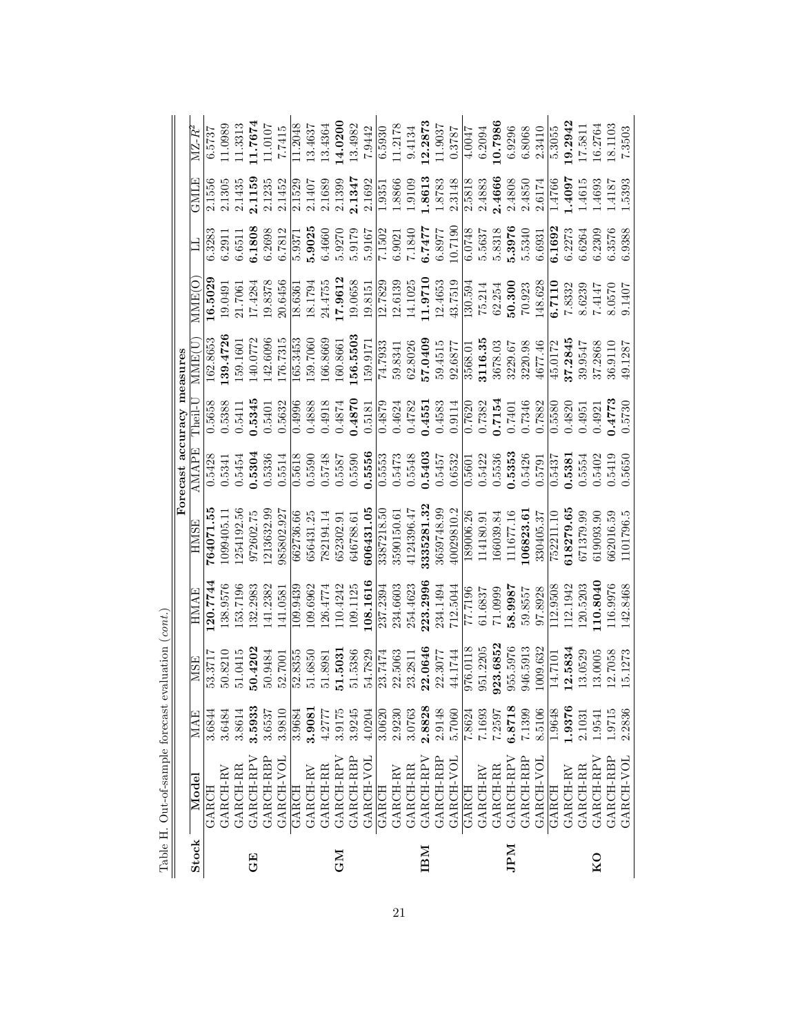Table H. Out-of-sample forecast evaluation (*cont.*)

| Stock | Model | MAE | MSE | HMAE | HMSE | AMAPE | Theil-U | MME(U) | MME(O) | LL | GMLE | $MZ\text{-}R^2$ |
|---|---|---|---|---|---|---|---|---|---|---|---|---|
| | | **Forecast accuracy measures** | | | | | | | | | | |
| **GE** | GARCH | 3.6844 | 53.3717 | **120.7744** | **764071.55** | 0.5428 | 0.5658 | 162.8653 | **16.5029** | 6.3283 | 2.1556 | 6.5737 |
| | GARCH-RV | 3.6484 | 50.8210 | 138.9576 | 1099405.11 | 0.5341 | 0.5388 | **139.4726** | 19.0491 | 6.2911 | 2.1305 | 11.0989 |
| | GARCH-RR | 3.8614 | 51.0415 | 153.7196 | 1254192.56 | 0.5454 | 0.5411 | 159.1601 | 21.7061 | 6.6511 | 2.1435 | 11.3313 |
| | GARCH-RPV | **3.5933** | **50.4202** | 132.2983 | 972602.75 | **0.5304** | **0.5345** | 140.0772 | 17.4284 | **6.1808** | **2.1159** | **11.7674** |
| | GARCH-RBP | 3.6537 | 50.9484 | 141.2382 | 1213632.99 | 0.5336 | 0.5401 | 142.6096 | 19.8378 | 6.2698 | 2.1235 | 11.0107 |
| | GARCH-VOL | 3.9810 | 52.7001 | 141.0581 | 985802.927 | 0.5514 | 0.5632 | 176.7315 | 20.6456 | 6.7812 | 2.1452 | 7.7415 |
| **GM** | GARCH | 3.9684 | 52.8355 | 109.9439 | 662736.66 | 0.5618 | 0.4996 | 165.3453 | 18.6361 | 5.9371 | 2.1529 | 11.2048 |
| | GARCH-RV | **3.9081** | 51.6850 | 109.6962 | 656431.25 | 0.5590 | 0.4888 | 159.7060 | 18.1794 | **5.9025** | 2.1407 | 13.4637 |
| | GARCH-RR | 4.2777 | 51.8981 | 126.4774 | 782194.14 | 0.5748 | 0.4918 | 166.8669 | 24.4755 | 6.4660 | 2.1689 | 13.4364 |
| | GARCH-RPV | 3.9175 | **51.5031** | 110.4242 | 652302.91 | 0.5587 | 0.4874 | 160.8661 | **17.9612** | 5.9270 | 2.1399 | **14.0200** |
| | GARCH-RBP | 3.9245 | 51.5386 | 109.1125 | 646788.61 | 0.5590 | **0.4870** | **156.5503** | 19.0658 | 5.9179 | **2.1347** | 13.4982 |
| | GARCH-VOL | 4.0204 | 54.7829 | **108.1616** | **606431.05** | **0.5556** | 0.5181 | 159.9171 | 19.8151 | 5.9167 | 2.1692 | 7.9442 |
| **IBM** | GARCH | 3.0620 | 23.7474 | 237.2394 | 3387218.50 | 0.5553 | 0.4879 | 74.7933 | 12.7829 | 7.1502 | 1.9351 | 6.5930 |
| | GARCH-RV | 2.9230 | 22.5063 | 234.6603 | 3590150.61 | 0.5473 | 0.4624 | 59.8341 | 12.6139 | 6.9021 | 1.8866 | 11.2178 |
| | GARCH-RR | 3.0763 | 23.2811 | 254.4623 | 4124396.47 | 0.5548 | 0.4782 | 62.8026 | 14.1025 | 7.1840 | 1.9109 | 9.4134 |
| | GARCH-RPV | **2.8828** | **22.0646** | **223.2996** | **3335281.32** | **0.5403** | **0.4551** | **57.0409** | **11.9710** | **6.7477** | **1.8613** | **12.2873** |
| | GARCH-RBP | 2.9148 | 22.3077 | 234.1494 | 3659748.99 | 0.5457 | 0.4583 | 59.4515 | 12.4653 | 6.8977 | 1.8783 | 11.9037 |
| | GARCH-VOL | 5.7060 | 44.1744 | 712.5044 | 40029810.2 | 0.6532 | 0.9114 | 92.6877 | 43.7519 | 10.7190 | 2.3148 | 0.3787 |
| **JPM** | GARCH | 7.8624 | 976.0118 | 77.7196 | 189006.26 | 0.5601 | 0.7620 | 3568.01 | 130.594 | 6.0748 | 2.5818 | 4.0047 |
| | GARCH-RV | 7.1693 | 951.2205 | 61.6837 | 114180.91 | 0.5422 | 0.7382 | **3116.35** | 75.214 | 5.5637 | 2.4883 | 6.2094 |
| | GARCH-RR | 7.2597 | **923.6852** | 71.0999 | 166039.84 | 0.5536 | **0.7154** | 3678.03 | 62.254 | 5.8318 | **2.4666** | **10.7986** |
| | GARCH-RPV | **6.8718** | 955.5976 | **58.9987** | 111677.16 | **0.5353** | 0.7401 | 3229.67 | **50.300** | **5.3976** | 2.4808 | 6.9296 |
| | GARCH-RBP | 7.1399 | 946.5913 | 59.8557 | **106823.61** | 0.5426 | 0.7346 | 3220.98 | 70.923 | 5.5340 | 2.4850 | 6.8068 |
| | GARCH-VOL | 8.5106 | 1009.632 | 97.8928 | 330405.37 | 0.5791 | 0.7882 | 4677.46 | 148.628 | 6.6931 | 2.6174 | 2.3410 |
| **KO** | GARCH | 1.9648 | 14.7101 | 112.9508 | 752211.10 | 0.5437 | 0.5580 | 45.0172 | **6.7110** | **6.1692** | 1.4766 | 5.3055 |
| | GARCH-RV | **1.9376** | **12.5834** | 112.1942 | **618279.65** | **0.5381** | 0.4820 | **37.2845** | 7.8332 | 6.2273 | **1.4097** | **19.2942** |
| | GARCH-RR | 2.1031 | 13.0529 | 120.5203 | 671379.99 | 0.5554 | 0.4951 | 39.9547 | 8.6239 | 6.6264 | 1.4615 | 17.5811 |
| | GARCH-RPV | 1.9541 | 13.0005 | **110.8040** | 619093.90 | 0.5402 | 0.4921 | 37.2868 | 7.4147 | 6.2309 | 1.4693 | 16.2764 |
| | GARCH-RBP | 1.9715 | 12.7058 | 116.9976 | 662016.59 | 0.5419 | **0.4773** | 36.9110 | 8.0570 | 6.3576 | 1.4187 | 18.1103 |
| | GARCH-VOL | 2.2836 | 15.1273 | 142.8468 | 1101796.5 | 0.5650 | 0.5730 | 49.1287 | 9.1407 | 6.9388 | 1.5393 | 7.3503 |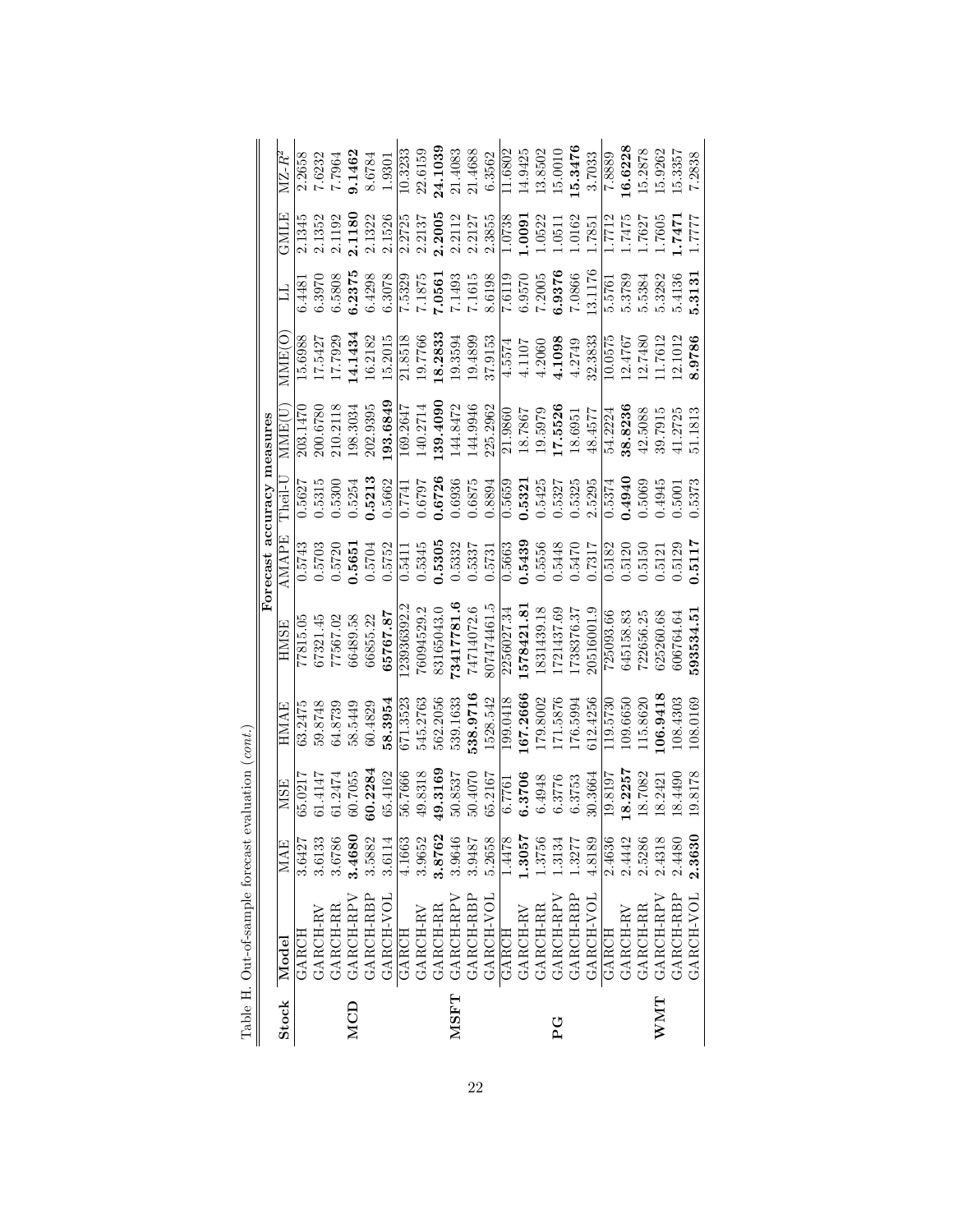Table H. Out-of-sample forecast evaluation (*cont.*)

| Stock | Model | Forecast accuracy measures | | | | | | | | | | |
|---|---|---|---|---|---|---|---|---|---|---|---|---|
| | | MAE | MSE | HMAE | HMSE | AMAPE | Theil-U | MME(U) | MME(O) | LL | GMLE | MZ-$R^2$ |
| MCD | GARCH | 3.6427 | 65.0217 | 63.2475 | 77815.05 | 0.5743 | 0.5627 | 203.1470 | 15.6988 | 6.4481 | 2.1345 | 2.2658 |
| | GARCH-RV | 3.6133 | 61.4147 | 59.8748 | 67321.45 | 0.5703 | 0.5315 | 200.6780 | 17.5427 | 6.3970 | 2.1352 | 7.6232 |
| | GARCH-RR | 3.6786 | 61.2474 | 64.8739 | 77567.02 | 0.5720 | 0.5300 | 210.2118 | 17.7929 | 6.5808 | 2.1192 | 7.7964 |
| | GARCH-RPV | **3.4680** | 60.7055 | 58.5449 | 66489.58 | **0.5651** | 0.5254 | 198.3034 | **14.1434** | **6.2375** | **2.1180** | **9.1462** |
| | GARCH-RBP | 3.5882 | **60.2284** | 60.4829 | 66855.22 | 0.5704 | **0.5213** | 202.9395 | 16.2182 | 6.4298 | 2.1322 | 8.6784 |
| | GARCH-VOL | 3.6114 | 65.4162 | **58.3954** | **65767.87** | 0.5752 | 0.5662 | **193.6849** | 15.2015 | 6.3078 | 2.1526 | 1.9301 |
| MSFT | GARCH | 4.1663 | 56.7666 | 671.3523 | 123936392.2 | 0.5411 | 0.7741 | 169.2647 | 21.8518 | 7.5329 | 2.2725 | 10.3233 |
| | GARCH-RV | 3.9652 | 49.8318 | 545.2763 | 76094529.2 | 0.5345 | 0.6797 | 140.2714 | 19.7766 | 7.1875 | 2.2137 | 22.6159 |
| | GARCH-RR | **3.8762** | **49.3169** | 562.2056 | 83165043.0 | **0.5305** | **0.6726** | **139.4090** | **18.2833** | **7.0561** | **2.2005** | **24.1039** |
| | GARCH-RPV | 3.9646 | 50.8537 | 539.1633 | **73417781.6** | 0.5332 | 0.6936 | 144.8472 | 19.3594 | 7.1493 | 2.2112 | 21.4083 |
| | GARCH-RBP | 3.9487 | 50.4070 | **538.9716** | 74714072.6 | 0.5337 | 0.6875 | 144.9946 | 19.4899 | 7.1615 | 2.2127 | 21.4688 |
| | GARCH-VOL | 5.2658 | 65.2167 | 1528.542 | 807474461.5 | 0.5731 | 0.8894 | 225.2962 | 37.9153 | 8.6198 | 2.3855 | 6.3562 |
| PG | GARCH | 1.4478 | 6.7761 | 199.0418 | 2256027.34 | 0.5663 | 0.5659 | 21.9860 | 4.5574 | 7.6119 | 1.0738 | 11.6802 |
| | GARCH-RV | **1.3057** | **6.3706** | **167.2666** | **1578421.81** | **0.5439** | **0.5321** | 18.7867 | 4.1107 | 6.9570 | **1.0091** | 14.9425 |
| | GARCH-RR | 1.3756 | 6.4948 | 179.8002 | 1831439.18 | 0.5556 | 0.5425 | 19.5979 | 4.2060 | 7.2005 | 1.0522 | 13.8502 |
| | GARCH-RPV | 1.3134 | 6.3776 | 171.5876 | 1721437.69 | 0.5448 | 0.5327 | **17.5526** | **4.1098** | **6.9376** | 1.0511 | 15.0010 |
| | GARCH-RBP | 1.3277 | 6.3753 | 176.5994 | 1738376.37 | 0.5470 | 0.5325 | 18.6951 | 4.2749 | 7.0866 | 1.0162 | **15.3476** |
| | GARCH-VOL | 4.8189 | 30.3664 | 612.4256 | 20516001.9 | 0.7317 | 2.5295 | 48.4577 | 32.3833 | 13.1176 | 1.7851 | 3.7033 |
| WMT | GARCH | 2.4636 | 19.8197 | 119.5730 | 725093.66 | 0.5182 | 0.5374 | 54.2224 | 10.0575 | 5.5761 | 1.7712 | 7.8889 |
| | GARCH-RV | 2.4442 | **18.2257** | 109.6650 | 645158.83 | 0.5120 | **0.4940** | **38.8236** | 12.4767 | 5.3789 | 1.7475 | **16.6228** |
| | GARCH-RR | 2.5286 | 18.7082 | 115.8620 | 722656.25 | 0.5150 | 0.5069 | 42.5088 | 12.7480 | 5.5384 | 1.7627 | 15.2878 |
| | GARCH-RPV | 2.4318 | 18.2421 | **106.9418** | 625260.68 | 0.5121 | 0.4945 | 39.7915 | 11.7612 | 5.3282 | 1.7605 | 15.9262 |
| | GARCH-RBP | 2.4480 | 18.4490 | 108.4303 | 606764.64 | 0.5129 | 0.5001 | 41.2725 | 12.1012 | 5.4136 | **1.7471** | 15.3357 |
| | GARCH-VOL | **2.3630** | 19.8178 | 108.0169 | **593534.51** | **0.5117** | 0.5373 | 51.1813 | **8.9786** | **5.3131** | 1.7777 | 7.2838 |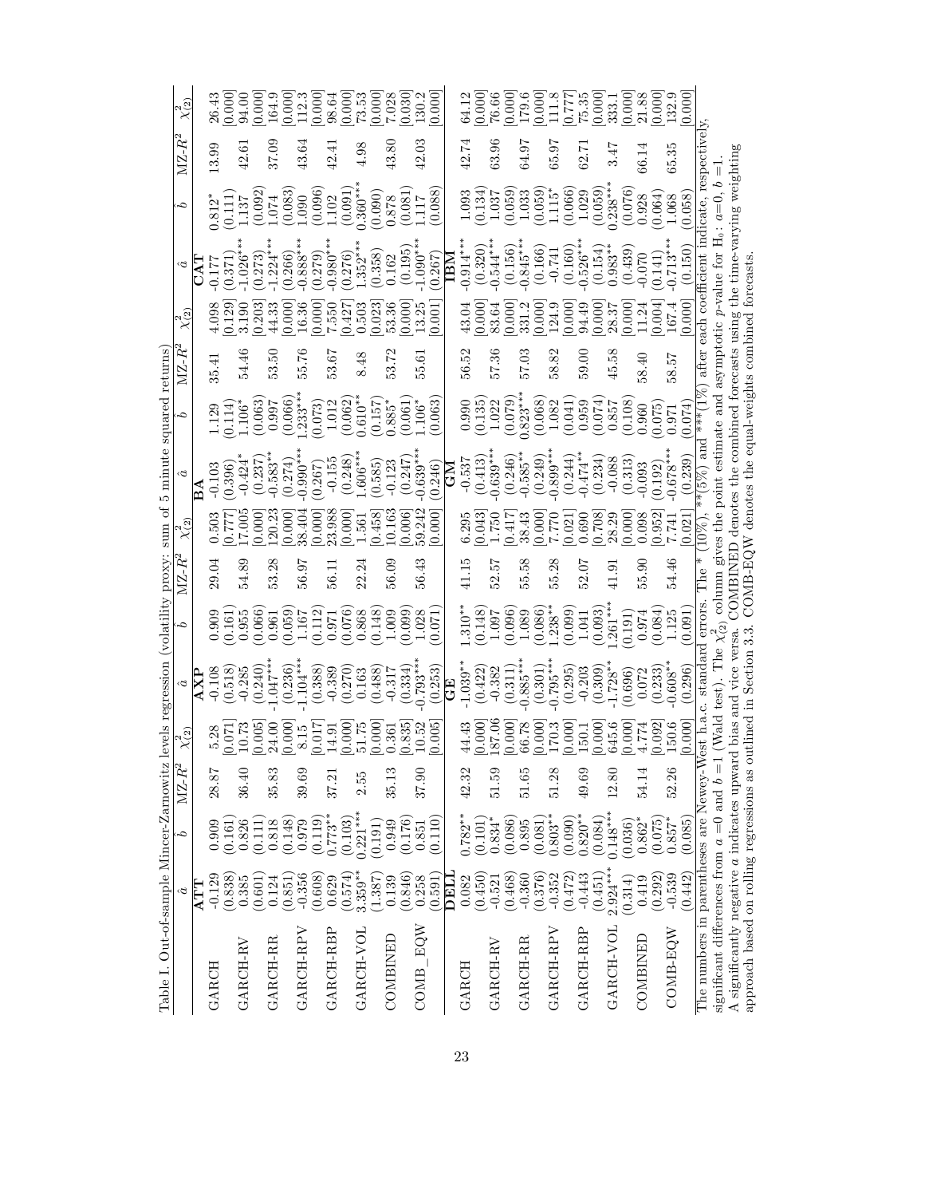Table I. Out-of-sample Mincer-Zarnowitz levels regression (volatility proxy: sum of 5 minute squared returns)

| | $\hat{a}$ | $\hat{b}$ | MZ-$R^2$ | $\chi^2_{(2)}$ | $\hat{a}$ | $\hat{b}$ | MZ-$R^2$ | $\chi^2_{(2)}$ | $\hat{a}$ | $\hat{b}$ | MZ-$R^2$ | $\chi^2_{(2)}$ | $\hat{a}$ | $\hat{b}$ | MZ-$R^2$ | $\chi^2_{(2)}$ |
|---|---|---|---|---|---|---|---|---|---|---|---|---|---|---|---|---|
| | **ATT** | | | | **AXP** | | | | **BA** | | | | **CAT** | | | |
| GARCH | -0.129 | 0.909 | 28.87 | 5.28 | -0.108 | 0.909 | 29.04 | 0.503 | -0.103 | 1.129 | 35.41 | 4.098 | -0.177 | 0.812* | 13.99 | 26.43 |
| | (0.838) | (0.161) | | [0.071] | (0.518) | (0.161) | | [0.777] | (0.396) | (0.114) | | [0.129] | (0.371) | (0.111) | | [0.000] |
| GARCH-RV | 0.385 | 0.826 | 36.40 | 10.73 | -0.285 | 0.955 | 54.89 | 17.005 | -0.424* | 1.106* | 54.46 | 3.190 | -1.026*** | 1.137 | 42.61 | 94.00 |
| | (0.601) | (0.111) | | [0.005] | (0.240) | (0.066) | | [0.000] | (0.237) | (0.063) | | [0.203] | (0.273) | (0.092) | | [0.000] |
| GARCH-RR | 0.124 | 0.818 | 35.83 | 24.00 | -1.047*** | 0.961 | 53.28 | 120.23 | -0.583** | 0.997 | 53.50 | 44.33 | -1.224*** | 1.074 | 37.09 | 164.9 |
| | (0.851) | (0.148) | | [0.000] | (0.236) | (0.059) | | [0.000] | (0.274) | (0.066) | | [0.000] | (0.266) | (0.083) | | [0.000] |
| GARCH-RPV | -0.356 | 0.979 | 39.69 | 8.15 | -1.104*** | 1.167 | 56.97 | 38.404 | -0.990*** | 1.233*** | 55.76 | 16.36 | -0.888*** | 1.090 | 43.64 | 112.3 |
| | (0.608) | (0.119) | | [0.017] | (0.388) | (0.112) | | [0.000] | (0.267) | (0.073) | | [0.000] | (0.279) | (0.096) | | [0.000] |
| GARCH-RBP | 0.629 | 0.773** | 37.21 | 14.91 | -0.389 | 0.971 | 56.11 | 23.988 | -0.155 | 1.012 | 53.67 | 7.550 | -0.980*** | 1.102 | 42.41 | 98.64 |
| | (0.574) | (0.103) | | [0.000] | (0.270) | (0.076) | | [0.000] | (0.248) | (0.062) | | [0.427] | (0.276) | (0.091) | | [0.000] |
| GARCH-VOL | 3.359** | 0.221*** | 2.55 | 51.75 | 0.163 | 0.868 | 22.24 | 1.561 | 1.606*** | 0.610** | 8.48 | 0.503 | 1.352*** | 0.360*** | 4.98 | 73.53 |
| | (1.387) | (0.191) | | [0.000] | (0.488) | (0.148) | | [0.458] | (0.585) | (0.157) | | [0.023] | (0.358) | (0.090) | | [0.000] |
| COMBINED | 0.139 | 0.949 | 35.13 | 0.361 | -0.317 | 1.009 | 56.09 | 10.163 | -0.123 | 0.885* | 53.72 | 53.36 | 0.162 | 0.878 | 43.80 | 7.028 |
| | (0.846) | (0.176) | | [0.835] | (0.334) | (0.099) | | [0.006] | (0.247) | (0.061) | | [0.000] | (0.195) | (0.081) | | [0.030] |
| COMB_EQW | 0.258 | 0.851 | 37.90 | 10.52 | -0.793*** | 1.028 | 56.43 | 59.242 | -0.639*** | 1.106* | 55.61 | 13.25 | -1.090*** | 1.117 | 42.03 | 130.2 |
| | (0.591) | (0.110) | | [0.005] | (0.253) | (0.071) | | [0.000] | (0.246) | (0.063) | | [0.001] | (0.267) | (0.088) | | [0.000] |
| | **DELL** | | | | **GE** | | | | **GM** | | | | **IBM** | | | |
| GARCH | 0.082 | 0.782** | 42.32 | 44.43 | -1.039** | 1.310** | 41.15 | 6.295 | -0.537 | 0.990 | 56.52 | 43.04 | -0.914*** | 1.093 | 42.74 | 64.12 |
| | (0.450) | (0.101) | | [0.000] | (0.422) | (0.148) | | [0.043] | (0.413) | (0.135) | | [0.000] | (0.320) | (0.134) | | [0.000] |
| GARCH-RV | -0.521 | 0.834* | 51.59 | 187.06 | -0.382 | 1.097 | 52.57 | 1.750 | -0.639*** | 1.022 | 57.36 | 83.64 | -0.544*** | 1.037 | 63.96 | 76.66 |
| | (0.468) | (0.086) | | [0.000] | (0.311) | (0.096) | | [0.417] | (0.246) | (0.079) | | [0.000] | (0.156) | (0.059) | | [0.000] |
| GARCH-RR | -0.360 | 0.895 | 51.65 | 66.78 | -0.885*** | 1.089 | 55.58 | 38.43 | -0.585** | 0.823*** | 57.03 | 331.2 | -0.845*** | 1.033 | 64.97 | 179.6 |
| | (0.376) | (0.081) | | [0.000] | (0.301) | (0.086) | | [0.000] | (0.249) | (0.068) | | [0.000] | (0.166) | (0.059) | | [0.000] |
| GARCH-RPV | -0.352 | 0.803** | 51.28 | 170.3 | -0.795*** | 1.238** | 55.28 | 7.770 | -0.899*** | 1.082 | 58.82 | 124.9 | -0.741 | 1.115* | 65.97 | 111.8 |
| | (0.472) | (0.090) | | [0.000] | (0.295) | (0.099) | | [0.021] | (0.244) | (0.041) | | [0.000] | (0.160) | (0.066) | | [0.777] |
| GARCH-RBP | -0.443 | 0.820** | 49.69 | 150.1 | -0.203 | 1.041 | 52.07 | 0.690 | -0.474** | 0.959 | 59.00 | 94.49 | -0.526*** | 1.029 | 62.71 | 75.35 |
| | (0.451) | (0.084) | | [0.000] | (0.309) | (0.093) | | [0.708] | (0.234) | (0.074) | | [0.000] | (0.154) | (0.059) | | [0.000] |
| GARCH-VOL | 2.924*** | 0.148*** | 12.80 | 645.6 | -1.728** | 1.261*** | 41.91 | 28.29 | -0.088 | 0.857 | 45.58 | 28.37 | 0.983** | 0.238*** | 3.47 | 333.1 |
| | (0.314) | (0.036) | | [0.000] | (0.696) | (0.191) | | [0.000] | (0.313) | (0.108) | | [0.000] | (0.439) | (0.076) | | [0.000] |
| COMBINED | 0.419 | 0.862* | 54.14 | 4.774 | 0.072 | 0.974 | 55.90 | 0.098 | -0.093 | 0.960 | 58.40 | 11.24 | -0.070 | 0.928 | 66.14 | 21.88 |
| | (0.292) | (0.075) | | [0.092] | (0.233) | (0.084) | | [0.952] | (0.192) | (0.075) | | [0.004] | (0.141) | (0.064) | | [0.000] |
| COMB-EQW | -0.539 | 0.857* | 52.26 | 150.6 | -0.608** | 1.125 | 54.46 | 7.741 | -0.678*** | 0.971 | 58.57 | 167.4 | -0.713*** | 1.068 | 65.35 | 132.9 |
| | (0.442) | (0.085) | | [0.000] | (0.296) | (0.091) | | [0.021] | (0.239) | (0.074) | | [0.000] | (0.150) | (0.058) | | [0.000] |

The numbers in parentheses are Newey-West h.a.c. standard errors. The * (10%), ** (5%) and *** (1%) after each coefficient indicate, respectively, significant differences from $a = 0$ and $b = 1$ (Wald test). The $\chi^2_{(2)}$ column gives the point estimate and asymptotic $p$-value for $H_0: a = 0, b = 1$.
A significantly negative $a$ indicates upward bias and vice versa. COMBINED denotes the combined forecasts using the time-varying weighting approach based on rolling regressions as outlined in Section 3.3. COMB-EQW denotes the equal-weights combined forecasts.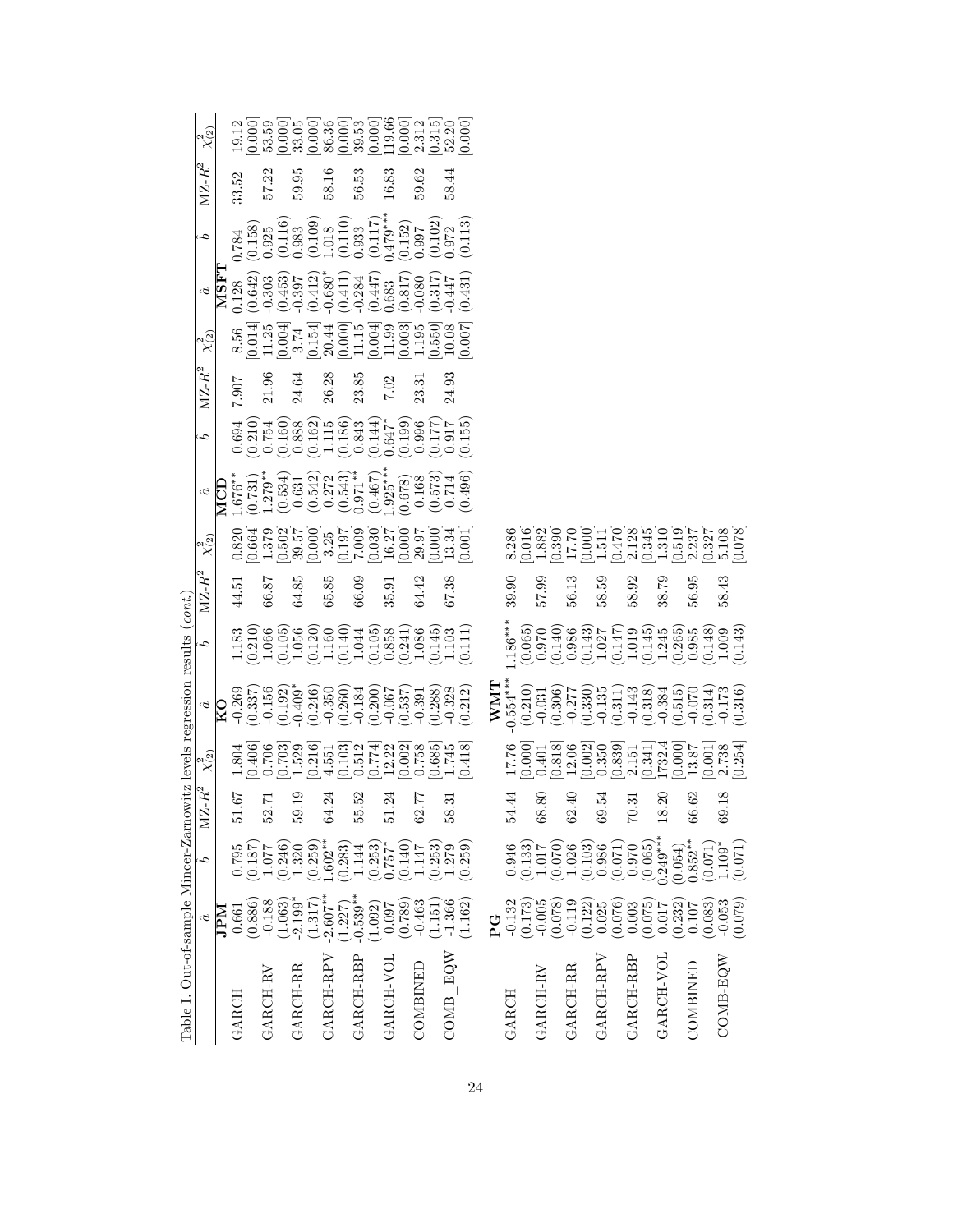Table I. Out-of-sample Mincer-Zarnowitz levels regression results (*cont.*)

| | $\hat{a}$ | $\hat{b}$ | MZ-$R^2$ | $\chi^2_{(2)}$ | $\hat{a}$ | $\hat{b}$ | MZ-$R^2$ | $\chi^2_{(2)}$ | $\hat{a}$ | $\hat{b}$ | MZ-$R^2$ | $\chi^2_{(2)}$ | $\hat{a}$ | $\hat{b}$ | MZ-$R^2$ | $\chi^2_{(2)}$ |
|---|---|---|---|---|---|---|---|---|---|---|---|---|---|---|---|---|
| | **JPM** | | | | **KO** | | | | **MCD** | | | | **MSFT** | | | |
| GARCH | 0.661 | 0.795 | 51.67 | 1.804 | -0.269 | 1.183 | 44.51 | 0.820 | 1.676** | 0.694 | 7.907 | 8.56 | 0.128 | 0.784 | 33.52 | 19.12 |
| | (0.886) | (0.187) | | [0.406] | (0.337) | (0.210) | | [0.664] | (0.731) | (0.210) | | [0.014] | (0.642) | (0.158) | | [0.000] |
| GARCH-RV | -0.188 | 1.077 | 52.71 | 0.706 | -0.156 | 1.066 | 66.87 | 1.379 | 1.279** | 0.754 | 21.96 | 11.25 | -0.303 | 0.925 | 57.22 | 53.59 |
| | (1.063) | (0.246) | | [0.703] | (0.192) | (0.105) | | [0.502] | (0.534) | (0.160) | | [0.004] | (0.453) | (0.116) | | [0.000] |
| GARCH-RR | -2.199* | 1.320 | 59.19 | 1.529 | -0.409* | 1.056 | 64.85 | 39.57 | 0.631 | 0.888 | 24.64 | 3.74 | -0.397 | 0.983 | 59.95 | 33.05 |
| | (1.317) | (0.259) | | [0.216] | (0.246) | (0.120) | | [0.000] | (0.542) | (0.162) | | [0.154] | (0.412) | (0.109) | | [0.000] |
| GARCH-RPV | -2.607** | 1.602** | 64.24 | 4.551 | -0.350 | 1.160 | 65.85 | 3.25 | 0.272 | 1.115 | 26.28 | 20.44 | -0.680* | 1.018 | 58.16 | 86.36 |
| | (1.227) | (0.283) | | [0.103] | (0.260) | (0.140) | | [0.197] | (0.543) | (0.186) | | [0.000] | (0.411) | (0.110) | | [0.000] |
| GARCH-RBP | -0.539** | 1.144 | 55.52 | 0.512 | -0.184 | 1.044 | 66.09 | 7.009 | 0.971** | 0.843 | 23.85 | 11.15 | -0.284 | 0.933 | 56.53 | 39.53 |
| | (1.092) | (0.253) | | [0.774] | (0.200) | (0.105) | | [0.030] | (0.467) | (0.144) | | [0.004] | (0.447) | (0.117) | | [0.000] |
| GARCH-VOL | 0.097 | 0.757* | 51.24 | 12.22 | -0.067 | 0.858 | 35.91 | 16.27 | 1.925*** | 0.647* | 7.02 | 11.99 | 0.683 | 0.479*** | 16.83 | 119.66 |
| | (0.789) | (0.140) | | [0.002] | (0.537) | (0.241) | | [0.000] | (0.678) | (0.199) | | [0.003] | (0.817) | (0.152) | | [0.000] |
| COMBINED | -0.463 | 1.147 | 62.77 | 0.758 | -0.391 | 1.086 | 64.42 | 29.97 | 0.168 | 0.996 | 23.31 | 1.195 | -0.080 | 0.997 | 59.62 | 2.312 |
| | (1.151) | (0.253) | | [0.685] | (0.288) | (0.145) | | [0.000] | (0.573) | (0.177) | | [0.550] | (0.317) | (0.102) | | [0.315] |
| COMB_EQW | -1.366 | 1.279 | 58.31 | 1.745 | -0.328 | 1.103 | 67.38 | 13.34 | 0.714 | 0.917 | 24.93 | 10.08 | -0.447 | 0.972 | 58.44 | 52.20 |
| | (1.162) | (0.259) | | [0.418] | (0.212) | (0.111) | | [0.001] | (0.496) | (0.155) | | [0.007] | (0.431) | (0.113) | | [0.000] |
| | **PG** | | | | **WMT** | | | | | | | | | | | |
| GARCH | -0.132 | 0.946 | 54.44 | 17.76 | -0.554*** | 1.186*** | 39.90 | 8.286 | | | | | | | | |
| | (0.173) | (0.133) | | [0.000] | (0.210) | (0.065) | | [0.016] | | | | | | | | |
| GARCH-RV | -0.005 | 1.017 | 68.80 | 0.401 | -0.031 | 0.970 | 57.99 | 1.882 | | | | | | | | |
| | (0.078) | (0.070) | | [0.818] | (0.306) | (0.140) | | [0.390] | | | | | | | | |
| GARCH-RR | -0.119 | 1.026 | 62.40 | 12.06 | -0.277 | 0.986 | 56.13 | 17.70 | | | | | | | | |
| | (0.122) | (0.103) | | [0.002] | (0.330) | (0.143) | | [0.000] | | | | | | | | |
| GARCH-RPV | 0.025 | 0.986 | 69.54 | 0.350 | -0.135 | 1.027 | 58.59 | 1.511 | | | | | | | | |
| | (0.076) | (0.071) | | [0.839] | (0.311) | (0.147) | | [0.470] | | | | | | | | |
| GARCH-RBP | 0.003 | 0.970 | 70.31 | 2.151 | -0.143 | 1.019 | 58.92 | 2.128 | | | | | | | | |
| | (0.075) | (0.065) | | [0.341] | (0.318) | (0.145) | | [0.345] | | | | | | | | |
| GARCH-VOL | 0.017 | 0.249*** | 18.20 | 1732.4 | -0.384 | 1.245 | 38.79 | 1.310 | | | | | | | | |
| | (0.232) | (0.054) | | [0.000] | (0.515) | (0.265) | | [0.519] | | | | | | | | |
| COMBINED | 0.107 | 0.852** | 66.62 | 13.87 | -0.070 | 0.985 | 56.95 | 2.237 | | | | | | | | |
| | (0.083) | (0.071) | | [0.001] | (0.314) | (0.148) | | [0.327] | | | | | | | | |
| COMB-EQW | -0.053 | 1.109* | 69.18 | 2.738 | -0.173 | 1.009 | 58.43 | 5.108 | | | | | | | | |
| | (0.079) | (0.071) | | [0.254] | (0.316) | (0.143) | | [0.078] | | | | | | | | |